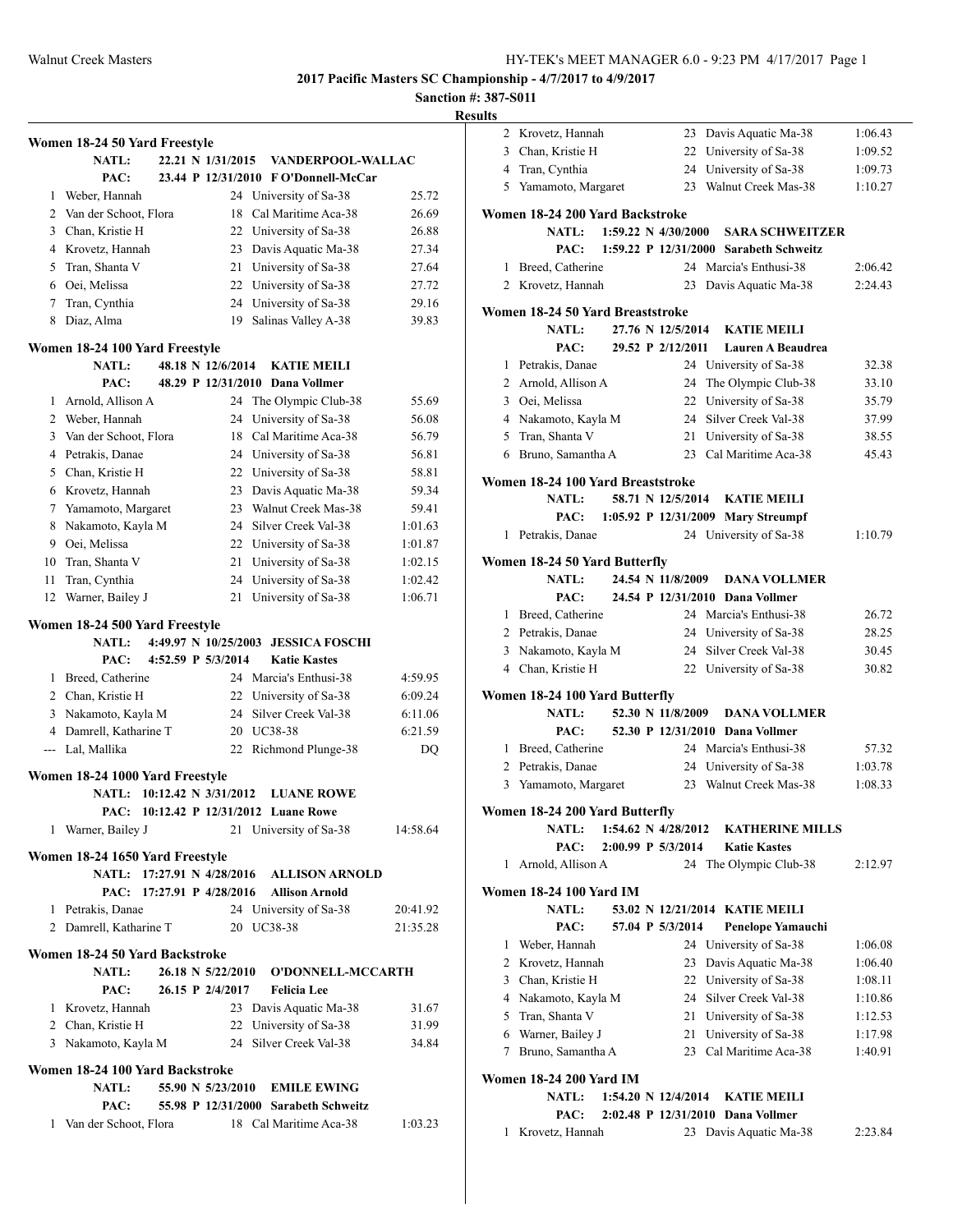**2017 Pacific Masters SC Championship - 4/7/2017 to 4/9/2017**

**Sanction #: 387-S011**

**Results**

### Women 18-24 50 Yard Freestyle

NATL: 22.21 N 1/31/2015 VANDERPOOL-WALLAC
PAC: 23.44 P 12/31/2010 F O'Donnell-McCar

| Place | Name | Age | Team | Time |
|---|---|---|---|---|
| 1 | Weber, Hannah | 24 | University of Sa-38 | 25.72 |
| 2 | Van der Schoot, Flora | 18 | Cal Maritime Aca-38 | 26.69 |
| 3 | Chan, Kristie H | 22 | University of Sa-38 | 26.88 |
| 4 | Krovetz, Hannah | 23 | Davis Aquatic Ma-38 | 27.34 |
| 5 | Tran, Shanta V | 21 | University of Sa-38 | 27.64 |
| 6 | Oei, Melissa | 22 | University of Sa-38 | 27.72 |
| 7 | Tran, Cynthia | 24 | University of Sa-38 | 29.16 |
| 8 | Diaz, Alma | 19 | Salinas Valley A-38 | 39.83 |

### Women 18-24 100 Yard Freestyle

NATL: 48.18 N 12/6/2014 KATIE MEILI
PAC: 48.29 P 12/31/2010 Dana Vollmer

| Place | Name | Age | Team | Time |
|---|---|---|---|---|
| 1 | Arnold, Allison A | 24 | The Olympic Club-38 | 55.69 |
| 2 | Weber, Hannah | 24 | University of Sa-38 | 56.08 |
| 3 | Van der Schoot, Flora | 18 | Cal Maritime Aca-38 | 56.79 |
| 4 | Petrakis, Danae | 24 | University of Sa-38 | 56.81 |
| 5 | Chan, Kristie H | 22 | University of Sa-38 | 58.81 |
| 6 | Krovetz, Hannah | 23 | Davis Aquatic Ma-38 | 59.34 |
| 7 | Yamamoto, Margaret | 23 | Walnut Creek Mas-38 | 59.41 |
| 8 | Nakamoto, Kayla M | 24 | Silver Creek Val-38 | 1:01.63 |
| 9 | Oei, Melissa | 22 | University of Sa-38 | 1:01.87 |
| 10 | Tran, Shanta V | 21 | University of Sa-38 | 1:02.15 |
| 11 | Tran, Cynthia | 24 | University of Sa-38 | 1:02.42 |
| 12 | Warner, Bailey J | 21 | University of Sa-38 | 1:06.71 |

### Women 18-24 500 Yard Freestyle

NATL: 4:49.97 N 10/25/2003 JESSICA FOSCHI
PAC: 4:52.59 P 5/3/2014 Katie Kastes

| Place | Name | Age | Team | Time |
|---|---|---|---|---|
| 1 | Breed, Catherine | 24 | Marcia's Enthusi-38 | 4:59.95 |
| 2 | Chan, Kristie H | 22 | University of Sa-38 | 6:09.24 |
| 3 | Nakamoto, Kayla M | 24 | Silver Creek Val-38 | 6:11.06 |
| 4 | Damrell, Katharine T | 20 | UC38-38 | 6:21.59 |
| --- | Lal, Mallika | 22 | Richmond Plunge-38 | DQ |

### Women 18-24 1000 Yard Freestyle

NATL: 10:12.42 N 3/31/2012 LUANE ROWE
PAC: 10:12.42 P 12/31/2012 Luane Rowe

| Place | Name | Age | Team | Time |
|---|---|---|---|---|
| 1 | Warner, Bailey J | 21 | University of Sa-38 | 14:58.64 |

### Women 18-24 1650 Yard Freestyle

NATL: 17:27.91 N 4/28/2016 ALLISON ARNOLD
PAC: 17:27.91 P 4/28/2016 Allison Arnold

| Place | Name | Age | Team | Time |
|---|---|---|---|---|
| 1 | Petrakis, Danae | 24 | University of Sa-38 | 20:41.92 |
| 2 | Damrell, Katharine T | 20 | UC38-38 | 21:35.28 |

### Women 18-24 50 Yard Backstroke

NATL: 26.18 N 5/22/2010 O'DONNELL-MCCARTH
PAC: 26.15 P 2/4/2017 Felicia Lee

| Place | Name | Age | Team | Time |
|---|---|---|---|---|
| 1 | Krovetz, Hannah | 23 | Davis Aquatic Ma-38 | 31.67 |
| 2 | Chan, Kristie H | 22 | University of Sa-38 | 31.99 |
| 3 | Nakamoto, Kayla M | 24 | Silver Creek Val-38 | 34.84 |

### Women 18-24 100 Yard Backstroke

NATL: 55.90 N 5/23/2010 EMILE EWING
PAC: 55.98 P 12/31/2000 Sarabeth Schweitz

| Place | Name | Age | Team | Time |
|---|---|---|---|---|
| 1 | Van der Schoot, Flora | 18 | Cal Maritime Aca-38 | 1:03.23 |
| 2 | Krovetz, Hannah | 23 | Davis Aquatic Ma-38 | 1:06.43 |
| 3 | Chan, Kristie H | 22 | University of Sa-38 | 1:09.52 |
| 4 | Tran, Cynthia | 24 | University of Sa-38 | 1:09.73 |
| 5 | Yamamoto, Margaret | 23 | Walnut Creek Mas-38 | 1:10.27 |

### Women 18-24 200 Yard Backstroke

NATL: 1:59.22 N 4/30/2000 SARA SCHWEITZER
PAC: 1:59.22 P 12/31/2000 Sarabeth Schweitz

| Place | Name | Age | Team | Time |
|---|---|---|---|---|
| 1 | Breed, Catherine | 24 | Marcia's Enthusi-38 | 2:06.42 |
| 2 | Krovetz, Hannah | 23 | Davis Aquatic Ma-38 | 2:24.43 |

### Women 18-24 50 Yard Breaststroke

NATL: 27.76 N 12/5/2014 KATIE MEILI
PAC: 29.52 P 2/12/2011 Lauren A Beaudrea

| Place | Name | Age | Team | Time |
|---|---|---|---|---|
| 1 | Petrakis, Danae | 24 | University of Sa-38 | 32.38 |
| 2 | Arnold, Allison A | 24 | The Olympic Club-38 | 33.10 |
| 3 | Oei, Melissa | 22 | University of Sa-38 | 35.79 |
| 4 | Nakamoto, Kayla M | 24 | Silver Creek Val-38 | 37.99 |
| 5 | Tran, Shanta V | 21 | University of Sa-38 | 38.55 |
| 6 | Bruno, Samantha A | 23 | Cal Maritime Aca-38 | 45.43 |

### Women 18-24 100 Yard Breaststroke

NATL: 58.71 N 12/5/2014 KATIE MEILI
PAC: 1:05.92 P 12/31/2009 Mary Streumpf

| Place | Name | Age | Team | Time |
|---|---|---|---|---|
| 1 | Petrakis, Danae | 24 | University of Sa-38 | 1:10.79 |

### Women 18-24 50 Yard Butterfly

NATL: 24.54 N 11/8/2009 DANA VOLLMER
PAC: 24.54 P 12/31/2010 Dana Vollmer

| Place | Name | Age | Team | Time |
|---|---|---|---|---|
| 1 | Breed, Catherine | 24 | Marcia's Enthusi-38 | 26.72 |
| 2 | Petrakis, Danae | 24 | University of Sa-38 | 28.25 |
| 3 | Nakamoto, Kayla M | 24 | Silver Creek Val-38 | 30.45 |
| 4 | Chan, Kristie H | 22 | University of Sa-38 | 30.82 |

### Women 18-24 100 Yard Butterfly

NATL: 52.30 N 11/8/2009 DANA VOLLMER
PAC: 52.30 P 12/31/2010 Dana Vollmer

| Place | Name | Age | Team | Time |
|---|---|---|---|---|
| 1 | Breed, Catherine | 24 | Marcia's Enthusi-38 | 57.32 |
| 2 | Petrakis, Danae | 24 | University of Sa-38 | 1:03.78 |
| 3 | Yamamoto, Margaret | 23 | Walnut Creek Mas-38 | 1:08.33 |

### Women 18-24 200 Yard Butterfly

NATL: 1:54.62 N 4/28/2012 KATHERINE MILLS
PAC: 2:00.99 P 5/3/2014 Katie Kastes

| Place | Name | Age | Team | Time |
|---|---|---|---|---|
| 1 | Arnold, Allison A | 24 | The Olympic Club-38 | 2:12.97 |

### Women 18-24 100 Yard IM

NATL: 53.02 N 12/21/2014 KATIE MEILI
PAC: 57.04 P 5/3/2014 Penelope Yamauchi

| Place | Name | Age | Team | Time |
|---|---|---|---|---|
| 1 | Weber, Hannah | 24 | University of Sa-38 | 1:06.08 |
| 2 | Krovetz, Hannah | 23 | Davis Aquatic Ma-38 | 1:06.40 |
| 3 | Chan, Kristie H | 22 | University of Sa-38 | 1:08.11 |
| 4 | Nakamoto, Kayla M | 24 | Silver Creek Val-38 | 1:10.86 |
| 5 | Tran, Shanta V | 21 | University of Sa-38 | 1:12.53 |
| 6 | Warner, Bailey J | 21 | University of Sa-38 | 1:17.98 |
| 7 | Bruno, Samantha A | 23 | Cal Maritime Aca-38 | 1:40.91 |

### Women 18-24 200 Yard IM

NATL: 1:54.20 N 12/4/2014 KATIE MEILI
PAC: 2:02.48 P 12/31/2010 Dana Vollmer

| Place | Name | Age | Team | Time |
|---|---|---|---|---|
| 1 | Krovetz, Hannah | 23 | Davis Aquatic Ma-38 | 2:23.84 |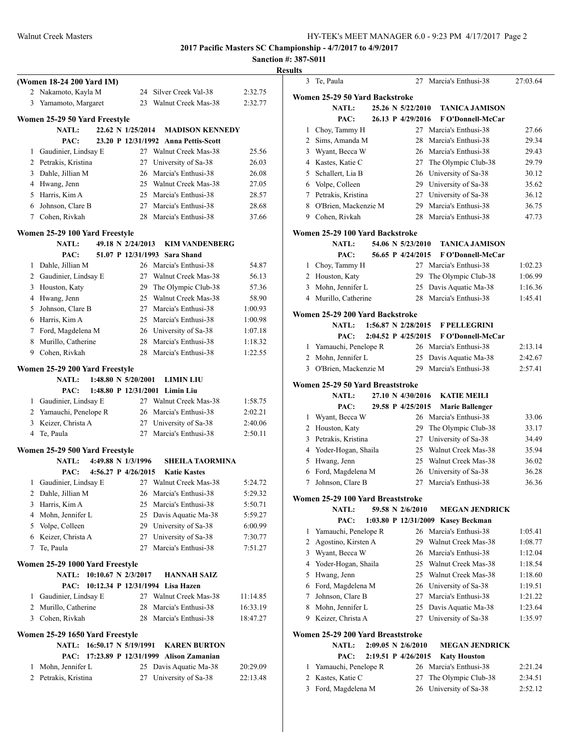# 2017 Pacific Masters SC Championship - 4/7/2017 to 4/9/2017

**Sanction #: 387-S011**

**Results**

### (Women 18-24 200 Yard IM)

| Place | Name | Age | Team | Time |
|---|---|---|---|---|
| 2 | Nakamoto, Kayla M | 24 | Silver Creek Val-38 | 2:32.75 |
| 3 | Yamamoto, Margaret | 23 | Walnut Creek Mas-38 | 2:32.77 |

### Women 25-29 50 Yard Freestyle

**NATL:** 22.62 N 1/25/2014 **MADISON KENNEDY**
**PAC:** 23.20 P 12/31/1992 **Anna Pettis-Scott**

| Place | Name | Age | Team | Time |
|---|---|---|---|---|
| 1 | Gaudinier, Lindsay E | 27 | Walnut Creek Mas-38 | 25.56 |
| 2 | Petrakis, Kristina | 27 | University of Sa-38 | 26.03 |
| 3 | Dahle, Jillian M | 26 | Marcia's Enthusi-38 | 26.08 |
| 4 | Hwang, Jenn | 25 | Walnut Creek Mas-38 | 27.05 |
| 5 | Harris, Kim A | 25 | Marcia's Enthusi-38 | 28.57 |
| 6 | Johnson, Clare B | 27 | Marcia's Enthusi-38 | 28.68 |
| 7 | Cohen, Rivkah | 28 | Marcia's Enthusi-38 | 37.66 |

### Women 25-29 100 Yard Freestyle

**NATL:** 49.18 N 2/24/2013 **KIM VANDENBERG**
**PAC:** 51.07 P 12/31/1993 **Sara Shand**

| Place | Name | Age | Team | Time |
|---|---|---|---|---|
| 1 | Dahle, Jillian M | 26 | Marcia's Enthusi-38 | 54.87 |
| 2 | Gaudinier, Lindsay E | 27 | Walnut Creek Mas-38 | 56.13 |
| 3 | Houston, Katy | 29 | The Olympic Club-38 | 57.36 |
| 4 | Hwang, Jenn | 25 | Walnut Creek Mas-38 | 58.90 |
| 5 | Johnson, Clare B | 27 | Marcia's Enthusi-38 | 1:00.93 |
| 6 | Harris, Kim A | 25 | Marcia's Enthusi-38 | 1:00.98 |
| 7 | Ford, Magdelena M | 26 | University of Sa-38 | 1:07.18 |
| 8 | Murillo, Catherine | 28 | Marcia's Enthusi-38 | 1:18.32 |
| 9 | Cohen, Rivkah | 28 | Marcia's Enthusi-38 | 1:22.55 |

### Women 25-29 200 Yard Freestyle

**NATL:** 1:48.80 N 5/20/2001 **LIMIN LIU**
**PAC:** 1:48.80 P 12/31/2001 **Limin Liu**

| Place | Name | Age | Team | Time |
|---|---|---|---|---|
| 1 | Gaudinier, Lindsay E | 27 | Walnut Creek Mas-38 | 1:58.75 |
| 2 | Yamauchi, Penelope R | 26 | Marcia's Enthusi-38 | 2:02.21 |
| 3 | Keizer, Christa A | 27 | University of Sa-38 | 2:40.06 |
| 4 | Te, Paula | 27 | Marcia's Enthusi-38 | 2:50.11 |

### Women 25-29 500 Yard Freestyle

**NATL:** 4:49.88 N 1/3/1996 **SHEILA TAORMINA**
**PAC:** 4:56.27 P 4/26/2015 **Katie Kastes**

| Place | Name | Age | Team | Time |
|---|---|---|---|---|
| 1 | Gaudinier, Lindsay E | 27 | Walnut Creek Mas-38 | 5:24.72 |
| 2 | Dahle, Jillian M | 26 | Marcia's Enthusi-38 | 5:29.32 |
| 3 | Harris, Kim A | 25 | Marcia's Enthusi-38 | 5:50.71 |
| 4 | Mohn, Jennifer L | 25 | Davis Aquatic Ma-38 | 5:59.27 |
| 5 | Volpe, Colleen | 29 | University of Sa-38 | 6:00.99 |
| 6 | Keizer, Christa A | 27 | University of Sa-38 | 7:30.77 |
| 7 | Te, Paula | 27 | Marcia's Enthusi-38 | 7:51.27 |

### Women 25-29 1000 Yard Freestyle

**NATL:** 10:10.67 N 2/3/2017 **HANNAH SAIZ**
**PAC:** 10:12.34 P 12/31/1994 **Lisa Hazen**

| Place | Name | Age | Team | Time |
|---|---|---|---|---|
| 1 | Gaudinier, Lindsay E | 27 | Walnut Creek Mas-38 | 11:14.85 |
| 2 | Murillo, Catherine | 28 | Marcia's Enthusi-38 | 16:33.19 |
| 3 | Cohen, Rivkah | 28 | Marcia's Enthusi-38 | 18:47.27 |

### Women 25-29 1650 Yard Freestyle

**NATL:** 16:50.17 N 5/19/1991 **KAREN BURTON**
**PAC:** 17:23.89 P 12/31/1999 **Alison Zamanian**

| Place | Name | Age | Team | Time |
|---|---|---|---|---|
| 1 | Mohn, Jennifer L | 25 | Davis Aquatic Ma-38 | 20:29.09 |
| 2 | Petrakis, Kristina | 27 | University of Sa-38 | 22:13.48 |
| 3 | Te, Paula | 27 | Marcia's Enthusi-38 | 27:03.64 |

### Women 25-29 50 Yard Backstroke

**NATL:** 25.26 N 5/22/2010 **TANICA JAMISON**
**PAC:** 26.13 P 4/29/2016 **F O'Donnell-McCar**

| Place | Name | Age | Team | Time |
|---|---|---|---|---|
| 1 | Choy, Tammy H | 27 | Marcia's Enthusi-38 | 27.66 |
| 2 | Sims, Amanda M | 28 | Marcia's Enthusi-38 | 29.34 |
| 3 | Wyant, Becca W | 26 | Marcia's Enthusi-38 | 29.43 |
| 4 | Kastes, Katie C | 27 | The Olympic Club-38 | 29.79 |
| 5 | Schallert, Lia B | 26 | University of Sa-38 | 30.12 |
| 6 | Volpe, Colleen | 29 | University of Sa-38 | 35.62 |
| 7 | Petrakis, Kristina | 27 | University of Sa-38 | 36.12 |
| 8 | O'Brien, Mackenzie M | 29 | Marcia's Enthusi-38 | 36.75 |
| 9 | Cohen, Rivkah | 28 | Marcia's Enthusi-38 | 47.73 |

### Women 25-29 100 Yard Backstroke

**NATL:** 54.06 N 5/23/2010 **TANICA JAMISON**
**PAC:** 56.65 P 4/24/2015 **F O'Donnell-McCar**

| Place | Name | Age | Team | Time |
|---|---|---|---|---|
| 1 | Choy, Tammy H | 27 | Marcia's Enthusi-38 | 1:02.23 |
| 2 | Houston, Katy | 29 | The Olympic Club-38 | 1:06.99 |
| 3 | Mohn, Jennifer L | 25 | Davis Aquatic Ma-38 | 1:16.36 |
| 4 | Murillo, Catherine | 28 | Marcia's Enthusi-38 | 1:45.41 |

### Women 25-29 200 Yard Backstroke

**NATL:** 1:56.87 N 2/28/2015 **F PELLEGRINI**
**PAC:** 2:04.52 P 4/25/2015 **F O'Donnell-McCar**

| Place | Name | Age | Team | Time |
|---|---|---|---|---|
| 1 | Yamauchi, Penelope R | 26 | Marcia's Enthusi-38 | 2:13.14 |
| 2 | Mohn, Jennifer L | 25 | Davis Aquatic Ma-38 | 2:42.67 |
| 3 | O'Brien, Mackenzie M | 29 | Marcia's Enthusi-38 | 2:57.41 |

### Women 25-29 50 Yard Breaststroke

**NATL:** 27.10 N 4/30/2016 **KATIE MEILI**
**PAC:** 29.58 P 4/25/2015 **Marie Ballenger**

| Place | Name | Age | Team | Time |
|---|---|---|---|---|
| 1 | Wyant, Becca W | 26 | Marcia's Enthusi-38 | 33.06 |
| 2 | Houston, Katy | 29 | The Olympic Club-38 | 33.17 |
| 3 | Petrakis, Kristina | 27 | University of Sa-38 | 34.49 |
| 4 | Yoder-Hogan, Shaila | 25 | Walnut Creek Mas-38 | 35.94 |
| 5 | Hwang, Jenn | 25 | Walnut Creek Mas-38 | 36.02 |
| 6 | Ford, Magdelena M | 26 | University of Sa-38 | 36.28 |
| 7 | Johnson, Clare B | 27 | Marcia's Enthusi-38 | 36.36 |

### Women 25-29 100 Yard Breaststroke

**NATL:** 59.58 N 2/6/2010 **MEGAN JENDRICK**
**PAC:** 1:03.80 P 12/31/2009 **Kasey Beckman**

| Place | Name | Age | Team | Time |
|---|---|---|---|---|
| 1 | Yamauchi, Penelope R | 26 | Marcia's Enthusi-38 | 1:05.41 |
| 2 | Agostino, Kirsten A | 29 | Walnut Creek Mas-38 | 1:08.77 |
| 3 | Wyant, Becca W | 26 | Marcia's Enthusi-38 | 1:12.04 |
| 4 | Yoder-Hogan, Shaila | 25 | Walnut Creek Mas-38 | 1:18.54 |
| 5 | Hwang, Jenn | 25 | Walnut Creek Mas-38 | 1:18.60 |
| 6 | Ford, Magdelena M | 26 | University of Sa-38 | 1:19.51 |
| 7 | Johnson, Clare B | 27 | Marcia's Enthusi-38 | 1:21.22 |
| 8 | Mohn, Jennifer L | 25 | Davis Aquatic Ma-38 | 1:23.64 |
| 9 | Keizer, Christa A | 27 | University of Sa-38 | 1:35.97 |

### Women 25-29 200 Yard Breaststroke

**NATL:** 2:09.05 N 2/6/2010 **MEGAN JENDRICK**
**PAC:** 2:19.51 P 4/26/2015 **Katy Houston**

| Place | Name | Age | Team | Time |
|---|---|---|---|---|
| 1 | Yamauchi, Penelope R | 26 | Marcia's Enthusi-38 | 2:21.24 |
| 2 | Kastes, Katie C | 27 | The Olympic Club-38 | 2:34.51 |
| 3 | Ford, Magdelena M | 26 | University of Sa-38 | 2:52.12 |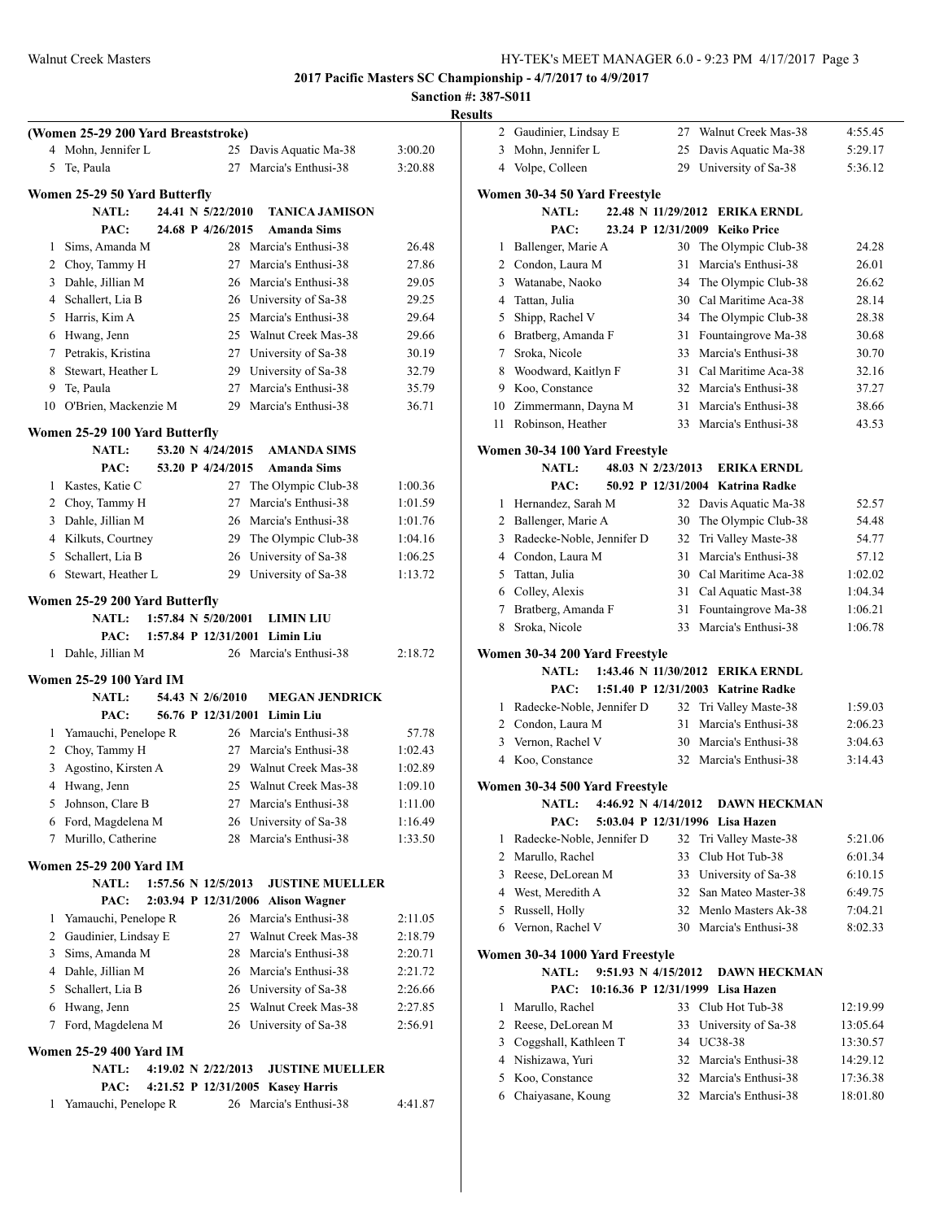## 2017 Pacific Masters SC Championship - 4/7/2017 to 4/9/2017

**Sanction #: 387-S011**

**Results**

### (Women 25-29 200 Yard Breaststroke)

| Place | Name | Age | Team | Time |
|---|---|---|---|---|
| 4 | Mohn, Jennifer L | 25 | Davis Aquatic Ma-38 | 3:00.20 |
| 5 | Te, Paula | 27 | Marcia's Enthusi-38 | 3:20.88 |

### Women 25-29 50 Yard Butterfly

NATL: 24.41 N 5/22/2010 TANICA JAMISON
PAC: 24.68 P 4/26/2015 Amanda Sims

| Place | Name | Age | Team | Time |
|---|---|---|---|---|
| 1 | Sims, Amanda M | 28 | Marcia's Enthusi-38 | 26.48 |
| 2 | Choy, Tammy H | 27 | Marcia's Enthusi-38 | 27.86 |
| 3 | Dahle, Jillian M | 26 | Marcia's Enthusi-38 | 29.05 |
| 4 | Schallert, Lia B | 26 | University of Sa-38 | 29.25 |
| 5 | Harris, Kim A | 25 | Marcia's Enthusi-38 | 29.64 |
| 6 | Hwang, Jenn | 25 | Walnut Creek Mas-38 | 29.66 |
| 7 | Petrakis, Kristina | 27 | University of Sa-38 | 30.19 |
| 8 | Stewart, Heather L | 29 | University of Sa-38 | 32.79 |
| 9 | Te, Paula | 27 | Marcia's Enthusi-38 | 35.79 |
| 10 | O'Brien, Mackenzie M | 29 | Marcia's Enthusi-38 | 36.71 |

### Women 25-29 100 Yard Butterfly

NATL: 53.20 N 4/24/2015 AMANDA SIMS
PAC: 53.20 P 4/24/2015 Amanda Sims

| Place | Name | Age | Team | Time |
|---|---|---|---|---|
| 1 | Kastes, Katie C | 27 | The Olympic Club-38 | 1:00.36 |
| 2 | Choy, Tammy H | 27 | Marcia's Enthusi-38 | 1:01.59 |
| 3 | Dahle, Jillian M | 26 | Marcia's Enthusi-38 | 1:01.76 |
| 4 | Kilkuts, Courtney | 29 | The Olympic Club-38 | 1:04.16 |
| 5 | Schallert, Lia B | 26 | University of Sa-38 | 1:06.25 |
| 6 | Stewart, Heather L | 29 | University of Sa-38 | 1:13.72 |

### Women 25-29 200 Yard Butterfly

NATL: 1:57.84 N 5/20/2001 LIMIN LIU
PAC: 1:57.84 P 12/31/2001 Limin Liu

| Place | Name | Age | Team | Time |
|---|---|---|---|---|
| 1 | Dahle, Jillian M | 26 | Marcia's Enthusi-38 | 2:18.72 |

### Women 25-29 100 Yard IM

NATL: 54.43 N 2/6/2010 MEGAN JENDRICK
PAC: 56.76 P 12/31/2001 Limin Liu

| Place | Name | Age | Team | Time |
|---|---|---|---|---|
| 1 | Yamauchi, Penelope R | 26 | Marcia's Enthusi-38 | 57.78 |
| 2 | Choy, Tammy H | 27 | Marcia's Enthusi-38 | 1:02.43 |
| 3 | Agostino, Kirsten A | 29 | Walnut Creek Mas-38 | 1:02.89 |
| 4 | Hwang, Jenn | 25 | Walnut Creek Mas-38 | 1:09.10 |
| 5 | Johnson, Clare B | 27 | Marcia's Enthusi-38 | 1:11.00 |
| 6 | Ford, Magdelena M | 26 | University of Sa-38 | 1:16.49 |
| 7 | Murillo, Catherine | 28 | Marcia's Enthusi-38 | 1:33.50 |

### Women 25-29 200 Yard IM

NATL: 1:57.56 N 12/5/2013 JUSTINE MUELLER
PAC: 2:03.94 P 12/31/2006 Alison Wagner

| Place | Name | Age | Team | Time |
|---|---|---|---|---|
| 1 | Yamauchi, Penelope R | 26 | Marcia's Enthusi-38 | 2:11.05 |
| 2 | Gaudinier, Lindsay E | 27 | Walnut Creek Mas-38 | 2:18.79 |
| 3 | Sims, Amanda M | 28 | Marcia's Enthusi-38 | 2:20.71 |
| 4 | Dahle, Jillian M | 26 | Marcia's Enthusi-38 | 2:21.72 |
| 5 | Schallert, Lia B | 26 | University of Sa-38 | 2:26.66 |
| 6 | Hwang, Jenn | 25 | Walnut Creek Mas-38 | 2:27.85 |
| 7 | Ford, Magdelena M | 26 | University of Sa-38 | 2:56.91 |

### Women 25-29 400 Yard IM

NATL: 4:19.02 N 2/22/2013 JUSTINE MUELLER
PAC: 4:21.52 P 12/31/2005 Kasey Harris

| Place | Name | Age | Team | Time |
|---|---|---|---|---|
| 1 | Yamauchi, Penelope R | 26 | Marcia's Enthusi-38 | 4:41.87 |
| 2 | Gaudinier, Lindsay E | 27 | Walnut Creek Mas-38 | 4:55.45 |
| 3 | Mohn, Jennifer L | 25 | Davis Aquatic Ma-38 | 5:29.17 |
| 4 | Volpe, Colleen | 29 | University of Sa-38 | 5:36.12 |

### Women 30-34 50 Yard Freestyle

NATL: 22.48 N 11/29/2012 ERIKA ERNDL
PAC: 23.24 P 12/31/2009 Keiko Price

| Place | Name | Age | Team | Time |
|---|---|---|---|---|
| 1 | Ballenger, Marie A | 30 | The Olympic Club-38 | 24.28 |
| 2 | Condon, Laura M | 31 | Marcia's Enthusi-38 | 26.01 |
| 3 | Watanabe, Naoko | 34 | The Olympic Club-38 | 26.62 |
| 4 | Tattan, Julia | 30 | Cal Maritime Aca-38 | 28.14 |
| 5 | Shipp, Rachel V | 34 | The Olympic Club-38 | 28.38 |
| 6 | Bratberg, Amanda F | 31 | Fountaingrove Ma-38 | 30.68 |
| 7 | Sroka, Nicole | 33 | Marcia's Enthusi-38 | 30.70 |
| 8 | Woodward, Kaitlyn F | 31 | Cal Maritime Aca-38 | 32.16 |
| 9 | Koo, Constance | 32 | Marcia's Enthusi-38 | 37.27 |
| 10 | Zimmermann, Dayna M | 31 | Marcia's Enthusi-38 | 38.66 |
| 11 | Robinson, Heather | 33 | Marcia's Enthusi-38 | 43.53 |

### Women 30-34 100 Yard Freestyle

NATL: 48.03 N 2/23/2013 ERIKA ERNDL
PAC: 50.92 P 12/31/2004 Katrina Radke

| Place | Name | Age | Team | Time |
|---|---|---|---|---|
| 1 | Hernandez, Sarah M | 32 | Davis Aquatic Ma-38 | 52.57 |
| 2 | Ballenger, Marie A | 30 | The Olympic Club-38 | 54.48 |
| 3 | Radecke-Noble, Jennifer D | 32 | Tri Valley Maste-38 | 54.77 |
| 4 | Condon, Laura M | 31 | Marcia's Enthusi-38 | 57.12 |
| 5 | Tattan, Julia | 30 | Cal Maritime Aca-38 | 1:02.02 |
| 6 | Colley, Alexis | 31 | Cal Aquatic Mast-38 | 1:04.34 |
| 7 | Bratberg, Amanda F | 31 | Fountaingrove Ma-38 | 1:06.21 |
| 8 | Sroka, Nicole | 33 | Marcia's Enthusi-38 | 1:06.78 |

### Women 30-34 200 Yard Freestyle

NATL: 1:43.46 N 11/30/2012 ERIKA ERNDL
PAC: 1:51.40 P 12/31/2003 Katrine Radke

| Place | Name | Age | Team | Time |
|---|---|---|---|---|
| 1 | Radecke-Noble, Jennifer D | 32 | Tri Valley Maste-38 | 1:59.03 |
| 2 | Condon, Laura M | 31 | Marcia's Enthusi-38 | 2:06.23 |
| 3 | Vernon, Rachel V | 30 | Marcia's Enthusi-38 | 3:04.63 |
| 4 | Koo, Constance | 32 | Marcia's Enthusi-38 | 3:14.43 |

### Women 30-34 500 Yard Freestyle

NATL: 4:46.92 N 4/14/2012 DAWN HECKMAN
PAC: 5:03.04 P 12/31/1996 Lisa Hazen

| Place | Name | Age | Team | Time |
|---|---|---|---|---|
| 1 | Radecke-Noble, Jennifer D | 32 | Tri Valley Maste-38 | 5:21.06 |
| 2 | Marullo, Rachel | 33 | Club Hot Tub-38 | 6:01.34 |
| 3 | Reese, DeLorean M | 33 | University of Sa-38 | 6:10.15 |
| 4 | West, Meredith A | 32 | San Mateo Master-38 | 6:49.75 |
| 5 | Russell, Holly | 32 | Menlo Masters Ak-38 | 7:04.21 |
| 6 | Vernon, Rachel V | 30 | Marcia's Enthusi-38 | 8:02.33 |

### Women 30-34 1000 Yard Freestyle

NATL: 9:51.93 N 4/15/2012 DAWN HECKMAN
PAC: 10:16.36 P 12/31/1999 Lisa Hazen

| Place | Name | Age | Team | Time |
|---|---|---|---|---|
| 1 | Marullo, Rachel | 33 | Club Hot Tub-38 | 12:19.99 |
| 2 | Reese, DeLorean M | 33 | University of Sa-38 | 13:05.64 |
| 3 | Coggshall, Kathleen T | 34 | UC38-38 | 13:30.57 |
| 4 | Nishizawa, Yuri | 32 | Marcia's Enthusi-38 | 14:29.12 |
| 5 | Koo, Constance | 32 | Marcia's Enthusi-38 | 17:36.38 |
| 6 | Chaiyasane, Koung | 32 | Marcia's Enthusi-38 | 18:01.80 |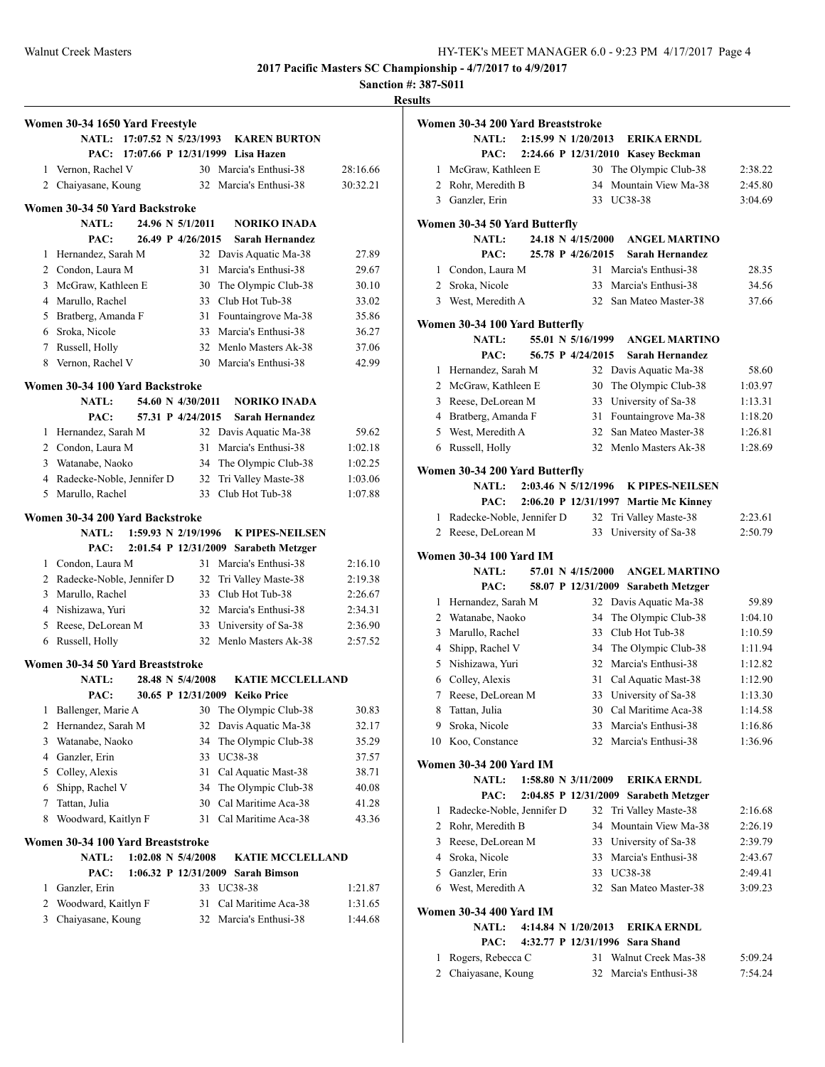**2017 Pacific Masters SC Championship - 4/7/2017 to 4/9/2017**

**Sanction #: 387-S011**

**Results**

### Women 30-34 1650 Yard Freestyle

NATL: 17:07.52 N 5/23/1993 KAREN BURTON
PAC: 17:07.66 P 12/31/1999 Lisa Hazen

| | Name | Age | Team | Time |
|---|---|---|---|---|
| 1 | Vernon, Rachel V | 30 | Marcia's Enthusi-38 | 28:16.66 |
| 2 | Chaiyasane, Koung | 32 | Marcia's Enthusi-38 | 30:32.21 |

### Women 30-34 50 Yard Backstroke

NATL: 24.96 N 5/1/2011 NORIKO INADA
PAC: 26.49 P 4/26/2015 Sarah Hernandez

| | Name | Age | Team | Time |
|---|---|---|---|---|
| 1 | Hernandez, Sarah M | 32 | Davis Aquatic Ma-38 | 27.89 |
| 2 | Condon, Laura M | 31 | Marcia's Enthusi-38 | 29.67 |
| 3 | McGraw, Kathleen E | 30 | The Olympic Club-38 | 30.10 |
| 4 | Marullo, Rachel | 33 | Club Hot Tub-38 | 33.02 |
| 5 | Bratberg, Amanda F | 31 | Fountaingrove Ma-38 | 35.86 |
| 6 | Sroka, Nicole | 33 | Marcia's Enthusi-38 | 36.27 |
| 7 | Russell, Holly | 32 | Menlo Masters Ak-38 | 37.06 |
| 8 | Vernon, Rachel V | 30 | Marcia's Enthusi-38 | 42.99 |

### Women 30-34 100 Yard Backstroke

NATL: 54.60 N 4/30/2011 NORIKO INADA
PAC: 57.31 P 4/24/2015 Sarah Hernandez

| | Name | Age | Team | Time |
|---|---|---|---|---|
| 1 | Hernandez, Sarah M | 32 | Davis Aquatic Ma-38 | 59.62 |
| 2 | Condon, Laura M | 31 | Marcia's Enthusi-38 | 1:02.18 |
| 3 | Watanabe, Naoko | 34 | The Olympic Club-38 | 1:02.25 |
| 4 | Radecke-Noble, Jennifer D | 32 | Tri Valley Maste-38 | 1:03.06 |
| 5 | Marullo, Rachel | 33 | Club Hot Tub-38 | 1:07.88 |

### Women 30-34 200 Yard Backstroke

NATL: 1:59.93 N 2/19/1996 K PIPES-NEILSEN
PAC: 2:01.54 P 12/31/2009 Sarabeth Metzger

| | Name | Age | Team | Time |
|---|---|---|---|---|
| 1 | Condon, Laura M | 31 | Marcia's Enthusi-38 | 2:16.10 |
| 2 | Radecke-Noble, Jennifer D | 32 | Tri Valley Maste-38 | 2:19.38 |
| 3 | Marullo, Rachel | 33 | Club Hot Tub-38 | 2:26.67 |
| 4 | Nishizawa, Yuri | 32 | Marcia's Enthusi-38 | 2:34.31 |
| 5 | Reese, DeLorean M | 33 | University of Sa-38 | 2:36.90 |
| 6 | Russell, Holly | 32 | Menlo Masters Ak-38 | 2:57.52 |

### Women 30-34 50 Yard Breaststroke

NATL: 28.48 N 5/4/2008 KATIE MCCLELLAND
PAC: 30.65 P 12/31/2009 Keiko Price

| | Name | Age | Team | Time |
|---|---|---|---|---|
| 1 | Ballenger, Marie A | 30 | The Olympic Club-38 | 30.83 |
| 2 | Hernandez, Sarah M | 32 | Davis Aquatic Ma-38 | 32.17 |
| 3 | Watanabe, Naoko | 34 | The Olympic Club-38 | 35.29 |
| 4 | Ganzler, Erin | 33 | UC38-38 | 37.57 |
| 5 | Colley, Alexis | 31 | Cal Aquatic Mast-38 | 38.71 |
| 6 | Shipp, Rachel V | 34 | The Olympic Club-38 | 40.08 |
| 7 | Tattan, Julia | 30 | Cal Maritime Aca-38 | 41.28 |
| 8 | Woodward, Kaitlyn F | 31 | Cal Maritime Aca-38 | 43.36 |

### Women 30-34 100 Yard Breaststroke

NATL: 1:02.08 N 5/4/2008 KATIE MCCLELLAND
PAC: 1:06.32 P 12/31/2009 Sarah Bimson

| | Name | Age | Team | Time |
|---|---|---|---|---|
| 1 | Ganzler, Erin | 33 | UC38-38 | 1:21.87 |
| 2 | Woodward, Kaitlyn F | 31 | Cal Maritime Aca-38 | 1:31.65 |
| 3 | Chaiyasane, Koung | 32 | Marcia's Enthusi-38 | 1:44.68 |

### Women 30-34 200 Yard Breaststroke

NATL: 2:15.99 N 1/20/2013 ERIKA ERNDL
PAC: 2:24.66 P 12/31/2010 Kasey Beckman

| | Name | Age | Team | Time |
|---|---|---|---|---|
| 1 | McGraw, Kathleen E | 30 | The Olympic Club-38 | 2:38.22 |
| 2 | Rohr, Meredith B | 34 | Mountain View Ma-38 | 2:45.80 |
| 3 | Ganzler, Erin | 33 | UC38-38 | 3:04.69 |

### Women 30-34 50 Yard Butterfly

NATL: 24.18 N 4/15/2000 ANGEL MARTINO
PAC: 25.78 P 4/26/2015 Sarah Hernandez

| | Name | Age | Team | Time |
|---|---|---|---|---|
| 1 | Condon, Laura M | 31 | Marcia's Enthusi-38 | 28.35 |
| 2 | Sroka, Nicole | 33 | Marcia's Enthusi-38 | 34.56 |
| 3 | West, Meredith A | 32 | San Mateo Master-38 | 37.66 |

### Women 30-34 100 Yard Butterfly

NATL: 55.01 N 5/16/1999 ANGEL MARTINO
PAC: 56.75 P 4/24/2015 Sarah Hernandez

| | Name | Age | Team | Time |
|---|---|---|---|---|
| 1 | Hernandez, Sarah M | 32 | Davis Aquatic Ma-38 | 58.60 |
| 2 | McGraw, Kathleen E | 30 | The Olympic Club-38 | 1:03.97 |
| 3 | Reese, DeLorean M | 33 | University of Sa-38 | 1:13.31 |
| 4 | Bratberg, Amanda F | 31 | Fountaingrove Ma-38 | 1:18.20 |
| 5 | West, Meredith A | 32 | San Mateo Master-38 | 1:26.81 |
| 6 | Russell, Holly | 32 | Menlo Masters Ak-38 | 1:28.69 |

### Women 30-34 200 Yard Butterfly

NATL: 2:03.46 N 5/12/1996 K PIPES-NEILSEN
PAC: 2:06.20 P 12/31/1997 Martie Mc Kinney

| | Name | Age | Team | Time |
|---|---|---|---|---|
| 1 | Radecke-Noble, Jennifer D | 32 | Tri Valley Maste-38 | 2:23.61 |
| 2 | Reese, DeLorean M | 33 | University of Sa-38 | 2:50.79 |

### Women 30-34 100 Yard IM

NATL: 57.01 N 4/15/2000 ANGEL MARTINO
PAC: 58.07 P 12/31/2009 Sarabeth Metzger

| | Name | Age | Team | Time |
|---|---|---|---|---|
| 1 | Hernandez, Sarah M | 32 | Davis Aquatic Ma-38 | 59.89 |
| 2 | Watanabe, Naoko | 34 | The Olympic Club-38 | 1:04.10 |
| 3 | Marullo, Rachel | 33 | Club Hot Tub-38 | 1:10.59 |
| 4 | Shipp, Rachel V | 34 | The Olympic Club-38 | 1:11.94 |
| 5 | Nishizawa, Yuri | 32 | Marcia's Enthusi-38 | 1:12.82 |
| 6 | Colley, Alexis | 31 | Cal Aquatic Mast-38 | 1:12.90 |
| 7 | Reese, DeLorean M | 33 | University of Sa-38 | 1:13.30 |
| 8 | Tattan, Julia | 30 | Cal Maritime Aca-38 | 1:14.58 |
| 9 | Sroka, Nicole | 33 | Marcia's Enthusi-38 | 1:16.86 |
| 10 | Koo, Constance | 32 | Marcia's Enthusi-38 | 1:36.96 |

### Women 30-34 200 Yard IM

NATL: 1:58.80 N 3/11/2009 ERIKA ERNDL
PAC: 2:04.85 P 12/31/2009 Sarabeth Metzger

| | Name | Age | Team | Time |
|---|---|---|---|---|
| 1 | Radecke-Noble, Jennifer D | 32 | Tri Valley Maste-38 | 2:16.68 |
| 2 | Rohr, Meredith B | 34 | Mountain View Ma-38 | 2:26.19 |
| 3 | Reese, DeLorean M | 33 | University of Sa-38 | 2:39.79 |
| 4 | Sroka, Nicole | 33 | Marcia's Enthusi-38 | 2:43.67 |
| 5 | Ganzler, Erin | 33 | UC38-38 | 2:49.41 |
| 6 | West, Meredith A | 32 | San Mateo Master-38 | 3:09.23 |

### Women 30-34 400 Yard IM

NATL: 4:14.84 N 1/20/2013 ERIKA ERNDL
PAC: 4:32.77 P 12/31/1996 Sara Shand

| | Name | Age | Team | Time |
|---|---|---|---|---|
| 1 | Rogers, Rebecca C | 31 | Walnut Creek Mas-38 | 5:09.24 |
| 2 | Chaiyasane, Koung | 32 | Marcia's Enthusi-38 | 7:54.24 |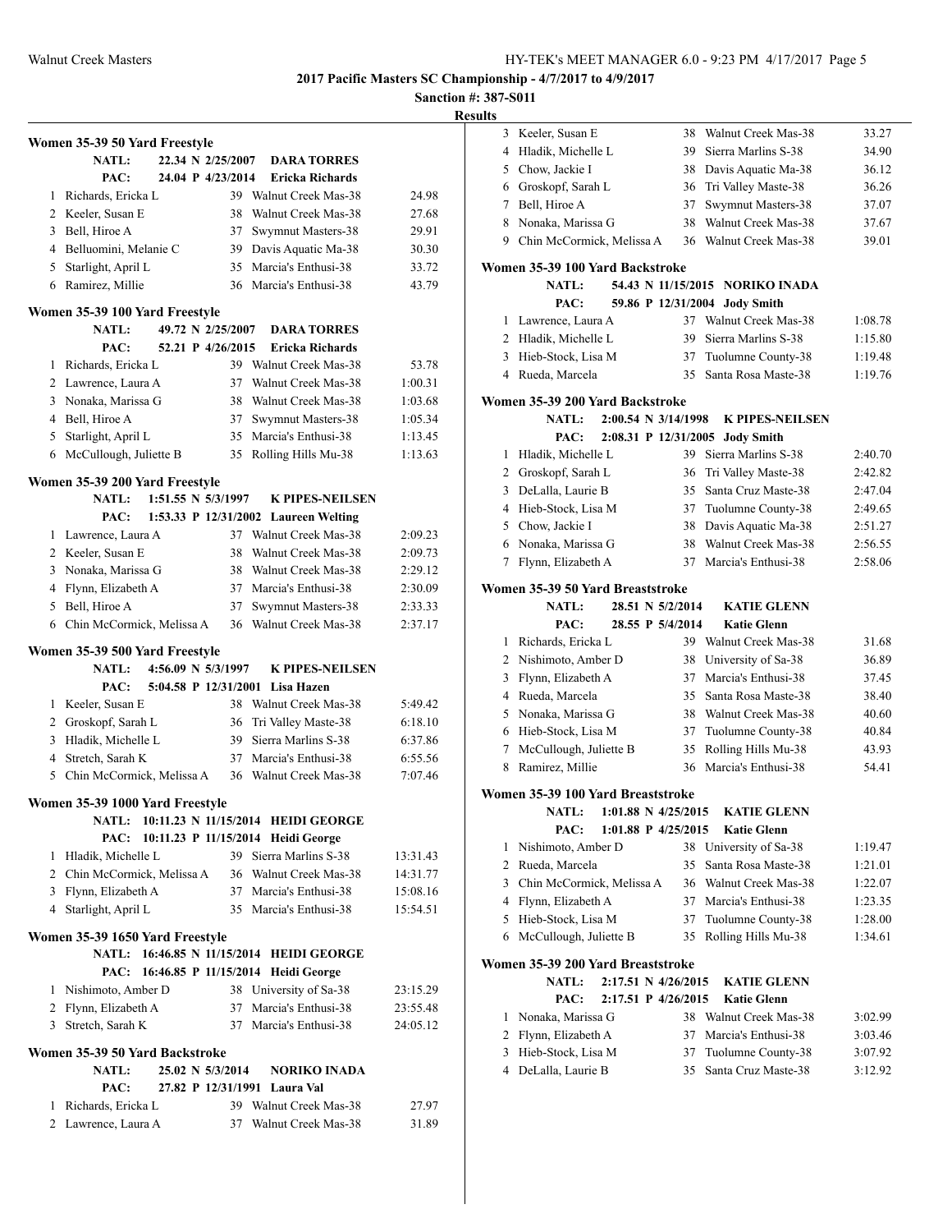**2017 Pacific Masters SC Championship - 4/7/2017 to 4/9/2017**

**Sanction #: 387-S011**

**Results**

### Women 35-39 50 Yard Freestyle

NATL: 22.34 N 2/25/2007 DARA TORRES
PAC: 24.04 P 4/23/2014 Ericka Richards

| Place | Name | Age | Team | Time |
|---|---|---|---|---|
| 1 | Richards, Ericka L | 39 | Walnut Creek Mas-38 | 24.98 |
| 2 | Keeler, Susan E | 38 | Walnut Creek Mas-38 | 27.68 |
| 3 | Bell, Hiroe A | 37 | Swymnut Masters-38 | 29.91 |
| 4 | Belluomini, Melanie C | 39 | Davis Aquatic Ma-38 | 30.30 |
| 5 | Starlight, April L | 35 | Marcia's Enthusi-38 | 33.72 |
| 6 | Ramirez, Millie | 36 | Marcia's Enthusi-38 | 43.79 |

### Women 35-39 100 Yard Freestyle

NATL: 49.72 N 2/25/2007 DARA TORRES
PAC: 52.21 P 4/26/2015 Ericka Richards

| Place | Name | Age | Team | Time |
|---|---|---|---|---|
| 1 | Richards, Ericka L | 39 | Walnut Creek Mas-38 | 53.78 |
| 2 | Lawrence, Laura A | 37 | Walnut Creek Mas-38 | 1:00.31 |
| 3 | Nonaka, Marissa G | 38 | Walnut Creek Mas-38 | 1:03.68 |
| 4 | Bell, Hiroe A | 37 | Swymnut Masters-38 | 1:05.34 |
| 5 | Starlight, April L | 35 | Marcia's Enthusi-38 | 1:13.45 |
| 6 | McCullough, Juliette B | 35 | Rolling Hills Mu-38 | 1:13.63 |

### Women 35-39 200 Yard Freestyle

NATL: 1:51.55 N 5/3/1997 K PIPES-NEILSEN
PAC: 1:53.33 P 12/31/2002 Laureen Welting

| Place | Name | Age | Team | Time |
|---|---|---|---|---|
| 1 | Lawrence, Laura A | 37 | Walnut Creek Mas-38 | 2:09.23 |
| 2 | Keeler, Susan E | 38 | Walnut Creek Mas-38 | 2:09.73 |
| 3 | Nonaka, Marissa G | 38 | Walnut Creek Mas-38 | 2:29.12 |
| 4 | Flynn, Elizabeth A | 37 | Marcia's Enthusi-38 | 2:30.09 |
| 5 | Bell, Hiroe A | 37 | Swymnut Masters-38 | 2:33.33 |
| 6 | Chin McCormick, Melissa A | 36 | Walnut Creek Mas-38 | 2:37.17 |

### Women 35-39 500 Yard Freestyle

NATL: 4:56.09 N 5/3/1997 K PIPES-NEILSEN
PAC: 5:04.58 P 12/31/2001 Lisa Hazen

| Place | Name | Age | Team | Time |
|---|---|---|---|---|
| 1 | Keeler, Susan E | 38 | Walnut Creek Mas-38 | 5:49.42 |
| 2 | Groskopf, Sarah L | 36 | Tri Valley Maste-38 | 6:18.10 |
| 3 | Hladik, Michelle L | 39 | Sierra Marlins S-38 | 6:37.86 |
| 4 | Stretch, Sarah K | 37 | Marcia's Enthusi-38 | 6:55.56 |
| 5 | Chin McCormick, Melissa A | 36 | Walnut Creek Mas-38 | 7:07.46 |

### Women 35-39 1000 Yard Freestyle

NATL: 10:11.23 N 11/15/2014 HEIDI GEORGE
PAC: 10:11.23 P 11/15/2014 Heidi George

| Place | Name | Age | Team | Time |
|---|---|---|---|---|
| 1 | Hladik, Michelle L | 39 | Sierra Marlins S-38 | 13:31.43 |
| 2 | Chin McCormick, Melissa A | 36 | Walnut Creek Mas-38 | 14:31.77 |
| 3 | Flynn, Elizabeth A | 37 | Marcia's Enthusi-38 | 15:08.16 |
| 4 | Starlight, April L | 35 | Marcia's Enthusi-38 | 15:54.51 |

### Women 35-39 1650 Yard Freestyle

NATL: 16:46.85 N 11/15/2014 HEIDI GEORGE
PAC: 16:46.85 P 11/15/2014 Heidi George

| Place | Name | Age | Team | Time |
|---|---|---|---|---|
| 1 | Nishimoto, Amber D | 38 | University of Sa-38 | 23:15.29 |
| 2 | Flynn, Elizabeth A | 37 | Marcia's Enthusi-38 | 23:55.48 |
| 3 | Stretch, Sarah K | 37 | Marcia's Enthusi-38 | 24:05.12 |

### Women 35-39 50 Yard Backstroke

NATL: 25.02 N 5/3/2014 NORIKO INADA
PAC: 27.82 P 12/31/1991 Laura Val

| Place | Name | Age | Team | Time |
|---|---|---|---|---|
| 1 | Richards, Ericka L | 39 | Walnut Creek Mas-38 | 27.97 |
| 2 | Lawrence, Laura A | 37 | Walnut Creek Mas-38 | 31.89 |
| 3 | Keeler, Susan E | 38 | Walnut Creek Mas-38 | 33.27 |
| 4 | Hladik, Michelle L | 39 | Sierra Marlins S-38 | 34.90 |
| 5 | Chow, Jackie I | 38 | Davis Aquatic Ma-38 | 36.12 |
| 6 | Groskopf, Sarah L | 36 | Tri Valley Maste-38 | 36.26 |
| 7 | Bell, Hiroe A | 37 | Swymnut Masters-38 | 37.07 |
| 8 | Nonaka, Marissa G | 38 | Walnut Creek Mas-38 | 37.67 |
| 9 | Chin McCormick, Melissa A | 36 | Walnut Creek Mas-38 | 39.01 |

### Women 35-39 100 Yard Backstroke

NATL: 54.43 N 11/15/2015 NORIKO INADA
PAC: 59.86 P 12/31/2004 Jody Smith

| Place | Name | Age | Team | Time |
|---|---|---|---|---|
| 1 | Lawrence, Laura A | 37 | Walnut Creek Mas-38 | 1:08.78 |
| 2 | Hladik, Michelle L | 39 | Sierra Marlins S-38 | 1:15.80 |
| 3 | Hieb-Stock, Lisa M | 37 | Tuolumne County-38 | 1:19.48 |
| 4 | Rueda, Marcela | 35 | Santa Rosa Maste-38 | 1:19.76 |

### Women 35-39 200 Yard Backstroke

NATL: 2:00.54 N 3/14/1998 K PIPES-NEILSEN
PAC: 2:08.31 P 12/31/2005 Jody Smith

| Place | Name | Age | Team | Time |
|---|---|---|---|---|
| 1 | Hladik, Michelle L | 39 | Sierra Marlins S-38 | 2:40.70 |
| 2 | Groskopf, Sarah L | 36 | Tri Valley Maste-38 | 2:42.82 |
| 3 | DeLalla, Laurie B | 35 | Santa Cruz Maste-38 | 2:47.04 |
| 4 | Hieb-Stock, Lisa M | 37 | Tuolumne County-38 | 2:49.65 |
| 5 | Chow, Jackie I | 38 | Davis Aquatic Ma-38 | 2:51.27 |
| 6 | Nonaka, Marissa G | 38 | Walnut Creek Mas-38 | 2:56.55 |
| 7 | Flynn, Elizabeth A | 37 | Marcia's Enthusi-38 | 2:58.06 |

### Women 35-39 50 Yard Breaststroke

NATL: 28.51 N 5/2/2014 KATIE GLENN
PAC: 28.55 P 5/4/2014 Katie Glenn

| Place | Name | Age | Team | Time |
|---|---|---|---|---|
| 1 | Richards, Ericka L | 39 | Walnut Creek Mas-38 | 31.68 |
| 2 | Nishimoto, Amber D | 38 | University of Sa-38 | 36.89 |
| 3 | Flynn, Elizabeth A | 37 | Marcia's Enthusi-38 | 37.45 |
| 4 | Rueda, Marcela | 35 | Santa Rosa Maste-38 | 38.40 |
| 5 | Nonaka, Marissa G | 38 | Walnut Creek Mas-38 | 40.60 |
| 6 | Hieb-Stock, Lisa M | 37 | Tuolumne County-38 | 40.84 |
| 7 | McCullough, Juliette B | 35 | Rolling Hills Mu-38 | 43.93 |
| 8 | Ramirez, Millie | 36 | Marcia's Enthusi-38 | 54.41 |

### Women 35-39 100 Yard Breaststroke

NATL: 1:01.88 N 4/25/2015 KATIE GLENN
PAC: 1:01.88 P 4/25/2015 Katie Glenn

| Place | Name | Age | Team | Time |
|---|---|---|---|---|
| 1 | Nishimoto, Amber D | 38 | University of Sa-38 | 1:19.47 |
| 2 | Rueda, Marcela | 35 | Santa Rosa Maste-38 | 1:21.01 |
| 3 | Chin McCormick, Melissa A | 36 | Walnut Creek Mas-38 | 1:22.07 |
| 4 | Flynn, Elizabeth A | 37 | Marcia's Enthusi-38 | 1:23.35 |
| 5 | Hieb-Stock, Lisa M | 37 | Tuolumne County-38 | 1:28.00 |
| 6 | McCullough, Juliette B | 35 | Rolling Hills Mu-38 | 1:34.61 |

### Women 35-39 200 Yard Breaststroke

NATL: 2:17.51 N 4/26/2015 KATIE GLENN
PAC: 2:17.51 P 4/26/2015 Katie Glenn

| Place | Name | Age | Team | Time |
|---|---|---|---|---|
| 1 | Nonaka, Marissa G | 38 | Walnut Creek Mas-38 | 3:02.99 |
| 2 | Flynn, Elizabeth A | 37 | Marcia's Enthusi-38 | 3:03.46 |
| 3 | Hieb-Stock, Lisa M | 37 | Tuolumne County-38 | 3:07.92 |
| 4 | DeLalla, Laurie B | 35 | Santa Cruz Maste-38 | 3:12.92 |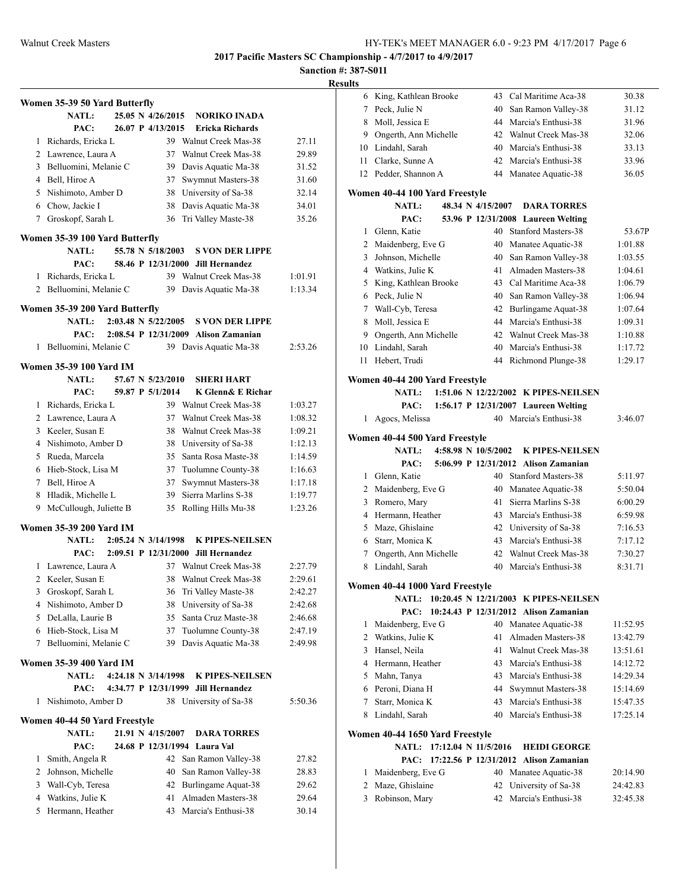**2017 Pacific Masters SC Championship - 4/7/2017 to 4/9/2017**

**Sanction #: 387-S011**

**Results**

### Women 35-39 50 Yard Butterfly

NATL: 25.05 N 4/26/2015 NORIKO INADA
PAC: 26.07 P 4/13/2015 Ericka Richards

| Place | Name | Age | Team | Time |
|---|---|---|---|---|
| 1 | Richards, Ericka L | 39 | Walnut Creek Mas-38 | 27.11 |
| 2 | Lawrence, Laura A | 37 | Walnut Creek Mas-38 | 29.89 |
| 3 | Belluomini, Melanie C | 39 | Davis Aquatic Ma-38 | 31.52 |
| 4 | Bell, Hiroe A | 37 | Swymnut Masters-38 | 31.60 |
| 5 | Nishimoto, Amber D | 38 | University of Sa-38 | 32.14 |
| 6 | Chow, Jackie I | 38 | Davis Aquatic Ma-38 | 34.01 |
| 7 | Groskopf, Sarah L | 36 | Tri Valley Maste-38 | 35.26 |

### Women 35-39 100 Yard Butterfly

NATL: 55.78 N 5/18/2003 S VON DER LIPPE
PAC: 58.46 P 12/31/2000 Jill Hernandez

| Place | Name | Age | Team | Time |
|---|---|---|---|---|
| 1 | Richards, Ericka L | 39 | Walnut Creek Mas-38 | 1:01.91 |
| 2 | Belluomini, Melanie C | 39 | Davis Aquatic Ma-38 | 1:13.34 |

### Women 35-39 200 Yard Butterfly

NATL: 2:03.48 N 5/22/2005 S VON DER LIPPE
PAC: 2:08.54 P 12/31/2009 Alison Zamanian

| Place | Name | Age | Team | Time |
|---|---|---|---|---|
| 1 | Belluomini, Melanie C | 39 | Davis Aquatic Ma-38 | 2:53.26 |

### Women 35-39 100 Yard IM

NATL: 57.67 N 5/23/2010 SHERI HART
PAC: 59.87 P 5/1/2014 K Glenn& E Richar

| Place | Name | Age | Team | Time |
|---|---|---|---|---|
| 1 | Richards, Ericka L | 39 | Walnut Creek Mas-38 | 1:03.27 |
| 2 | Lawrence, Laura A | 37 | Walnut Creek Mas-38 | 1:08.32 |
| 3 | Keeler, Susan E | 38 | Walnut Creek Mas-38 | 1:09.21 |
| 4 | Nishimoto, Amber D | 38 | University of Sa-38 | 1:12.13 |
| 5 | Rueda, Marcela | 35 | Santa Rosa Maste-38 | 1:14.59 |
| 6 | Hieb-Stock, Lisa M | 37 | Tuolumne County-38 | 1:16.63 |
| 7 | Bell, Hiroe A | 37 | Swymnut Masters-38 | 1:17.18 |
| 8 | Hladik, Michelle L | 39 | Sierra Marlins S-38 | 1:19.77 |
| 9 | McCullough, Juliette B | 35 | Rolling Hills Mu-38 | 1:23.26 |

### Women 35-39 200 Yard IM

NATL: 2:05.24 N 3/14/1998 K PIPES-NEILSEN
PAC: 2:09.51 P 12/31/2000 Jill Hernandez

| Place | Name | Age | Team | Time |
|---|---|---|---|---|
| 1 | Lawrence, Laura A | 37 | Walnut Creek Mas-38 | 2:27.79 |
| 2 | Keeler, Susan E | 38 | Walnut Creek Mas-38 | 2:29.61 |
| 3 | Groskopf, Sarah L | 36 | Tri Valley Maste-38 | 2:42.27 |
| 4 | Nishimoto, Amber D | 38 | University of Sa-38 | 2:42.68 |
| 5 | DeLalla, Laurie B | 35 | Santa Cruz Maste-38 | 2:46.68 |
| 6 | Hieb-Stock, Lisa M | 37 | Tuolumne County-38 | 2:47.19 |
| 7 | Belluomini, Melanie C | 39 | Davis Aquatic Ma-38 | 2:49.98 |

### Women 35-39 400 Yard IM

NATL: 4:24.18 N 3/14/1998 K PIPES-NEILSEN
PAC: 4:34.77 P 12/31/1999 Jill Hernandez

| Place | Name | Age | Team | Time |
|---|---|---|---|---|
| 1 | Nishimoto, Amber D | 38 | University of Sa-38 | 5:50.36 |

### Women 40-44 50 Yard Freestyle

NATL: 21.91 N 4/15/2007 DARA TORRES
PAC: 24.68 P 12/31/1994 Laura Val

| Place | Name | Age | Team | Time |
|---|---|---|---|---|
| 1 | Smith, Angela R | 42 | San Ramon Valley-38 | 27.82 |
| 2 | Johnson, Michelle | 40 | San Ramon Valley-38 | 28.83 |
| 3 | Wall-Cyb, Teresa | 42 | Burlingame Aquat-38 | 29.62 |
| 4 | Watkins, Julie K | 41 | Almaden Masters-38 | 29.64 |
| 5 | Hermann, Heather | 43 | Marcia's Enthusi-38 | 30.14 |
| 6 | King, Kathlean Brooke | 43 | Cal Maritime Aca-38 | 30.38 |
| 7 | Peck, Julie N | 40 | San Ramon Valley-38 | 31.12 |
| 8 | Moll, Jessica E | 44 | Marcia's Enthusi-38 | 31.96 |
| 9 | Ongerth, Ann Michelle | 42 | Walnut Creek Mas-38 | 32.06 |
| 10 | Lindahl, Sarah | 40 | Marcia's Enthusi-38 | 33.13 |
| 11 | Clarke, Sunne A | 42 | Marcia's Enthusi-38 | 33.96 |
| 12 | Pedder, Shannon A | 44 | Manatee Aquatic-38 | 36.05 |

### Women 40-44 100 Yard Freestyle

NATL: 48.34 N 4/15/2007 DARA TORRES
PAC: 53.96 P 12/31/2008 Laureen Welting

| Place | Name | Age | Team | Time |
|---|---|---|---|---|
| 1 | Glenn, Katie | 40 | Stanford Masters-38 | 53.67P |
| 2 | Maidenberg, Eve G | 40 | Manatee Aquatic-38 | 1:01.88 |
| 3 | Johnson, Michelle | 40 | San Ramon Valley-38 | 1:03.55 |
| 4 | Watkins, Julie K | 41 | Almaden Masters-38 | 1:04.61 |
| 5 | King, Kathlean Brooke | 43 | Cal Maritime Aca-38 | 1:06.79 |
| 6 | Peck, Julie N | 40 | San Ramon Valley-38 | 1:06.94 |
| 7 | Wall-Cyb, Teresa | 42 | Burlingame Aquat-38 | 1:07.64 |
| 8 | Moll, Jessica E | 44 | Marcia's Enthusi-38 | 1:09.31 |
| 9 | Ongerth, Ann Michelle | 42 | Walnut Creek Mas-38 | 1:10.88 |
| 10 | Lindahl, Sarah | 40 | Marcia's Enthusi-38 | 1:17.72 |
| 11 | Hebert, Trudi | 44 | Richmond Plunge-38 | 1:29.17 |

### Women 40-44 200 Yard Freestyle

NATL: 1:51.06 N 12/22/2002 K PIPES-NEILSEN
PAC: 1:56.17 P 12/31/2007 Laureen Welting

| Place | Name | Age | Team | Time |
|---|---|---|---|---|
| 1 | Agocs, Melissa | 40 | Marcia's Enthusi-38 | 3:46.07 |

### Women 40-44 500 Yard Freestyle

NATL: 4:58.98 N 10/5/2002 K PIPES-NEILSEN
PAC: 5:06.99 P 12/31/2012 Alison Zamanian

| Place | Name | Age | Team | Time |
|---|---|---|---|---|
| 1 | Glenn, Katie | 40 | Stanford Masters-38 | 5:11.97 |
| 2 | Maidenberg, Eve G | 40 | Manatee Aquatic-38 | 5:50.04 |
| 3 | Romero, Mary | 41 | Sierra Marlins S-38 | 6:00.29 |
| 4 | Hermann, Heather | 43 | Marcia's Enthusi-38 | 6:59.98 |
| 5 | Maze, Ghislaine | 42 | University of Sa-38 | 7:16.53 |
| 6 | Starr, Monica K | 43 | Marcia's Enthusi-38 | 7:17.12 |
| 7 | Ongerth, Ann Michelle | 42 | Walnut Creek Mas-38 | 7:30.27 |
| 8 | Lindahl, Sarah | 40 | Marcia's Enthusi-38 | 8:31.71 |

### Women 40-44 1000 Yard Freestyle

NATL: 10:20.45 N 12/21/2003 K PIPES-NEILSEN
PAC: 10:24.43 P 12/31/2012 Alison Zamanian

| Place | Name | Age | Team | Time |
|---|---|---|---|---|
| 1 | Maidenberg, Eve G | 40 | Manatee Aquatic-38 | 11:52.95 |
| 2 | Watkins, Julie K | 41 | Almaden Masters-38 | 13:42.79 |
| 3 | Hansel, Neila | 41 | Walnut Creek Mas-38 | 13:51.61 |
| 4 | Hermann, Heather | 43 | Marcia's Enthusi-38 | 14:12.72 |
| 5 | Mahn, Tanya | 43 | Marcia's Enthusi-38 | 14:29.34 |
| 6 | Peroni, Diana H | 44 | Swymnut Masters-38 | 15:14.69 |
| 7 | Starr, Monica K | 43 | Marcia's Enthusi-38 | 15:47.35 |
| 8 | Lindahl, Sarah | 40 | Marcia's Enthusi-38 | 17:25.14 |

### Women 40-44 1650 Yard Freestyle

NATL: 17:12.04 N 11/5/2016 HEIDI GEORGE
PAC: 17:22.56 P 12/31/2012 Alison Zamanian

| Place | Name | Age | Team | Time |
|---|---|---|---|---|
| 1 | Maidenberg, Eve G | 40 | Manatee Aquatic-38 | 20:14.90 |
| 2 | Maze, Ghislaine | 42 | University of Sa-38 | 24:42.83 |
| 3 | Robinson, Mary | 42 | Marcia's Enthusi-38 | 32:45.38 |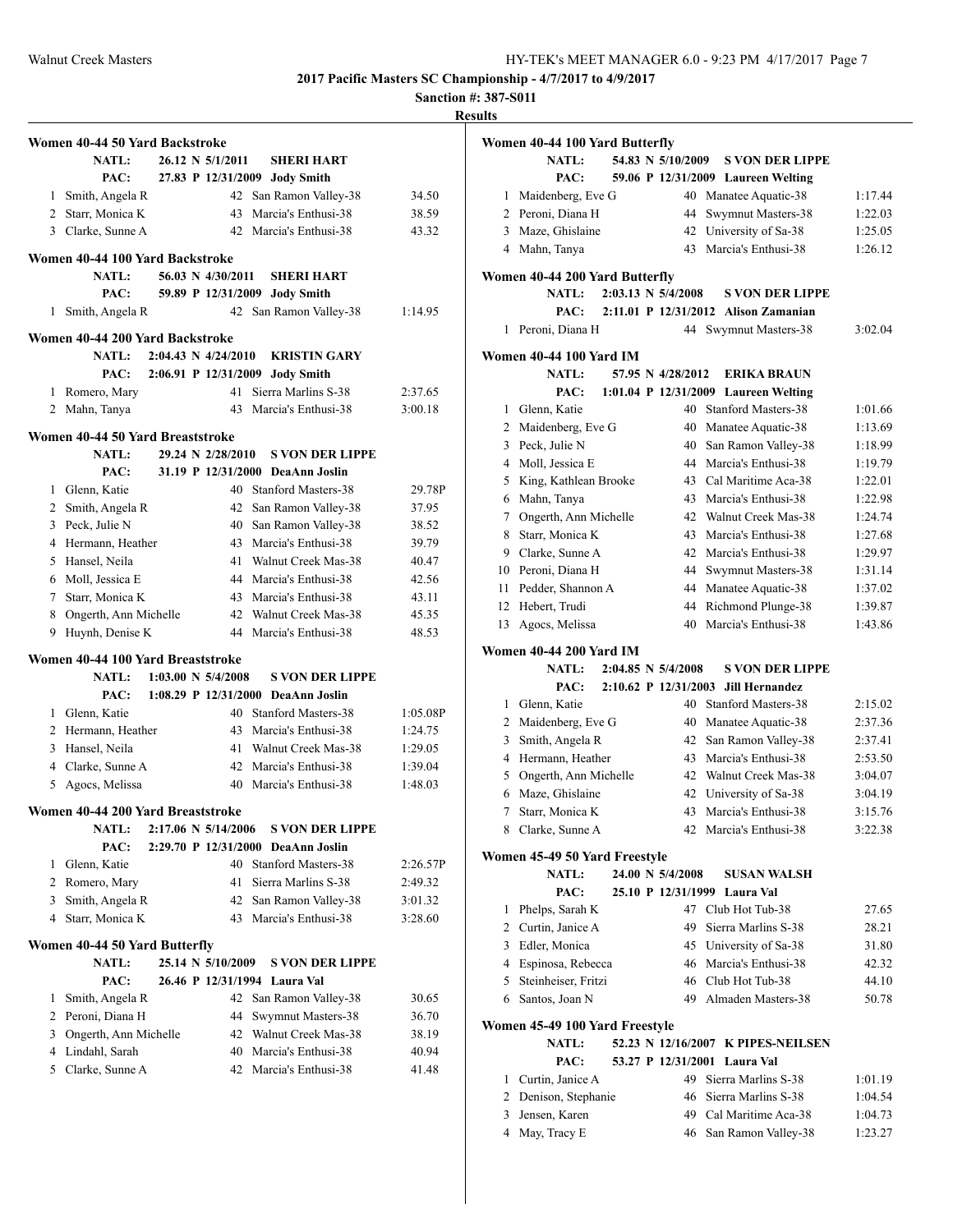**2017 Pacific Masters SC Championship - 4/7/2017 to 4/9/2017**

**Sanction #: 387-S011**

**Results**

### Women 40-44 50 Yard Backstroke

NATL: 26.12 N 5/1/2011 SHERI HART
PAC: 27.83 P 12/31/2009 Jody Smith

| Place | Name | Age | Team | Time |
|---|---|---|---|---|
| 1 | Smith, Angela R | 42 | San Ramon Valley-38 | 34.50 |
| 2 | Starr, Monica K | 43 | Marcia's Enthusi-38 | 38.59 |
| 3 | Clarke, Sunne A | 42 | Marcia's Enthusi-38 | 43.32 |

### Women 40-44 100 Yard Backstroke

NATL: 56.03 N 4/30/2011 SHERI HART
PAC: 59.89 P 12/31/2009 Jody Smith

| Place | Name | Age | Team | Time |
|---|---|---|---|---|
| 1 | Smith, Angela R | 42 | San Ramon Valley-38 | 1:14.95 |

### Women 40-44 200 Yard Backstroke

NATL: 2:04.43 N 4/24/2010 KRISTIN GARY
PAC: 2:06.91 P 12/31/2009 Jody Smith

| Place | Name | Age | Team | Time |
|---|---|---|---|---|
| 1 | Romero, Mary | 41 | Sierra Marlins S-38 | 2:37.65 |
| 2 | Mahn, Tanya | 43 | Marcia's Enthusi-38 | 3:00.18 |

### Women 40-44 50 Yard Breaststroke

NATL: 29.24 N 2/28/2010 S VON DER LIPPE
PAC: 31.19 P 12/31/2000 DeaAnn Joslin

| Place | Name | Age | Team | Time |
|---|---|---|---|---|
| 1 | Glenn, Katie | 40 | Stanford Masters-38 | 29.78P |
| 2 | Smith, Angela R | 42 | San Ramon Valley-38 | 37.95 |
| 3 | Peck, Julie N | 40 | San Ramon Valley-38 | 38.52 |
| 4 | Hermann, Heather | 43 | Marcia's Enthusi-38 | 39.79 |
| 5 | Hansel, Neila | 41 | Walnut Creek Mas-38 | 40.47 |
| 6 | Moll, Jessica E | 44 | Marcia's Enthusi-38 | 42.56 |
| 7 | Starr, Monica K | 43 | Marcia's Enthusi-38 | 43.11 |
| 8 | Ongerth, Ann Michelle | 42 | Walnut Creek Mas-38 | 45.35 |
| 9 | Huynh, Denise K | 44 | Marcia's Enthusi-38 | 48.53 |

### Women 40-44 100 Yard Breaststroke

NATL: 1:03.00 N 5/4/2008 S VON DER LIPPE
PAC: 1:08.29 P 12/31/2000 DeaAnn Joslin

| Place | Name | Age | Team | Time |
|---|---|---|---|---|
| 1 | Glenn, Katie | 40 | Stanford Masters-38 | 1:05.08P |
| 2 | Hermann, Heather | 43 | Marcia's Enthusi-38 | 1:24.75 |
| 3 | Hansel, Neila | 41 | Walnut Creek Mas-38 | 1:29.05 |
| 4 | Clarke, Sunne A | 42 | Marcia's Enthusi-38 | 1:39.04 |
| 5 | Agocs, Melissa | 40 | Marcia's Enthusi-38 | 1:48.03 |

### Women 40-44 200 Yard Breaststroke

NATL: 2:17.06 N 5/14/2006 S VON DER LIPPE
PAC: 2:29.70 P 12/31/2000 DeaAnn Joslin

| Place | Name | Age | Team | Time |
|---|---|---|---|---|
| 1 | Glenn, Katie | 40 | Stanford Masters-38 | 2:26.57P |
| 2 | Romero, Mary | 41 | Sierra Marlins S-38 | 2:49.32 |
| 3 | Smith, Angela R | 42 | San Ramon Valley-38 | 3:01.32 |
| 4 | Starr, Monica K | 43 | Marcia's Enthusi-38 | 3:28.60 |

### Women 40-44 50 Yard Butterfly

NATL: 25.14 N 5/10/2009 S VON DER LIPPE
PAC: 26.46 P 12/31/1994 Laura Val

| Place | Name | Age | Team | Time |
|---|---|---|---|---|
| 1 | Smith, Angela R | 42 | San Ramon Valley-38 | 30.65 |
| 2 | Peroni, Diana H | 44 | Swymnut Masters-38 | 36.70 |
| 3 | Ongerth, Ann Michelle | 42 | Walnut Creek Mas-38 | 38.19 |
| 4 | Lindahl, Sarah | 40 | Marcia's Enthusi-38 | 40.94 |
| 5 | Clarke, Sunne A | 42 | Marcia's Enthusi-38 | 41.48 |

### Women 40-44 100 Yard Butterfly

NATL: 54.83 N 5/10/2009 S VON DER LIPPE
PAC: 59.06 P 12/31/2009 Laureen Welting

| Place | Name | Age | Team | Time |
|---|---|---|---|---|
| 1 | Maidenberg, Eve G | 40 | Manatee Aquatic-38 | 1:17.44 |
| 2 | Peroni, Diana H | 44 | Swymnut Masters-38 | 1:22.03 |
| 3 | Maze, Ghislaine | 42 | University of Sa-38 | 1:25.05 |
| 4 | Mahn, Tanya | 43 | Marcia's Enthusi-38 | 1:26.12 |

### Women 40-44 200 Yard Butterfly

NATL: 2:03.13 N 5/4/2008 S VON DER LIPPE
PAC: 2:11.01 P 12/31/2012 Alison Zamanian

| Place | Name | Age | Team | Time |
|---|---|---|---|---|
| 1 | Peroni, Diana H | 44 | Swymnut Masters-38 | 3:02.04 |

### Women 40-44 100 Yard IM

NATL: 57.95 N 4/28/2012 ERIKA BRAUN
PAC: 1:01.04 P 12/31/2009 Laureen Welting

| Place | Name | Age | Team | Time |
|---|---|---|---|---|
| 1 | Glenn, Katie | 40 | Stanford Masters-38 | 1:01.66 |
| 2 | Maidenberg, Eve G | 40 | Manatee Aquatic-38 | 1:13.69 |
| 3 | Peck, Julie N | 40 | San Ramon Valley-38 | 1:18.99 |
| 4 | Moll, Jessica E | 44 | Marcia's Enthusi-38 | 1:19.79 |
| 5 | King, Kathlean Brooke | 43 | Cal Maritime Aca-38 | 1:22.01 |
| 6 | Mahn, Tanya | 43 | Marcia's Enthusi-38 | 1:22.98 |
| 7 | Ongerth, Ann Michelle | 42 | Walnut Creek Mas-38 | 1:24.74 |
| 8 | Starr, Monica K | 43 | Marcia's Enthusi-38 | 1:27.68 |
| 9 | Clarke, Sunne A | 42 | Marcia's Enthusi-38 | 1:29.97 |
| 10 | Peroni, Diana H | 44 | Swymnut Masters-38 | 1:31.14 |
| 11 | Pedder, Shannon A | 44 | Manatee Aquatic-38 | 1:37.02 |
| 12 | Hebert, Trudi | 44 | Richmond Plunge-38 | 1:39.87 |
| 13 | Agocs, Melissa | 40 | Marcia's Enthusi-38 | 1:43.86 |

### Women 40-44 200 Yard IM

NATL: 2:04.85 N 5/4/2008 S VON DER LIPPE
PAC: 2:10.62 P 12/31/2003 Jill Hernandez

| Place | Name | Age | Team | Time |
|---|---|---|---|---|
| 1 | Glenn, Katie | 40 | Stanford Masters-38 | 2:15.02 |
| 2 | Maidenberg, Eve G | 40 | Manatee Aquatic-38 | 2:37.36 |
| 3 | Smith, Angela R | 42 | San Ramon Valley-38 | 2:37.41 |
| 4 | Hermann, Heather | 43 | Marcia's Enthusi-38 | 2:53.50 |
| 5 | Ongerth, Ann Michelle | 42 | Walnut Creek Mas-38 | 3:04.07 |
| 6 | Maze, Ghislaine | 42 | University of Sa-38 | 3:04.19 |
| 7 | Starr, Monica K | 43 | Marcia's Enthusi-38 | 3:15.76 |
| 8 | Clarke, Sunne A | 42 | Marcia's Enthusi-38 | 3:22.38 |

### Women 45-49 50 Yard Freestyle

NATL: 24.00 N 5/4/2008 SUSAN WALSH
PAC: 25.10 P 12/31/1999 Laura Val

| Place | Name | Age | Team | Time |
|---|---|---|---|---|
| 1 | Phelps, Sarah K | 47 | Club Hot Tub-38 | 27.65 |
| 2 | Curtin, Janice A | 49 | Sierra Marlins S-38 | 28.21 |
| 3 | Edler, Monica | 45 | University of Sa-38 | 31.80 |
| 4 | Espinosa, Rebecca | 46 | Marcia's Enthusi-38 | 42.32 |
| 5 | Steinheiser, Fritzi | 46 | Club Hot Tub-38 | 44.10 |
| 6 | Santos, Joan N | 49 | Almaden Masters-38 | 50.78 |

### Women 45-49 100 Yard Freestyle

NATL: 52.23 N 12/16/2007 K PIPES-NEILSEN
PAC: 53.27 P 12/31/2001 Laura Val

| Place | Name | Age | Team | Time |
|---|---|---|---|---|
| 1 | Curtin, Janice A | 49 | Sierra Marlins S-38 | 1:01.19 |
| 2 | Denison, Stephanie | 46 | Sierra Marlins S-38 | 1:04.54 |
| 3 | Jensen, Karen | 49 | Cal Maritime Aca-38 | 1:04.73 |
| 4 | May, Tracy E | 46 | San Ramon Valley-38 | 1:23.27 |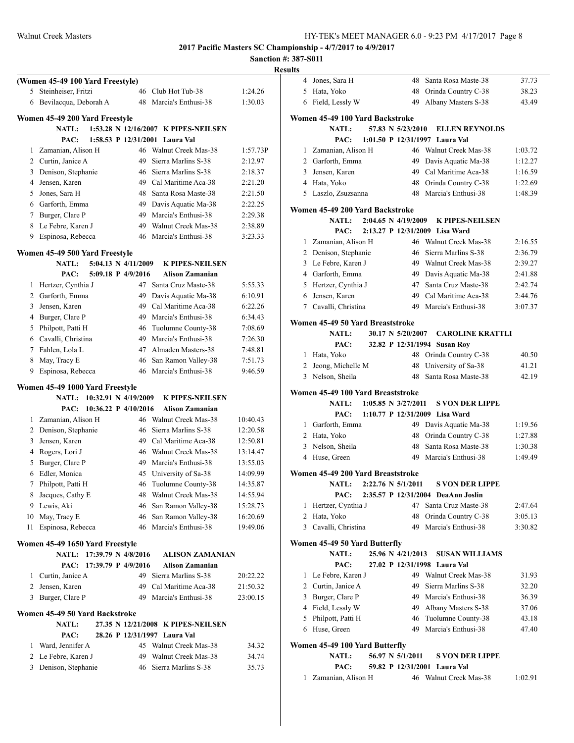**2017 Pacific Masters SC Championship - 4/7/2017 to 4/9/2017**

**Sanction #: 387-S011**

**Results**

### (Women 45-49 100 Yard Freestyle)

| | Name | Age | Team | Time |
|---|---|---|---|---|
| 5 | Steinheiser, Fritzi | 46 | Club Hot Tub-38 | 1:24.26 |
| 6 | Bevilacqua, Deborah A | 48 | Marcia's Enthusi-38 | 1:30.03 |

### Women 45-49 200 Yard Freestyle

**NATL: 1:53.28 N 12/16/2007 K PIPES-NEILSEN**

**PAC: 1:58.53 P 12/31/2001 Laura Val**

| | Name | Age | Team | Time |
|---|---|---|---|---|
| 1 | Zamanian, Alison H | 46 | Walnut Creek Mas-38 | 1:57.73P |
| 2 | Curtin, Janice A | 49 | Sierra Marlins S-38 | 2:12.97 |
| 3 | Denison, Stephanie | 46 | Sierra Marlins S-38 | 2:18.37 |
| 4 | Jensen, Karen | 49 | Cal Maritime Aca-38 | 2:21.20 |
| 5 | Jones, Sara H | 48 | Santa Rosa Maste-38 | 2:21.50 |
| 6 | Garforth, Emma | 49 | Davis Aquatic Ma-38 | 2:22.25 |
| 7 | Burger, Clare P | 49 | Marcia's Enthusi-38 | 2:29.38 |
| 8 | Le Febre, Karen J | 49 | Walnut Creek Mas-38 | 2:38.89 |
| 9 | Espinosa, Rebecca | 46 | Marcia's Enthusi-38 | 3:23.33 |

### Women 45-49 500 Yard Freestyle

**NATL: 5:04.13 N 4/11/2009 K PIPES-NEILSEN**

**PAC: 5:09.18 P 4/9/2016 Alison Zamanian**

| | Name | Age | Team | Time |
|---|---|---|---|---|
| 1 | Hertzer, Cynthia J | 47 | Santa Cruz Maste-38 | 5:55.33 |
| 2 | Garforth, Emma | 49 | Davis Aquatic Ma-38 | 6:10.91 |
| 3 | Jensen, Karen | 49 | Cal Maritime Aca-38 | 6:22.26 |
| 4 | Burger, Clare P | 49 | Marcia's Enthusi-38 | 6:34.43 |
| 5 | Philpott, Patti H | 46 | Tuolumne County-38 | 7:08.69 |
| 6 | Cavalli, Christina | 49 | Marcia's Enthusi-38 | 7:26.30 |
| 7 | Fahlen, Lola L | 47 | Almaden Masters-38 | 7:48.81 |
| 8 | May, Tracy E | 46 | San Ramon Valley-38 | 7:51.73 |
| 9 | Espinosa, Rebecca | 46 | Marcia's Enthusi-38 | 9:46.59 |

### Women 45-49 1000 Yard Freestyle

**NATL: 10:32.91 N 4/19/2009 K PIPES-NEILSEN**

**PAC: 10:36.22 P 4/10/2016 Alison Zamanian**

| | Name | Age | Team | Time |
|---|---|---|---|---|
| 1 | Zamanian, Alison H | 46 | Walnut Creek Mas-38 | 10:40.43 |
| 2 | Denison, Stephanie | 46 | Sierra Marlins S-38 | 12:20.58 |
| 3 | Jensen, Karen | 49 | Cal Maritime Aca-38 | 12:50.81 |
| 4 | Rogers, Lori J | 46 | Walnut Creek Mas-38 | 13:14.47 |
| 5 | Burger, Clare P | 49 | Marcia's Enthusi-38 | 13:55.03 |
| 6 | Edler, Monica | 45 | University of Sa-38 | 14:09.99 |
| 7 | Philpott, Patti H | 46 | Tuolumne County-38 | 14:35.87 |
| 8 | Jacques, Cathy E | 48 | Walnut Creek Mas-38 | 14:55.94 |
| 9 | Lewis, Aki | 46 | San Ramon Valley-38 | 15:28.73 |
| 10 | May, Tracy E | 46 | San Ramon Valley-38 | 16:20.69 |
| 11 | Espinosa, Rebecca | 46 | Marcia's Enthusi-38 | 19:49.06 |

### Women 45-49 1650 Yard Freestyle

**NATL: 17:39.79 N 4/8/2016 ALISON ZAMANIAN**

**PAC: 17:39.79 P 4/9/2016 Alison Zamanian**

| | Name | Age | Team | Time |
|---|---|---|---|---|
| 1 | Curtin, Janice A | 49 | Sierra Marlins S-38 | 20:22.22 |
| 2 | Jensen, Karen | 49 | Cal Maritime Aca-38 | 21:50.32 |
| 3 | Burger, Clare P | 49 | Marcia's Enthusi-38 | 23:00.15 |

### Women 45-49 50 Yard Backstroke

**NATL: 27.35 N 12/21/2008 K PIPES-NEILSEN**

**PAC: 28.26 P 12/31/1997 Laura Val**

| | Name | Age | Team | Time |
|---|---|---|---|---|
| 1 | Ward, Jennifer A | 45 | Walnut Creek Mas-38 | 34.32 |
| 2 | Le Febre, Karen J | 49 | Walnut Creek Mas-38 | 34.74 |
| 3 | Denison, Stephanie | 46 | Sierra Marlins S-38 | 35.73 |
| 4 | Jones, Sara H | 48 | Santa Rosa Maste-38 | 37.73 |
| 5 | Hata, Yoko | 48 | Orinda Country C-38 | 38.23 |
| 6 | Field, Lessly W | 49 | Albany Masters S-38 | 43.49 |

### Women 45-49 100 Yard Backstroke

**NATL: 57.83 N 5/23/2010 ELLEN REYNOLDS**

**PAC: 1:01.50 P 12/31/1997 Laura Val**

| | Name | Age | Team | Time |
|---|---|---|---|---|
| 1 | Zamanian, Alison H | 46 | Walnut Creek Mas-38 | 1:03.72 |
| 2 | Garforth, Emma | 49 | Davis Aquatic Ma-38 | 1:12.27 |
| 3 | Jensen, Karen | 49 | Cal Maritime Aca-38 | 1:16.59 |
| 4 | Hata, Yoko | 48 | Orinda Country C-38 | 1:22.69 |
| 5 | Laszlo, Zsuzsanna | 48 | Marcia's Enthusi-38 | 1:48.39 |

### Women 45-49 200 Yard Backstroke

**NATL: 2:04.65 N 4/19/2009 K PIPES-NEILSEN**

**PAC: 2:13.27 P 12/31/2009 Lisa Ward**

| | Name | Age | Team | Time |
|---|---|---|---|---|
| 1 | Zamanian, Alison H | 46 | Walnut Creek Mas-38 | 2:16.55 |
| 2 | Denison, Stephanie | 46 | Sierra Marlins S-38 | 2:36.79 |
| 3 | Le Febre, Karen J | 49 | Walnut Creek Mas-38 | 2:39.27 |
| 4 | Garforth, Emma | 49 | Davis Aquatic Ma-38 | 2:41.88 |
| 5 | Hertzer, Cynthia J | 47 | Santa Cruz Maste-38 | 2:42.74 |
| 6 | Jensen, Karen | 49 | Cal Maritime Aca-38 | 2:44.76 |
| 7 | Cavalli, Christina | 49 | Marcia's Enthusi-38 | 3:07.37 |

### Women 45-49 50 Yard Breaststroke

**NATL: 30.17 N 5/20/2007 CAROLINE KRATTLI**

**PAC: 32.82 P 12/31/1994 Susan Roy**

| | Name | Age | Team | Time |
|---|---|---|---|---|
| 1 | Hata, Yoko | 48 | Orinda Country C-38 | 40.50 |
| 2 | Jeong, Michelle M | 48 | University of Sa-38 | 41.21 |
| 3 | Nelson, Sheila | 48 | Santa Rosa Maste-38 | 42.19 |

### Women 45-49 100 Yard Breaststroke

**NATL: 1:05.85 N 3/27/2011 S VON DER LIPPE**

**PAC: 1:10.77 P 12/31/2009 Lisa Ward**

| | Name | Age | Team | Time |
|---|---|---|---|---|
| 1 | Garforth, Emma | 49 | Davis Aquatic Ma-38 | 1:19.56 |
| 2 | Hata, Yoko | 48 | Orinda Country C-38 | 1:27.88 |
| 3 | Nelson, Sheila | 48 | Santa Rosa Maste-38 | 1:30.38 |
| 4 | Huse, Green | 49 | Marcia's Enthusi-38 | 1:49.49 |

### Women 45-49 200 Yard Breaststroke

**NATL: 2:22.76 N 5/1/2011 S VON DER LIPPE**

**PAC: 2:35.57 P 12/31/2004 DeaAnn Joslin**

| | Name | Age | Team | Time |
|---|---|---|---|---|
| 1 | Hertzer, Cynthia J | 47 | Santa Cruz Maste-38 | 2:47.64 |
| 2 | Hata, Yoko | 48 | Orinda Country C-38 | 3:05.13 |
| 3 | Cavalli, Christina | 49 | Marcia's Enthusi-38 | 3:30.82 |

### Women 45-49 50 Yard Butterfly

**NATL: 25.96 N 4/21/2013 SUSAN WILLIAMS**

**PAC: 27.02 P 12/31/1998 Laura Val**

| | Name | Age | Team | Time |
|---|---|---|---|---|
| 1 | Le Febre, Karen J | 49 | Walnut Creek Mas-38 | 31.93 |
| 2 | Curtin, Janice A | 49 | Sierra Marlins S-38 | 32.20 |
| 3 | Burger, Clare P | 49 | Marcia's Enthusi-38 | 36.39 |
| 4 | Field, Lessly W | 49 | Albany Masters S-38 | 37.06 |
| 5 | Philpott, Patti H | 46 | Tuolumne County-38 | 43.18 |
| 6 | Huse, Green | 49 | Marcia's Enthusi-38 | 47.40 |

### Women 45-49 100 Yard Butterfly

**NATL: 56.97 N 5/1/2011 S VON DER LIPPE**

**PAC: 59.82 P 12/31/2001 Laura Val**

| | Name | Age | Team | Time |
|---|---|---|---|---|
| 1 | Zamanian, Alison H | 46 | Walnut Creek Mas-38 | 1:02.91 |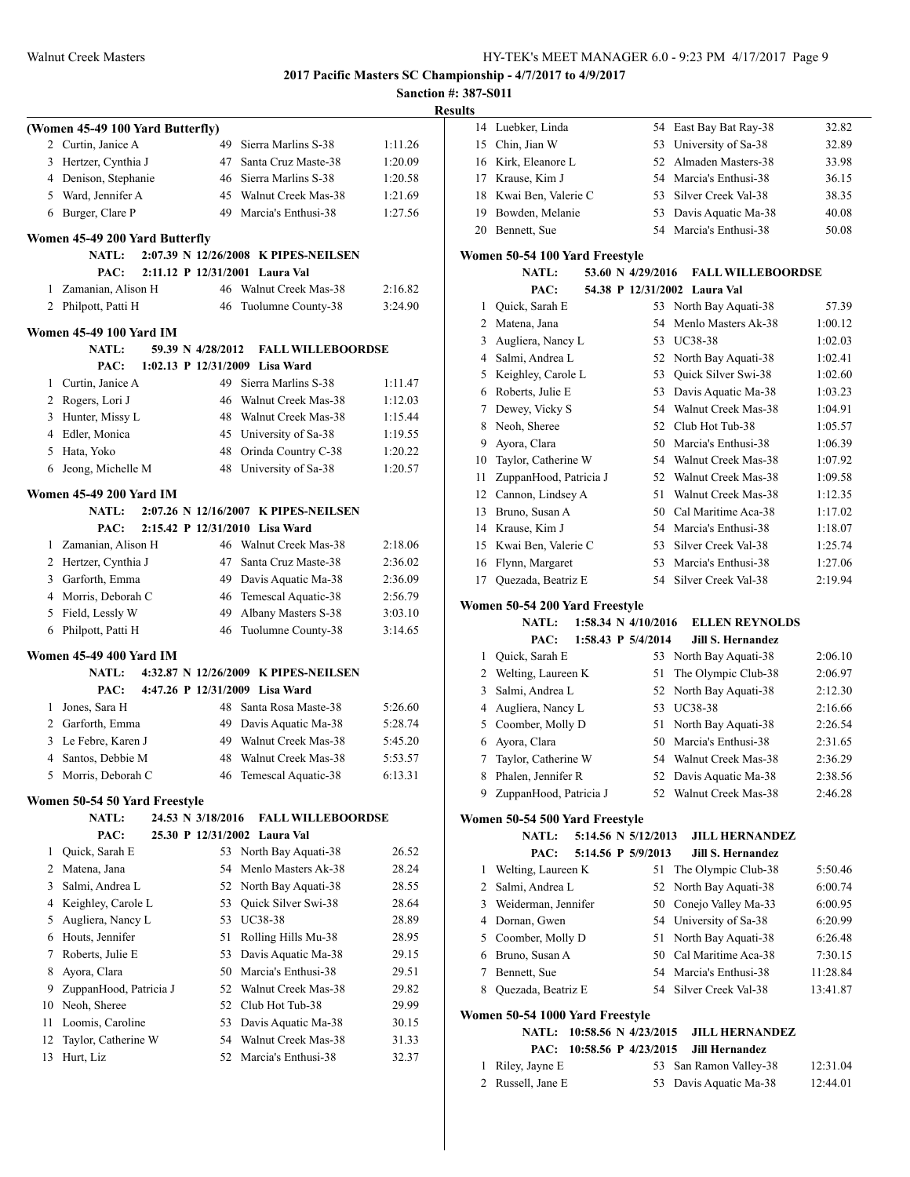**2017 Pacific Masters SC Championship - 4/7/2017 to 4/9/2017**

**Sanction #: 387-S011**

**Results**

### (Women 45-49 100 Yard Butterfly)

| Place | Name | Age | Team | Time |
|---|---|---|---|---|
| 2 | Curtin, Janice A | 49 | Sierra Marlins S-38 | 1:11.26 |
| 3 | Hertzer, Cynthia J | 47 | Santa Cruz Maste-38 | 1:20.09 |
| 4 | Denison, Stephanie | 46 | Sierra Marlins S-38 | 1:20.58 |
| 5 | Ward, Jennifer A | 45 | Walnut Creek Mas-38 | 1:21.69 |
| 6 | Burger, Clare P | 49 | Marcia's Enthusi-38 | 1:27.56 |

### Women 45-49 200 Yard Butterfly

NATL: 2:07.39 N 12/26/2008 K PIPES-NEILSEN
PAC: 2:11.12 P 12/31/2001 Laura Val

| Place | Name | Age | Team | Time |
|---|---|---|---|---|
| 1 | Zamanian, Alison H | 46 | Walnut Creek Mas-38 | 2:16.82 |
| 2 | Philpott, Patti H | 46 | Tuolumne County-38 | 3:24.90 |

### Women 45-49 100 Yard IM

NATL: 59.39 N 4/28/2012 FALL WILLEBOORDSE
PAC: 1:02.13 P 12/31/2009 Lisa Ward

| Place | Name | Age | Team | Time |
|---|---|---|---|---|
| 1 | Curtin, Janice A | 49 | Sierra Marlins S-38 | 1:11.47 |
| 2 | Rogers, Lori J | 46 | Walnut Creek Mas-38 | 1:12.03 |
| 3 | Hunter, Missy L | 48 | Walnut Creek Mas-38 | 1:15.44 |
| 4 | Edler, Monica | 45 | University of Sa-38 | 1:19.55 |
| 5 | Hata, Yoko | 48 | Orinda Country C-38 | 1:20.22 |
| 6 | Jeong, Michelle M | 48 | University of Sa-38 | 1:20.57 |

### Women 45-49 200 Yard IM

NATL: 2:07.26 N 12/16/2007 K PIPES-NEILSEN
PAC: 2:15.42 P 12/31/2010 Lisa Ward

| Place | Name | Age | Team | Time |
|---|---|---|---|---|
| 1 | Zamanian, Alison H | 46 | Walnut Creek Mas-38 | 2:18.06 |
| 2 | Hertzer, Cynthia J | 47 | Santa Cruz Maste-38 | 2:36.02 |
| 3 | Garforth, Emma | 49 | Davis Aquatic Ma-38 | 2:36.09 |
| 4 | Morris, Deborah C | 46 | Temescal Aquatic-38 | 2:56.79 |
| 5 | Field, Lessly W | 49 | Albany Masters S-38 | 3:03.10 |
| 6 | Philpott, Patti H | 46 | Tuolumne County-38 | 3:14.65 |

### Women 45-49 400 Yard IM

NATL: 4:32.87 N 12/26/2009 K PIPES-NEILSEN
PAC: 4:47.26 P 12/31/2009 Lisa Ward

| Place | Name | Age | Team | Time |
|---|---|---|---|---|
| 1 | Jones, Sara H | 48 | Santa Rosa Maste-38 | 5:26.60 |
| 2 | Garforth, Emma | 49 | Davis Aquatic Ma-38 | 5:28.74 |
| 3 | Le Febre, Karen J | 49 | Walnut Creek Mas-38 | 5:45.20 |
| 4 | Santos, Debbie M | 48 | Walnut Creek Mas-38 | 5:53.57 |
| 5 | Morris, Deborah C | 46 | Temescal Aquatic-38 | 6:13.31 |

### Women 50-54 50 Yard Freestyle

NATL: 24.53 N 3/18/2016 FALL WILLEBOORDSE
PAC: 25.30 P 12/31/2002 Laura Val

| Place | Name | Age | Team | Time |
|---|---|---|---|---|
| 1 | Quick, Sarah E | 53 | North Bay Aquati-38 | 26.52 |
| 2 | Matena, Jana | 54 | Menlo Masters Ak-38 | 28.24 |
| 3 | Salmi, Andrea L | 52 | North Bay Aquati-38 | 28.55 |
| 4 | Keighley, Carole L | 53 | Quick Silver Swi-38 | 28.64 |
| 5 | Augliera, Nancy L | 53 | UC38-38 | 28.89 |
| 6 | Houts, Jennifer | 51 | Rolling Hills Mu-38 | 28.95 |
| 7 | Roberts, Julie E | 53 | Davis Aquatic Ma-38 | 29.15 |
| 8 | Ayora, Clara | 50 | Marcia's Enthusi-38 | 29.51 |
| 9 | ZuppanHood, Patricia J | 52 | Walnut Creek Mas-38 | 29.82 |
| 10 | Neoh, Sheree | 52 | Club Hot Tub-38 | 29.99 |
| 11 | Loomis, Caroline | 53 | Davis Aquatic Ma-38 | 30.15 |
| 12 | Taylor, Catherine W | 54 | Walnut Creek Mas-38 | 31.33 |
| 13 | Hurt, Liz | 52 | Marcia's Enthusi-38 | 32.37 |
| 14 | Luebker, Linda | 54 | East Bay Bat Ray-38 | 32.82 |
| 15 | Chin, Jian W | 53 | University of Sa-38 | 32.89 |
| 16 | Kirk, Eleanore L | 52 | Almaden Masters-38 | 33.98 |
| 17 | Krause, Kim J | 54 | Marcia's Enthusi-38 | 36.15 |
| 18 | Kwai Ben, Valerie C | 53 | Silver Creek Val-38 | 38.35 |
| 19 | Bowden, Melanie | 53 | Davis Aquatic Ma-38 | 40.08 |
| 20 | Bennett, Sue | 54 | Marcia's Enthusi-38 | 50.08 |

### Women 50-54 100 Yard Freestyle

NATL: 53.60 N 4/29/2016 FALL WILLEBOORDSE
PAC: 54.38 P 12/31/2002 Laura Val

| Place | Name | Age | Team | Time |
|---|---|---|---|---|
| 1 | Quick, Sarah E | 53 | North Bay Aquati-38 | 57.39 |
| 2 | Matena, Jana | 54 | Menlo Masters Ak-38 | 1:00.12 |
| 3 | Augliera, Nancy L | 53 | UC38-38 | 1:02.03 |
| 4 | Salmi, Andrea L | 52 | North Bay Aquati-38 | 1:02.41 |
| 5 | Keighley, Carole L | 53 | Quick Silver Swi-38 | 1:02.60 |
| 6 | Roberts, Julie E | 53 | Davis Aquatic Ma-38 | 1:03.23 |
| 7 | Dewey, Vicky S | 54 | Walnut Creek Mas-38 | 1:04.91 |
| 8 | Neoh, Sheree | 52 | Club Hot Tub-38 | 1:05.57 |
| 9 | Ayora, Clara | 50 | Marcia's Enthusi-38 | 1:06.39 |
| 10 | Taylor, Catherine W | 54 | Walnut Creek Mas-38 | 1:07.92 |
| 11 | ZuppanHood, Patricia J | 52 | Walnut Creek Mas-38 | 1:09.58 |
| 12 | Cannon, Lindsey A | 51 | Walnut Creek Mas-38 | 1:12.35 |
| 13 | Bruno, Susan A | 50 | Cal Maritime Aca-38 | 1:17.02 |
| 14 | Krause, Kim J | 54 | Marcia's Enthusi-38 | 1:18.07 |
| 15 | Kwai Ben, Valerie C | 53 | Silver Creek Val-38 | 1:25.74 |
| 16 | Flynn, Margaret | 53 | Marcia's Enthusi-38 | 1:27.06 |
| 17 | Quezada, Beatriz E | 54 | Silver Creek Val-38 | 2:19.94 |

### Women 50-54 200 Yard Freestyle

NATL: 1:58.34 N 4/10/2016 ELLEN REYNOLDS
PAC: 1:58.43 P 5/4/2014 Jill S. Hernandez

| Place | Name | Age | Team | Time |
|---|---|---|---|---|
| 1 | Quick, Sarah E | 53 | North Bay Aquati-38 | 2:06.10 |
| 2 | Welting, Laureen K | 51 | The Olympic Club-38 | 2:06.97 |
| 3 | Salmi, Andrea L | 52 | North Bay Aquati-38 | 2:12.30 |
| 4 | Augliera, Nancy L | 53 | UC38-38 | 2:16.66 |
| 5 | Coomber, Molly D | 51 | North Bay Aquati-38 | 2:26.54 |
| 6 | Ayora, Clara | 50 | Marcia's Enthusi-38 | 2:31.65 |
| 7 | Taylor, Catherine W | 54 | Walnut Creek Mas-38 | 2:36.29 |
| 8 | Phalen, Jennifer R | 52 | Davis Aquatic Ma-38 | 2:38.56 |
| 9 | ZuppanHood, Patricia J | 52 | Walnut Creek Mas-38 | 2:46.28 |

### Women 50-54 500 Yard Freestyle

NATL: 5:14.56 N 5/12/2013 JILL HERNANDEZ
PAC: 5:14.56 P 5/9/2013 Jill S. Hernandez

| Place | Name | Age | Team | Time |
|---|---|---|---|---|
| 1 | Welting, Laureen K | 51 | The Olympic Club-38 | 5:50.46 |
| 2 | Salmi, Andrea L | 52 | North Bay Aquati-38 | 6:00.74 |
| 3 | Weiderman, Jennifer | 50 | Conejo Valley Ma-33 | 6:00.95 |
| 4 | Dornan, Gwen | 54 | University of Sa-38 | 6:20.99 |
| 5 | Coomber, Molly D | 51 | North Bay Aquati-38 | 6:26.48 |
| 6 | Bruno, Susan A | 50 | Cal Maritime Aca-38 | 7:30.15 |
| 7 | Bennett, Sue | 54 | Marcia's Enthusi-38 | 11:28.84 |
| 8 | Quezada, Beatriz E | 54 | Silver Creek Val-38 | 13:41.87 |

### Women 50-54 1000 Yard Freestyle

NATL: 10:58.56 N 4/23/2015 JILL HERNANDEZ
PAC: 10:58.56 P 4/23/2015 Jill Hernandez

| Place | Name | Age | Team | Time |
|---|---|---|---|---|
| 1 | Riley, Jayne E | 53 | San Ramon Valley-38 | 12:31.04 |
| 2 | Russell, Jane E | 53 | Davis Aquatic Ma-38 | 12:44.01 |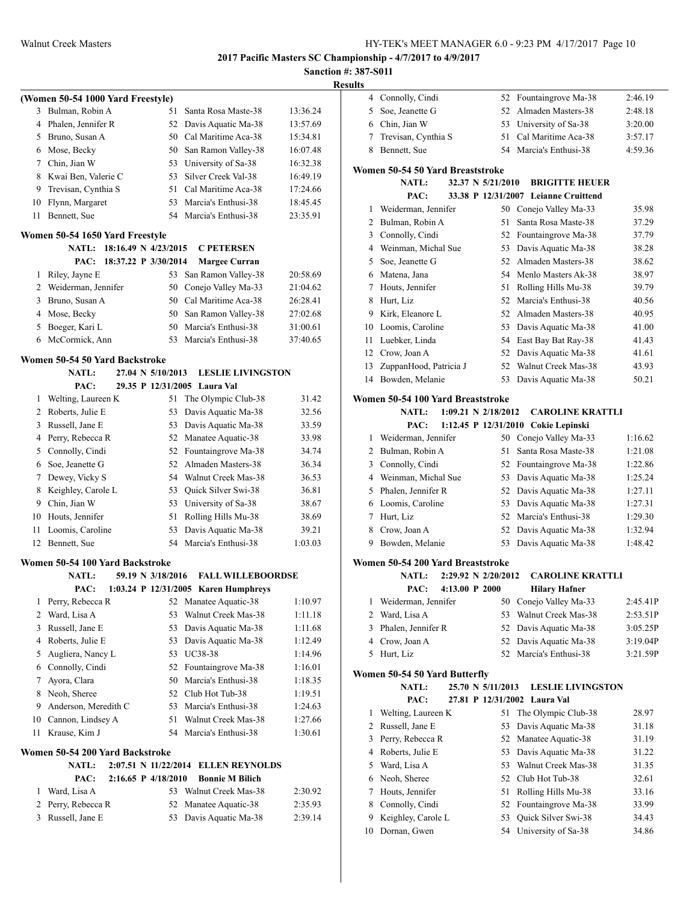**2017 Pacific Masters SC Championship - 4/7/2017 to 4/9/2017**

**Sanction #: 387-S011**

**Results**

### (Women 50-54 1000 Yard Freestyle)

| Place | Name | Age | Team | Time |
|---|---|---|---|---|
| 3 | Bulman, Robin A | 51 | Santa Rosa Maste-38 | 13:36.24 |
| 4 | Phalen, Jennifer R | 52 | Davis Aquatic Ma-38 | 13:57.69 |
| 5 | Bruno, Susan A | 50 | Cal Maritime Aca-38 | 15:34.81 |
| 6 | Mose, Becky | 50 | San Ramon Valley-38 | 16:07.48 |
| 7 | Chin, Jian W | 53 | University of Sa-38 | 16:32.38 |
| 8 | Kwai Ben, Valerie C | 53 | Silver Creek Val-38 | 16:49.19 |
| 9 | Trevisan, Cynthia S | 51 | Cal Maritime Aca-38 | 17:24.66 |
| 10 | Flynn, Margaret | 53 | Marcia's Enthusi-38 | 18:45.45 |
| 11 | Bennett, Sue | 54 | Marcia's Enthusi-38 | 23:35.91 |

### Women 50-54 1650 Yard Freestyle

NATL: 18:16.49 N 4/23/2015 C PETERSEN
PAC: 18:37.22 P 3/30/2014 Margee Curran

| Place | Name | Age | Team | Time |
|---|---|---|---|---|
| 1 | Riley, Jayne E | 53 | San Ramon Valley-38 | 20:58.69 |
| 2 | Weiderman, Jennifer | 50 | Conejo Valley Ma-33 | 21:04.62 |
| 3 | Bruno, Susan A | 50 | Cal Maritime Aca-38 | 26:28.41 |
| 4 | Mose, Becky | 50 | San Ramon Valley-38 | 27:02.68 |
| 5 | Boeger, Kari L | 50 | Marcia's Enthusi-38 | 31:00.61 |
| 6 | McCormick, Ann | 53 | Marcia's Enthusi-38 | 37:40.65 |

### Women 50-54 50 Yard Backstroke

NATL: 27.04 N 5/10/2013 LESLIE LIVINGSTON
PAC: 29.35 P 12/31/2005 Laura Val

| Place | Name | Age | Team | Time |
|---|---|---|---|---|
| 1 | Welting, Laureen K | 51 | The Olympic Club-38 | 31.42 |
| 2 | Roberts, Julie E | 53 | Davis Aquatic Ma-38 | 32.56 |
| 3 | Russell, Jane E | 53 | Davis Aquatic Ma-38 | 33.59 |
| 4 | Perry, Rebecca R | 52 | Manatee Aquatic-38 | 33.98 |
| 5 | Connolly, Cindi | 52 | Fountaingrove Ma-38 | 34.74 |
| 6 | Soe, Jeanette G | 52 | Almaden Masters-38 | 36.34 |
| 7 | Dewey, Vicky S | 54 | Walnut Creek Mas-38 | 36.53 |
| 8 | Keighley, Carole L | 53 | Quick Silver Swi-38 | 36.81 |
| 9 | Chin, Jian W | 53 | University of Sa-38 | 38.67 |
| 10 | Houts, Jennifer | 51 | Rolling Hills Mu-38 | 38.69 |
| 11 | Loomis, Caroline | 53 | Davis Aquatic Ma-38 | 39.21 |
| 12 | Bennett, Sue | 54 | Marcia's Enthusi-38 | 1:03.03 |

### Women 50-54 100 Yard Backstroke

NATL: 59.19 N 3/18/2016 FALL WILLEBOORDSE
PAC: 1:03.24 P 12/31/2005 Karen Humphreys

| Place | Name | Age | Team | Time |
|---|---|---|---|---|
| 1 | Perry, Rebecca R | 52 | Manatee Aquatic-38 | 1:10.97 |
| 2 | Ward, Lisa A | 53 | Walnut Creek Mas-38 | 1:11.18 |
| 3 | Russell, Jane E | 53 | Davis Aquatic Ma-38 | 1:11.68 |
| 4 | Roberts, Julie E | 53 | Davis Aquatic Ma-38 | 1:12.49 |
| 5 | Augliera, Nancy L | 53 | UC38-38 | 1:14.96 |
| 6 | Connolly, Cindi | 52 | Fountaingrove Ma-38 | 1:16.01 |
| 7 | Ayora, Clara | 50 | Marcia's Enthusi-38 | 1:18.35 |
| 8 | Neoh, Sheree | 52 | Club Hot Tub-38 | 1:19.51 |
| 9 | Anderson, Meredith C | 53 | Marcia's Enthusi-38 | 1:24.63 |
| 10 | Cannon, Lindsey A | 51 | Walnut Creek Mas-38 | 1:27.66 |
| 11 | Krause, Kim J | 54 | Marcia's Enthusi-38 | 1:30.61 |

### Women 50-54 200 Yard Backstroke

NATL: 2:07.51 N 11/22/2014 ELLEN REYNOLDS
PAC: 2:16.65 P 4/18/2010 Bonnie M Bilich

| Place | Name | Age | Team | Time |
|---|---|---|---|---|
| 1 | Ward, Lisa A | 53 | Walnut Creek Mas-38 | 2:30.92 |
| 2 | Perry, Rebecca R | 52 | Manatee Aquatic-38 | 2:35.93 |
| 3 | Russell, Jane E | 53 | Davis Aquatic Ma-38 | 2:39.14 |
| 4 | Connolly, Cindi | 52 | Fountaingrove Ma-38 | 2:46.19 |
| 5 | Soe, Jeanette G | 52 | Almaden Masters-38 | 2:48.18 |
| 6 | Chin, Jian W | 53 | University of Sa-38 | 3:20.00 |
| 7 | Trevisan, Cynthia S | 51 | Cal Maritime Aca-38 | 3:57.17 |
| 8 | Bennett, Sue | 54 | Marcia's Enthusi-38 | 4:59.36 |

### Women 50-54 50 Yard Breaststroke

NATL: 32.37 N 5/21/2010 BRIGITTE HEUER
PAC: 33.38 P 12/31/2007 Leianne Cruittend

| Place | Name | Age | Team | Time |
|---|---|---|---|---|
| 1 | Weiderman, Jennifer | 50 | Conejo Valley Ma-33 | 35.98 |
| 2 | Bulman, Robin A | 51 | Santa Rosa Maste-38 | 37.29 |
| 3 | Connolly, Cindi | 52 | Fountaingrove Ma-38 | 37.79 |
| 4 | Weinman, Michal Sue | 53 | Davis Aquatic Ma-38 | 38.28 |
| 5 | Soe, Jeanette G | 52 | Almaden Masters-38 | 38.62 |
| 6 | Matena, Jana | 54 | Menlo Masters Ak-38 | 38.97 |
| 7 | Houts, Jennifer | 51 | Rolling Hills Mu-38 | 39.79 |
| 8 | Hurt, Liz | 52 | Marcia's Enthusi-38 | 40.56 |
| 9 | Kirk, Eleanore L | 52 | Almaden Masters-38 | 40.95 |
| 10 | Loomis, Caroline | 53 | Davis Aquatic Ma-38 | 41.00 |
| 11 | Luebker, Linda | 54 | East Bay Bat Ray-38 | 41.43 |
| 12 | Crow, Joan A | 52 | Davis Aquatic Ma-38 | 41.61 |
| 13 | ZuppanHood, Patricia J | 52 | Walnut Creek Mas-38 | 43.93 |
| 14 | Bowden, Melanie | 53 | Davis Aquatic Ma-38 | 50.21 |

### Women 50-54 100 Yard Breaststroke

NATL: 1:09.21 N 2/18/2012 CAROLINE KRATTLI
PAC: 1:12.45 P 12/31/2010 Cokie Lepinski

| Place | Name | Age | Team | Time |
|---|---|---|---|---|
| 1 | Weiderman, Jennifer | 50 | Conejo Valley Ma-33 | 1:16.62 |
| 2 | Bulman, Robin A | 51 | Santa Rosa Maste-38 | 1:21.08 |
| 3 | Connolly, Cindi | 52 | Fountaingrove Ma-38 | 1:22.86 |
| 4 | Weinman, Michal Sue | 53 | Davis Aquatic Ma-38 | 1:25.24 |
| 5 | Phalen, Jennifer R | 52 | Davis Aquatic Ma-38 | 1:27.11 |
| 6 | Loomis, Caroline | 53 | Davis Aquatic Ma-38 | 1:27.31 |
| 7 | Hurt, Liz | 52 | Marcia's Enthusi-38 | 1:29.30 |
| 8 | Crow, Joan A | 52 | Davis Aquatic Ma-38 | 1:32.94 |
| 9 | Bowden, Melanie | 53 | Davis Aquatic Ma-38 | 1:48.42 |

### Women 50-54 200 Yard Breaststroke

NATL: 2:29.92 N 2/20/2012 CAROLINE KRATTLI
PAC: 4:13.00 P 2000 Hilary Hafner

| Place | Name | Age | Team | Time |
|---|---|---|---|---|
| 1 | Weiderman, Jennifer | 50 | Conejo Valley Ma-33 | 2:45.41P |
| 2 | Ward, Lisa A | 53 | Walnut Creek Mas-38 | 2:53.51P |
| 3 | Phalen, Jennifer R | 52 | Davis Aquatic Ma-38 | 3:05.25P |
| 4 | Crow, Joan A | 52 | Davis Aquatic Ma-38 | 3:19.04P |
| 5 | Hurt, Liz | 52 | Marcia's Enthusi-38 | 3:21.59P |

### Women 50-54 50 Yard Butterfly

NATL: 25.70 N 5/11/2013 LESLIE LIVINGSTON
PAC: 27.81 P 12/31/2002 Laura Val

| Place | Name | Age | Team | Time |
|---|---|---|---|---|
| 1 | Welting, Laureen K | 51 | The Olympic Club-38 | 28.97 |
| 2 | Russell, Jane E | 53 | Davis Aquatic Ma-38 | 31.18 |
| 3 | Perry, Rebecca R | 52 | Manatee Aquatic-38 | 31.19 |
| 4 | Roberts, Julie E | 53 | Davis Aquatic Ma-38 | 31.22 |
| 5 | Ward, Lisa A | 53 | Walnut Creek Mas-38 | 31.35 |
| 6 | Neoh, Sheree | 52 | Club Hot Tub-38 | 32.61 |
| 7 | Houts, Jennifer | 51 | Rolling Hills Mu-38 | 33.16 |
| 8 | Connolly, Cindi | 52 | Fountaingrove Ma-38 | 33.99 |
| 9 | Keighley, Carole L | 53 | Quick Silver Swi-38 | 34.43 |
| 10 | Dornan, Gwen | 54 | University of Sa-38 | 34.86 |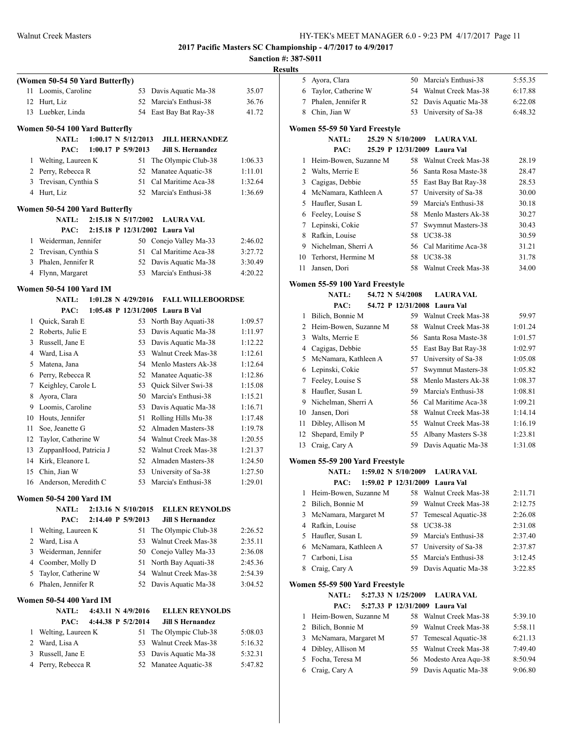## 2017 Pacific Masters SC Championship - 4/7/2017 to 4/9/2017

**Sanction #: 387-S011**

**Results**

### (Women 50-54 50 Yard Butterfly)

| Place | Name | Age | Team | Time |
|---|---|---|---|---|
| 11 | Loomis, Caroline | 53 | Davis Aquatic Ma-38 | 35.07 |
| 12 | Hurt, Liz | 52 | Marcia's Enthusi-38 | 36.76 |
| 13 | Luebker, Linda | 54 | East Bay Bat Ray-38 | 41.72 |

### Women 50-54 100 Yard Butterfly

NATL: 1:00.17 N 5/12/2013 JILL HERNANDEZ
PAC: 1:00.17 P 5/9/2013 Jill S. Hernandez

| Place | Name | Age | Team | Time |
|---|---|---|---|---|
| 1 | Welting, Laureen K | 51 | The Olympic Club-38 | 1:06.33 |
| 2 | Perry, Rebecca R | 52 | Manatee Aquatic-38 | 1:11.01 |
| 3 | Trevisan, Cynthia S | 51 | Cal Maritime Aca-38 | 1:32.64 |
| 4 | Hurt, Liz | 52 | Marcia's Enthusi-38 | 1:36.69 |

### Women 50-54 200 Yard Butterfly

NATL: 2:15.18 N 5/17/2002 LAURA VAL
PAC: 2:15.18 P 12/31/2002 Laura Val

| Place | Name | Age | Team | Time |
|---|---|---|---|---|
| 1 | Weiderman, Jennifer | 50 | Conejo Valley Ma-33 | 2:46.02 |
| 2 | Trevisan, Cynthia S | 51 | Cal Maritime Aca-38 | 3:27.72 |
| 3 | Phalen, Jennifer R | 52 | Davis Aquatic Ma-38 | 3:30.49 |
| 4 | Flynn, Margaret | 53 | Marcia's Enthusi-38 | 4:20.22 |

### Women 50-54 100 Yard IM

NATL: 1:01.28 N 4/29/2016 FALL WILLEBOORDSE
PAC: 1:05.48 P 12/31/2005 Laura B Val

| Place | Name | Age | Team | Time |
|---|---|---|---|---|
| 1 | Quick, Sarah E | 53 | North Bay Aquati-38 | 1:09.57 |
| 2 | Roberts, Julie E | 53 | Davis Aquatic Ma-38 | 1:11.97 |
| 3 | Russell, Jane E | 53 | Davis Aquatic Ma-38 | 1:12.22 |
| 4 | Ward, Lisa A | 53 | Walnut Creek Mas-38 | 1:12.61 |
| 5 | Matena, Jana | 54 | Menlo Masters Ak-38 | 1:12.64 |
| 6 | Perry, Rebecca R | 52 | Manatee Aquatic-38 | 1:12.86 |
| 7 | Keighley, Carole L | 53 | Quick Silver Swi-38 | 1:15.08 |
| 8 | Ayora, Clara | 50 | Marcia's Enthusi-38 | 1:15.21 |
| 9 | Loomis, Caroline | 53 | Davis Aquatic Ma-38 | 1:16.71 |
| 10 | Houts, Jennifer | 51 | Rolling Hills Mu-38 | 1:17.48 |
| 11 | Soe, Jeanette G | 52 | Almaden Masters-38 | 1:19.78 |
| 12 | Taylor, Catherine W | 54 | Walnut Creek Mas-38 | 1:20.55 |
| 13 | ZuppanHood, Patricia J | 52 | Walnut Creek Mas-38 | 1:21.37 |
| 14 | Kirk, Eleanore L | 52 | Almaden Masters-38 | 1:24.50 |
| 15 | Chin, Jian W | 53 | University of Sa-38 | 1:27.50 |
| 16 | Anderson, Meredith C | 53 | Marcia's Enthusi-38 | 1:29.01 |

### Women 50-54 200 Yard IM

NATL: 2:13.16 N 5/10/2015 ELLEN REYNOLDS
PAC: 2:14.40 P 5/9/2013 Jill S Hernandez

| Place | Name | Age | Team | Time |
|---|---|---|---|---|
| 1 | Welting, Laureen K | 51 | The Olympic Club-38 | 2:26.52 |
| 2 | Ward, Lisa A | 53 | Walnut Creek Mas-38 | 2:35.11 |
| 3 | Weiderman, Jennifer | 50 | Conejo Valley Ma-33 | 2:36.08 |
| 4 | Coomber, Molly D | 51 | North Bay Aquati-38 | 2:45.36 |
| 5 | Taylor, Catherine W | 54 | Walnut Creek Mas-38 | 2:54.39 |
| 6 | Phalen, Jennifer R | 52 | Davis Aquatic Ma-38 | 3:04.52 |

### Women 50-54 400 Yard IM

NATL: 4:43.11 N 4/9/2016 ELLEN REYNOLDS
PAC: 4:44.38 P 5/2/2014 Jill S Hernandez

| Place | Name | Age | Team | Time |
|---|---|---|---|---|
| 1 | Welting, Laureen K | 51 | The Olympic Club-38 | 5:08.03 |
| 2 | Ward, Lisa A | 53 | Walnut Creek Mas-38 | 5:16.32 |
| 3 | Russell, Jane E | 53 | Davis Aquatic Ma-38 | 5:32.31 |
| 4 | Perry, Rebecca R | 52 | Manatee Aquatic-38 | 5:47.82 |
| 5 | Ayora, Clara | 50 | Marcia's Enthusi-38 | 5:55.35 |
| 6 | Taylor, Catherine W | 54 | Walnut Creek Mas-38 | 6:17.88 |
| 7 | Phalen, Jennifer R | 52 | Davis Aquatic Ma-38 | 6:22.08 |
| 8 | Chin, Jian W | 53 | University of Sa-38 | 6:48.32 |

### Women 55-59 50 Yard Freestyle

NATL: 25.29 N 5/10/2009 LAURA VAL
PAC: 25.29 P 12/31/2009 Laura Val

| Place | Name | Age | Team | Time |
|---|---|---|---|---|
| 1 | Heim-Bowen, Suzanne M | 58 | Walnut Creek Mas-38 | 28.19 |
| 2 | Walts, Merrie E | 56 | Santa Rosa Maste-38 | 28.47 |
| 3 | Cagigas, Debbie | 55 | East Bay Bat Ray-38 | 28.53 |
| 4 | McNamara, Kathleen A | 57 | University of Sa-38 | 30.00 |
| 5 | Haufler, Susan L | 59 | Marcia's Enthusi-38 | 30.18 |
| 6 | Feeley, Louise S | 58 | Menlo Masters Ak-38 | 30.27 |
| 7 | Lepinski, Cokie | 57 | Swymnut Masters-38 | 30.43 |
| 8 | Rafkin, Louise | 58 | UC38-38 | 30.59 |
| 9 | Nichelman, Sherri A | 56 | Cal Maritime Aca-38 | 31.21 |
| 10 | Terhorst, Hermine M | 58 | UC38-38 | 31.78 |
| 11 | Jansen, Dori | 58 | Walnut Creek Mas-38 | 34.00 |

### Women 55-59 100 Yard Freestyle

NATL: 54.72 N 5/4/2008 LAURA VAL
PAC: 54.72 P 12/31/2008 Laura Val

| Place | Name | Age | Team | Time |
|---|---|---|---|---|
| 1 | Bilich, Bonnie M | 59 | Walnut Creek Mas-38 | 59.97 |
| 2 | Heim-Bowen, Suzanne M | 58 | Walnut Creek Mas-38 | 1:01.24 |
| 3 | Walts, Merrie E | 56 | Santa Rosa Maste-38 | 1:01.57 |
| 4 | Cagigas, Debbie | 55 | East Bay Bat Ray-38 | 1:02.97 |
| 5 | McNamara, Kathleen A | 57 | University of Sa-38 | 1:05.08 |
| 6 | Lepinski, Cokie | 57 | Swymnut Masters-38 | 1:05.82 |
| 7 | Feeley, Louise S | 58 | Menlo Masters Ak-38 | 1:08.37 |
| 8 | Haufler, Susan L | 59 | Marcia's Enthusi-38 | 1:08.81 |
| 9 | Nichelman, Sherri A | 56 | Cal Maritime Aca-38 | 1:09.21 |
| 10 | Jansen, Dori | 58 | Walnut Creek Mas-38 | 1:14.14 |
| 11 | Dibley, Allison M | 55 | Walnut Creek Mas-38 | 1:16.19 |
| 12 | Shepard, Emily P | 55 | Albany Masters S-38 | 1:23.81 |
| 13 | Craig, Cary A | 59 | Davis Aquatic Ma-38 | 1:31.08 |

### Women 55-59 200 Yard Freestyle

NATL: 1:59.02 N 5/10/2009 LAURA VAL
PAC: 1:59.02 P 12/31/2009 Laura Val

| Place | Name | Age | Team | Time |
|---|---|---|---|---|
| 1 | Heim-Bowen, Suzanne M | 58 | Walnut Creek Mas-38 | 2:11.71 |
| 2 | Bilich, Bonnie M | 59 | Walnut Creek Mas-38 | 2:12.75 |
| 3 | McNamara, Margaret M | 57 | Temescal Aquatic-38 | 2:26.08 |
| 4 | Rafkin, Louise | 58 | UC38-38 | 2:31.08 |
| 5 | Haufler, Susan L | 59 | Marcia's Enthusi-38 | 2:37.40 |
| 6 | McNamara, Kathleen A | 57 | University of Sa-38 | 2:37.87 |
| 7 | Carboni, Lisa | 55 | Marcia's Enthusi-38 | 3:12.45 |
| 8 | Craig, Cary A | 59 | Davis Aquatic Ma-38 | 3:22.85 |

### Women 55-59 500 Yard Freestyle

NATL: 5:27.33 N 1/25/2009 LAURA VAL
PAC: 5:27.33 P 12/31/2009 Laura Val

| Place | Name | Age | Team | Time |
|---|---|---|---|---|
| 1 | Heim-Bowen, Suzanne M | 58 | Walnut Creek Mas-38 | 5:39.10 |
| 2 | Bilich, Bonnie M | 59 | Walnut Creek Mas-38 | 5:58.11 |
| 3 | McNamara, Margaret M | 57 | Temescal Aquatic-38 | 6:21.13 |
| 4 | Dibley, Allison M | 55 | Walnut Creek Mas-38 | 7:49.40 |
| 5 | Focha, Teresa M | 56 | Modesto Area Aqu-38 | 8:50.94 |
| 6 | Craig, Cary A | 59 | Davis Aquatic Ma-38 | 9:06.80 |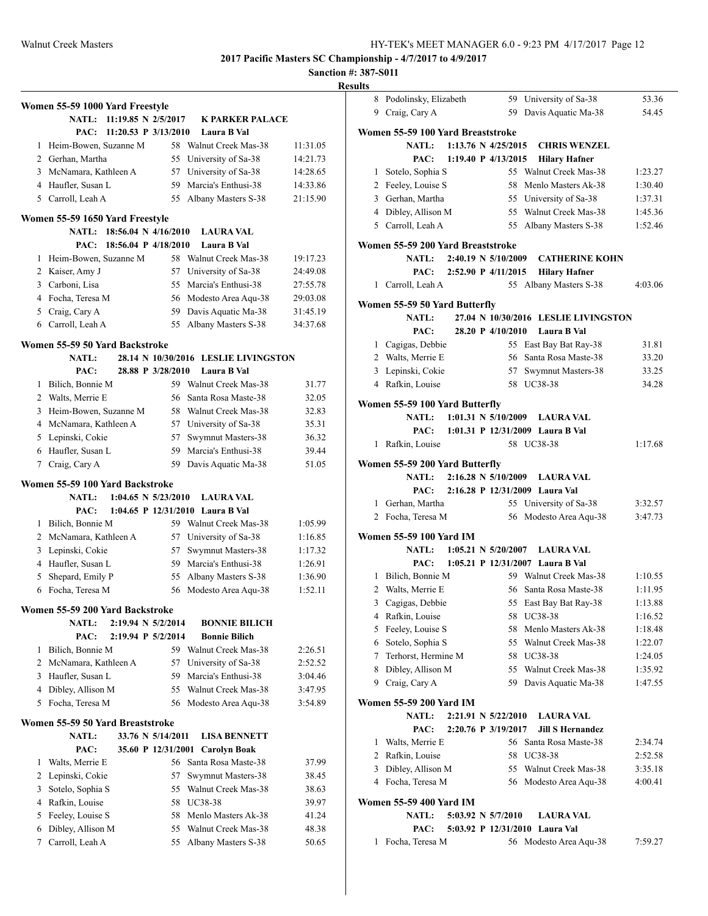**2017 Pacific Masters SC Championship - 4/7/2017 to 4/9/2017**

**Sanction #: 387-S011**

**Results**

### Women 55-59 1000 Yard Freestyle

NATL: 11:19.85 N 2/5/2017 K PARKER PALACE
PAC: 11:20.53 P 3/13/2010 Laura B Val

| | Name | Age | Team | Time |
|---|---|---|---|---|
| 1 | Heim-Bowen, Suzanne M | 58 | Walnut Creek Mas-38 | 11:31.05 |
| 2 | Gerhan, Martha | 55 | University of Sa-38 | 14:21.73 |
| 3 | McNamara, Kathleen A | 57 | University of Sa-38 | 14:28.65 |
| 4 | Haufler, Susan L | 59 | Marcia's Enthusi-38 | 14:33.86 |
| 5 | Carroll, Leah A | 55 | Albany Masters S-38 | 21:15.90 |

### Women 55-59 1650 Yard Freestyle

NATL: 18:56.04 N 4/16/2010 LAURA VAL
PAC: 18:56.04 P 4/18/2010 Laura B Val

| | Name | Age | Team | Time |
|---|---|---|---|---|
| 1 | Heim-Bowen, Suzanne M | 58 | Walnut Creek Mas-38 | 19:17.23 |
| 2 | Kaiser, Amy J | 57 | University of Sa-38 | 24:49.08 |
| 3 | Carboni, Lisa | 55 | Marcia's Enthusi-38 | 27:55.78 |
| 4 | Focha, Teresa M | 56 | Modesto Area Aqu-38 | 29:03.08 |
| 5 | Craig, Cary A | 59 | Davis Aquatic Ma-38 | 31:45.19 |
| 6 | Carroll, Leah A | 55 | Albany Masters S-38 | 34:37.68 |

### Women 55-59 50 Yard Backstroke

NATL: 28.14 N 10/30/2016 LESLIE LIVINGSTON
PAC: 28.88 P 3/28/2010 Laura B Val

| | Name | Age | Team | Time |
|---|---|---|---|---|
| 1 | Bilich, Bonnie M | 59 | Walnut Creek Mas-38 | 31.77 |
| 2 | Walts, Merrie E | 56 | Santa Rosa Maste-38 | 32.05 |
| 3 | Heim-Bowen, Suzanne M | 58 | Walnut Creek Mas-38 | 32.83 |
| 4 | McNamara, Kathleen A | 57 | University of Sa-38 | 35.31 |
| 5 | Lepinski, Cokie | 57 | Swymnut Masters-38 | 36.32 |
| 6 | Haufler, Susan L | 59 | Marcia's Enthusi-38 | 39.44 |
| 7 | Craig, Cary A | 59 | Davis Aquatic Ma-38 | 51.05 |

### Women 55-59 100 Yard Backstroke

NATL: 1:04.65 N 5/23/2010 LAURA VAL
PAC: 1:04.65 P 12/31/2010 Laura B Val

| | Name | Age | Team | Time |
|---|---|---|---|---|
| 1 | Bilich, Bonnie M | 59 | Walnut Creek Mas-38 | 1:05.99 |
| 2 | McNamara, Kathleen A | 57 | University of Sa-38 | 1:16.85 |
| 3 | Lepinski, Cokie | 57 | Swymnut Masters-38 | 1:17.32 |
| 4 | Haufler, Susan L | 59 | Marcia's Enthusi-38 | 1:26.91 |
| 5 | Shepard, Emily P | 55 | Albany Masters S-38 | 1:36.90 |
| 6 | Focha, Teresa M | 56 | Modesto Area Aqu-38 | 1:52.11 |

### Women 55-59 200 Yard Backstroke

NATL: 2:19.94 N 5/2/2014 BONNIE BILICH
PAC: 2:19.94 P 5/2/2014 Bonnie Bilich

| | Name | Age | Team | Time |
|---|---|---|---|---|
| 1 | Bilich, Bonnie M | 59 | Walnut Creek Mas-38 | 2:26.51 |
| 2 | McNamara, Kathleen A | 57 | University of Sa-38 | 2:52.52 |
| 3 | Haufler, Susan L | 59 | Marcia's Enthusi-38 | 3:04.46 |
| 4 | Dibley, Allison M | 55 | Walnut Creek Mas-38 | 3:47.95 |
| 5 | Focha, Teresa M | 56 | Modesto Area Aqu-38 | 3:54.89 |

### Women 55-59 50 Yard Breaststroke

NATL: 33.76 N 5/14/2011 LISA BENNETT
PAC: 35.60 P 12/31/2001 Carolyn Boak

| | Name | Age | Team | Time |
|---|---|---|---|---|
| 1 | Walts, Merrie E | 56 | Santa Rosa Maste-38 | 37.99 |
| 2 | Lepinski, Cokie | 57 | Swymnut Masters-38 | 38.45 |
| 3 | Sotelo, Sophia S | 55 | Walnut Creek Mas-38 | 38.63 |
| 4 | Rafkin, Louise | 58 | UC38-38 | 39.97 |
| 5 | Feeley, Louise S | 58 | Menlo Masters Ak-38 | 41.24 |
| 6 | Dibley, Allison M | 55 | Walnut Creek Mas-38 | 48.38 |
| 7 | Carroll, Leah A | 55 | Albany Masters S-38 | 50.65 |
| 8 | Podolinsky, Elizabeth | 59 | University of Sa-38 | 53.36 |
| 9 | Craig, Cary A | 59 | Davis Aquatic Ma-38 | 54.45 |

### Women 55-59 100 Yard Breaststroke

NATL: 1:13.76 N 4/25/2015 CHRIS WENZEL
PAC: 1:19.40 P 4/13/2015 Hilary Hafner

| | Name | Age | Team | Time |
|---|---|---|---|---|
| 1 | Sotelo, Sophia S | 55 | Walnut Creek Mas-38 | 1:23.27 |
| 2 | Feeley, Louise S | 58 | Menlo Masters Ak-38 | 1:30.40 |
| 3 | Gerhan, Martha | 55 | University of Sa-38 | 1:37.31 |
| 4 | Dibley, Allison M | 55 | Walnut Creek Mas-38 | 1:45.36 |
| 5 | Carroll, Leah A | 55 | Albany Masters S-38 | 1:52.46 |

### Women 55-59 200 Yard Breaststroke

NATL: 2:40.19 N 5/10/2009 CATHERINE KOHN
PAC: 2:52.90 P 4/11/2015 Hilary Hafner

| | Name | Age | Team | Time |
|---|---|---|---|---|
| 1 | Carroll, Leah A | 55 | Albany Masters S-38 | 4:03.06 |

### Women 55-59 50 Yard Butterfly

NATL: 27.04 N 10/30/2016 LESLIE LIVINGSTON
PAC: 28.20 P 4/10/2010 Laura B Val

| | Name | Age | Team | Time |
|---|---|---|---|---|
| 1 | Cagigas, Debbie | 55 | East Bay Bat Ray-38 | 31.81 |
| 2 | Walts, Merrie E | 56 | Santa Rosa Maste-38 | 33.20 |
| 3 | Lepinski, Cokie | 57 | Swymnut Masters-38 | 33.25 |
| 4 | Rafkin, Louise | 58 | UC38-38 | 34.28 |

### Women 55-59 100 Yard Butterfly

NATL: 1:01.31 N 5/10/2009 LAURA VAL
PAC: 1:01.31 P 12/31/2009 Laura B Val

| | Name | Age | Team | Time |
|---|---|---|---|---|
| 1 | Rafkin, Louise | 58 | UC38-38 | 1:17.68 |

### Women 55-59 200 Yard Butterfly

NATL: 2:16.28 N 5/10/2009 LAURA VAL
PAC: 2:16.28 P 12/31/2009 Laura Val

| | Name | Age | Team | Time |
|---|---|---|---|---|
| 1 | Gerhan, Martha | 55 | University of Sa-38 | 3:32.57 |
| 2 | Focha, Teresa M | 56 | Modesto Area Aqu-38 | 3:47.73 |

### Women 55-59 100 Yard IM

NATL: 1:05.21 N 5/20/2007 LAURA VAL
PAC: 1:05.21 P 12/31/2007 Laura B Val

| | Name | Age | Team | Time |
|---|---|---|---|---|
| 1 | Bilich, Bonnie M | 59 | Walnut Creek Mas-38 | 1:10.55 |
| 2 | Walts, Merrie E | 56 | Santa Rosa Maste-38 | 1:11.95 |
| 3 | Cagigas, Debbie | 55 | East Bay Bat Ray-38 | 1:13.88 |
| 4 | Rafkin, Louise | 58 | UC38-38 | 1:16.52 |
| 5 | Feeley, Louise S | 58 | Menlo Masters Ak-38 | 1:18.48 |
| 6 | Sotelo, Sophia S | 55 | Walnut Creek Mas-38 | 1:22.07 |
| 7 | Terhorst, Hermine M | 58 | UC38-38 | 1:24.05 |
| 8 | Dibley, Allison M | 55 | Walnut Creek Mas-38 | 1:35.92 |
| 9 | Craig, Cary A | 59 | Davis Aquatic Ma-38 | 1:47.55 |

### Women 55-59 200 Yard IM

NATL: 2:21.91 N 5/22/2010 LAURA VAL
PAC: 2:20.76 P 3/19/2017 Jill S Hernandez

| | Name | Age | Team | Time |
|---|---|---|---|---|
| 1 | Walts, Merrie E | 56 | Santa Rosa Maste-38 | 2:34.74 |
| 2 | Rafkin, Louise | 58 | UC38-38 | 2:52.58 |
| 3 | Dibley, Allison M | 55 | Walnut Creek Mas-38 | 3:35.18 |
| 4 | Focha, Teresa M | 56 | Modesto Area Aqu-38 | 4:00.41 |

### Women 55-59 400 Yard IM

NATL: 5:03.92 N 5/7/2010 LAURA VAL
PAC: 5:03.92 P 12/31/2010 Laura Val

| | Name | Age | Team | Time |
|---|---|---|---|---|
| 1 | Focha, Teresa M | 56 | Modesto Area Aqu-38 | 7:59.27 |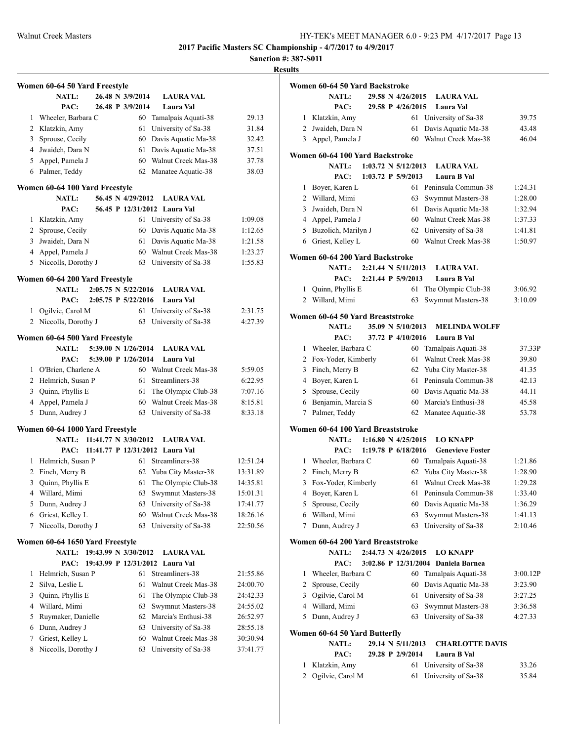## 2017 Pacific Masters SC Championship - 4/7/2017 to 4/9/2017

**Sanction #: 387-S011**

**Results**

### Women 60-64 50 Yard Freestyle

NATL: 26.48 N 3/9/2014 LAURA VAL
PAC: 26.48 P 3/9/2014 Laura Val

| Place | Name | Age | Team | Time |
|---|---|---|---|---|
| 1 | Wheeler, Barbara C | 60 | Tamalpais Aquati-38 | 29.13 |
| 2 | Klatzkin, Amy | 61 | University of Sa-38 | 31.84 |
| 3 | Sprouse, Cecily | 60 | Davis Aquatic Ma-38 | 32.42 |
| 4 | Jwaideh, Dara N | 61 | Davis Aquatic Ma-38 | 37.51 |
| 5 | Appel, Pamela J | 60 | Walnut Creek Mas-38 | 37.78 |
| 6 | Palmer, Teddy | 62 | Manatee Aquatic-38 | 38.03 |

### Women 60-64 100 Yard Freestyle

NATL: 56.45 N 4/29/2012 LAURA VAL
PAC: 56.45 P 12/31/2012 Laura Val

| Place | Name | Age | Team | Time |
|---|---|---|---|---|
| 1 | Klatzkin, Amy | 61 | University of Sa-38 | 1:09.08 |
| 2 | Sprouse, Cecily | 60 | Davis Aquatic Ma-38 | 1:12.65 |
| 3 | Jwaideh, Dara N | 61 | Davis Aquatic Ma-38 | 1:21.58 |
| 4 | Appel, Pamela J | 60 | Walnut Creek Mas-38 | 1:23.27 |
| 5 | Niccolls, Dorothy J | 63 | University of Sa-38 | 1:55.83 |

### Women 60-64 200 Yard Freestyle

NATL: 2:05.75 N 5/22/2016 LAURA VAL
PAC: 2:05.75 P 5/22/2016 Laura Val

| Place | Name | Age | Team | Time |
|---|---|---|---|---|
| 1 | Ogilvie, Carol M | 61 | University of Sa-38 | 2:31.75 |
| 2 | Niccolls, Dorothy J | 63 | University of Sa-38 | 4:27.39 |

### Women 60-64 500 Yard Freestyle

NATL: 5:39.00 N 1/26/2014 LAURA VAL
PAC: 5:39.00 P 1/26/2014 Laura Val

| Place | Name | Age | Team | Time |
|---|---|---|---|---|
| 1 | O'Brien, Charlene A | 60 | Walnut Creek Mas-38 | 5:59.05 |
| 2 | Helmrich, Susan P | 61 | Streamliners-38 | 6:22.95 |
| 3 | Quinn, Phyllis E | 61 | The Olympic Club-38 | 7:07.16 |
| 4 | Appel, Pamela J | 60 | Walnut Creek Mas-38 | 8:15.81 |
| 5 | Dunn, Audrey J | 63 | University of Sa-38 | 8:33.18 |

### Women 60-64 1000 Yard Freestyle

NATL: 11:41.77 N 3/30/2012 LAURA VAL
PAC: 11:41.77 P 12/31/2012 Laura Val

| Place | Name | Age | Team | Time |
|---|---|---|---|---|
| 1 | Helmrich, Susan P | 61 | Streamliners-38 | 12:51.24 |
| 2 | Finch, Merry B | 62 | Yuba City Master-38 | 13:31.89 |
| 3 | Quinn, Phyllis E | 61 | The Olympic Club-38 | 14:35.81 |
| 4 | Willard, Mimi | 63 | Swymnut Masters-38 | 15:01.31 |
| 5 | Dunn, Audrey J | 63 | University of Sa-38 | 17:41.77 |
| 6 | Griest, Kelley L | 60 | Walnut Creek Mas-38 | 18:26.16 |
| 7 | Niccolls, Dorothy J | 63 | University of Sa-38 | 22:50.56 |

### Women 60-64 1650 Yard Freestyle

NATL: 19:43.99 N 3/30/2012 LAURA VAL
PAC: 19:43.99 P 12/31/2012 Laura Val

| Place | Name | Age | Team | Time |
|---|---|---|---|---|
| 1 | Helmrich, Susan P | 61 | Streamliners-38 | 21:55.86 |
| 2 | Silva, Leslie L | 61 | Walnut Creek Mas-38 | 24:00.70 |
| 3 | Quinn, Phyllis E | 61 | The Olympic Club-38 | 24:42.33 |
| 4 | Willard, Mimi | 63 | Swymnut Masters-38 | 24:55.02 |
| 5 | Ruymaker, Danielle | 62 | Marcia's Enthusi-38 | 26:52.97 |
| 6 | Dunn, Audrey J | 63 | University of Sa-38 | 28:55.18 |
| 7 | Griest, Kelley L | 60 | Walnut Creek Mas-38 | 30:30.94 |
| 8 | Niccolls, Dorothy J | 63 | University of Sa-38 | 37:41.77 |

### Women 60-64 50 Yard Backstroke

NATL: 29.58 N 4/26/2015 LAURA VAL
PAC: 29.58 P 4/26/2015 Laura Val

| Place | Name | Age | Team | Time |
|---|---|---|---|---|
| 1 | Klatzkin, Amy | 61 | University of Sa-38 | 39.75 |
| 2 | Jwaideh, Dara N | 61 | Davis Aquatic Ma-38 | 43.48 |
| 3 | Appel, Pamela J | 60 | Walnut Creek Mas-38 | 46.04 |

### Women 60-64 100 Yard Backstroke

NATL: 1:03.72 N 5/12/2013 LAURA VAL
PAC: 1:03.72 P 5/9/2013 Laura B Val

| Place | Name | Age | Team | Time |
|---|---|---|---|---|
| 1 | Boyer, Karen L | 61 | Peninsula Commun-38 | 1:24.31 |
| 2 | Willard, Mimi | 63 | Swymnut Masters-38 | 1:28.00 |
| 3 | Jwaideh, Dara N | 61 | Davis Aquatic Ma-38 | 1:32.94 |
| 4 | Appel, Pamela J | 60 | Walnut Creek Mas-38 | 1:37.33 |
| 5 | Buzolich, Marilyn J | 62 | University of Sa-38 | 1:41.81 |
| 6 | Griest, Kelley L | 60 | Walnut Creek Mas-38 | 1:50.97 |

### Women 60-64 200 Yard Backstroke

NATL: 2:21.44 N 5/11/2013 LAURA VAL
PAC: 2:21.44 P 5/9/2013 Laura B Val

| Place | Name | Age | Team | Time |
|---|---|---|---|---|
| 1 | Quinn, Phyllis E | 61 | The Olympic Club-38 | 3:06.92 |
| 2 | Willard, Mimi | 63 | Swymnut Masters-38 | 3:10.09 |

### Women 60-64 50 Yard Breaststroke

NATL: 35.09 N 5/10/2013 MELINDA WOLFF
PAC: 37.72 P 4/10/2016 Laura B Val

| Place | Name | Age | Team | Time |
|---|---|---|---|---|
| 1 | Wheeler, Barbara C | 60 | Tamalpais Aquati-38 | 37.33P |
| 2 | Fox-Yoder, Kimberly | 61 | Walnut Creek Mas-38 | 39.80 |
| 3 | Finch, Merry B | 62 | Yuba City Master-38 | 41.35 |
| 4 | Boyer, Karen L | 61 | Peninsula Commun-38 | 42.13 |
| 5 | Sprouse, Cecily | 60 | Davis Aquatic Ma-38 | 44.11 |
| 6 | Benjamin, Marcia S | 60 | Marcia's Enthusi-38 | 45.58 |
| 7 | Palmer, Teddy | 62 | Manatee Aquatic-38 | 53.78 |

### Women 60-64 100 Yard Breaststroke

NATL: 1:16.80 N 4/25/2015 LO KNAPP
PAC: 1:19.78 P 6/18/2016 Genevieve Foster

| Place | Name | Age | Team | Time |
|---|---|---|---|---|
| 1 | Wheeler, Barbara C | 60 | Tamalpais Aquati-38 | 1:21.86 |
| 2 | Finch, Merry B | 62 | Yuba City Master-38 | 1:28.90 |
| 3 | Fox-Yoder, Kimberly | 61 | Walnut Creek Mas-38 | 1:29.28 |
| 4 | Boyer, Karen L | 61 | Peninsula Commun-38 | 1:33.40 |
| 5 | Sprouse, Cecily | 60 | Davis Aquatic Ma-38 | 1:36.29 |
| 6 | Willard, Mimi | 63 | Swymnut Masters-38 | 1:41.13 |
| 7 | Dunn, Audrey J | 63 | University of Sa-38 | 2:10.46 |

### Women 60-64 200 Yard Breaststroke

NATL: 2:44.73 N 4/26/2015 LO KNAPP
PAC: 3:02.86 P 12/31/2004 Daniela Barnea

| Place | Name | Age | Team | Time |
|---|---|---|---|---|
| 1 | Wheeler, Barbara C | 60 | Tamalpais Aquati-38 | 3:00.12P |
| 2 | Sprouse, Cecily | 60 | Davis Aquatic Ma-38 | 3:23.90 |
| 3 | Ogilvie, Carol M | 61 | University of Sa-38 | 3:27.25 |
| 4 | Willard, Mimi | 63 | Swymnut Masters-38 | 3:36.58 |
| 5 | Dunn, Audrey J | 63 | University of Sa-38 | 4:27.33 |

### Women 60-64 50 Yard Butterfly

NATL: 29.14 N 5/11/2013 CHARLOTTE DAVIS
PAC: 29.28 P 2/9/2014 Laura B Val

| Place | Name | Age | Team | Time |
|---|---|---|---|---|
| 1 | Klatzkin, Amy | 61 | University of Sa-38 | 33.26 |
| 2 | Ogilvie, Carol M | 61 | University of Sa-38 | 35.84 |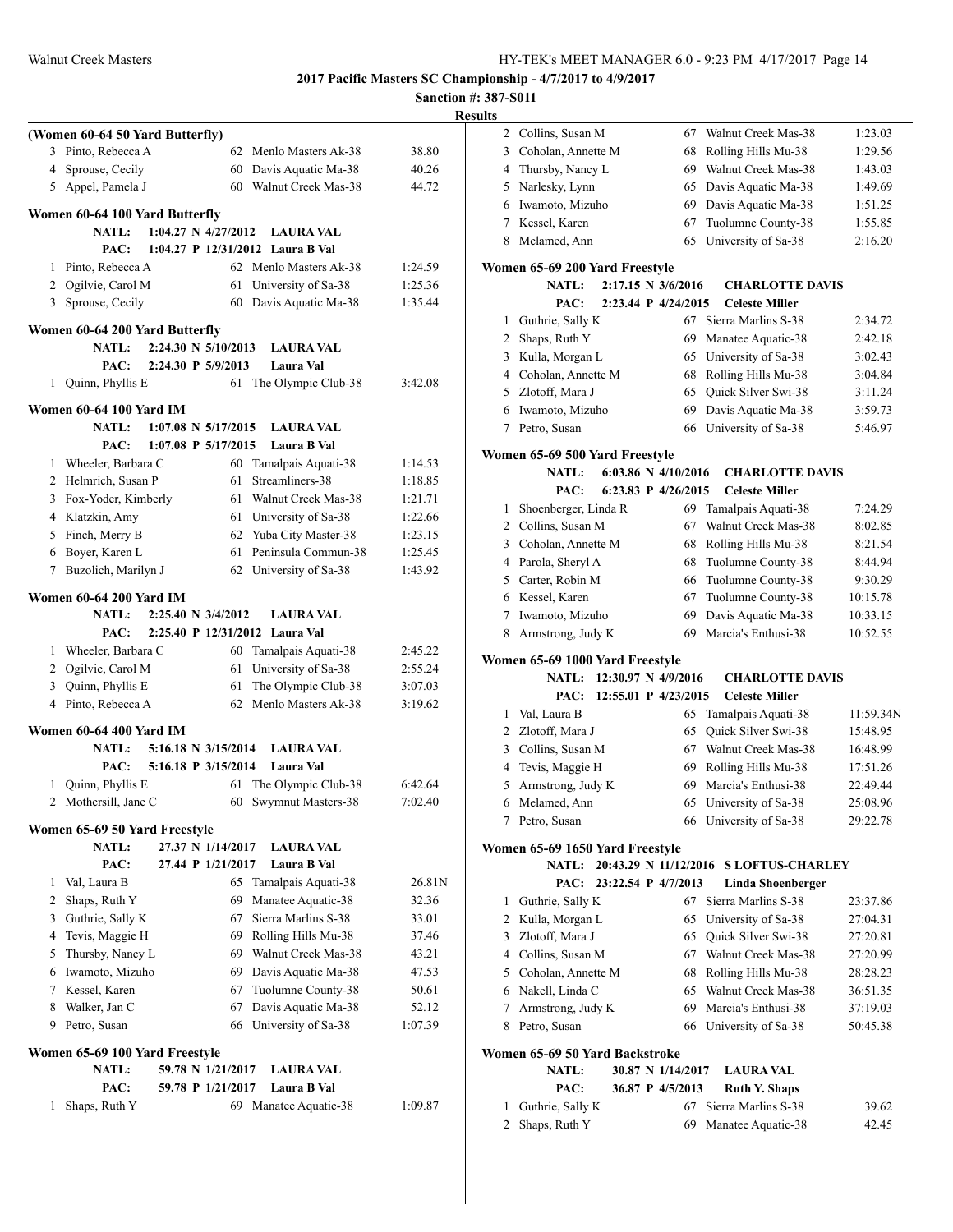**2017 Pacific Masters SC Championship - 4/7/2017 to 4/9/2017**

**Sanction #: 387-S011**

**Results**

### (Women 60-64 50 Yard Butterfly)

| | Name | Age | Team | Time |
|---|---|---|---|---|
| 3 | Pinto, Rebecca A | 62 | Menlo Masters Ak-38 | 38.80 |
| 4 | Sprouse, Cecily | 60 | Davis Aquatic Ma-38 | 40.26 |
| 5 | Appel, Pamela J | 60 | Walnut Creek Mas-38 | 44.72 |

### Women 60-64 100 Yard Butterfly

NATL: 1:04.27 N 4/27/2012 LAURA VAL
PAC: 1:04.27 P 12/31/2012 Laura B Val

| | Name | Age | Team | Time |
|---|---|---|---|---|
| 1 | Pinto, Rebecca A | 62 | Menlo Masters Ak-38 | 1:24.59 |
| 2 | Ogilvie, Carol M | 61 | University of Sa-38 | 1:25.36 |
| 3 | Sprouse, Cecily | 60 | Davis Aquatic Ma-38 | 1:35.44 |

### Women 60-64 200 Yard Butterfly

NATL: 2:24.30 N 5/10/2013 LAURA VAL
PAC: 2:24.30 P 5/9/2013 Laura Val

| | Name | Age | Team | Time |
|---|---|---|---|---|
| 1 | Quinn, Phyllis E | 61 | The Olympic Club-38 | 3:42.08 |

### Women 60-64 100 Yard IM

NATL: 1:07.08 N 5/17/2015 LAURA VAL
PAC: 1:07.08 P 5/17/2015 Laura B Val

| | Name | Age | Team | Time |
|---|---|---|---|---|
| 1 | Wheeler, Barbara C | 60 | Tamalpais Aquati-38 | 1:14.53 |
| 2 | Helmrich, Susan P | 61 | Streamliners-38 | 1:18.85 |
| 3 | Fox-Yoder, Kimberly | 61 | Walnut Creek Mas-38 | 1:21.71 |
| 4 | Klatzkin, Amy | 61 | University of Sa-38 | 1:22.66 |
| 5 | Finch, Merry B | 62 | Yuba City Master-38 | 1:23.15 |
| 6 | Boyer, Karen L | 61 | Peninsula Commun-38 | 1:25.45 |
| 7 | Buzolich, Marilyn J | 62 | University of Sa-38 | 1:43.92 |

### Women 60-64 200 Yard IM

NATL: 2:25.40 N 3/4/2012 LAURA VAL
PAC: 2:25.40 P 12/31/2012 Laura Val

| | Name | Age | Team | Time |
|---|---|---|---|---|
| 1 | Wheeler, Barbara C | 60 | Tamalpais Aquati-38 | 2:45.22 |
| 2 | Ogilvie, Carol M | 61 | University of Sa-38 | 2:55.24 |
| 3 | Quinn, Phyllis E | 61 | The Olympic Club-38 | 3:07.03 |
| 4 | Pinto, Rebecca A | 62 | Menlo Masters Ak-38 | 3:19.62 |

### Women 60-64 400 Yard IM

NATL: 5:16.18 N 3/15/2014 LAURA VAL
PAC: 5:16.18 P 3/15/2014 Laura Val

| | Name | Age | Team | Time |
|---|---|---|---|---|
| 1 | Quinn, Phyllis E | 61 | The Olympic Club-38 | 6:42.64 |
| 2 | Mothersill, Jane C | 60 | Swymnut Masters-38 | 7:02.40 |

### Women 65-69 50 Yard Freestyle

NATL: 27.37 N 1/14/2017 LAURA VAL
PAC: 27.44 P 1/21/2017 Laura B Val

| | Name | Age | Team | Time |
|---|---|---|---|---|
| 1 | Val, Laura B | 65 | Tamalpais Aquati-38 | 26.81N |
| 2 | Shaps, Ruth Y | 69 | Manatee Aquatic-38 | 32.36 |
| 3 | Guthrie, Sally K | 67 | Sierra Marlins S-38 | 33.01 |
| 4 | Tevis, Maggie H | 69 | Rolling Hills Mu-38 | 37.46 |
| 5 | Thursby, Nancy L | 69 | Walnut Creek Mas-38 | 43.21 |
| 6 | Iwamoto, Mizuho | 69 | Davis Aquatic Ma-38 | 47.53 |
| 7 | Kessel, Karen | 67 | Tuolumne County-38 | 50.61 |
| 8 | Walker, Jan C | 67 | Davis Aquatic Ma-38 | 52.12 |
| 9 | Petro, Susan | 66 | University of Sa-38 | 1:07.39 |

### Women 65-69 100 Yard Freestyle

NATL: 59.78 N 1/21/2017 LAURA VAL
PAC: 59.78 P 1/21/2017 Laura B Val

| | Name | Age | Team | Time |
|---|---|---|---|---|
| 1 | Shaps, Ruth Y | 69 | Manatee Aquatic-38 | 1:09.87 |
| 2 | Collins, Susan M | 67 | Walnut Creek Mas-38 | 1:23.03 |
| 3 | Coholan, Annette M | 68 | Rolling Hills Mu-38 | 1:29.56 |
| 4 | Thursby, Nancy L | 69 | Walnut Creek Mas-38 | 1:43.03 |
| 5 | Narlesky, Lynn | 65 | Davis Aquatic Ma-38 | 1:49.69 |
| 6 | Iwamoto, Mizuho | 69 | Davis Aquatic Ma-38 | 1:51.25 |
| 7 | Kessel, Karen | 67 | Tuolumne County-38 | 1:55.85 |
| 8 | Melamed, Ann | 65 | University of Sa-38 | 2:16.20 |

### Women 65-69 200 Yard Freestyle

NATL: 2:17.15 N 3/6/2016 CHARLOTTE DAVIS
PAC: 2:23.44 P 4/24/2015 Celeste Miller

| | Name | Age | Team | Time |
|---|---|---|---|---|
| 1 | Guthrie, Sally K | 67 | Sierra Marlins S-38 | 2:34.72 |
| 2 | Shaps, Ruth Y | 69 | Manatee Aquatic-38 | 2:42.18 |
| 3 | Kulla, Morgan L | 65 | University of Sa-38 | 3:02.43 |
| 4 | Coholan, Annette M | 68 | Rolling Hills Mu-38 | 3:04.84 |
| 5 | Zlotoff, Mara J | 65 | Quick Silver Swi-38 | 3:11.24 |
| 6 | Iwamoto, Mizuho | 69 | Davis Aquatic Ma-38 | 3:59.73 |
| 7 | Petro, Susan | 66 | University of Sa-38 | 5:46.97 |

### Women 65-69 500 Yard Freestyle

NATL: 6:03.86 N 4/10/2016 CHARLOTTE DAVIS
PAC: 6:23.83 P 4/26/2015 Celeste Miller

| | Name | Age | Team | Time |
|---|---|---|---|---|
| 1 | Shoenberger, Linda R | 69 | Tamalpais Aquati-38 | 7:24.29 |
| 2 | Collins, Susan M | 67 | Walnut Creek Mas-38 | 8:02.85 |
| 3 | Coholan, Annette M | 68 | Rolling Hills Mu-38 | 8:21.54 |
| 4 | Parola, Sheryl A | 68 | Tuolumne County-38 | 8:44.94 |
| 5 | Carter, Robin M | 66 | Tuolumne County-38 | 9:30.29 |
| 6 | Kessel, Karen | 67 | Tuolumne County-38 | 10:15.78 |
| 7 | Iwamoto, Mizuho | 69 | Davis Aquatic Ma-38 | 10:33.15 |
| 8 | Armstrong, Judy K | 69 | Marcia's Enthusi-38 | 10:52.55 |

### Women 65-69 1000 Yard Freestyle

NATL: 12:30.97 N 4/9/2016 CHARLOTTE DAVIS
PAC: 12:55.01 P 4/23/2015 Celeste Miller

| | Name | Age | Team | Time |
|---|---|---|---|---|
| 1 | Val, Laura B | 65 | Tamalpais Aquati-38 | 11:59.34N |
| 2 | Zlotoff, Mara J | 65 | Quick Silver Swi-38 | 15:48.95 |
| 3 | Collins, Susan M | 67 | Walnut Creek Mas-38 | 16:48.99 |
| 4 | Tevis, Maggie H | 69 | Rolling Hills Mu-38 | 17:51.26 |
| 5 | Armstrong, Judy K | 69 | Marcia's Enthusi-38 | 22:49.44 |
| 6 | Melamed, Ann | 65 | University of Sa-38 | 25:08.96 |
| 7 | Petro, Susan | 66 | University of Sa-38 | 29:22.78 |

### Women 65-69 1650 Yard Freestyle

NATL: 20:43.29 N 11/12/2016 S LOFTUS-CHARLEY
PAC: 23:22.54 P 4/7/2013 Linda Shoenberger

| | Name | Age | Team | Time |
|---|---|---|---|---|
| 1 | Guthrie, Sally K | 67 | Sierra Marlins S-38 | 23:37.86 |
| 2 | Kulla, Morgan L | 65 | University of Sa-38 | 27:04.31 |
| 3 | Zlotoff, Mara J | 65 | Quick Silver Swi-38 | 27:20.81 |
| 4 | Collins, Susan M | 67 | Walnut Creek Mas-38 | 27:20.99 |
| 5 | Coholan, Annette M | 68 | Rolling Hills Mu-38 | 28:28.23 |
| 6 | Nakell, Linda C | 65 | Walnut Creek Mas-38 | 36:51.35 |
| 7 | Armstrong, Judy K | 69 | Marcia's Enthusi-38 | 37:19.03 |
| 8 | Petro, Susan | 66 | University of Sa-38 | 50:45.38 |

### Women 65-69 50 Yard Backstroke

NATL: 30.87 N 1/14/2017 LAURA VAL
PAC: 36.87 P 4/5/2013 Ruth Y. Shaps

| | Name | Age | Team | Time |
|---|---|---|---|---|
| 1 | Guthrie, Sally K | 67 | Sierra Marlins S-38 | 39.62 |
| 2 | Shaps, Ruth Y | 69 | Manatee Aquatic-38 | 42.45 |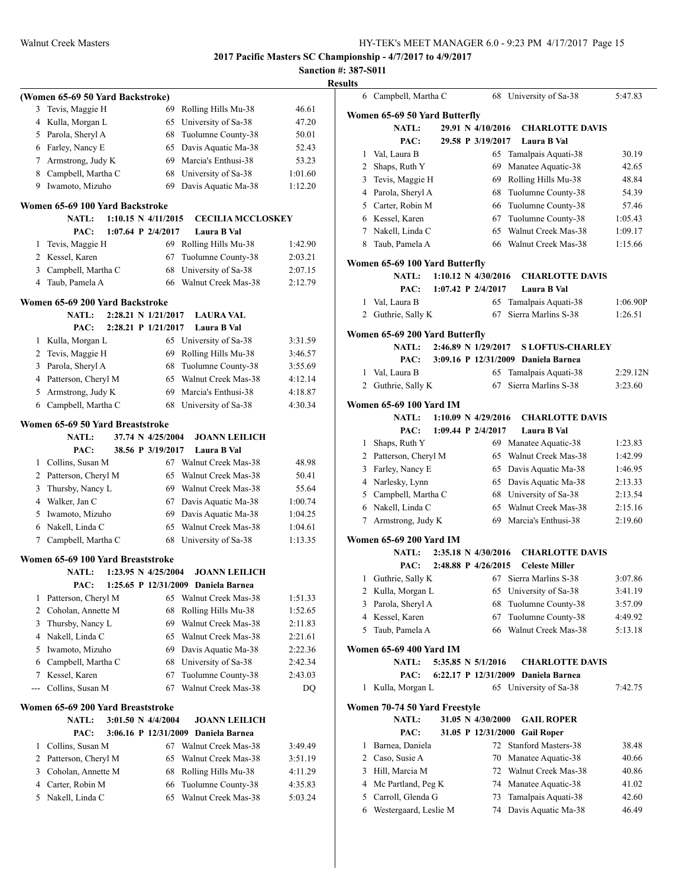## 2017 Pacific Masters SC Championship - 4/7/2017 to 4/9/2017

**Sanction #: 387-S011**

**Results**

### (Women 65-69 50 Yard Backstroke)

| Place | Name | Age | Team | Time |
|---|---|---|---|---|
| 3 | Tevis, Maggie H | 69 | Rolling Hills Mu-38 | 46.61 |
| 4 | Kulla, Morgan L | 65 | University of Sa-38 | 47.20 |
| 5 | Parola, Sheryl A | 68 | Tuolumne County-38 | 50.01 |
| 6 | Farley, Nancy E | 65 | Davis Aquatic Ma-38 | 52.43 |
| 7 | Armstrong, Judy K | 69 | Marcia's Enthusi-38 | 53.23 |
| 8 | Campbell, Martha C | 68 | University of Sa-38 | 1:01.60 |
| 9 | Iwamoto, Mizuho | 69 | Davis Aquatic Ma-38 | 1:12.20 |

### Women 65-69 100 Yard Backstroke

**NATL:** 1:10.15 N 4/11/2015 **CECILIA MCCLOSKEY**
**PAC:** 1:07.64 P 2/4/2017 **Laura B Val**

| Place | Name | Age | Team | Time |
|---|---|---|---|---|
| 1 | Tevis, Maggie H | 69 | Rolling Hills Mu-38 | 1:42.90 |
| 2 | Kessel, Karen | 67 | Tuolumne County-38 | 2:03.21 |
| 3 | Campbell, Martha C | 68 | University of Sa-38 | 2:07.15 |
| 4 | Taub, Pamela A | 66 | Walnut Creek Mas-38 | 2:12.79 |

### Women 65-69 200 Yard Backstroke

**NATL:** 2:28.21 N 1/21/2017 **LAURA VAL**
**PAC:** 2:28.21 P 1/21/2017 **Laura B Val**

| Place | Name | Age | Team | Time |
|---|---|---|---|---|
| 1 | Kulla, Morgan L | 65 | University of Sa-38 | 3:31.59 |
| 2 | Tevis, Maggie H | 69 | Rolling Hills Mu-38 | 3:46.57 |
| 3 | Parola, Sheryl A | 68 | Tuolumne County-38 | 3:55.69 |
| 4 | Patterson, Cheryl M | 65 | Walnut Creek Mas-38 | 4:12.14 |
| 5 | Armstrong, Judy K | 69 | Marcia's Enthusi-38 | 4:18.87 |
| 6 | Campbell, Martha C | 68 | University of Sa-38 | 4:30.34 |

### Women 65-69 50 Yard Breaststroke

**NATL:** 37.74 N 4/25/2004 **JOANN LEILICH**
**PAC:** 38.56 P 3/19/2017 **Laura B Val**

| Place | Name | Age | Team | Time |
|---|---|---|---|---|
| 1 | Collins, Susan M | 67 | Walnut Creek Mas-38 | 48.98 |
| 2 | Patterson, Cheryl M | 65 | Walnut Creek Mas-38 | 50.41 |
| 3 | Thursby, Nancy L | 69 | Walnut Creek Mas-38 | 55.64 |
| 4 | Walker, Jan C | 67 | Davis Aquatic Ma-38 | 1:00.74 |
| 5 | Iwamoto, Mizuho | 69 | Davis Aquatic Ma-38 | 1:04.25 |
| 6 | Nakell, Linda C | 65 | Walnut Creek Mas-38 | 1:04.61 |
| 7 | Campbell, Martha C | 68 | University of Sa-38 | 1:13.35 |

### Women 65-69 100 Yard Breaststroke

**NATL:** 1:23.95 N 4/25/2004 **JOANN LEILICH**
**PAC:** 1:25.65 P 12/31/2009 **Daniela Barnea**

| Place | Name | Age | Team | Time |
|---|---|---|---|---|
| 1 | Patterson, Cheryl M | 65 | Walnut Creek Mas-38 | 1:51.33 |
| 2 | Coholan, Annette M | 68 | Rolling Hills Mu-38 | 1:52.65 |
| 3 | Thursby, Nancy L | 69 | Walnut Creek Mas-38 | 2:11.83 |
| 4 | Nakell, Linda C | 65 | Walnut Creek Mas-38 | 2:21.61 |
| 5 | Iwamoto, Mizuho | 69 | Davis Aquatic Ma-38 | 2:22.36 |
| 6 | Campbell, Martha C | 68 | University of Sa-38 | 2:42.34 |
| 7 | Kessel, Karen | 67 | Tuolumne County-38 | 2:43.03 |
| --- | Collins, Susan M | 67 | Walnut Creek Mas-38 | DQ |

### Women 65-69 200 Yard Breaststroke

**NATL:** 3:01.50 N 4/4/2004 **JOANN LEILICH**
**PAC:** 3:06.16 P 12/31/2009 **Daniela Barnea**

| Place | Name | Age | Team | Time |
|---|---|---|---|---|
| 1 | Collins, Susan M | 67 | Walnut Creek Mas-38 | 3:49.49 |
| 2 | Patterson, Cheryl M | 65 | Walnut Creek Mas-38 | 3:51.19 |
| 3 | Coholan, Annette M | 68 | Rolling Hills Mu-38 | 4:11.29 |
| 4 | Carter, Robin M | 66 | Tuolumne County-38 | 4:35.83 |
| 5 | Nakell, Linda C | 65 | Walnut Creek Mas-38 | 5:03.24 |
| 6 | Campbell, Martha C | 68 | University of Sa-38 | 5:47.83 |

### Women 65-69 50 Yard Butterfly

**NATL:** 29.91 N 4/10/2016 **CHARLOTTE DAVIS**
**PAC:** 29.58 P 3/19/2017 **Laura B Val**

| Place | Name | Age | Team | Time |
|---|---|---|---|---|
| 1 | Val, Laura B | 65 | Tamalpais Aquati-38 | 30.19 |
| 2 | Shaps, Ruth Y | 69 | Manatee Aquatic-38 | 42.65 |
| 3 | Tevis, Maggie H | 69 | Rolling Hills Mu-38 | 48.84 |
| 4 | Parola, Sheryl A | 68 | Tuolumne County-38 | 54.39 |
| 5 | Carter, Robin M | 66 | Tuolumne County-38 | 57.46 |
| 6 | Kessel, Karen | 67 | Tuolumne County-38 | 1:05.43 |
| 7 | Nakell, Linda C | 65 | Walnut Creek Mas-38 | 1:09.17 |
| 8 | Taub, Pamela A | 66 | Walnut Creek Mas-38 | 1:15.66 |

### Women 65-69 100 Yard Butterfly

**NATL:** 1:10.12 N 4/30/2016 **CHARLOTTE DAVIS**
**PAC:** 1:07.42 P 2/4/2017 **Laura B Val**

| Place | Name | Age | Team | Time |
|---|---|---|---|---|
| 1 | Val, Laura B | 65 | Tamalpais Aquati-38 | 1:06.90P |
| 2 | Guthrie, Sally K | 67 | Sierra Marlins S-38 | 1:26.51 |

### Women 65-69 200 Yard Butterfly

**NATL:** 2:46.89 N 1/29/2017 **S LOFTUS-CHARLEY**
**PAC:** 3:09.16 P 12/31/2009 **Daniela Barnea**

| Place | Name | Age | Team | Time |
|---|---|---|---|---|
| 1 | Val, Laura B | 65 | Tamalpais Aquati-38 | 2:29.12N |
| 2 | Guthrie, Sally K | 67 | Sierra Marlins S-38 | 3:23.60 |

### Women 65-69 100 Yard IM

**NATL:** 1:10.09 N 4/29/2016 **CHARLOTTE DAVIS**
**PAC:** 1:09.44 P 2/4/2017 **Laura B Val**

| Place | Name | Age | Team | Time |
|---|---|---|---|---|
| 1 | Shaps, Ruth Y | 69 | Manatee Aquatic-38 | 1:23.83 |
| 2 | Patterson, Cheryl M | 65 | Walnut Creek Mas-38 | 1:42.99 |
| 3 | Farley, Nancy E | 65 | Davis Aquatic Ma-38 | 1:46.95 |
| 4 | Narlesky, Lynn | 65 | Davis Aquatic Ma-38 | 2:13.33 |
| 5 | Campbell, Martha C | 68 | University of Sa-38 | 2:13.54 |
| 6 | Nakell, Linda C | 65 | Walnut Creek Mas-38 | 2:15.16 |
| 7 | Armstrong, Judy K | 69 | Marcia's Enthusi-38 | 2:19.60 |

### Women 65-69 200 Yard IM

**NATL:** 2:35.18 N 4/30/2016 **CHARLOTTE DAVIS**
**PAC:** 2:48.88 P 4/26/2015 **Celeste Miller**

| Place | Name | Age | Team | Time |
|---|---|---|---|---|
| 1 | Guthrie, Sally K | 67 | Sierra Marlins S-38 | 3:07.86 |
| 2 | Kulla, Morgan L | 65 | University of Sa-38 | 3:41.19 |
| 3 | Parola, Sheryl A | 68 | Tuolumne County-38 | 3:57.09 |
| 4 | Kessel, Karen | 67 | Tuolumne County-38 | 4:49.92 |
| 5 | Taub, Pamela A | 66 | Walnut Creek Mas-38 | 5:13.18 |

### Women 65-69 400 Yard IM

**NATL:** 5:35.85 N 5/1/2016 **CHARLOTTE DAVIS**
**PAC:** 6:22.17 P 12/31/2009 **Daniela Barnea**

| Place | Name | Age | Team | Time |
|---|---|---|---|---|
| 1 | Kulla, Morgan L | 65 | University of Sa-38 | 7:42.75 |

### Women 70-74 50 Yard Freestyle

**NATL:** 31.05 N 4/30/2000 **GAIL ROPER**
**PAC:** 31.05 P 12/31/2000 **Gail Roper**

| Place | Name | Age | Team | Time |
|---|---|---|---|---|
| 1 | Barnea, Daniela | 72 | Stanford Masters-38 | 38.48 |
| 2 | Caso, Susie A | 70 | Manatee Aquatic-38 | 40.66 |
| 3 | Hill, Marcia M | 72 | Walnut Creek Mas-38 | 40.86 |
| 4 | Mc Partland, Peg K | 74 | Manatee Aquatic-38 | 41.02 |
| 5 | Carroll, Glenda G | 73 | Tamalpais Aquati-38 | 42.60 |
| 6 | Westergaard, Leslie M | 74 | Davis Aquatic Ma-38 | 46.49 |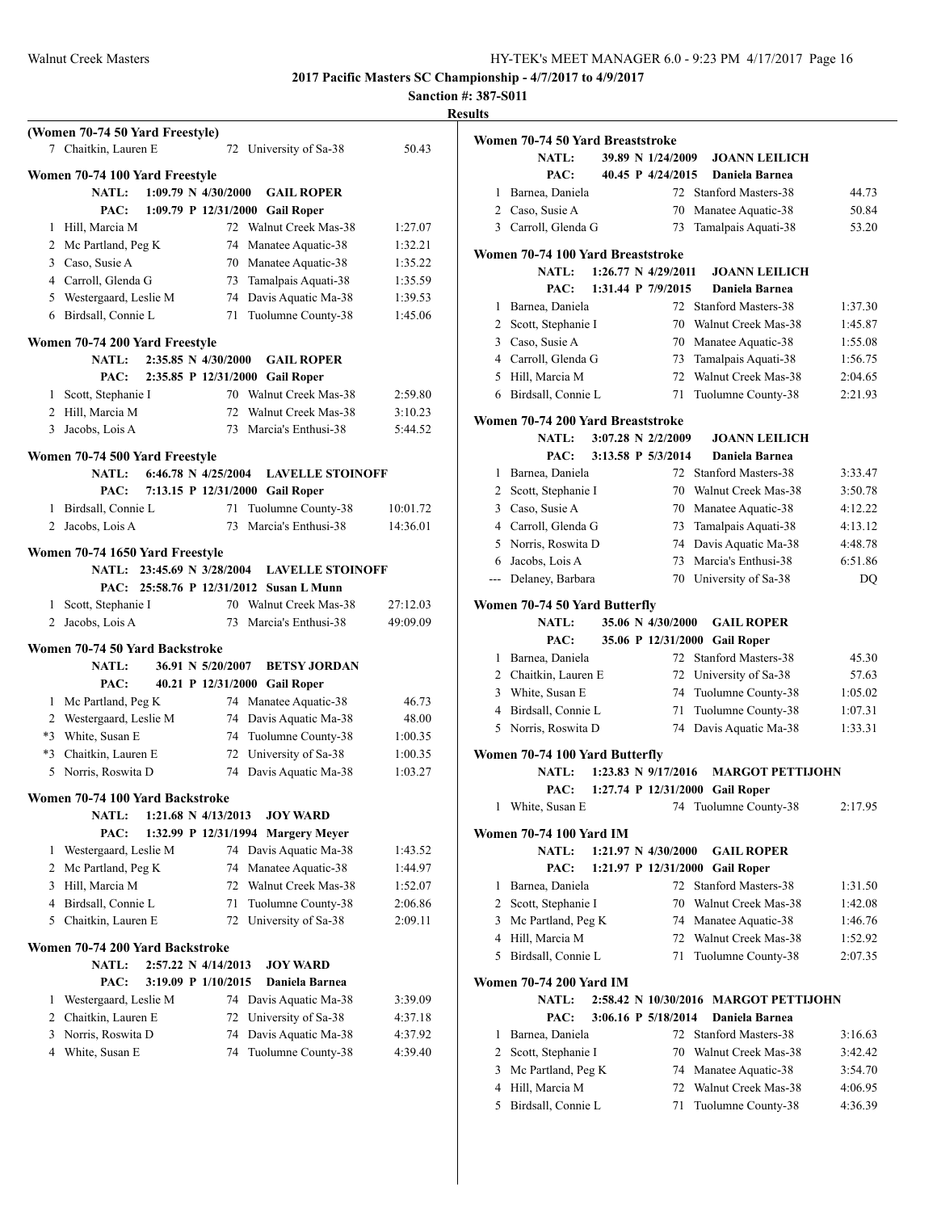## 2017 Pacific Masters SC Championship - 4/7/2017 to 4/9/2017

**Sanction #: 387-S011**

**Results**

### (Women 70-74 50 Yard Freestyle)

| | Name | Age | Team | Time |
|---|---|---|---|---|
| 7 | Chaitkin, Lauren E | 72 | University of Sa-38 | 50.43 |

### Women 70-74 100 Yard Freestyle

**NATL:** 1:09.79 N 4/30/2000 **GAIL ROPER**
**PAC:** 1:09.79 P 12/31/2000 **Gail Roper**

| | Name | Age | Team | Time |
|---|---|---|---|---|
| 1 | Hill, Marcia M | 72 | Walnut Creek Mas-38 | 1:27.07 |
| 2 | Mc Partland, Peg K | 74 | Manatee Aquatic-38 | 1:32.21 |
| 3 | Caso, Susie A | 70 | Manatee Aquatic-38 | 1:35.22 |
| 4 | Carroll, Glenda G | 73 | Tamalpais Aquati-38 | 1:35.59 |
| 5 | Westergaard, Leslie M | 74 | Davis Aquatic Ma-38 | 1:39.53 |
| 6 | Birdsall, Connie L | 71 | Tuolumne County-38 | 1:45.06 |

### Women 70-74 200 Yard Freestyle

**NATL:** 2:35.85 N 4/30/2000 **GAIL ROPER**
**PAC:** 2:35.85 P 12/31/2000 **Gail Roper**

| | Name | Age | Team | Time |
|---|---|---|---|---|
| 1 | Scott, Stephanie I | 70 | Walnut Creek Mas-38 | 2:59.80 |
| 2 | Hill, Marcia M | 72 | Walnut Creek Mas-38 | 3:10.23 |
| 3 | Jacobs, Lois A | 73 | Marcia's Enthusi-38 | 5:44.52 |

### Women 70-74 500 Yard Freestyle

**NATL:** 6:46.78 N 4/25/2004 **LAVELLE STOINOFF**
**PAC:** 7:13.15 P 12/31/2000 **Gail Roper**

| | Name | Age | Team | Time |
|---|---|---|---|---|
| 1 | Birdsall, Connie L | 71 | Tuolumne County-38 | 10:01.72 |
| 2 | Jacobs, Lois A | 73 | Marcia's Enthusi-38 | 14:36.01 |

### Women 70-74 1650 Yard Freestyle

**NATL:** 23:45.69 N 3/28/2004 **LAVELLE STOINOFF**
**PAC:** 25:58.76 P 12/31/2012 **Susan L Munn**

| | Name | Age | Team | Time |
|---|---|---|---|---|
| 1 | Scott, Stephanie I | 70 | Walnut Creek Mas-38 | 27:12.03 |
| 2 | Jacobs, Lois A | 73 | Marcia's Enthusi-38 | 49:09.09 |

### Women 70-74 50 Yard Backstroke

**NATL:** 36.91 N 5/20/2007 **BETSY JORDAN**
**PAC:** 40.21 P 12/31/2000 **Gail Roper**

| | Name | Age | Team | Time |
|---|---|---|---|---|
| 1 | Mc Partland, Peg K | 74 | Manatee Aquatic-38 | 46.73 |
| 2 | Westergaard, Leslie M | 74 | Davis Aquatic Ma-38 | 48.00 |
| *3 | White, Susan E | 74 | Tuolumne County-38 | 1:00.35 |
| *3 | Chaitkin, Lauren E | 72 | University of Sa-38 | 1:00.35 |
| 5 | Norris, Roswita D | 74 | Davis Aquatic Ma-38 | 1:03.27 |

### Women 70-74 100 Yard Backstroke

**NATL:** 1:21.68 N 4/13/2013 **JOY WARD**
**PAC:** 1:32.99 P 12/31/1994 **Margery Meyer**

| | Name | Age | Team | Time |
|---|---|---|---|---|
| 1 | Westergaard, Leslie M | 74 | Davis Aquatic Ma-38 | 1:43.52 |
| 2 | Mc Partland, Peg K | 74 | Manatee Aquatic-38 | 1:44.97 |
| 3 | Hill, Marcia M | 72 | Walnut Creek Mas-38 | 1:52.07 |
| 4 | Birdsall, Connie L | 71 | Tuolumne County-38 | 2:06.86 |
| 5 | Chaitkin, Lauren E | 72 | University of Sa-38 | 2:09.11 |

### Women 70-74 200 Yard Backstroke

**NATL:** 2:57.22 N 4/14/2013 **JOY WARD**
**PAC:** 3:19.09 P 1/10/2015 **Daniela Barnea**

| | Name | Age | Team | Time |
|---|---|---|---|---|
| 1 | Westergaard, Leslie M | 74 | Davis Aquatic Ma-38 | 3:39.09 |
| 2 | Chaitkin, Lauren E | 72 | University of Sa-38 | 4:37.18 |
| 3 | Norris, Roswita D | 74 | Davis Aquatic Ma-38 | 4:37.92 |
| 4 | White, Susan E | 74 | Tuolumne County-38 | 4:39.40 |

### Women 70-74 50 Yard Breaststroke

**NATL:** 39.89 N 1/24/2009 **JOANN LEILICH**
**PAC:** 40.45 P 4/24/2015 **Daniela Barnea**

| | Name | Age | Team | Time |
|---|---|---|---|---|
| 1 | Barnea, Daniela | 72 | Stanford Masters-38 | 44.73 |
| 2 | Caso, Susie A | 70 | Manatee Aquatic-38 | 50.84 |
| 3 | Carroll, Glenda G | 73 | Tamalpais Aquati-38 | 53.20 |

### Women 70-74 100 Yard Breaststroke

**NATL:** 1:26.77 N 4/29/2011 **JOANN LEILICH**
**PAC:** 1:31.44 P 7/9/2015 **Daniela Barnea**

| | Name | Age | Team | Time |
|---|---|---|---|---|
| 1 | Barnea, Daniela | 72 | Stanford Masters-38 | 1:37.30 |
| 2 | Scott, Stephanie I | 70 | Walnut Creek Mas-38 | 1:45.87 |
| 3 | Caso, Susie A | 70 | Manatee Aquatic-38 | 1:55.08 |
| 4 | Carroll, Glenda G | 73 | Tamalpais Aquati-38 | 1:56.75 |
| 5 | Hill, Marcia M | 72 | Walnut Creek Mas-38 | 2:04.65 |
| 6 | Birdsall, Connie L | 71 | Tuolumne County-38 | 2:21.93 |

### Women 70-74 200 Yard Breaststroke

**NATL:** 3:07.28 N 2/2/2009 **JOANN LEILICH**
**PAC:** 3:13.58 P 5/3/2014 **Daniela Barnea**

| | Name | Age | Team | Time |
|---|---|---|---|---|
| 1 | Barnea, Daniela | 72 | Stanford Masters-38 | 3:33.47 |
| 2 | Scott, Stephanie I | 70 | Walnut Creek Mas-38 | 3:50.78 |
| 3 | Caso, Susie A | 70 | Manatee Aquatic-38 | 4:12.22 |
| 4 | Carroll, Glenda G | 73 | Tamalpais Aquati-38 | 4:13.12 |
| 5 | Norris, Roswita D | 74 | Davis Aquatic Ma-38 | 4:48.78 |
| 6 | Jacobs, Lois A | 73 | Marcia's Enthusi-38 | 6:51.86 |
| --- | Delaney, Barbara | 70 | University of Sa-38 | DQ |

### Women 70-74 50 Yard Butterfly

**NATL:** 35.06 N 4/30/2000 **GAIL ROPER**
**PAC:** 35.06 P 12/31/2000 **Gail Roper**

| | Name | Age | Team | Time |
|---|---|---|---|---|
| 1 | Barnea, Daniela | 72 | Stanford Masters-38 | 45.30 |
| 2 | Chaitkin, Lauren E | 72 | University of Sa-38 | 57.63 |
| 3 | White, Susan E | 74 | Tuolumne County-38 | 1:05.02 |
| 4 | Birdsall, Connie L | 71 | Tuolumne County-38 | 1:07.31 |
| 5 | Norris, Roswita D | 74 | Davis Aquatic Ma-38 | 1:33.31 |

### Women 70-74 100 Yard Butterfly

**NATL:** 1:23.83 N 9/17/2016 **MARGOT PETTIJOHN**
**PAC:** 1:27.74 P 12/31/2000 **Gail Roper**

| | Name | Age | Team | Time |
|---|---|---|---|---|
| 1 | White, Susan E | 74 | Tuolumne County-38 | 2:17.95 |

### Women 70-74 100 Yard IM

**NATL:** 1:21.97 N 4/30/2000 **GAIL ROPER**
**PAC:** 1:21.97 P 12/31/2000 **Gail Roper**

| | Name | Age | Team | Time |
|---|---|---|---|---|
| 1 | Barnea, Daniela | 72 | Stanford Masters-38 | 1:31.50 |
| 2 | Scott, Stephanie I | 70 | Walnut Creek Mas-38 | 1:42.08 |
| 3 | Mc Partland, Peg K | 74 | Manatee Aquatic-38 | 1:46.76 |
| 4 | Hill, Marcia M | 72 | Walnut Creek Mas-38 | 1:52.92 |
| 5 | Birdsall, Connie L | 71 | Tuolumne County-38 | 2:07.35 |

### Women 70-74 200 Yard IM

**NATL:** 2:58.42 N 10/30/2016 **MARGOT PETTIJOHN**
**PAC:** 3:06.16 P 5/18/2014 **Daniela Barnea**

| | Name | Age | Team | Time |
|---|---|---|---|---|
| 1 | Barnea, Daniela | 72 | Stanford Masters-38 | 3:16.63 |
| 2 | Scott, Stephanie I | 70 | Walnut Creek Mas-38 | 3:42.42 |
| 3 | Mc Partland, Peg K | 74 | Manatee Aquatic-38 | 3:54.70 |
| 4 | Hill, Marcia M | 72 | Walnut Creek Mas-38 | 4:06.95 |
| 5 | Birdsall, Connie L | 71 | Tuolumne County-38 | 4:36.39 |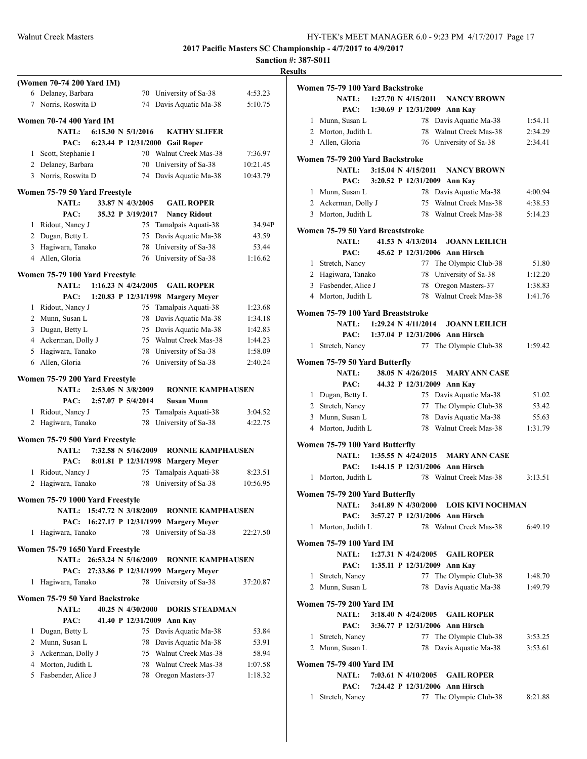## 2017 Pacific Masters SC Championship - 4/7/2017 to 4/9/2017

**Sanction #: 387-S011**

**Results**

### (Women 70-74 200 Yard IM)

| Place | Name | Age | Team | Time |
|---|---|---|---|---|
| 6 | Delaney, Barbara | 70 | University of Sa-38 | 4:53.23 |
| 7 | Norris, Roswita D | 74 | Davis Aquatic Ma-38 | 5:10.75 |

### Women 70-74 400 Yard IM

NATL: 6:15.30 N 5/1/2016 KATHY SLIFER
PAC: 6:23.44 P 12/31/2000 Gail Roper

| Place | Name | Age | Team | Time |
|---|---|---|---|---|
| 1 | Scott, Stephanie I | 70 | Walnut Creek Mas-38 | 7:36.97 |
| 2 | Delaney, Barbara | 70 | University of Sa-38 | 10:21.45 |
| 3 | Norris, Roswita D | 74 | Davis Aquatic Ma-38 | 10:43.79 |

### Women 75-79 50 Yard Freestyle

NATL: 33.87 N 4/3/2005 GAIL ROPER
PAC: 35.32 P 3/19/2017 Nancy Ridout

| Place | Name | Age | Team | Time |
|---|---|---|---|---|
| 1 | Ridout, Nancy J | 75 | Tamalpais Aquati-38 | 34.94P |
| 2 | Dugan, Betty L | 75 | Davis Aquatic Ma-38 | 43.59 |
| 3 | Hagiwara, Tanako | 78 | University of Sa-38 | 53.44 |
| 4 | Allen, Gloria | 76 | University of Sa-38 | 1:16.62 |

### Women 75-79 100 Yard Freestyle

NATL: 1:16.23 N 4/24/2005 GAIL ROPER
PAC: 1:20.83 P 12/31/1998 Margery Meyer

| Place | Name | Age | Team | Time |
|---|---|---|---|---|
| 1 | Ridout, Nancy J | 75 | Tamalpais Aquati-38 | 1:23.68 |
| 2 | Munn, Susan L | 78 | Davis Aquatic Ma-38 | 1:34.18 |
| 3 | Dugan, Betty L | 75 | Davis Aquatic Ma-38 | 1:42.83 |
| 4 | Ackerman, Dolly J | 75 | Walnut Creek Mas-38 | 1:44.23 |
| 5 | Hagiwara, Tanako | 78 | University of Sa-38 | 1:58.09 |
| 6 | Allen, Gloria | 76 | University of Sa-38 | 2:40.24 |

### Women 75-79 200 Yard Freestyle

NATL: 2:53.05 N 3/8/2009 RONNIE KAMPHAUSEN
PAC: 2:57.07 P 5/4/2014 Susan Munn

| Place | Name | Age | Team | Time |
|---|---|---|---|---|
| 1 | Ridout, Nancy J | 75 | Tamalpais Aquati-38 | 3:04.52 |
| 2 | Hagiwara, Tanako | 78 | University of Sa-38 | 4:22.75 |

### Women 75-79 500 Yard Freestyle

NATL: 7:32.58 N 5/16/2009 RONNIE KAMPHAUSEN
PAC: 8:01.81 P 12/31/1998 Margery Meyer

| Place | Name | Age | Team | Time |
|---|---|---|---|---|
| 1 | Ridout, Nancy J | 75 | Tamalpais Aquati-38 | 8:23.51 |
| 2 | Hagiwara, Tanako | 78 | University of Sa-38 | 10:56.95 |

### Women 75-79 1000 Yard Freestyle

NATL: 15:47.72 N 3/18/2009 RONNIE KAMPHAUSEN
PAC: 16:27.17 P 12/31/1999 Margery Meyer

| Place | Name | Age | Team | Time |
|---|---|---|---|---|
| 1 | Hagiwara, Tanako | 78 | University of Sa-38 | 22:27.50 |

### Women 75-79 1650 Yard Freestyle

NATL: 26:53.24 N 5/16/2009 RONNIE KAMPHAUSEN
PAC: 27:33.86 P 12/31/1999 Margery Meyer

| Place | Name | Age | Team | Time |
|---|---|---|---|---|
| 1 | Hagiwara, Tanako | 78 | University of Sa-38 | 37:20.87 |

### Women 75-79 50 Yard Backstroke

NATL: 40.25 N 4/30/2000 DORIS STEADMAN
PAC: 41.40 P 12/31/2009 Ann Kay

| Place | Name | Age | Team | Time |
|---|---|---|---|---|
| 1 | Dugan, Betty L | 75 | Davis Aquatic Ma-38 | 53.84 |
| 2 | Munn, Susan L | 78 | Davis Aquatic Ma-38 | 53.91 |
| 3 | Ackerman, Dolly J | 75 | Walnut Creek Mas-38 | 58.94 |
| 4 | Morton, Judith L | 78 | Walnut Creek Mas-38 | 1:07.58 |
| 5 | Fasbender, Alice J | 78 | Oregon Masters-37 | 1:18.32 |

### Women 75-79 100 Yard Backstroke

NATL: 1:27.70 N 4/15/2011 NANCY BROWN
PAC: 1:30.69 P 12/31/2009 Ann Kay

| Place | Name | Age | Team | Time |
|---|---|---|---|---|
| 1 | Munn, Susan L | 78 | Davis Aquatic Ma-38 | 1:54.11 |
| 2 | Morton, Judith L | 78 | Walnut Creek Mas-38 | 2:34.29 |
| 3 | Allen, Gloria | 76 | University of Sa-38 | 2:34.41 |

### Women 75-79 200 Yard Backstroke

NATL: 3:15.04 N 4/15/2011 NANCY BROWN
PAC: 3:20.52 P 12/31/2009 Ann Kay

| Place | Name | Age | Team | Time |
|---|---|---|---|---|
| 1 | Munn, Susan L | 78 | Davis Aquatic Ma-38 | 4:00.94 |
| 2 | Ackerman, Dolly J | 75 | Walnut Creek Mas-38 | 4:38.53 |
| 3 | Morton, Judith L | 78 | Walnut Creek Mas-38 | 5:14.23 |

### Women 75-79 50 Yard Breaststroke

NATL: 41.53 N 4/13/2014 JOANN LEILICH
PAC: 45.62 P 12/31/2006 Ann Hirsch

| Place | Name | Age | Team | Time |
|---|---|---|---|---|
| 1 | Stretch, Nancy | 77 | The Olympic Club-38 | 51.80 |
| 2 | Hagiwara, Tanako | 78 | University of Sa-38 | 1:12.20 |
| 3 | Fasbender, Alice J | 78 | Oregon Masters-37 | 1:38.83 |
| 4 | Morton, Judith L | 78 | Walnut Creek Mas-38 | 1:41.76 |

### Women 75-79 100 Yard Breaststroke

NATL: 1:29.24 N 4/11/2014 JOANN LEILICH
PAC: 1:37.04 P 12/31/2006 Ann Hirsch

| Place | Name | Age | Team | Time |
|---|---|---|---|---|
| 1 | Stretch, Nancy | 77 | The Olympic Club-38 | 1:59.42 |

### Women 75-79 50 Yard Butterfly

NATL: 38.05 N 4/26/2015 MARY ANN CASE
PAC: 44.32 P 12/31/2009 Ann Kay

| Place | Name | Age | Team | Time |
|---|---|---|---|---|
| 1 | Dugan, Betty L | 75 | Davis Aquatic Ma-38 | 51.02 |
| 2 | Stretch, Nancy | 77 | The Olympic Club-38 | 53.42 |
| 3 | Munn, Susan L | 78 | Davis Aquatic Ma-38 | 55.63 |
| 4 | Morton, Judith L | 78 | Walnut Creek Mas-38 | 1:31.79 |

### Women 75-79 100 Yard Butterfly

NATL: 1:35.55 N 4/24/2015 MARY ANN CASE
PAC: 1:44.15 P 12/31/2006 Ann Hirsch

| Place | Name | Age | Team | Time |
|---|---|---|---|---|
| 1 | Morton, Judith L | 78 | Walnut Creek Mas-38 | 3:13.51 |

### Women 75-79 200 Yard Butterfly

NATL: 3:41.89 N 4/30/2000 LOIS KIVI NOCHMAN
PAC: 3:57.27 P 12/31/2006 Ann Hirsch

| Place | Name | Age | Team | Time |
|---|---|---|---|---|
| 1 | Morton, Judith L | 78 | Walnut Creek Mas-38 | 6:49.19 |

### Women 75-79 100 Yard IM

NATL: 1:27.31 N 4/24/2005 GAIL ROPER
PAC: 1:35.11 P 12/31/2009 Ann Kay

| Place | Name | Age | Team | Time |
|---|---|---|---|---|
| 1 | Stretch, Nancy | 77 | The Olympic Club-38 | 1:48.70 |
| 2 | Munn, Susan L | 78 | Davis Aquatic Ma-38 | 1:49.79 |

### Women 75-79 200 Yard IM

NATL: 3:18.40 N 4/24/2005 GAIL ROPER
PAC: 3:36.77 P 12/31/2006 Ann Hirsch

| Place | Name | Age | Team | Time |
|---|---|---|---|---|
| 1 | Stretch, Nancy | 77 | The Olympic Club-38 | 3:53.25 |
| 2 | Munn, Susan L | 78 | Davis Aquatic Ma-38 | 3:53.61 |

### Women 75-79 400 Yard IM

NATL: 7:03.61 N 4/10/2005 GAIL ROPER
PAC: 7:24.42 P 12/31/2006 Ann Hirsch

| Place | Name | Age | Team | Time |
|---|---|---|---|---|
| 1 | Stretch, Nancy | 77 | The Olympic Club-38 | 8:21.88 |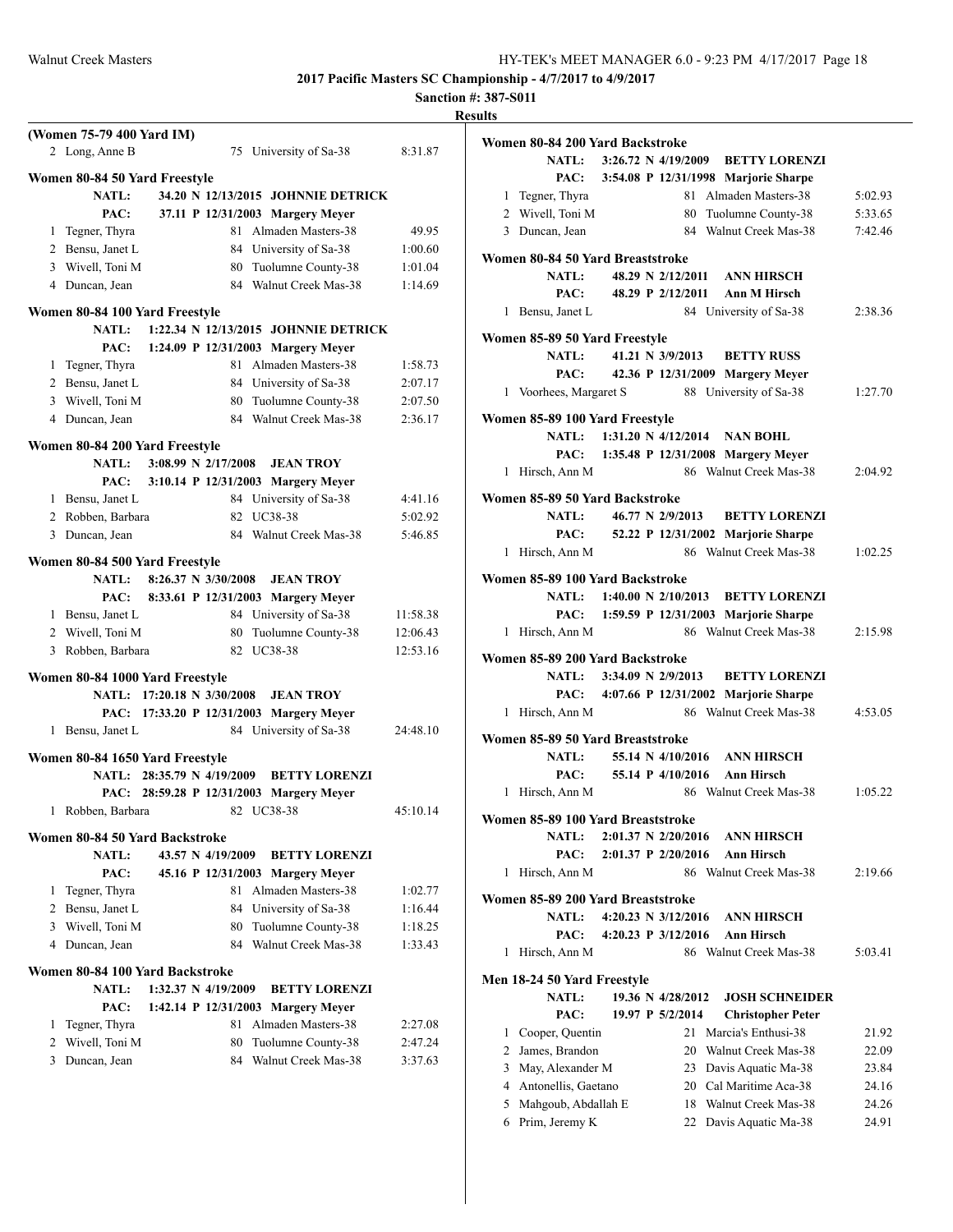**2017 Pacific Masters SC Championship - 4/7/2017 to 4/9/2017**

**Sanction #: 387-S011**

**Results**

### (Women 75-79 400 Yard IM)

| | Name | Age | Team | Time |
|---|---|---|---|---|
| 2 | Long, Anne B | 75 | University of Sa-38 | 8:31.87 |

### Women 80-84 50 Yard Freestyle

NATL: 34.20 N 12/13/2015 JOHNNIE DETRICK
PAC: 37.11 P 12/31/2003 Margery Meyer

| | Name | Age | Team | Time |
|---|---|---|---|---|
| 1 | Tegner, Thyra | 81 | Almaden Masters-38 | 49.95 |
| 2 | Bensu, Janet L | 84 | University of Sa-38 | 1:00.60 |
| 3 | Wivell, Toni M | 80 | Tuolumne County-38 | 1:01.04 |
| 4 | Duncan, Jean | 84 | Walnut Creek Mas-38 | 1:14.69 |

### Women 80-84 100 Yard Freestyle

NATL: 1:22.34 N 12/13/2015 JOHNNIE DETRICK
PAC: 1:24.09 P 12/31/2003 Margery Meyer

| | Name | Age | Team | Time |
|---|---|---|---|---|
| 1 | Tegner, Thyra | 81 | Almaden Masters-38 | 1:58.73 |
| 2 | Bensu, Janet L | 84 | University of Sa-38 | 2:07.17 |
| 3 | Wivell, Toni M | 80 | Tuolumne County-38 | 2:07.50 |
| 4 | Duncan, Jean | 84 | Walnut Creek Mas-38 | 2:36.17 |

### Women 80-84 200 Yard Freestyle

NATL: 3:08.99 N 2/17/2008 JEAN TROY
PAC: 3:10.14 P 12/31/2003 Margery Meyer

| | Name | Age | Team | Time |
|---|---|---|---|---|
| 1 | Bensu, Janet L | 84 | University of Sa-38 | 4:41.16 |
| 2 | Robben, Barbara | 82 | UC38-38 | 5:02.92 |
| 3 | Duncan, Jean | 84 | Walnut Creek Mas-38 | 5:46.85 |

### Women 80-84 500 Yard Freestyle

NATL: 8:26.37 N 3/30/2008 JEAN TROY
PAC: 8:33.61 P 12/31/2003 Margery Meyer

| | Name | Age | Team | Time |
|---|---|---|---|---|
| 1 | Bensu, Janet L | 84 | University of Sa-38 | 11:58.38 |
| 2 | Wivell, Toni M | 80 | Tuolumne County-38 | 12:06.43 |
| 3 | Robben, Barbara | 82 | UC38-38 | 12:53.16 |

### Women 80-84 1000 Yard Freestyle

NATL: 17:20.18 N 3/30/2008 JEAN TROY
PAC: 17:33.20 P 12/31/2003 Margery Meyer

| | Name | Age | Team | Time |
|---|---|---|---|---|
| 1 | Bensu, Janet L | 84 | University of Sa-38 | 24:48.10 |

### Women 80-84 1650 Yard Freestyle

NATL: 28:35.79 N 4/19/2009 BETTY LORENZI
PAC: 28:59.28 P 12/31/2003 Margery Meyer

| | Name | Age | Team | Time |
|---|---|---|---|---|
| 1 | Robben, Barbara | 82 | UC38-38 | 45:10.14 |

### Women 80-84 50 Yard Backstroke

NATL: 43.57 N 4/19/2009 BETTY LORENZI
PAC: 45.16 P 12/31/2003 Margery Meyer

| | Name | Age | Team | Time |
|---|---|---|---|---|
| 1 | Tegner, Thyra | 81 | Almaden Masters-38 | 1:02.77 |
| 2 | Bensu, Janet L | 84 | University of Sa-38 | 1:16.44 |
| 3 | Wivell, Toni M | 80 | Tuolumne County-38 | 1:18.25 |
| 4 | Duncan, Jean | 84 | Walnut Creek Mas-38 | 1:33.43 |

### Women 80-84 100 Yard Backstroke

NATL: 1:32.37 N 4/19/2009 BETTY LORENZI
PAC: 1:42.14 P 12/31/2003 Margery Meyer

| | Name | Age | Team | Time |
|---|---|---|---|---|
| 1 | Tegner, Thyra | 81 | Almaden Masters-38 | 2:27.08 |
| 2 | Wivell, Toni M | 80 | Tuolumne County-38 | 2:47.24 |
| 3 | Duncan, Jean | 84 | Walnut Creek Mas-38 | 3:37.63 |

### Women 80-84 200 Yard Backstroke

NATL: 3:26.72 N 4/19/2009 BETTY LORENZI
PAC: 3:54.08 P 12/31/1998 Marjorie Sharpe

| | Name | Age | Team | Time |
|---|---|---|---|---|
| 1 | Tegner, Thyra | 81 | Almaden Masters-38 | 5:02.93 |
| 2 | Wivell, Toni M | 80 | Tuolumne County-38 | 5:33.65 |
| 3 | Duncan, Jean | 84 | Walnut Creek Mas-38 | 7:42.46 |

### Women 80-84 50 Yard Breaststroke

NATL: 48.29 N 2/12/2011 ANN HIRSCH
PAC: 48.29 P 2/12/2011 Ann M Hirsch

| | Name | Age | Team | Time |
|---|---|---|---|---|
| 1 | Bensu, Janet L | 84 | University of Sa-38 | 2:38.36 |

### Women 85-89 50 Yard Freestyle

NATL: 41.21 N 3/9/2013 BETTY RUSS
PAC: 42.36 P 12/31/2009 Margery Meyer

| | Name | Age | Team | Time |
|---|---|---|---|---|
| 1 | Voorhees, Margaret S | 88 | University of Sa-38 | 1:27.70 |

### Women 85-89 100 Yard Freestyle

NATL: 1:31.20 N 4/12/2014 NAN BOHL
PAC: 1:35.48 P 12/31/2008 Margery Meyer

| | Name | Age | Team | Time |
|---|---|---|---|---|
| 1 | Hirsch, Ann M | 86 | Walnut Creek Mas-38 | 2:04.92 |

### Women 85-89 50 Yard Backstroke

NATL: 46.77 N 2/9/2013 BETTY LORENZI
PAC: 52.22 P 12/31/2002 Marjorie Sharpe

| | Name | Age | Team | Time |
|---|---|---|---|---|
| 1 | Hirsch, Ann M | 86 | Walnut Creek Mas-38 | 1:02.25 |

### Women 85-89 100 Yard Backstroke

NATL: 1:40.00 N 2/10/2013 BETTY LORENZI
PAC: 1:59.59 P 12/31/2003 Marjorie Sharpe

| | Name | Age | Team | Time |
|---|---|---|---|---|
| 1 | Hirsch, Ann M | 86 | Walnut Creek Mas-38 | 2:15.98 |

### Women 85-89 200 Yard Backstroke

NATL: 3:34.09 N 2/9/2013 BETTY LORENZI
PAC: 4:07.66 P 12/31/2002 Marjorie Sharpe

| | Name | Age | Team | Time |
|---|---|---|---|---|
| 1 | Hirsch, Ann M | 86 | Walnut Creek Mas-38 | 4:53.05 |

### Women 85-89 50 Yard Breaststroke

NATL: 55.14 N 4/10/2016 ANN HIRSCH
PAC: 55.14 P 4/10/2016 Ann Hirsch

| | Name | Age | Team | Time |
|---|---|---|---|---|
| 1 | Hirsch, Ann M | 86 | Walnut Creek Mas-38 | 1:05.22 |

### Women 85-89 100 Yard Breaststroke

NATL: 2:01.37 N 2/20/2016 ANN HIRSCH
PAC: 2:01.37 P 2/20/2016 Ann Hirsch

| | Name | Age | Team | Time |
|---|---|---|---|---|
| 1 | Hirsch, Ann M | 86 | Walnut Creek Mas-38 | 2:19.66 |

### Women 85-89 200 Yard Breaststroke

NATL: 4:20.23 N 3/12/2016 ANN HIRSCH
PAC: 4:20.23 P 3/12/2016 Ann Hirsch

| | Name | Age | Team | Time |
|---|---|---|---|---|
| 1 | Hirsch, Ann M | 86 | Walnut Creek Mas-38 | 5:03.41 |

### Men 18-24 50 Yard Freestyle

NATL: 19.36 N 4/28/2012 JOSH SCHNEIDER
PAC: 19.97 P 5/2/2014 Christopher Peter

| | Name | Age | Team | Time |
|---|---|---|---|---|
| 1 | Cooper, Quentin | 21 | Marcia's Enthusi-38 | 21.92 |
| 2 | James, Brandon | 20 | Walnut Creek Mas-38 | 22.09 |
| 3 | May, Alexander M | 23 | Davis Aquatic Ma-38 | 23.84 |
| 4 | Antonellis, Gaetano | 20 | Cal Maritime Aca-38 | 24.16 |
| 5 | Mahgoub, Abdallah E | 18 | Walnut Creek Mas-38 | 24.26 |
| 6 | Prim, Jeremy K | 22 | Davis Aquatic Ma-38 | 24.91 |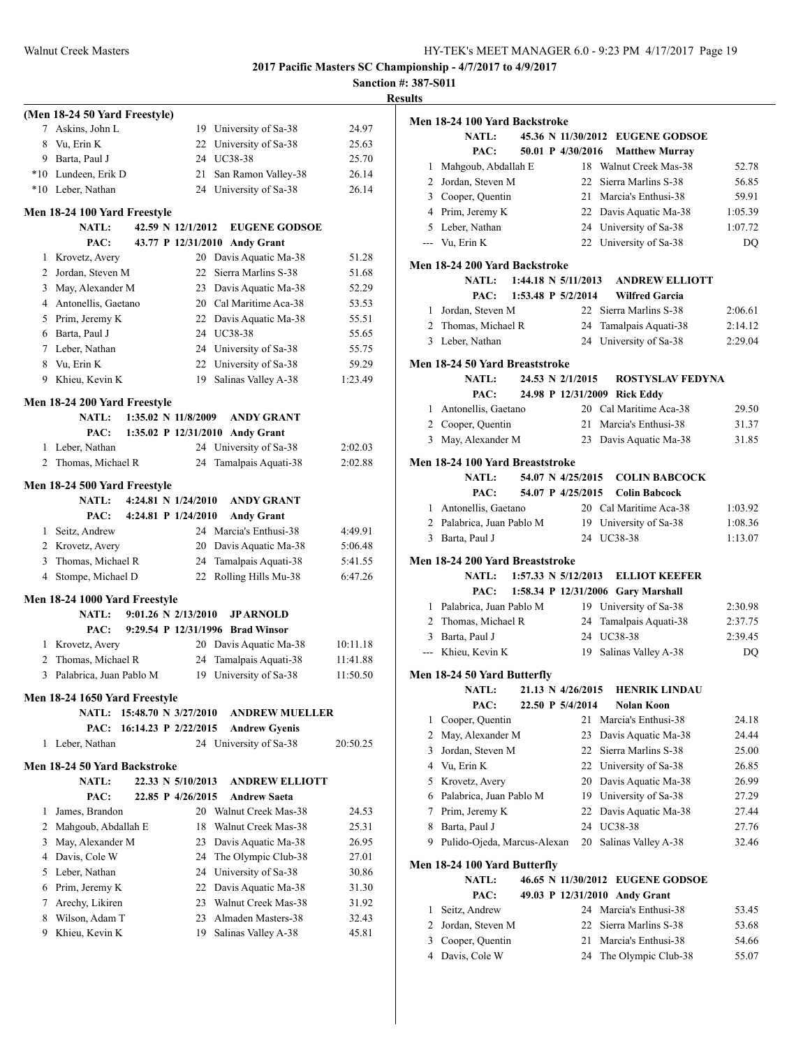**2017 Pacific Masters SC Championship - 4/7/2017 to 4/9/2017**

**Sanction #: 387-S011**

**Results**

### (Men 18-24 50 Yard Freestyle)

| | Name | Age | Team | Time |
|---|---|---|---|---|
| 7 | Askins, John L | 19 | University of Sa-38 | 24.97 |
| 8 | Vu, Erin K | 22 | University of Sa-38 | 25.63 |
| 9 | Barta, Paul J | 24 | UC38-38 | 25.70 |
| *10 | Lundeen, Erik D | 21 | San Ramon Valley-38 | 26.14 |
| *10 | Leber, Nathan | 24 | University of Sa-38 | 26.14 |

### Men 18-24 100 Yard Freestyle

NATL: 42.59 N 12/1/2012 EUGENE GODSOE
PAC: 43.77 P 12/31/2010 Andy Grant

| | Name | Age | Team | Time |
|---|---|---|---|---|
| 1 | Krovetz, Avery | 20 | Davis Aquatic Ma-38 | 51.28 |
| 2 | Jordan, Steven M | 22 | Sierra Marlins S-38 | 51.68 |
| 3 | May, Alexander M | 23 | Davis Aquatic Ma-38 | 52.29 |
| 4 | Antonellis, Gaetano | 20 | Cal Maritime Aca-38 | 53.53 |
| 5 | Prim, Jeremy K | 22 | Davis Aquatic Ma-38 | 55.51 |
| 6 | Barta, Paul J | 24 | UC38-38 | 55.65 |
| 7 | Leber, Nathan | 24 | University of Sa-38 | 55.75 |
| 8 | Vu, Erin K | 22 | University of Sa-38 | 59.29 |
| 9 | Khieu, Kevin K | 19 | Salinas Valley A-38 | 1:23.49 |

### Men 18-24 200 Yard Freestyle

NATL: 1:35.02 N 11/8/2009 ANDY GRANT
PAC: 1:35.02 P 12/31/2010 Andy Grant

| | Name | Age | Team | Time |
|---|---|---|---|---|
| 1 | Leber, Nathan | 24 | University of Sa-38 | 2:02.03 |
| 2 | Thomas, Michael R | 24 | Tamalpais Aquati-38 | 2:02.88 |

### Men 18-24 500 Yard Freestyle

NATL: 4:24.81 N 1/24/2010 ANDY GRANT
PAC: 4:24.81 P 1/24/2010 Andy Grant

| | Name | Age | Team | Time |
|---|---|---|---|---|
| 1 | Seitz, Andrew | 24 | Marcia's Enthusi-38 | 4:49.91 |
| 2 | Krovetz, Avery | 20 | Davis Aquatic Ma-38 | 5:06.48 |
| 3 | Thomas, Michael R | 24 | Tamalpais Aquati-38 | 5:41.55 |
| 4 | Stompe, Michael D | 22 | Rolling Hills Mu-38 | 6:47.26 |

### Men 18-24 1000 Yard Freestyle

NATL: 9:01.26 N 2/13/2010 JP ARNOLD
PAC: 9:29.54 P 12/31/1996 Brad Winsor

| | Name | Age | Team | Time |
|---|---|---|---|---|
| 1 | Krovetz, Avery | 20 | Davis Aquatic Ma-38 | 10:11.18 |
| 2 | Thomas, Michael R | 24 | Tamalpais Aquati-38 | 11:41.88 |
| 3 | Palabrica, Juan Pablo M | 19 | University of Sa-38 | 11:50.50 |

### Men 18-24 1650 Yard Freestyle

NATL: 15:48.70 N 3/27/2010 ANDREW MUELLER
PAC: 16:14.23 P 2/22/2015 Andrew Gyenis

| | Name | Age | Team | Time |
|---|---|---|---|---|
| 1 | Leber, Nathan | 24 | University of Sa-38 | 20:50.25 |

### Men 18-24 50 Yard Backstroke

NATL: 22.33 N 5/10/2013 ANDREW ELLIOTT
PAC: 22.85 P 4/26/2015 Andrew Saeta

| | Name | Age | Team | Time |
|---|---|---|---|---|
| 1 | James, Brandon | 20 | Walnut Creek Mas-38 | 24.53 |
| 2 | Mahgoub, Abdallah E | 18 | Walnut Creek Mas-38 | 25.31 |
| 3 | May, Alexander M | 23 | Davis Aquatic Ma-38 | 26.95 |
| 4 | Davis, Cole W | 24 | The Olympic Club-38 | 27.01 |
| 5 | Leber, Nathan | 24 | University of Sa-38 | 30.86 |
| 6 | Prim, Jeremy K | 22 | Davis Aquatic Ma-38 | 31.30 |
| 7 | Arechy, Likiren | 23 | Walnut Creek Mas-38 | 31.92 |
| 8 | Wilson, Adam T | 23 | Almaden Masters-38 | 32.43 |
| 9 | Khieu, Kevin K | 19 | Salinas Valley A-38 | 45.81 |

### Men 18-24 100 Yard Backstroke

NATL: 45.36 N 11/30/2012 EUGENE GODSOE
PAC: 50.01 P 4/30/2016 Matthew Murray

| | Name | Age | Team | Time |
|---|---|---|---|---|
| 1 | Mahgoub, Abdallah E | 18 | Walnut Creek Mas-38 | 52.78 |
| 2 | Jordan, Steven M | 22 | Sierra Marlins S-38 | 56.85 |
| 3 | Cooper, Quentin | 21 | Marcia's Enthusi-38 | 59.91 |
| 4 | Prim, Jeremy K | 22 | Davis Aquatic Ma-38 | 1:05.39 |
| 5 | Leber, Nathan | 24 | University of Sa-38 | 1:07.72 |
| --- | Vu, Erin K | 22 | University of Sa-38 | DQ |

### Men 18-24 200 Yard Backstroke

NATL: 1:44.18 N 5/11/2013 ANDREW ELLIOTT
PAC: 1:53.48 P 5/2/2014 Wilfred Garcia

| | Name | Age | Team | Time |
|---|---|---|---|---|
| 1 | Jordan, Steven M | 22 | Sierra Marlins S-38 | 2:06.61 |
| 2 | Thomas, Michael R | 24 | Tamalpais Aquati-38 | 2:14.12 |
| 3 | Leber, Nathan | 24 | University of Sa-38 | 2:29.04 |

### Men 18-24 50 Yard Breaststroke

NATL: 24.53 N 2/1/2015 ROSTYSLAV FEDYNA
PAC: 24.98 P 12/31/2009 Rick Eddy

| | Name | Age | Team | Time |
|---|---|---|---|---|
| 1 | Antonellis, Gaetano | 20 | Cal Maritime Aca-38 | 29.50 |
| 2 | Cooper, Quentin | 21 | Marcia's Enthusi-38 | 31.37 |
| 3 | May, Alexander M | 23 | Davis Aquatic Ma-38 | 31.85 |

### Men 18-24 100 Yard Breaststroke

NATL: 54.07 N 4/25/2015 COLIN BABCOCK
PAC: 54.07 P 4/25/2015 Colin Babcock

| | Name | Age | Team | Time |
|---|---|---|---|---|
| 1 | Antonellis, Gaetano | 20 | Cal Maritime Aca-38 | 1:03.92 |
| 2 | Palabrica, Juan Pablo M | 19 | University of Sa-38 | 1:08.36 |
| 3 | Barta, Paul J | 24 | UC38-38 | 1:13.07 |

### Men 18-24 200 Yard Breaststroke

NATL: 1:57.33 N 5/12/2013 ELLIOT KEEFER
PAC: 1:58.34 P 12/31/2006 Gary Marshall

| | Name | Age | Team | Time |
|---|---|---|---|---|
| 1 | Palabrica, Juan Pablo M | 19 | University of Sa-38 | 2:30.98 |
| 2 | Thomas, Michael R | 24 | Tamalpais Aquati-38 | 2:37.75 |
| 3 | Barta, Paul J | 24 | UC38-38 | 2:39.45 |
| --- | Khieu, Kevin K | 19 | Salinas Valley A-38 | DQ |

### Men 18-24 50 Yard Butterfly

NATL: 21.13 N 4/26/2015 HENRIK LINDAU
PAC: 22.50 P 5/4/2014 Nolan Koon

| | Name | Age | Team | Time |
|---|---|---|---|---|
| 1 | Cooper, Quentin | 21 | Marcia's Enthusi-38 | 24.18 |
| 2 | May, Alexander M | 23 | Davis Aquatic Ma-38 | 24.44 |
| 3 | Jordan, Steven M | 22 | Sierra Marlins S-38 | 25.00 |
| 4 | Vu, Erin K | 22 | University of Sa-38 | 26.85 |
| 5 | Krovetz, Avery | 20 | Davis Aquatic Ma-38 | 26.99 |
| 6 | Palabrica, Juan Pablo M | 19 | University of Sa-38 | 27.29 |
| 7 | Prim, Jeremy K | 22 | Davis Aquatic Ma-38 | 27.44 |
| 8 | Barta, Paul J | 24 | UC38-38 | 27.76 |
| 9 | Pulido-Ojeda, Marcus-Alexan | 20 | Salinas Valley A-38 | 32.46 |

### Men 18-24 100 Yard Butterfly

NATL: 46.65 N 11/30/2012 EUGENE GODSOE
PAC: 49.03 P 12/31/2010 Andy Grant

| | Name | Age | Team | Time |
|---|---|---|---|---|
| 1 | Seitz, Andrew | 24 | Marcia's Enthusi-38 | 53.45 |
| 2 | Jordan, Steven M | 22 | Sierra Marlins S-38 | 53.68 |
| 3 | Cooper, Quentin | 21 | Marcia's Enthusi-38 | 54.66 |
| 4 | Davis, Cole W | 24 | The Olympic Club-38 | 55.07 |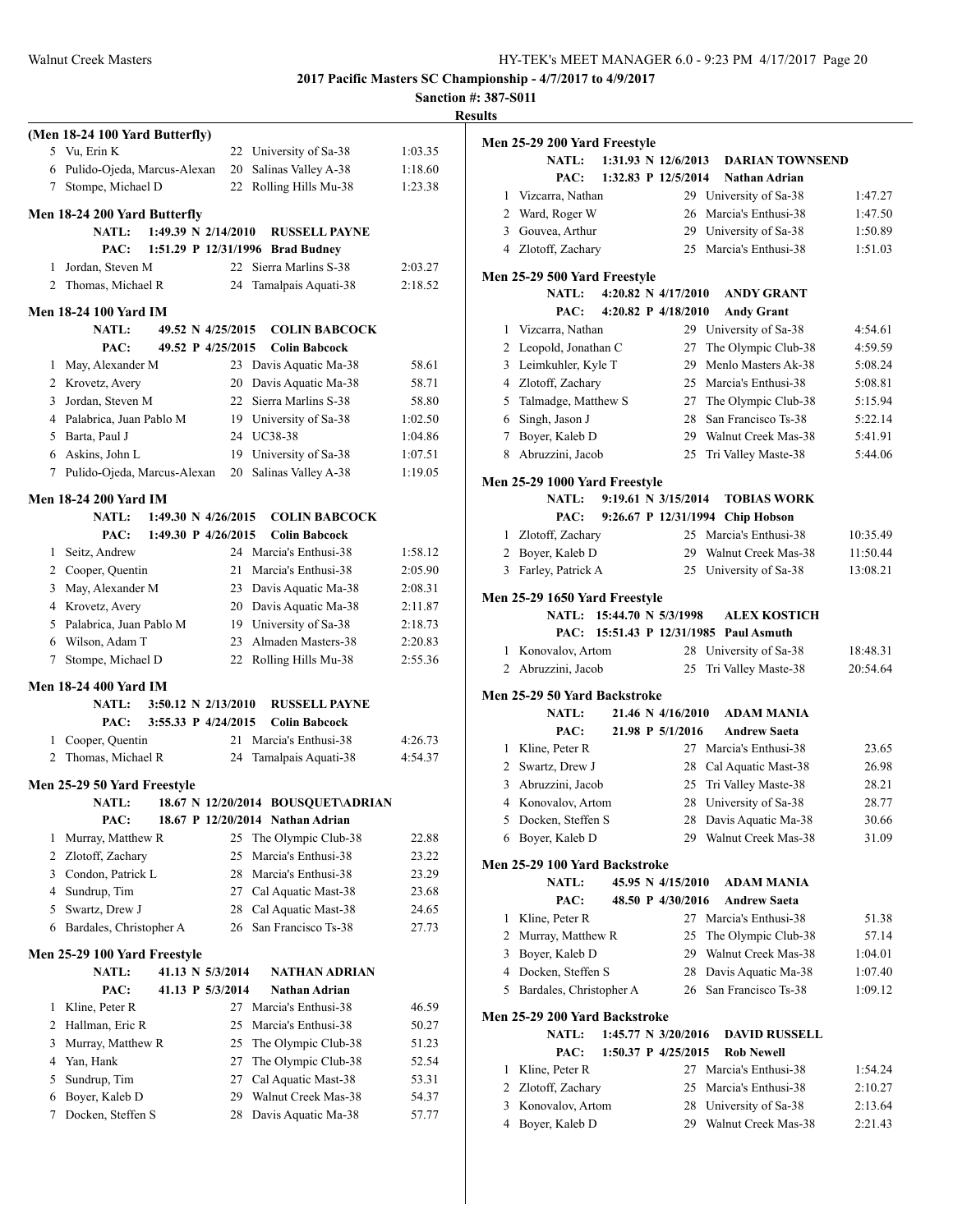**2017 Pacific Masters SC Championship - 4/7/2017 to 4/9/2017**

**Sanction #: 387-S011**

**Results**

**(Men 18-24 100 Yard Butterfly)**

| Place | Name | Age | Team | Time |
|---|---|---|---|---|
| 5 | Vu, Erin K | 22 | University of Sa-38 | 1:03.35 |
| 6 | Pulido-Ojeda, Marcus-Alexan | 20 | Salinas Valley A-38 | 1:18.60 |
| 7 | Stompe, Michael D | 22 | Rolling Hills Mu-38 | 1:23.38 |

**Men 18-24 200 Yard Butterfly**

NATL: 1:49.39 N 2/14/2010 RUSSELL PAYNE
PAC: 1:51.29 P 12/31/1996 Brad Budney

| Place | Name | Age | Team | Time |
|---|---|---|---|---|
| 1 | Jordan, Steven M | 22 | Sierra Marlins S-38 | 2:03.27 |
| 2 | Thomas, Michael R | 24 | Tamalpais Aquati-38 | 2:18.52 |

**Men 18-24 100 Yard IM**

NATL: 49.52 N 4/25/2015 COLIN BABCOCK
PAC: 49.52 P 4/25/2015 Colin Babcock

| Place | Name | Age | Team | Time |
|---|---|---|---|---|
| 1 | May, Alexander M | 23 | Davis Aquatic Ma-38 | 58.61 |
| 2 | Krovetz, Avery | 20 | Davis Aquatic Ma-38 | 58.71 |
| 3 | Jordan, Steven M | 22 | Sierra Marlins S-38 | 58.80 |
| 4 | Palabrica, Juan Pablo M | 19 | University of Sa-38 | 1:02.50 |
| 5 | Barta, Paul J | 24 | UC38-38 | 1:04.86 |
| 6 | Askins, John L | 19 | University of Sa-38 | 1:07.51 |
| 7 | Pulido-Ojeda, Marcus-Alexan | 20 | Salinas Valley A-38 | 1:19.05 |

**Men 18-24 200 Yard IM**

NATL: 1:49.30 N 4/26/2015 COLIN BABCOCK
PAC: 1:49.30 P 4/26/2015 Colin Babcock

| Place | Name | Age | Team | Time |
|---|---|---|---|---|
| 1 | Seitz, Andrew | 24 | Marcia's Enthusi-38 | 1:58.12 |
| 2 | Cooper, Quentin | 21 | Marcia's Enthusi-38 | 2:05.90 |
| 3 | May, Alexander M | 23 | Davis Aquatic Ma-38 | 2:08.31 |
| 4 | Krovetz, Avery | 20 | Davis Aquatic Ma-38 | 2:11.87 |
| 5 | Palabrica, Juan Pablo M | 19 | University of Sa-38 | 2:18.73 |
| 6 | Wilson, Adam T | 23 | Almaden Masters-38 | 2:20.83 |
| 7 | Stompe, Michael D | 22 | Rolling Hills Mu-38 | 2:55.36 |

**Men 18-24 400 Yard IM**

NATL: 3:50.12 N 2/13/2010 RUSSELL PAYNE
PAC: 3:55.33 P 4/24/2015 Colin Babcock

| Place | Name | Age | Team | Time |
|---|---|---|---|---|
| 1 | Cooper, Quentin | 21 | Marcia's Enthusi-38 | 4:26.73 |
| 2 | Thomas, Michael R | 24 | Tamalpais Aquati-38 | 4:54.37 |

**Men 25-29 50 Yard Freestyle**

NATL: 18.67 N 12/20/2014 BOUSQUET\ADRIAN
PAC: 18.67 P 12/20/2014 Nathan Adrian

| Place | Name | Age | Team | Time |
|---|---|---|---|---|
| 1 | Murray, Matthew R | 25 | The Olympic Club-38 | 22.88 |
| 2 | Zlotoff, Zachary | 25 | Marcia's Enthusi-38 | 23.22 |
| 3 | Condon, Patrick L | 28 | Marcia's Enthusi-38 | 23.29 |
| 4 | Sundrup, Tim | 27 | Cal Aquatic Mast-38 | 23.68 |
| 5 | Swartz, Drew J | 28 | Cal Aquatic Mast-38 | 24.65 |
| 6 | Bardales, Christopher A | 26 | San Francisco Ts-38 | 27.73 |

**Men 25-29 100 Yard Freestyle**

NATL: 41.13 N 5/3/2014 NATHAN ADRIAN
PAC: 41.13 P 5/3/2014 Nathan Adrian

| Place | Name | Age | Team | Time |
|---|---|---|---|---|
| 1 | Kline, Peter R | 27 | Marcia's Enthusi-38 | 46.59 |
| 2 | Hallman, Eric R | 25 | Marcia's Enthusi-38 | 50.27 |
| 3 | Murray, Matthew R | 25 | The Olympic Club-38 | 51.23 |
| 4 | Yan, Hank | 27 | The Olympic Club-38 | 52.54 |
| 5 | Sundrup, Tim | 27 | Cal Aquatic Mast-38 | 53.31 |
| 6 | Boyer, Kaleb D | 29 | Walnut Creek Mas-38 | 54.37 |
| 7 | Docken, Steffen S | 28 | Davis Aquatic Ma-38 | 57.77 |

**Men 25-29 200 Yard Freestyle**

NATL: 1:31.93 N 12/6/2013 DARIAN TOWNSEND
PAC: 1:32.83 P 12/5/2014 Nathan Adrian

| Place | Name | Age | Team | Time |
|---|---|---|---|---|
| 1 | Vizcarra, Nathan | 29 | University of Sa-38 | 1:47.27 |
| 2 | Ward, Roger W | 26 | Marcia's Enthusi-38 | 1:47.50 |
| 3 | Gouvea, Arthur | 29 | University of Sa-38 | 1:50.89 |
| 4 | Zlotoff, Zachary | 25 | Marcia's Enthusi-38 | 1:51.03 |

**Men 25-29 500 Yard Freestyle**

NATL: 4:20.82 N 4/17/2010 ANDY GRANT
PAC: 4:20.82 P 4/18/2010 Andy Grant

| Place | Name | Age | Team | Time |
|---|---|---|---|---|
| 1 | Vizcarra, Nathan | 29 | University of Sa-38 | 4:54.61 |
| 2 | Leopold, Jonathan C | 27 | The Olympic Club-38 | 4:59.59 |
| 3 | Leimkuhler, Kyle T | 29 | Menlo Masters Ak-38 | 5:08.24 |
| 4 | Zlotoff, Zachary | 25 | Marcia's Enthusi-38 | 5:08.81 |
| 5 | Talmadge, Matthew S | 27 | The Olympic Club-38 | 5:15.94 |
| 6 | Singh, Jason J | 28 | San Francisco Ts-38 | 5:22.14 |
| 7 | Boyer, Kaleb D | 29 | Walnut Creek Mas-38 | 5:41.91 |
| 8 | Abruzzini, Jacob | 25 | Tri Valley Maste-38 | 5:44.06 |

**Men 25-29 1000 Yard Freestyle**

NATL: 9:19.61 N 3/15/2014 TOBIAS WORK
PAC: 9:26.67 P 12/31/1994 Chip Hobson

| Place | Name | Age | Team | Time |
|---|---|---|---|---|
| 1 | Zlotoff, Zachary | 25 | Marcia's Enthusi-38 | 10:35.49 |
| 2 | Boyer, Kaleb D | 29 | Walnut Creek Mas-38 | 11:50.44 |
| 3 | Farley, Patrick A | 25 | University of Sa-38 | 13:08.21 |

**Men 25-29 1650 Yard Freestyle**

NATL: 15:44.70 N 5/3/1998 ALEX KOSTICH
PAC: 15:51.43 P 12/31/1985 Paul Asmuth

| Place | Name | Age | Team | Time |
|---|---|---|---|---|
| 1 | Konovalov, Artom | 28 | University of Sa-38 | 18:48.31 |
| 2 | Abruzzini, Jacob | 25 | Tri Valley Maste-38 | 20:54.64 |

**Men 25-29 50 Yard Backstroke**

NATL: 21.46 N 4/16/2010 ADAM MANIA
PAC: 21.98 P 5/1/2016 Andrew Saeta

| Place | Name | Age | Team | Time |
|---|---|---|---|---|
| 1 | Kline, Peter R | 27 | Marcia's Enthusi-38 | 23.65 |
| 2 | Swartz, Drew J | 28 | Cal Aquatic Mast-38 | 26.98 |
| 3 | Abruzzini, Jacob | 25 | Tri Valley Maste-38 | 28.21 |
| 4 | Konovalov, Artom | 28 | University of Sa-38 | 28.77 |
| 5 | Docken, Steffen S | 28 | Davis Aquatic Ma-38 | 30.66 |
| 6 | Boyer, Kaleb D | 29 | Walnut Creek Mas-38 | 31.09 |

**Men 25-29 100 Yard Backstroke**

NATL: 45.95 N 4/15/2010 ADAM MANIA
PAC: 48.50 P 4/30/2016 Andrew Saeta

| Place | Name | Age | Team | Time |
|---|---|---|---|---|
| 1 | Kline, Peter R | 27 | Marcia's Enthusi-38 | 51.38 |
| 2 | Murray, Matthew R | 25 | The Olympic Club-38 | 57.14 |
| 3 | Boyer, Kaleb D | 29 | Walnut Creek Mas-38 | 1:04.01 |
| 4 | Docken, Steffen S | 28 | Davis Aquatic Ma-38 | 1:07.40 |
| 5 | Bardales, Christopher A | 26 | San Francisco Ts-38 | 1:09.12 |

**Men 25-29 200 Yard Backstroke**

NATL: 1:45.77 N 3/20/2016 DAVID RUSSELL
PAC: 1:50.37 P 4/25/2015 Rob Newell

| Place | Name | Age | Team | Time |
|---|---|---|---|---|
| 1 | Kline, Peter R | 27 | Marcia's Enthusi-38 | 1:54.24 |
| 2 | Zlotoff, Zachary | 25 | Marcia's Enthusi-38 | 2:10.27 |
| 3 | Konovalov, Artom | 28 | University of Sa-38 | 2:13.64 |
| 4 | Boyer, Kaleb D | 29 | Walnut Creek Mas-38 | 2:21.43 |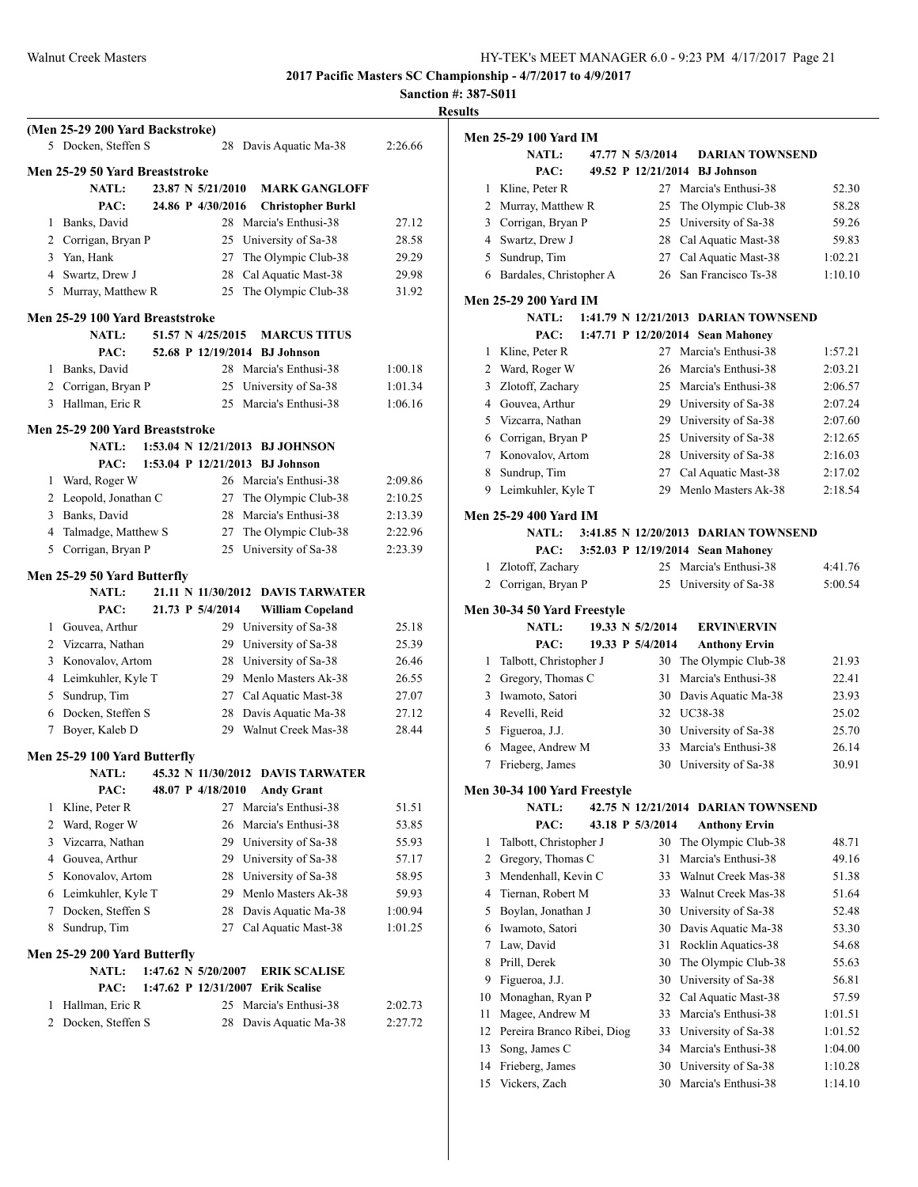## 2017 Pacific Masters SC Championship - 4/7/2017 to 4/9/2017

**Sanction #: 387-S011**

**Results**

### (Men 25-29 200 Yard Backstroke)

| Place | Name | Age | Team | Time |
|---|---|---|---|---|
| 5 | Docken, Steffen S | 28 | Davis Aquatic Ma-38 | 2:26.66 |

### Men 25-29 50 Yard Breaststroke

**NATL:** 23.87 N 5/21/2010 **MARK GANGLOFF**
**PAC:** 24.86 P 4/30/2016 **Christopher Burkl**

| Place | Name | Age | Team | Time |
|---|---|---|---|---|
| 1 | Banks, David | 28 | Marcia's Enthusi-38 | 27.12 |
| 2 | Corrigan, Bryan P | 25 | University of Sa-38 | 28.58 |
| 3 | Yan, Hank | 27 | The Olympic Club-38 | 29.29 |
| 4 | Swartz, Drew J | 28 | Cal Aquatic Mast-38 | 29.98 |
| 5 | Murray, Matthew R | 25 | The Olympic Club-38 | 31.92 |

### Men 25-29 100 Yard Breaststroke

**NATL:** 51.57 N 4/25/2015 **MARCUS TITUS**
**PAC:** 52.68 P 12/19/2014 **BJ Johnson**

| Place | Name | Age | Team | Time |
|---|---|---|---|---|
| 1 | Banks, David | 28 | Marcia's Enthusi-38 | 1:00.18 |
| 2 | Corrigan, Bryan P | 25 | University of Sa-38 | 1:01.34 |
| 3 | Hallman, Eric R | 25 | Marcia's Enthusi-38 | 1:06.16 |

### Men 25-29 200 Yard Breaststroke

**NATL:** 1:53.04 N 12/21/2013 **BJ JOHNSON**
**PAC:** 1:53.04 P 12/21/2013 **BJ Johnson**

| Place | Name | Age | Team | Time |
|---|---|---|---|---|
| 1 | Ward, Roger W | 26 | Marcia's Enthusi-38 | 2:09.86 |
| 2 | Leopold, Jonathan C | 27 | The Olympic Club-38 | 2:10.25 |
| 3 | Banks, David | 28 | Marcia's Enthusi-38 | 2:13.39 |
| 4 | Talmadge, Matthew S | 27 | The Olympic Club-38 | 2:22.96 |
| 5 | Corrigan, Bryan P | 25 | University of Sa-38 | 2:23.39 |

### Men 25-29 50 Yard Butterfly

**NATL:** 21.11 N 11/30/2012 **DAVIS TARWATER**
**PAC:** 21.73 P 5/4/2014 **William Copeland**

| Place | Name | Age | Team | Time |
|---|---|---|---|---|
| 1 | Gouvea, Arthur | 29 | University of Sa-38 | 25.18 |
| 2 | Vizcarra, Nathan | 29 | University of Sa-38 | 25.39 |
| 3 | Konovalov, Artom | 28 | University of Sa-38 | 26.46 |
| 4 | Leimkuhler, Kyle T | 29 | Menlo Masters Ak-38 | 26.55 |
| 5 | Sundrup, Tim | 27 | Cal Aquatic Mast-38 | 27.07 |
| 6 | Docken, Steffen S | 28 | Davis Aquatic Ma-38 | 27.12 |
| 7 | Boyer, Kaleb D | 29 | Walnut Creek Mas-38 | 28.44 |

### Men 25-29 100 Yard Butterfly

**NATL:** 45.32 N 11/30/2012 **DAVIS TARWATER**
**PAC:** 48.07 P 4/18/2010 **Andy Grant**

| Place | Name | Age | Team | Time |
|---|---|---|---|---|
| 1 | Kline, Peter R | 27 | Marcia's Enthusi-38 | 51.51 |
| 2 | Ward, Roger W | 26 | Marcia's Enthusi-38 | 53.85 |
| 3 | Vizcarra, Nathan | 29 | University of Sa-38 | 55.93 |
| 4 | Gouvea, Arthur | 29 | University of Sa-38 | 57.17 |
| 5 | Konovalov, Artom | 28 | University of Sa-38 | 58.95 |
| 6 | Leimkuhler, Kyle T | 29 | Menlo Masters Ak-38 | 59.93 |
| 7 | Docken, Steffen S | 28 | Davis Aquatic Ma-38 | 1:00.94 |
| 8 | Sundrup, Tim | 27 | Cal Aquatic Mast-38 | 1:01.25 |

### Men 25-29 200 Yard Butterfly

**NATL:** 1:47.62 N 5/20/2007 **ERIK SCALISE**
**PAC:** 1:47.62 P 12/31/2007 **Erik Scalise**

| Place | Name | Age | Team | Time |
|---|---|---|---|---|
| 1 | Hallman, Eric R | 25 | Marcia's Enthusi-38 | 2:02.73 |
| 2 | Docken, Steffen S | 28 | Davis Aquatic Ma-38 | 2:27.72 |

### Men 25-29 100 Yard IM

**NATL:** 47.77 N 5/3/2014 **DARIAN TOWNSEND**
**PAC:** 49.52 P 12/21/2014 **BJ Johnson**

| Place | Name | Age | Team | Time |
|---|---|---|---|---|
| 1 | Kline, Peter R | 27 | Marcia's Enthusi-38 | 52.30 |
| 2 | Murray, Matthew R | 25 | The Olympic Club-38 | 58.28 |
| 3 | Corrigan, Bryan P | 25 | University of Sa-38 | 59.26 |
| 4 | Swartz, Drew J | 28 | Cal Aquatic Mast-38 | 59.83 |
| 5 | Sundrup, Tim | 27 | Cal Aquatic Mast-38 | 1:02.21 |
| 6 | Bardales, Christopher A | 26 | San Francisco Ts-38 | 1:10.10 |

### Men 25-29 200 Yard IM

**NATL:** 1:41.79 N 12/21/2013 **DARIAN TOWNSEND**
**PAC:** 1:47.71 P 12/20/2014 **Sean Mahoney**

| Place | Name | Age | Team | Time |
|---|---|---|---|---|
| 1 | Kline, Peter R | 27 | Marcia's Enthusi-38 | 1:57.21 |
| 2 | Ward, Roger W | 26 | Marcia's Enthusi-38 | 2:03.21 |
| 3 | Zlotoff, Zachary | 25 | Marcia's Enthusi-38 | 2:06.57 |
| 4 | Gouvea, Arthur | 29 | University of Sa-38 | 2:07.24 |
| 5 | Vizcarra, Nathan | 29 | University of Sa-38 | 2:07.60 |
| 6 | Corrigan, Bryan P | 25 | University of Sa-38 | 2:12.65 |
| 7 | Konovalov, Artom | 28 | University of Sa-38 | 2:16.03 |
| 8 | Sundrup, Tim | 27 | Cal Aquatic Mast-38 | 2:17.02 |
| 9 | Leimkuhler, Kyle T | 29 | Menlo Masters Ak-38 | 2:18.54 |

### Men 25-29 400 Yard IM

**NATL:** 3:41.85 N 12/20/2013 **DARIAN TOWNSEND**
**PAC:** 3:52.03 P 12/19/2014 **Sean Mahoney**

| Place | Name | Age | Team | Time |
|---|---|---|---|---|
| 1 | Zlotoff, Zachary | 25 | Marcia's Enthusi-38 | 4:41.76 |
| 2 | Corrigan, Bryan P | 25 | University of Sa-38 | 5:00.54 |

### Men 30-34 50 Yard Freestyle

**NATL:** 19.33 N 5/2/2014 **ERVIN\ERVIN**
**PAC:** 19.33 P 5/4/2014 **Anthony Ervin**

| Place | Name | Age | Team | Time |
|---|---|---|---|---|
| 1 | Talbott, Christopher J | 30 | The Olympic Club-38 | 21.93 |
| 2 | Gregory, Thomas C | 31 | Marcia's Enthusi-38 | 22.41 |
| 3 | Iwamoto, Satori | 30 | Davis Aquatic Ma-38 | 23.93 |
| 4 | Revelli, Reid | 32 | UC38-38 | 25.02 |
| 5 | Figueroa, J.J. | 30 | University of Sa-38 | 25.70 |
| 6 | Magee, Andrew M | 33 | Marcia's Enthusi-38 | 26.14 |
| 7 | Frieberg, James | 30 | University of Sa-38 | 30.91 |

### Men 30-34 100 Yard Freestyle

**NATL:** 42.75 N 12/21/2014 **DARIAN TOWNSEND**
**PAC:** 43.18 P 5/3/2014 **Anthony Ervin**

| Place | Name | Age | Team | Time |
|---|---|---|---|---|
| 1 | Talbott, Christopher J | 30 | The Olympic Club-38 | 48.71 |
| 2 | Gregory, Thomas C | 31 | Marcia's Enthusi-38 | 49.16 |
| 3 | Mendenhall, Kevin C | 33 | Walnut Creek Mas-38 | 51.38 |
| 4 | Tiernan, Robert M | 33 | Walnut Creek Mas-38 | 51.64 |
| 5 | Boylan, Jonathan J | 30 | University of Sa-38 | 52.48 |
| 6 | Iwamoto, Satori | 30 | Davis Aquatic Ma-38 | 53.30 |
| 7 | Law, David | 31 | Rocklin Aquatics-38 | 54.68 |
| 8 | Prill, Derek | 30 | The Olympic Club-38 | 55.63 |
| 9 | Figueroa, J.J. | 30 | University of Sa-38 | 56.81 |
| 10 | Monaghan, Ryan P | 32 | Cal Aquatic Mast-38 | 57.59 |
| 11 | Magee, Andrew M | 33 | Marcia's Enthusi-38 | 1:01.51 |
| 12 | Pereira Branco Ribei, Diog | 33 | University of Sa-38 | 1:01.52 |
| 13 | Song, James C | 34 | Marcia's Enthusi-38 | 1:04.00 |
| 14 | Frieberg, James | 30 | University of Sa-38 | 1:10.28 |
| 15 | Vickers, Zach | 30 | Marcia's Enthusi-38 | 1:14.10 |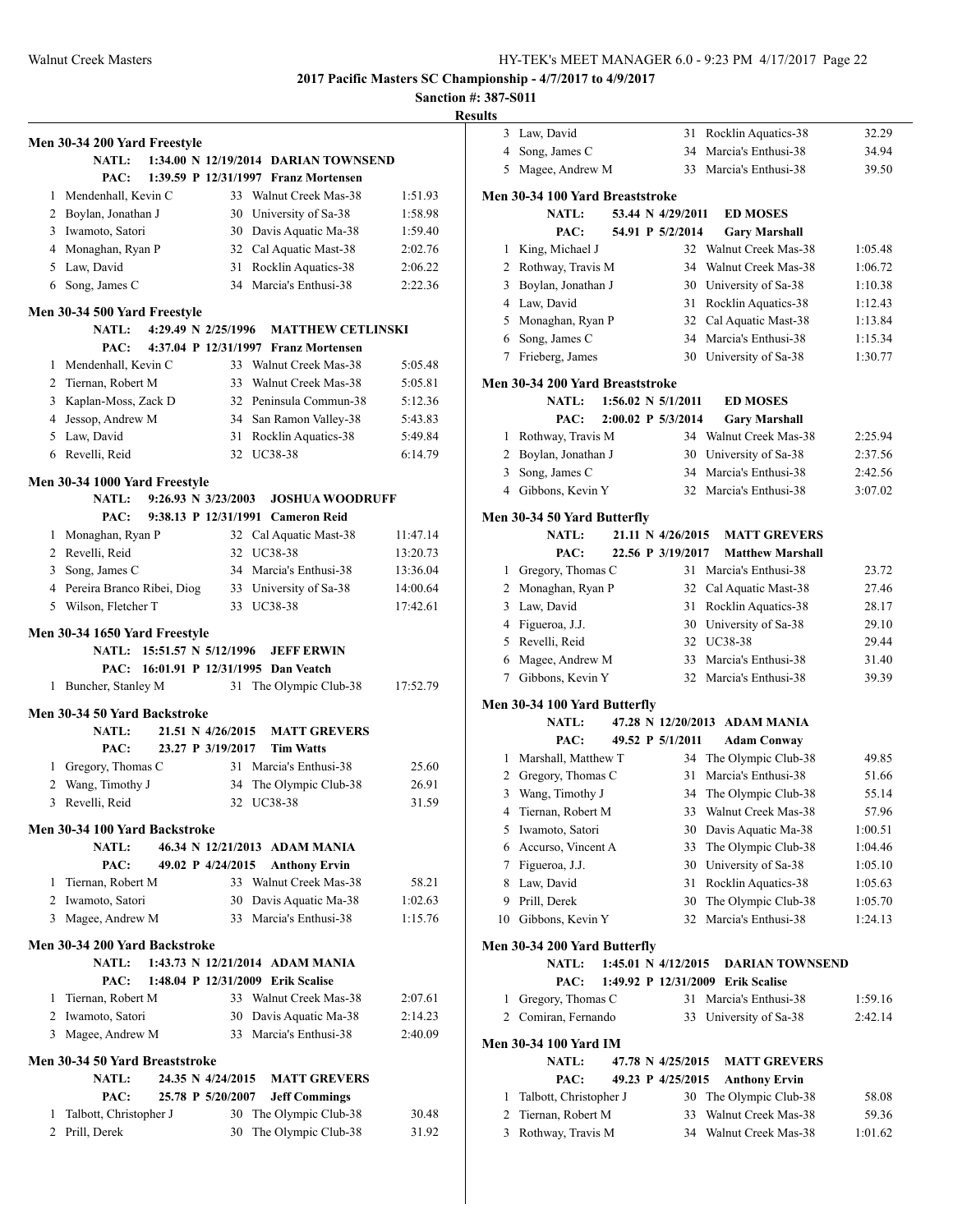**2017 Pacific Masters SC Championship - 4/7/2017 to 4/9/2017**

**Sanction #: 387-S011**

**Results**

### Men 30-34 200 Yard Freestyle

NATL: 1:34.00 N 12/19/2014 DARIAN TOWNSEND
PAC: 1:39.59 P 12/31/1997 Franz Mortensen

| | Name | Age | Team | Time |
|---|---|---|---|---|
| 1 | Mendenhall, Kevin C | 33 | Walnut Creek Mas-38 | 1:51.93 |
| 2 | Boylan, Jonathan J | 30 | University of Sa-38 | 1:58.98 |
| 3 | Iwamoto, Satori | 30 | Davis Aquatic Ma-38 | 1:59.40 |
| 4 | Monaghan, Ryan P | 32 | Cal Aquatic Mast-38 | 2:02.76 |
| 5 | Law, David | 31 | Rocklin Aquatics-38 | 2:06.22 |
| 6 | Song, James C | 34 | Marcia's Enthusi-38 | 2:22.36 |

### Men 30-34 500 Yard Freestyle

NATL: 4:29.49 N 2/25/1996 MATTHEW CETLINSKI
PAC: 4:37.04 P 12/31/1997 Franz Mortensen

| | Name | Age | Team | Time |
|---|---|---|---|---|
| 1 | Mendenhall, Kevin C | 33 | Walnut Creek Mas-38 | 5:05.48 |
| 2 | Tiernan, Robert M | 33 | Walnut Creek Mas-38 | 5:05.81 |
| 3 | Kaplan-Moss, Zack D | 32 | Peninsula Commun-38 | 5:12.36 |
| 4 | Jessop, Andrew M | 34 | San Ramon Valley-38 | 5:43.83 |
| 5 | Law, David | 31 | Rocklin Aquatics-38 | 5:49.84 |
| 6 | Revelli, Reid | 32 | UC38-38 | 6:14.79 |

### Men 30-34 1000 Yard Freestyle

NATL: 9:26.93 N 3/23/2003 JOSHUA WOODRUFF
PAC: 9:38.13 P 12/31/1991 Cameron Reid

| | Name | Age | Team | Time |
|---|---|---|---|---|
| 1 | Monaghan, Ryan P | 32 | Cal Aquatic Mast-38 | 11:47.14 |
| 2 | Revelli, Reid | 32 | UC38-38 | 13:20.73 |
| 3 | Song, James C | 34 | Marcia's Enthusi-38 | 13:36.04 |
| 4 | Pereira Branco Ribei, Diog | 33 | University of Sa-38 | 14:00.64 |
| 5 | Wilson, Fletcher T | 33 | UC38-38 | 17:42.61 |

### Men 30-34 1650 Yard Freestyle

NATL: 15:51.57 N 5/12/1996 JEFF ERWIN
PAC: 16:01.91 P 12/31/1995 Dan Veatch

| | Name | Age | Team | Time |
|---|---|---|---|---|
| 1 | Buncher, Stanley M | 31 | The Olympic Club-38 | 17:52.79 |

### Men 30-34 50 Yard Backstroke

NATL: 21.51 N 4/26/2015 MATT GREVERS
PAC: 23.27 P 3/19/2017 Tim Watts

| | Name | Age | Team | Time |
|---|---|---|---|---|
| 1 | Gregory, Thomas C | 31 | Marcia's Enthusi-38 | 25.60 |
| 2 | Wang, Timothy J | 34 | The Olympic Club-38 | 26.91 |
| 3 | Revelli, Reid | 32 | UC38-38 | 31.59 |

### Men 30-34 100 Yard Backstroke

NATL: 46.34 N 12/21/2013 ADAM MANIA
PAC: 49.02 P 4/24/2015 Anthony Ervin

| | Name | Age | Team | Time |
|---|---|---|---|---|
| 1 | Tiernan, Robert M | 33 | Walnut Creek Mas-38 | 58.21 |
| 2 | Iwamoto, Satori | 30 | Davis Aquatic Ma-38 | 1:02.63 |
| 3 | Magee, Andrew M | 33 | Marcia's Enthusi-38 | 1:15.76 |

### Men 30-34 200 Yard Backstroke

NATL: 1:43.73 N 12/21/2014 ADAM MANIA
PAC: 1:48.04 P 12/31/2009 Erik Scalise

| | Name | Age | Team | Time |
|---|---|---|---|---|
| 1 | Tiernan, Robert M | 33 | Walnut Creek Mas-38 | 2:07.61 |
| 2 | Iwamoto, Satori | 30 | Davis Aquatic Ma-38 | 2:14.23 |
| 3 | Magee, Andrew M | 33 | Marcia's Enthusi-38 | 2:40.09 |

### Men 30-34 50 Yard Breaststroke

NATL: 24.35 N 4/24/2015 MATT GREVERS
PAC: 25.78 P 5/20/2007 Jeff Commings

| | Name | Age | Team | Time |
|---|---|---|---|---|
| 1 | Talbott, Christopher J | 30 | The Olympic Club-38 | 30.48 |
| 2 | Prill, Derek | 30 | The Olympic Club-38 | 31.92 |
| 3 | Law, David | 31 | Rocklin Aquatics-38 | 32.29 |
| 4 | Song, James C | 34 | Marcia's Enthusi-38 | 34.94 |
| 5 | Magee, Andrew M | 33 | Marcia's Enthusi-38 | 39.50 |

### Men 30-34 100 Yard Breaststroke

NATL: 53.44 N 4/29/2011 ED MOSES
PAC: 54.91 P 5/2/2014 Gary Marshall

| | Name | Age | Team | Time |
|---|---|---|---|---|
| 1 | King, Michael J | 32 | Walnut Creek Mas-38 | 1:05.48 |
| 2 | Rothway, Travis M | 34 | Walnut Creek Mas-38 | 1:06.72 |
| 3 | Boylan, Jonathan J | 30 | University of Sa-38 | 1:10.38 |
| 4 | Law, David | 31 | Rocklin Aquatics-38 | 1:12.43 |
| 5 | Monaghan, Ryan P | 32 | Cal Aquatic Mast-38 | 1:13.84 |
| 6 | Song, James C | 34 | Marcia's Enthusi-38 | 1:15.34 |
| 7 | Frieberg, James | 30 | University of Sa-38 | 1:30.77 |

### Men 30-34 200 Yard Breaststroke

NATL: 1:56.02 N 5/1/2011 ED MOSES
PAC: 2:00.02 P 5/3/2014 Gary Marshall

| | Name | Age | Team | Time |
|---|---|---|---|---|
| 1 | Rothway, Travis M | 34 | Walnut Creek Mas-38 | 2:25.94 |
| 2 | Boylan, Jonathan J | 30 | University of Sa-38 | 2:37.56 |
| 3 | Song, James C | 34 | Marcia's Enthusi-38 | 2:42.56 |
| 4 | Gibbons, Kevin Y | 32 | Marcia's Enthusi-38 | 3:07.02 |

### Men 30-34 50 Yard Butterfly

NATL: 21.11 N 4/26/2015 MATT GREVERS
PAC: 22.56 P 3/19/2017 Matthew Marshall

| | Name | Age | Team | Time |
|---|---|---|---|---|
| 1 | Gregory, Thomas C | 31 | Marcia's Enthusi-38 | 23.72 |
| 2 | Monaghan, Ryan P | 32 | Cal Aquatic Mast-38 | 27.46 |
| 3 | Law, David | 31 | Rocklin Aquatics-38 | 28.17 |
| 4 | Figueroa, J.J. | 30 | University of Sa-38 | 29.10 |
| 5 | Revelli, Reid | 32 | UC38-38 | 29.44 |
| 6 | Magee, Andrew M | 33 | Marcia's Enthusi-38 | 31.40 |
| 7 | Gibbons, Kevin Y | 32 | Marcia's Enthusi-38 | 39.39 |

### Men 30-34 100 Yard Butterfly

NATL: 47.28 N 12/20/2013 ADAM MANIA
PAC: 49.52 P 5/1/2011 Adam Conway

| | Name | Age | Team | Time |
|---|---|---|---|---|
| 1 | Marshall, Matthew T | 34 | The Olympic Club-38 | 49.85 |
| 2 | Gregory, Thomas C | 31 | Marcia's Enthusi-38 | 51.66 |
| 3 | Wang, Timothy J | 34 | The Olympic Club-38 | 55.14 |
| 4 | Tiernan, Robert M | 33 | Walnut Creek Mas-38 | 57.96 |
| 5 | Iwamoto, Satori | 30 | Davis Aquatic Ma-38 | 1:00.51 |
| 6 | Accurso, Vincent A | 33 | The Olympic Club-38 | 1:04.46 |
| 7 | Figueroa, J.J. | 30 | University of Sa-38 | 1:05.10 |
| 8 | Law, David | 31 | Rocklin Aquatics-38 | 1:05.63 |
| 9 | Prill, Derek | 30 | The Olympic Club-38 | 1:05.70 |
| 10 | Gibbons, Kevin Y | 32 | Marcia's Enthusi-38 | 1:24.13 |

### Men 30-34 200 Yard Butterfly

NATL: 1:45.01 N 4/12/2015 DARIAN TOWNSEND
PAC: 1:49.92 P 12/31/2009 Erik Scalise

| | Name | Age | Team | Time |
|---|---|---|---|---|
| 1 | Gregory, Thomas C | 31 | Marcia's Enthusi-38 | 1:59.16 |
| 2 | Comiran, Fernando | 33 | University of Sa-38 | 2:42.14 |

### Men 30-34 100 Yard IM

NATL: 47.78 N 4/25/2015 MATT GREVERS
PAC: 49.23 P 4/25/2015 Anthony Ervin

| | Name | Age | Team | Time |
|---|---|---|---|---|
| 1 | Talbott, Christopher J | 30 | The Olympic Club-38 | 58.08 |
| 2 | Tiernan, Robert M | 33 | Walnut Creek Mas-38 | 59.36 |
| 3 | Rothway, Travis M | 34 | Walnut Creek Mas-38 | 1:01.62 |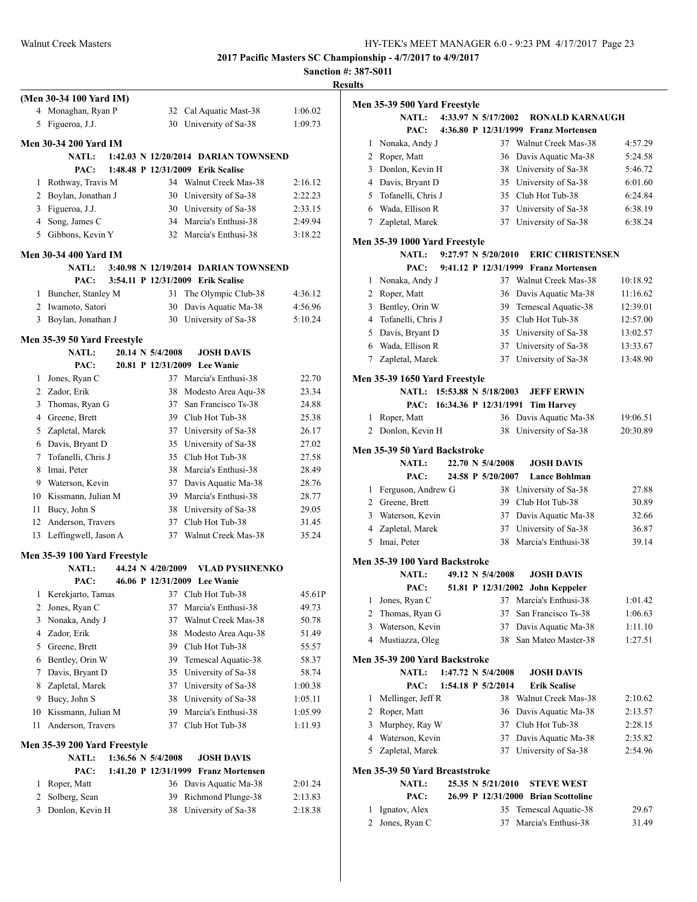**2017 Pacific Masters SC Championship - 4/7/2017 to 4/9/2017**

**Sanction #: 387-S011**

**Results**

### (Men 30-34 100 Yard IM)

| Place | Name | Age | Team | Time |
|---|---|---|---|---|
| 4 | Monaghan, Ryan P | 32 | Cal Aquatic Mast-38 | 1:06.02 |
| 5 | Figueroa, J.J. | 30 | University of Sa-38 | 1:09.73 |

### Men 30-34 200 Yard IM

NATL: 1:42.03 N 12/20/2014 DARIAN TOWNSEND
PAC: 1:48.48 P 12/31/2009 Erik Scalise

| Place | Name | Age | Team | Time |
|---|---|---|---|---|
| 1 | Rothway, Travis M | 34 | Walnut Creek Mas-38 | 2:16.12 |
| 2 | Boylan, Jonathan J | 30 | University of Sa-38 | 2:22.23 |
| 3 | Figueroa, J.J. | 30 | University of Sa-38 | 2:33.15 |
| 4 | Song, James C | 34 | Marcia's Enthusi-38 | 2:49.94 |
| 5 | Gibbons, Kevin Y | 32 | Marcia's Enthusi-38 | 3:18.22 |

### Men 30-34 400 Yard IM

NATL: 3:40.98 N 12/19/2014 DARIAN TOWNSEND
PAC: 3:54.11 P 12/31/2009 Erik Scalise

| Place | Name | Age | Team | Time |
|---|---|---|---|---|
| 1 | Buncher, Stanley M | 31 | The Olympic Club-38 | 4:36.12 |
| 2 | Iwamoto, Satori | 30 | Davis Aquatic Ma-38 | 4:56.96 |
| 3 | Boylan, Jonathan J | 30 | University of Sa-38 | 5:10.24 |

### Men 35-39 50 Yard Freestyle

NATL: 20.14 N 5/4/2008 JOSH DAVIS
PAC: 20.81 P 12/31/2009 Lee Wanie

| Place | Name | Age | Team | Time |
|---|---|---|---|---|
| 1 | Jones, Ryan C | 37 | Marcia's Enthusi-38 | 22.70 |
| 2 | Zador, Erik | 38 | Modesto Area Aqu-38 | 23.34 |
| 3 | Thomas, Ryan G | 37 | San Francisco Ts-38 | 24.88 |
| 4 | Greene, Brett | 39 | Club Hot Tub-38 | 25.38 |
| 5 | Zapletal, Marek | 37 | University of Sa-38 | 26.17 |
| 6 | Davis, Bryant D | 35 | University of Sa-38 | 27.02 |
| 7 | Tofanelli, Chris J | 35 | Club Hot Tub-38 | 27.58 |
| 8 | Imai, Peter | 38 | Marcia's Enthusi-38 | 28.49 |
| 9 | Waterson, Kevin | 37 | Davis Aquatic Ma-38 | 28.76 |
| 10 | Kissmann, Julian M | 39 | Marcia's Enthusi-38 | 28.77 |
| 11 | Bucy, John S | 38 | University of Sa-38 | 29.05 |
| 12 | Anderson, Travers | 37 | Club Hot Tub-38 | 31.45 |
| 13 | Leffingwell, Jason A | 37 | Walnut Creek Mas-38 | 35.24 |

### Men 35-39 100 Yard Freestyle

NATL: 44.24 N 4/20/2009 VLAD PYSHNENKO
PAC: 46.06 P 12/31/2009 Lee Wanie

| Place | Name | Age | Team | Time |
|---|---|---|---|---|
| 1 | Kerekjarto, Tamas | 37 | Club Hot Tub-38 | 45.61P |
| 2 | Jones, Ryan C | 37 | Marcia's Enthusi-38 | 49.73 |
| 3 | Nonaka, Andy J | 37 | Walnut Creek Mas-38 | 50.78 |
| 4 | Zador, Erik | 38 | Modesto Area Aqu-38 | 51.49 |
| 5 | Greene, Brett | 39 | Club Hot Tub-38 | 55.57 |
| 6 | Bentley, Orin W | 39 | Temescal Aquatic-38 | 58.37 |
| 7 | Davis, Bryant D | 35 | University of Sa-38 | 58.74 |
| 8 | Zapletal, Marek | 37 | University of Sa-38 | 1:00.38 |
| 9 | Bucy, John S | 38 | University of Sa-38 | 1:05.11 |
| 10 | Kissmann, Julian M | 39 | Marcia's Enthusi-38 | 1:05.99 |
| 11 | Anderson, Travers | 37 | Club Hot Tub-38 | 1:11.93 |

### Men 35-39 200 Yard Freestyle

NATL: 1:36.56 N 5/4/2008 JOSH DAVIS
PAC: 1:41.20 P 12/31/1999 Franz Mortensen

| Place | Name | Age | Team | Time |
|---|---|---|---|---|
| 1 | Roper, Matt | 36 | Davis Aquatic Ma-38 | 2:01.24 |
| 2 | Solberg, Sean | 39 | Richmond Plunge-38 | 2:13.83 |
| 3 | Donlon, Kevin H | 38 | University of Sa-38 | 2:18.38 |

### Men 35-39 500 Yard Freestyle

NATL: 4:33.97 N 5/17/2002 RONALD KARNAUGH
PAC: 4:36.80 P 12/31/1999 Franz Mortensen

| Place | Name | Age | Team | Time |
|---|---|---|---|---|
| 1 | Nonaka, Andy J | 37 | Walnut Creek Mas-38 | 4:57.29 |
| 2 | Roper, Matt | 36 | Davis Aquatic Ma-38 | 5:24.58 |
| 3 | Donlon, Kevin H | 38 | University of Sa-38 | 5:46.72 |
| 4 | Davis, Bryant D | 35 | University of Sa-38 | 6:01.60 |
| 5 | Tofanelli, Chris J | 35 | Club Hot Tub-38 | 6:24.84 |
| 6 | Wada, Ellison R | 37 | University of Sa-38 | 6:38.19 |
| 7 | Zapletal, Marek | 37 | University of Sa-38 | 6:38.24 |

### Men 35-39 1000 Yard Freestyle

NATL: 9:27.97 N 5/20/2010 ERIC CHRISTENSEN
PAC: 9:41.12 P 12/31/1999 Franz Mortensen

| Place | Name | Age | Team | Time |
|---|---|---|---|---|
| 1 | Nonaka, Andy J | 37 | Walnut Creek Mas-38 | 10:18.92 |
| 2 | Roper, Matt | 36 | Davis Aquatic Ma-38 | 11:16.62 |
| 3 | Bentley, Orin W | 39 | Temescal Aquatic-38 | 12:39.01 |
| 4 | Tofanelli, Chris J | 35 | Club Hot Tub-38 | 12:57.00 |
| 5 | Davis, Bryant D | 35 | University of Sa-38 | 13:02.57 |
| 6 | Wada, Ellison R | 37 | University of Sa-38 | 13:33.67 |
| 7 | Zapletal, Marek | 37 | University of Sa-38 | 13:48.90 |

### Men 35-39 1650 Yard Freestyle

NATL: 15:53.88 N 5/18/2003 JEFF ERWIN
PAC: 16:34.36 P 12/31/1991 Tim Harvey

| Place | Name | Age | Team | Time |
|---|---|---|---|---|
| 1 | Roper, Matt | 36 | Davis Aquatic Ma-38 | 19:06.51 |
| 2 | Donlon, Kevin H | 38 | University of Sa-38 | 20:30.89 |

### Men 35-39 50 Yard Backstroke

NATL: 22.70 N 5/4/2008 JOSH DAVIS
PAC: 24.58 P 5/20/2007 Lance Bohlman

| Place | Name | Age | Team | Time |
|---|---|---|---|---|
| 1 | Ferguson, Andrew G | 38 | University of Sa-38 | 27.88 |
| 2 | Greene, Brett | 39 | Club Hot Tub-38 | 30.89 |
| 3 | Waterson, Kevin | 37 | Davis Aquatic Ma-38 | 32.66 |
| 4 | Zapletal, Marek | 37 | University of Sa-38 | 36.87 |
| 5 | Imai, Peter | 38 | Marcia's Enthusi-38 | 39.14 |

### Men 35-39 100 Yard Backstroke

NATL: 49.12 N 5/4/2008 JOSH DAVIS
PAC: 51.81 P 12/31/2002 John Keppeler

| Place | Name | Age | Team | Time |
|---|---|---|---|---|
| 1 | Jones, Ryan C | 37 | Marcia's Enthusi-38 | 1:01.42 |
| 2 | Thomas, Ryan G | 37 | San Francisco Ts-38 | 1:06.63 |
| 3 | Waterson, Kevin | 37 | Davis Aquatic Ma-38 | 1:11.10 |
| 4 | Mustiazza, Oleg | 38 | San Mateo Master-38 | 1:27.51 |

### Men 35-39 200 Yard Backstroke

NATL: 1:47.72 N 5/4/2008 JOSH DAVIS
PAC: 1:54.18 P 5/2/2014 Erik Scalise

| Place | Name | Age | Team | Time |
|---|---|---|---|---|
| 1 | Mellinger, Jeff R | 38 | Walnut Creek Mas-38 | 2:10.62 |
| 2 | Roper, Matt | 36 | Davis Aquatic Ma-38 | 2:13.57 |
| 3 | Murphey, Ray W | 37 | Club Hot Tub-38 | 2:28.15 |
| 4 | Waterson, Kevin | 37 | Davis Aquatic Ma-38 | 2:35.82 |
| 5 | Zapletal, Marek | 37 | University of Sa-38 | 2:54.96 |

### Men 35-39 50 Yard Breaststroke

NATL: 25.35 N 5/21/2010 STEVE WEST
PAC: 26.99 P 12/31/2000 Brian Scottoline

| Place | Name | Age | Team | Time |
|---|---|---|---|---|
| 1 | Ignatov, Alex | 35 | Temescal Aquatic-38 | 29.67 |
| 2 | Jones, Ryan C | 37 | Marcia's Enthusi-38 | 31.49 |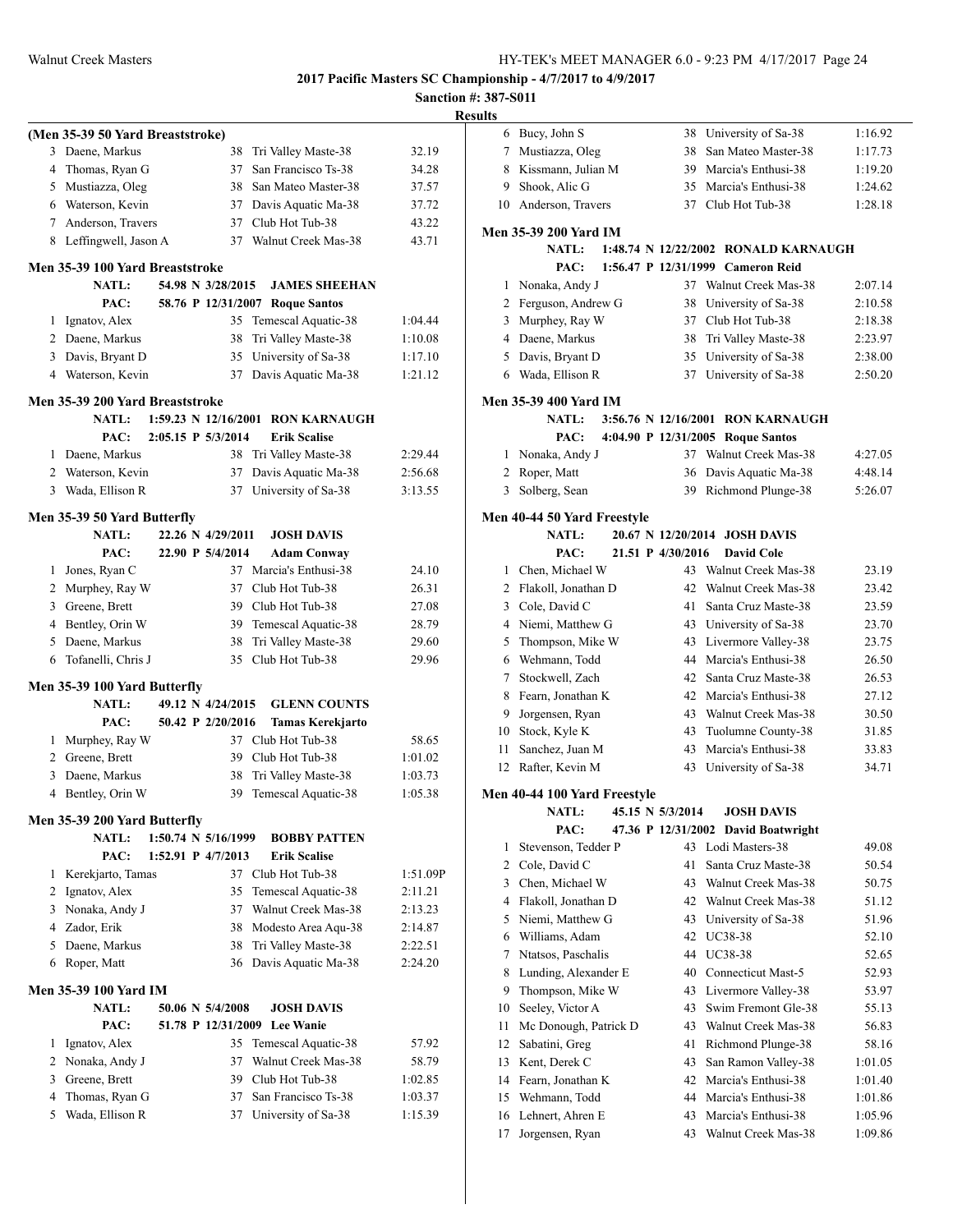## 2017 Pacific Masters SC Championship - 4/7/2017 to 4/9/2017

**Sanction #: 387-S011**

**Results**

### (Men 35-39 50 Yard Breaststroke)

| Place | Name | Age | Team | Time |
|---|---|---|---|---|
| 3 | Daene, Markus | 38 | Tri Valley Maste-38 | 32.19 |
| 4 | Thomas, Ryan G | 37 | San Francisco Ts-38 | 34.28 |
| 5 | Mustiazza, Oleg | 38 | San Mateo Master-38 | 37.57 |
| 6 | Waterson, Kevin | 37 | Davis Aquatic Ma-38 | 37.72 |
| 7 | Anderson, Travers | 37 | Club Hot Tub-38 | 43.22 |
| 8 | Leffingwell, Jason A | 37 | Walnut Creek Mas-38 | 43.71 |

### Men 35-39 100 Yard Breaststroke

NATL: 54.98 N 3/28/2015 **JAMES SHEEHAN**
PAC: 58.76 P 12/31/2007 **Roque Santos**

| Place | Name | Age | Team | Time |
|---|---|---|---|---|
| 1 | Ignatov, Alex | 35 | Temescal Aquatic-38 | 1:04.44 |
| 2 | Daene, Markus | 38 | Tri Valley Maste-38 | 1:10.08 |
| 3 | Davis, Bryant D | 35 | University of Sa-38 | 1:17.10 |
| 4 | Waterson, Kevin | 37 | Davis Aquatic Ma-38 | 1:21.12 |

### Men 35-39 200 Yard Breaststroke

NATL: 1:59.23 N 12/16/2001 **RON KARNAUGH**
PAC: 2:05.15 P 5/3/2014 **Erik Scalise**

| Place | Name | Age | Team | Time |
|---|---|---|---|---|
| 1 | Daene, Markus | 38 | Tri Valley Maste-38 | 2:29.44 |
| 2 | Waterson, Kevin | 37 | Davis Aquatic Ma-38 | 2:56.68 |
| 3 | Wada, Ellison R | 37 | University of Sa-38 | 3:13.55 |

### Men 35-39 50 Yard Butterfly

NATL: 22.26 N 4/29/2011 **JOSH DAVIS**
PAC: 22.90 P 5/4/2014 **Adam Conway**

| Place | Name | Age | Team | Time |
|---|---|---|---|---|
| 1 | Jones, Ryan C | 37 | Marcia's Enthusi-38 | 24.10 |
| 2 | Murphey, Ray W | 37 | Club Hot Tub-38 | 26.31 |
| 3 | Greene, Brett | 39 | Club Hot Tub-38 | 27.08 |
| 4 | Bentley, Orin W | 39 | Temescal Aquatic-38 | 28.79 |
| 5 | Daene, Markus | 38 | Tri Valley Maste-38 | 29.60 |
| 6 | Tofanelli, Chris J | 35 | Club Hot Tub-38 | 29.96 |

### Men 35-39 100 Yard Butterfly

NATL: 49.12 N 4/24/2015 **GLENN COUNTS**
PAC: 50.42 P 2/20/2016 **Tamas Kerekjarto**

| Place | Name | Age | Team | Time |
|---|---|---|---|---|
| 1 | Murphey, Ray W | 37 | Club Hot Tub-38 | 58.65 |
| 2 | Greene, Brett | 39 | Club Hot Tub-38 | 1:01.02 |
| 3 | Daene, Markus | 38 | Tri Valley Maste-38 | 1:03.73 |
| 4 | Bentley, Orin W | 39 | Temescal Aquatic-38 | 1:05.38 |

### Men 35-39 200 Yard Butterfly

NATL: 1:50.74 N 5/16/1999 **BOBBY PATTEN**
PAC: 1:52.91 P 4/7/2013 **Erik Scalise**

| Place | Name | Age | Team | Time |
|---|---|---|---|---|
| 1 | Kerekjarto, Tamas | 37 | Club Hot Tub-38 | 1:51.09P |
| 2 | Ignatov, Alex | 35 | Temescal Aquatic-38 | 2:11.21 |
| 3 | Nonaka, Andy J | 37 | Walnut Creek Mas-38 | 2:13.23 |
| 4 | Zador, Erik | 38 | Modesto Area Aqu-38 | 2:14.87 |
| 5 | Daene, Markus | 38 | Tri Valley Maste-38 | 2:22.51 |
| 6 | Roper, Matt | 36 | Davis Aquatic Ma-38 | 2:24.20 |

### Men 35-39 100 Yard IM

NATL: 50.06 N 5/4/2008 **JOSH DAVIS**
PAC: 51.78 P 12/31/2009 **Lee Wanie**

| Place | Name | Age | Team | Time |
|---|---|---|---|---|
| 1 | Ignatov, Alex | 35 | Temescal Aquatic-38 | 57.92 |
| 2 | Nonaka, Andy J | 37 | Walnut Creek Mas-38 | 58.79 |
| 3 | Greene, Brett | 39 | Club Hot Tub-38 | 1:02.85 |
| 4 | Thomas, Ryan G | 37 | San Francisco Ts-38 | 1:03.37 |
| 5 | Wada, Ellison R | 37 | University of Sa-38 | 1:15.39 |
| 6 | Bucy, John S | 38 | University of Sa-38 | 1:16.92 |
| 7 | Mustiazza, Oleg | 38 | San Mateo Master-38 | 1:17.73 |
| 8 | Kissmann, Julian M | 39 | Marcia's Enthusi-38 | 1:19.20 |
| 9 | Shook, Alic G | 35 | Marcia's Enthusi-38 | 1:24.62 |
| 10 | Anderson, Travers | 37 | Club Hot Tub-38 | 1:28.18 |

### Men 35-39 200 Yard IM

NATL: 1:48.74 N 12/22/2002 **RONALD KARNAUGH**
PAC: 1:56.47 P 12/31/1999 **Cameron Reid**

| Place | Name | Age | Team | Time |
|---|---|---|---|---|
| 1 | Nonaka, Andy J | 37 | Walnut Creek Mas-38 | 2:07.14 |
| 2 | Ferguson, Andrew G | 38 | University of Sa-38 | 2:10.58 |
| 3 | Murphey, Ray W | 37 | Club Hot Tub-38 | 2:18.38 |
| 4 | Daene, Markus | 38 | Tri Valley Maste-38 | 2:23.97 |
| 5 | Davis, Bryant D | 35 | University of Sa-38 | 2:38.00 |
| 6 | Wada, Ellison R | 37 | University of Sa-38 | 2:50.20 |

### Men 35-39 400 Yard IM

NATL: 3:56.76 N 12/16/2001 **RON KARNAUGH**
PAC: 4:04.90 P 12/31/2005 **Roque Santos**

| Place | Name | Age | Team | Time |
|---|---|---|---|---|
| 1 | Nonaka, Andy J | 37 | Walnut Creek Mas-38 | 4:27.05 |
| 2 | Roper, Matt | 36 | Davis Aquatic Ma-38 | 4:48.14 |
| 3 | Solberg, Sean | 39 | Richmond Plunge-38 | 5:26.07 |

### Men 40-44 50 Yard Freestyle

NATL: 20.67 N 12/20/2014 **JOSH DAVIS**
PAC: 21.51 P 4/30/2016 **David Cole**

| Place | Name | Age | Team | Time |
|---|---|---|---|---|
| 1 | Chen, Michael W | 43 | Walnut Creek Mas-38 | 23.19 |
| 2 | Flakoll, Jonathan D | 42 | Walnut Creek Mas-38 | 23.42 |
| 3 | Cole, David C | 41 | Santa Cruz Maste-38 | 23.59 |
| 4 | Niemi, Matthew G | 43 | University of Sa-38 | 23.70 |
| 5 | Thompson, Mike W | 43 | Livermore Valley-38 | 23.75 |
| 6 | Wehmann, Todd | 44 | Marcia's Enthusi-38 | 26.50 |
| 7 | Stockwell, Zach | 42 | Santa Cruz Maste-38 | 26.53 |
| 8 | Fearn, Jonathan K | 42 | Marcia's Enthusi-38 | 27.12 |
| 9 | Jorgensen, Ryan | 43 | Walnut Creek Mas-38 | 30.50 |
| 10 | Stock, Kyle K | 43 | Tuolumne County-38 | 31.85 |
| 11 | Sanchez, Juan M | 43 | Marcia's Enthusi-38 | 33.83 |
| 12 | Rafter, Kevin M | 43 | University of Sa-38 | 34.71 |

### Men 40-44 100 Yard Freestyle

NATL: 45.15 N 5/3/2014 **JOSH DAVIS**
PAC: 47.36 P 12/31/2002 **David Boatwright**

| Place | Name | Age | Team | Time |
|---|---|---|---|---|
| 1 | Stevenson, Tedder P | 43 | Lodi Masters-38 | 49.08 |
| 2 | Cole, David C | 41 | Santa Cruz Maste-38 | 50.54 |
| 3 | Chen, Michael W | 43 | Walnut Creek Mas-38 | 50.75 |
| 4 | Flakoll, Jonathan D | 42 | Walnut Creek Mas-38 | 51.12 |
| 5 | Niemi, Matthew G | 43 | University of Sa-38 | 51.96 |
| 6 | Williams, Adam | 42 | UC38-38 | 52.10 |
| 7 | Ntatsos, Paschalis | 44 | UC38-38 | 52.65 |
| 8 | Lunding, Alexander E | 40 | Connecticut Mast-5 | 52.93 |
| 9 | Thompson, Mike W | 43 | Livermore Valley-38 | 53.97 |
| 10 | Seeley, Victor A | 43 | Swim Fremont Gle-38 | 55.13 |
| 11 | Mc Donough, Patrick D | 43 | Walnut Creek Mas-38 | 56.83 |
| 12 | Sabatini, Greg | 41 | Richmond Plunge-38 | 58.16 |
| 13 | Kent, Derek C | 43 | San Ramon Valley-38 | 1:01.05 |
| 14 | Fearn, Jonathan K | 42 | Marcia's Enthusi-38 | 1:01.40 |
| 15 | Wehmann, Todd | 44 | Marcia's Enthusi-38 | 1:01.86 |
| 16 | Lehnert, Ahren E | 43 | Marcia's Enthusi-38 | 1:05.96 |
| 17 | Jorgensen, Ryan | 43 | Walnut Creek Mas-38 | 1:09.86 |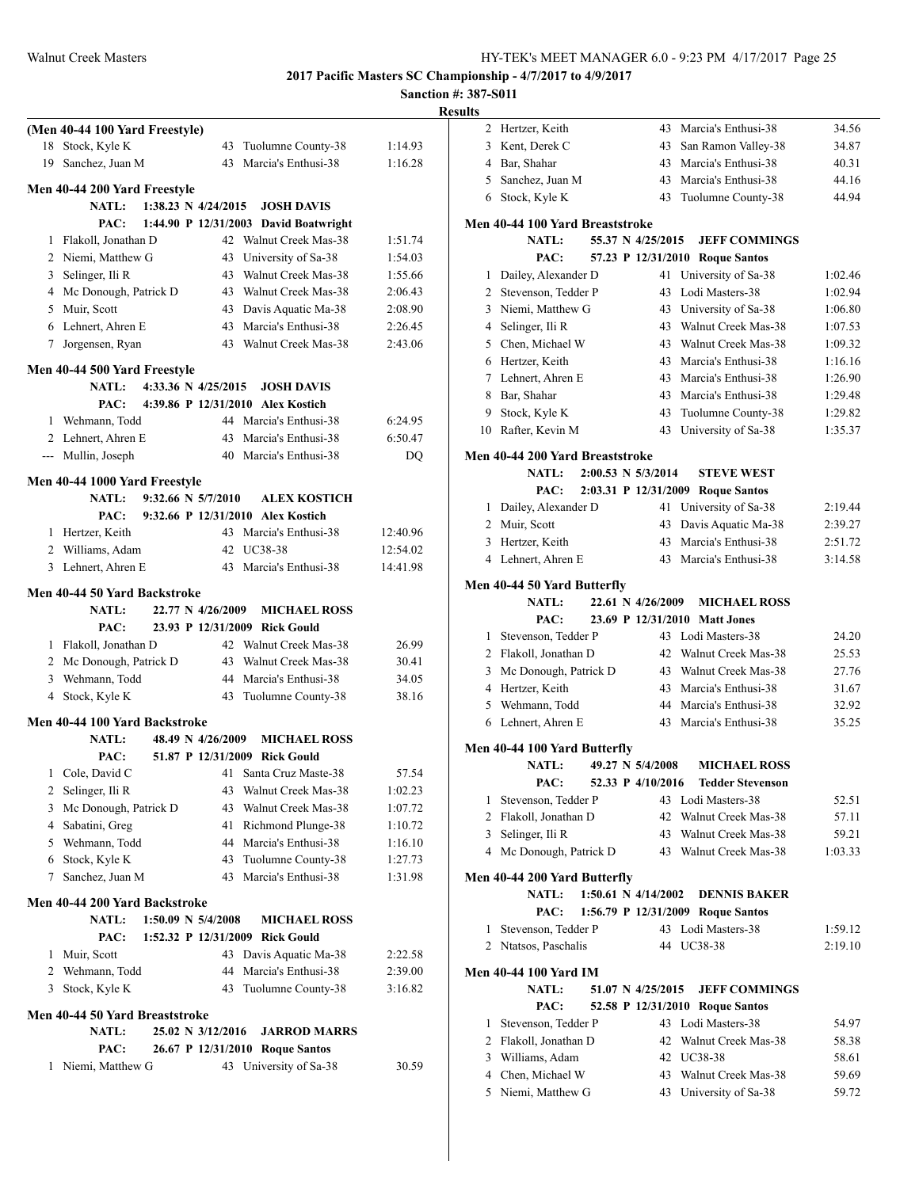**2017 Pacific Masters SC Championship - 4/7/2017 to 4/9/2017**

**Sanction #: 387-S011**

**Results**

### (Men 40-44 100 Yard Freestyle)

| Place | Name | Age | Team | Time |
|---|---|---|---|---|
| 18 | Stock, Kyle K | 43 | Tuolumne County-38 | 1:14.93 |
| 19 | Sanchez, Juan M | 43 | Marcia's Enthusi-38 | 1:16.28 |

### Men 40-44 200 Yard Freestyle

NATL: 1:38.23 N 4/24/2015 JOSH DAVIS
PAC: 1:44.90 P 12/31/2003 David Boatwright

| Place | Name | Age | Team | Time |
|---|---|---|---|---|
| 1 | Flakoll, Jonathan D | 42 | Walnut Creek Mas-38 | 1:51.74 |
| 2 | Niemi, Matthew G | 43 | University of Sa-38 | 1:54.03 |
| 3 | Selinger, Ili R | 43 | Walnut Creek Mas-38 | 1:55.66 |
| 4 | Mc Donough, Patrick D | 43 | Walnut Creek Mas-38 | 2:06.43 |
| 5 | Muir, Scott | 43 | Davis Aquatic Ma-38 | 2:08.90 |
| 6 | Lehnert, Ahren E | 43 | Marcia's Enthusi-38 | 2:26.45 |
| 7 | Jorgensen, Ryan | 43 | Walnut Creek Mas-38 | 2:43.06 |

### Men 40-44 500 Yard Freestyle

NATL: 4:33.36 N 4/25/2015 JOSH DAVIS
PAC: 4:39.86 P 12/31/2010 Alex Kostich

| Place | Name | Age | Team | Time |
|---|---|---|---|---|
| 1 | Wehmann, Todd | 44 | Marcia's Enthusi-38 | 6:24.95 |
| 2 | Lehnert, Ahren E | 43 | Marcia's Enthusi-38 | 6:50.47 |
| --- | Mullin, Joseph | 40 | Marcia's Enthusi-38 | DQ |

### Men 40-44 1000 Yard Freestyle

NATL: 9:32.66 N 5/7/2010 ALEX KOSTICH
PAC: 9:32.66 P 12/31/2010 Alex Kostich

| Place | Name | Age | Team | Time |
|---|---|---|---|---|
| 1 | Hertzer, Keith | 43 | Marcia's Enthusi-38 | 12:40.96 |
| 2 | Williams, Adam | 42 | UC38-38 | 12:54.02 |
| 3 | Lehnert, Ahren E | 43 | Marcia's Enthusi-38 | 14:41.98 |

### Men 40-44 50 Yard Backstroke

NATL: 22.77 N 4/26/2009 MICHAEL ROSS
PAC: 23.93 P 12/31/2009 Rick Gould

| Place | Name | Age | Team | Time |
|---|---|---|---|---|
| 1 | Flakoll, Jonathan D | 42 | Walnut Creek Mas-38 | 26.99 |
| 2 | Mc Donough, Patrick D | 43 | Walnut Creek Mas-38 | 30.41 |
| 3 | Wehmann, Todd | 44 | Marcia's Enthusi-38 | 34.05 |
| 4 | Stock, Kyle K | 43 | Tuolumne County-38 | 38.16 |

### Men 40-44 100 Yard Backstroke

NATL: 48.49 N 4/26/2009 MICHAEL ROSS
PAC: 51.87 P 12/31/2009 Rick Gould

| Place | Name | Age | Team | Time |
|---|---|---|---|---|
| 1 | Cole, David C | 41 | Santa Cruz Maste-38 | 57.54 |
| 2 | Selinger, Ili R | 43 | Walnut Creek Mas-38 | 1:02.23 |
| 3 | Mc Donough, Patrick D | 43 | Walnut Creek Mas-38 | 1:07.72 |
| 4 | Sabatini, Greg | 41 | Richmond Plunge-38 | 1:10.72 |
| 5 | Wehmann, Todd | 44 | Marcia's Enthusi-38 | 1:16.10 |
| 6 | Stock, Kyle K | 43 | Tuolumne County-38 | 1:27.73 |
| 7 | Sanchez, Juan M | 43 | Marcia's Enthusi-38 | 1:31.98 |

### Men 40-44 200 Yard Backstroke

NATL: 1:50.09 N 5/4/2008 MICHAEL ROSS
PAC: 1:52.32 P 12/31/2009 Rick Gould

| Place | Name | Age | Team | Time |
|---|---|---|---|---|
| 1 | Muir, Scott | 43 | Davis Aquatic Ma-38 | 2:22.58 |
| 2 | Wehmann, Todd | 44 | Marcia's Enthusi-38 | 2:39.00 |
| 3 | Stock, Kyle K | 43 | Tuolumne County-38 | 3:16.82 |

### Men 40-44 50 Yard Breaststroke

NATL: 25.02 N 3/12/2016 JARROD MARRS
PAC: 26.67 P 12/31/2010 Roque Santos

| Place | Name | Age | Team | Time |
|---|---|---|---|---|
| 1 | Niemi, Matthew G | 43 | University of Sa-38 | 30.59 |
| 2 | Hertzer, Keith | 43 | Marcia's Enthusi-38 | 34.56 |
| 3 | Kent, Derek C | 43 | San Ramon Valley-38 | 34.87 |
| 4 | Bar, Shahar | 43 | Marcia's Enthusi-38 | 40.31 |
| 5 | Sanchez, Juan M | 43 | Marcia's Enthusi-38 | 44.16 |
| 6 | Stock, Kyle K | 43 | Tuolumne County-38 | 44.94 |

### Men 40-44 100 Yard Breaststroke

NATL: 55.37 N 4/25/2015 JEFF COMMINGS
PAC: 57.23 P 12/31/2010 Roque Santos

| Place | Name | Age | Team | Time |
|---|---|---|---|---|
| 1 | Dailey, Alexander D | 41 | University of Sa-38 | 1:02.46 |
| 2 | Stevenson, Tedder P | 43 | Lodi Masters-38 | 1:02.94 |
| 3 | Niemi, Matthew G | 43 | University of Sa-38 | 1:06.80 |
| 4 | Selinger, Ili R | 43 | Walnut Creek Mas-38 | 1:07.53 |
| 5 | Chen, Michael W | 43 | Walnut Creek Mas-38 | 1:09.32 |
| 6 | Hertzer, Keith | 43 | Marcia's Enthusi-38 | 1:16.16 |
| 7 | Lehnert, Ahren E | 43 | Marcia's Enthusi-38 | 1:26.90 |
| 8 | Bar, Shahar | 43 | Marcia's Enthusi-38 | 1:29.48 |
| 9 | Stock, Kyle K | 43 | Tuolumne County-38 | 1:29.82 |
| 10 | Rafter, Kevin M | 43 | University of Sa-38 | 1:35.37 |

### Men 40-44 200 Yard Breaststroke

NATL: 2:00.53 N 5/3/2014 STEVE WEST
PAC: 2:03.31 P 12/31/2009 Roque Santos

| Place | Name | Age | Team | Time |
|---|---|---|---|---|
| 1 | Dailey, Alexander D | 41 | University of Sa-38 | 2:19.44 |
| 2 | Muir, Scott | 43 | Davis Aquatic Ma-38 | 2:39.27 |
| 3 | Hertzer, Keith | 43 | Marcia's Enthusi-38 | 2:51.72 |
| 4 | Lehnert, Ahren E | 43 | Marcia's Enthusi-38 | 3:14.58 |

### Men 40-44 50 Yard Butterfly

NATL: 22.61 N 4/26/2009 MICHAEL ROSS
PAC: 23.69 P 12/31/2010 Matt Jones

| Place | Name | Age | Team | Time |
|---|---|---|---|---|
| 1 | Stevenson, Tedder P | 43 | Lodi Masters-38 | 24.20 |
| 2 | Flakoll, Jonathan D | 42 | Walnut Creek Mas-38 | 25.53 |
| 3 | Mc Donough, Patrick D | 43 | Walnut Creek Mas-38 | 27.76 |
| 4 | Hertzer, Keith | 43 | Marcia's Enthusi-38 | 31.67 |
| 5 | Wehmann, Todd | 44 | Marcia's Enthusi-38 | 32.92 |
| 6 | Lehnert, Ahren E | 43 | Marcia's Enthusi-38 | 35.25 |

### Men 40-44 100 Yard Butterfly

NATL: 49.27 N 5/4/2008 MICHAEL ROSS
PAC: 52.33 P 4/10/2016 Tedder Stevenson

| Place | Name | Age | Team | Time |
|---|---|---|---|---|
| 1 | Stevenson, Tedder P | 43 | Lodi Masters-38 | 52.51 |
| 2 | Flakoll, Jonathan D | 42 | Walnut Creek Mas-38 | 57.11 |
| 3 | Selinger, Ili R | 43 | Walnut Creek Mas-38 | 59.21 |
| 4 | Mc Donough, Patrick D | 43 | Walnut Creek Mas-38 | 1:03.33 |

### Men 40-44 200 Yard Butterfly

NATL: 1:50.61 N 4/14/2002 DENNIS BAKER
PAC: 1:56.79 P 12/31/2009 Roque Santos

| Place | Name | Age | Team | Time |
|---|---|---|---|---|
| 1 | Stevenson, Tedder P | 43 | Lodi Masters-38 | 1:59.12 |
| 2 | Ntatsos, Paschalis | 44 | UC38-38 | 2:19.10 |

### Men 40-44 100 Yard IM

NATL: 51.07 N 4/25/2015 JEFF COMMINGS
PAC: 52.58 P 12/31/2010 Roque Santos

| Place | Name | Age | Team | Time |
|---|---|---|---|---|
| 1 | Stevenson, Tedder P | 43 | Lodi Masters-38 | 54.97 |
| 2 | Flakoll, Jonathan D | 42 | Walnut Creek Mas-38 | 58.38 |
| 3 | Williams, Adam | 42 | UC38-38 | 58.61 |
| 4 | Chen, Michael W | 43 | Walnut Creek Mas-38 | 59.69 |
| 5 | Niemi, Matthew G | 43 | University of Sa-38 | 59.72 |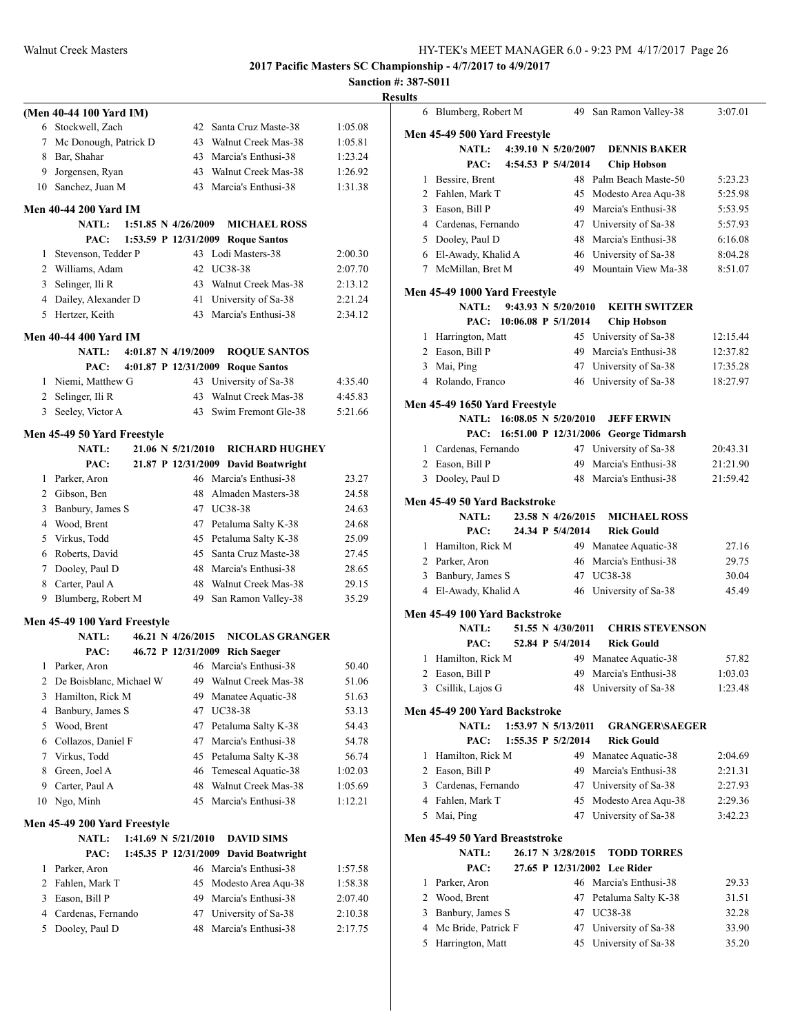**2017 Pacific Masters SC Championship - 4/7/2017 to 4/9/2017**

**Sanction #: 387-S011**

**Results**

### (Men 40-44 100 Yard IM)

| | Name | Age | Team | Time |
|---|---|---|---|---|
| 6 | Stockwell, Zach | 42 | Santa Cruz Maste-38 | 1:05.08 |
| 7 | Mc Donough, Patrick D | 43 | Walnut Creek Mas-38 | 1:05.81 |
| 8 | Bar, Shahar | 43 | Marcia's Enthusi-38 | 1:23.24 |
| 9 | Jorgensen, Ryan | 43 | Walnut Creek Mas-38 | 1:26.92 |
| 10 | Sanchez, Juan M | 43 | Marcia's Enthusi-38 | 1:31.38 |

### Men 40-44 200 Yard IM

NATL: 1:51.85 N 4/26/2009 **MICHAEL ROSS**
PAC: 1:53.59 P 12/31/2009 **Roque Santos**

| | Name | Age | Team | Time |
|---|---|---|---|---|
| 1 | Stevenson, Tedder P | 43 | Lodi Masters-38 | 2:00.30 |
| 2 | Williams, Adam | 42 | UC38-38 | 2:07.70 |
| 3 | Selinger, Ili R | 43 | Walnut Creek Mas-38 | 2:13.12 |
| 4 | Dailey, Alexander D | 41 | University of Sa-38 | 2:21.24 |
| 5 | Hertzer, Keith | 43 | Marcia's Enthusi-38 | 2:34.12 |

### Men 40-44 400 Yard IM

NATL: 4:01.87 N 4/19/2009 **ROQUE SANTOS**
PAC: 4:01.87 P 12/31/2009 **Roque Santos**

| | Name | Age | Team | Time |
|---|---|---|---|---|
| 1 | Niemi, Matthew G | 43 | University of Sa-38 | 4:35.40 |
| 2 | Selinger, Ili R | 43 | Walnut Creek Mas-38 | 4:45.83 |
| 3 | Seeley, Victor A | 43 | Swim Fremont Gle-38 | 5:21.66 |

### Men 45-49 50 Yard Freestyle

NATL: 21.06 N 5/21/2010 **RICHARD HUGHEY**
PAC: 21.87 P 12/31/2009 **David Boatwright**

| | Name | Age | Team | Time |
|---|---|---|---|---|
| 1 | Parker, Aron | 46 | Marcia's Enthusi-38 | 23.27 |
| 2 | Gibson, Ben | 48 | Almaden Masters-38 | 24.58 |
| 3 | Banbury, James S | 47 | UC38-38 | 24.63 |
| 4 | Wood, Brent | 47 | Petaluma Salty K-38 | 24.68 |
| 5 | Virkus, Todd | 45 | Petaluma Salty K-38 | 25.09 |
| 6 | Roberts, David | 45 | Santa Cruz Maste-38 | 27.45 |
| 7 | Dooley, Paul D | 48 | Marcia's Enthusi-38 | 28.65 |
| 8 | Carter, Paul A | 48 | Walnut Creek Mas-38 | 29.15 |
| 9 | Blumberg, Robert M | 49 | San Ramon Valley-38 | 35.29 |

### Men 45-49 100 Yard Freestyle

NATL: 46.21 N 4/26/2015 **NICOLAS GRANGER**
PAC: 46.72 P 12/31/2009 **Rich Saeger**

| | Name | Age | Team | Time |
|---|---|---|---|---|
| 1 | Parker, Aron | 46 | Marcia's Enthusi-38 | 50.40 |
| 2 | De Boisblanc, Michael W | 49 | Walnut Creek Mas-38 | 51.06 |
| 3 | Hamilton, Rick M | 49 | Manatee Aquatic-38 | 51.63 |
| 4 | Banbury, James S | 47 | UC38-38 | 53.13 |
| 5 | Wood, Brent | 47 | Petaluma Salty K-38 | 54.43 |
| 6 | Collazos, Daniel F | 47 | Marcia's Enthusi-38 | 54.78 |
| 7 | Virkus, Todd | 45 | Petaluma Salty K-38 | 56.74 |
| 8 | Green, Joel A | 46 | Temescal Aquatic-38 | 1:02.03 |
| 9 | Carter, Paul A | 48 | Walnut Creek Mas-38 | 1:05.69 |
| 10 | Ngo, Minh | 45 | Marcia's Enthusi-38 | 1:12.21 |

### Men 45-49 200 Yard Freestyle

NATL: 1:41.69 N 5/21/2010 **DAVID SIMS**
PAC: 1:45.35 P 12/31/2009 **David Boatwright**

| | Name | Age | Team | Time |
|---|---|---|---|---|
| 1 | Parker, Aron | 46 | Marcia's Enthusi-38 | 1:57.58 |
| 2 | Fahlen, Mark T | 45 | Modesto Area Aqu-38 | 1:58.38 |
| 3 | Eason, Bill P | 49 | Marcia's Enthusi-38 | 2:07.40 |
| 4 | Cardenas, Fernando | 47 | University of Sa-38 | 2:10.38 |
| 5 | Dooley, Paul D | 48 | Marcia's Enthusi-38 | 2:17.75 |
| 6 | Blumberg, Robert M | 49 | San Ramon Valley-38 | 3:07.01 |

### Men 45-49 500 Yard Freestyle

NATL: 4:39.10 N 5/20/2007 **DENNIS BAKER**
PAC: 4:54.53 P 5/4/2014 **Chip Hobson**

| | Name | Age | Team | Time |
|---|---|---|---|---|
| 1 | Bessire, Brent | 48 | Palm Beach Maste-50 | 5:23.23 |
| 2 | Fahlen, Mark T | 45 | Modesto Area Aqu-38 | 5:25.98 |
| 3 | Eason, Bill P | 49 | Marcia's Enthusi-38 | 5:53.95 |
| 4 | Cardenas, Fernando | 47 | University of Sa-38 | 5:57.93 |
| 5 | Dooley, Paul D | 48 | Marcia's Enthusi-38 | 6:16.08 |
| 6 | El-Awady, Khalid A | 46 | University of Sa-38 | 8:04.28 |
| 7 | McMillan, Bret M | 49 | Mountain View Ma-38 | 8:51.07 |

### Men 45-49 1000 Yard Freestyle

NATL: 9:43.93 N 5/20/2010 **KEITH SWITZER**
PAC: 10:06.08 P 5/1/2014 **Chip Hobson**

| | Name | Age | Team | Time |
|---|---|---|---|---|
| 1 | Harrington, Matt | 45 | University of Sa-38 | 12:15.44 |
| 2 | Eason, Bill P | 49 | Marcia's Enthusi-38 | 12:37.82 |
| 3 | Mai, Ping | 47 | University of Sa-38 | 17:35.28 |
| 4 | Rolando, Franco | 46 | University of Sa-38 | 18:27.97 |

### Men 45-49 1650 Yard Freestyle

NATL: 16:08.05 N 5/20/2010 **JEFF ERWIN**
PAC: 16:51.00 P 12/31/2006 **George Tidmarsh**

| | Name | Age | Team | Time |
|---|---|---|---|---|
| 1 | Cardenas, Fernando | 47 | University of Sa-38 | 20:43.31 |
| 2 | Eason, Bill P | 49 | Marcia's Enthusi-38 | 21:21.90 |
| 3 | Dooley, Paul D | 48 | Marcia's Enthusi-38 | 21:59.42 |

### Men 45-49 50 Yard Backstroke

NATL: 23.58 N 4/26/2015 **MICHAEL ROSS**
PAC: 24.34 P 5/4/2014 **Rick Gould**

| | Name | Age | Team | Time |
|---|---|---|---|---|
| 1 | Hamilton, Rick M | 49 | Manatee Aquatic-38 | 27.16 |
| 2 | Parker, Aron | 46 | Marcia's Enthusi-38 | 29.75 |
| 3 | Banbury, James S | 47 | UC38-38 | 30.04 |
| 4 | El-Awady, Khalid A | 46 | University of Sa-38 | 45.49 |

### Men 45-49 100 Yard Backstroke

NATL: 51.55 N 4/30/2011 **CHRIS STEVENSON**
PAC: 52.84 P 5/4/2014 **Rick Gould**

| | Name | Age | Team | Time |
|---|---|---|---|---|
| 1 | Hamilton, Rick M | 49 | Manatee Aquatic-38 | 57.82 |
| 2 | Eason, Bill P | 49 | Marcia's Enthusi-38 | 1:03.03 |
| 3 | Csillik, Lajos G | 48 | University of Sa-38 | 1:23.48 |

### Men 45-49 200 Yard Backstroke

NATL: 1:53.97 N 5/13/2011 **GRANGER\SAEGER**
PAC: 1:55.35 P 5/2/2014 **Rick Gould**

| | Name | Age | Team | Time |
|---|---|---|---|---|
| 1 | Hamilton, Rick M | 49 | Manatee Aquatic-38 | 2:04.69 |
| 2 | Eason, Bill P | 49 | Marcia's Enthusi-38 | 2:21.31 |
| 3 | Cardenas, Fernando | 47 | University of Sa-38 | 2:27.93 |
| 4 | Fahlen, Mark T | 45 | Modesto Area Aqu-38 | 2:29.36 |
| 5 | Mai, Ping | 47 | University of Sa-38 | 3:42.23 |

### Men 45-49 50 Yard Breaststroke

NATL: 26.17 N 3/28/2015 **TODD TORRES**
PAC: 27.65 P 12/31/2002 **Lee Rider**

| | Name | Age | Team | Time |
|---|---|---|---|---|
| 1 | Parker, Aron | 46 | Marcia's Enthusi-38 | 29.33 |
| 2 | Wood, Brent | 47 | Petaluma Salty K-38 | 31.51 |
| 3 | Banbury, James S | 47 | UC38-38 | 32.28 |
| 4 | Mc Bride, Patrick F | 47 | University of Sa-38 | 33.90 |
| 5 | Harrington, Matt | 45 | University of Sa-38 | 35.20 |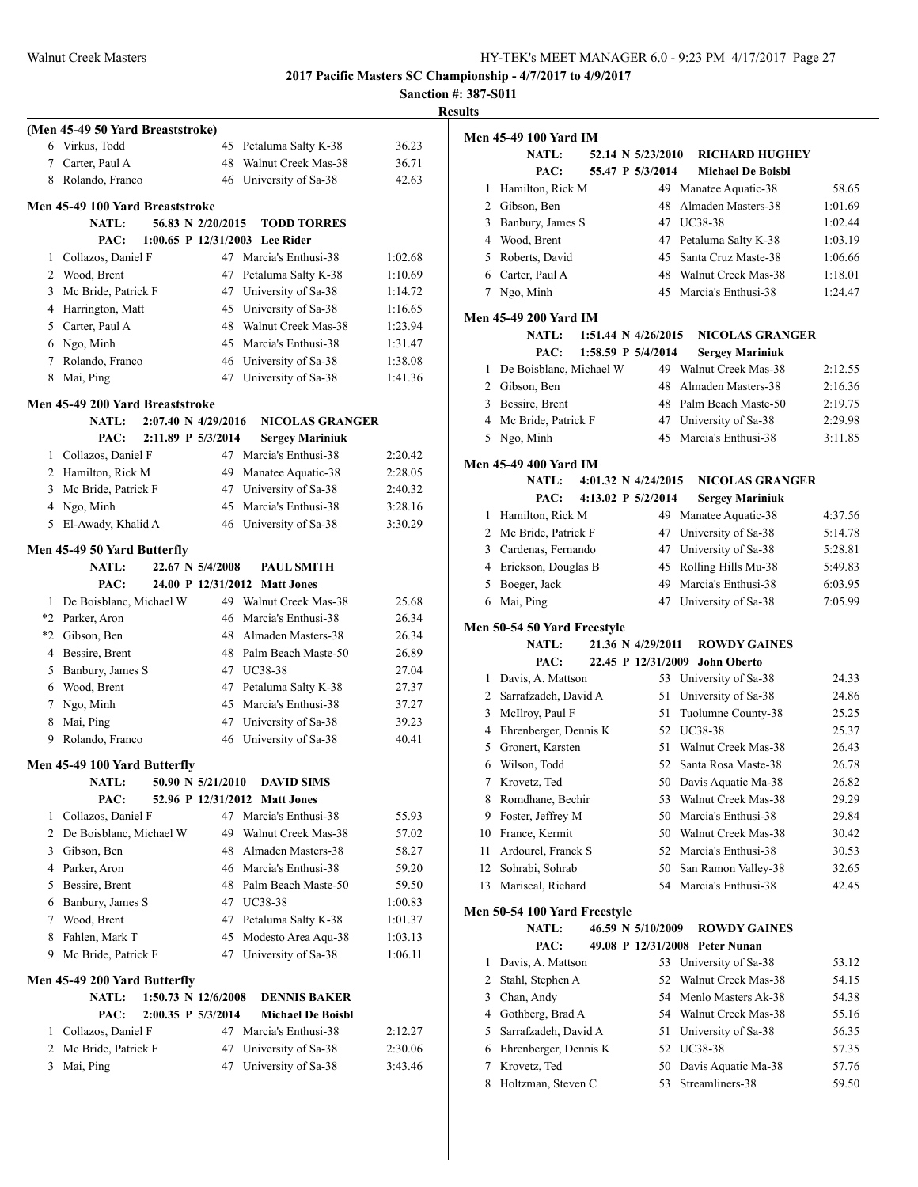**2017 Pacific Masters SC Championship - 4/7/2017 to 4/9/2017**

**Sanction #: 387-S011**

**Results**

### (Men 45-49 50 Yard Breaststroke)

| Place | Name | Age | Team | Time |
|---|---|---|---|---|
| 6 | Virkus, Todd | 45 | Petaluma Salty K-38 | 36.23 |
| 7 | Carter, Paul A | 48 | Walnut Creek Mas-38 | 36.71 |
| 8 | Rolando, Franco | 46 | University of Sa-38 | 42.63 |

### Men 45-49 100 Yard Breaststroke

NATL: 56.83 N 2/20/2015 TODD TORRES
PAC: 1:00.65 P 12/31/2003 Lee Rider

| Place | Name | Age | Team | Time |
|---|---|---|---|---|
| 1 | Collazos, Daniel F | 47 | Marcia's Enthusi-38 | 1:02.68 |
| 2 | Wood, Brent | 47 | Petaluma Salty K-38 | 1:10.69 |
| 3 | Mc Bride, Patrick F | 47 | University of Sa-38 | 1:14.72 |
| 4 | Harrington, Matt | 45 | University of Sa-38 | 1:16.65 |
| 5 | Carter, Paul A | 48 | Walnut Creek Mas-38 | 1:23.94 |
| 6 | Ngo, Minh | 45 | Marcia's Enthusi-38 | 1:31.47 |
| 7 | Rolando, Franco | 46 | University of Sa-38 | 1:38.08 |
| 8 | Mai, Ping | 47 | University of Sa-38 | 1:41.36 |

### Men 45-49 200 Yard Breaststroke

NATL: 2:07.40 N 4/29/2016 NICOLAS GRANGER
PAC: 2:11.89 P 5/3/2014 Sergey Mariniuk

| Place | Name | Age | Team | Time |
|---|---|---|---|---|
| 1 | Collazos, Daniel F | 47 | Marcia's Enthusi-38 | 2:20.42 |
| 2 | Hamilton, Rick M | 49 | Manatee Aquatic-38 | 2:28.05 |
| 3 | Mc Bride, Patrick F | 47 | University of Sa-38 | 2:40.32 |
| 4 | Ngo, Minh | 45 | Marcia's Enthusi-38 | 3:28.16 |
| 5 | El-Awady, Khalid A | 46 | University of Sa-38 | 3:30.29 |

### Men 45-49 50 Yard Butterfly

NATL: 22.67 N 5/4/2008 PAUL SMITH
PAC: 24.00 P 12/31/2012 Matt Jones

| Place | Name | Age | Team | Time |
|---|---|---|---|---|
| 1 | De Boisblanc, Michael W | 49 | Walnut Creek Mas-38 | 25.68 |
| *2 | Parker, Aron | 46 | Marcia's Enthusi-38 | 26.34 |
| *2 | Gibson, Ben | 48 | Almaden Masters-38 | 26.34 |
| 4 | Bessire, Brent | 48 | Palm Beach Maste-50 | 26.89 |
| 5 | Banbury, James S | 47 | UC38-38 | 27.04 |
| 6 | Wood, Brent | 47 | Petaluma Salty K-38 | 27.37 |
| 7 | Ngo, Minh | 45 | Marcia's Enthusi-38 | 37.27 |
| 8 | Mai, Ping | 47 | University of Sa-38 | 39.23 |
| 9 | Rolando, Franco | 46 | University of Sa-38 | 40.41 |

### Men 45-49 100 Yard Butterfly

NATL: 50.90 N 5/21/2010 DAVID SIMS
PAC: 52.96 P 12/31/2012 Matt Jones

| Place | Name | Age | Team | Time |
|---|---|---|---|---|
| 1 | Collazos, Daniel F | 47 | Marcia's Enthusi-38 | 55.93 |
| 2 | De Boisblanc, Michael W | 49 | Walnut Creek Mas-38 | 57.02 |
| 3 | Gibson, Ben | 48 | Almaden Masters-38 | 58.27 |
| 4 | Parker, Aron | 46 | Marcia's Enthusi-38 | 59.20 |
| 5 | Bessire, Brent | 48 | Palm Beach Maste-50 | 59.50 |
| 6 | Banbury, James S | 47 | UC38-38 | 1:00.83 |
| 7 | Wood, Brent | 47 | Petaluma Salty K-38 | 1:01.37 |
| 8 | Fahlen, Mark T | 45 | Modesto Area Aqu-38 | 1:03.13 |
| 9 | Mc Bride, Patrick F | 47 | University of Sa-38 | 1:06.11 |

### Men 45-49 200 Yard Butterfly

NATL: 1:50.73 N 12/6/2008 DENNIS BAKER
PAC: 2:00.35 P 5/3/2014 Michael De Boisbl

| Place | Name | Age | Team | Time |
|---|---|---|---|---|
| 1 | Collazos, Daniel F | 47 | Marcia's Enthusi-38 | 2:12.27 |
| 2 | Mc Bride, Patrick F | 47 | University of Sa-38 | 2:30.06 |
| 3 | Mai, Ping | 47 | University of Sa-38 | 3:43.46 |

### Men 45-49 100 Yard IM

NATL: 52.14 N 5/23/2010 RICHARD HUGHEY
PAC: 55.47 P 5/3/2014 Michael De Boisbl

| Place | Name | Age | Team | Time |
|---|---|---|---|---|
| 1 | Hamilton, Rick M | 49 | Manatee Aquatic-38 | 58.65 |
| 2 | Gibson, Ben | 48 | Almaden Masters-38 | 1:01.69 |
| 3 | Banbury, James S | 47 | UC38-38 | 1:02.44 |
| 4 | Wood, Brent | 47 | Petaluma Salty K-38 | 1:03.19 |
| 5 | Roberts, David | 45 | Santa Cruz Maste-38 | 1:06.66 |
| 6 | Carter, Paul A | 48 | Walnut Creek Mas-38 | 1:18.01 |
| 7 | Ngo, Minh | 45 | Marcia's Enthusi-38 | 1:24.47 |

### Men 45-49 200 Yard IM

NATL: 1:51.44 N 4/26/2015 NICOLAS GRANGER
PAC: 1:58.59 P 5/4/2014 Sergey Mariniuk

| Place | Name | Age | Team | Time |
|---|---|---|---|---|
| 1 | De Boisblanc, Michael W | 49 | Walnut Creek Mas-38 | 2:12.55 |
| 2 | Gibson, Ben | 48 | Almaden Masters-38 | 2:16.36 |
| 3 | Bessire, Brent | 48 | Palm Beach Maste-50 | 2:19.75 |
| 4 | Mc Bride, Patrick F | 47 | University of Sa-38 | 2:29.98 |
| 5 | Ngo, Minh | 45 | Marcia's Enthusi-38 | 3:11.85 |

### Men 45-49 400 Yard IM

NATL: 4:01.32 N 4/24/2015 NICOLAS GRANGER
PAC: 4:13.02 P 5/2/2014 Sergey Mariniuk

| Place | Name | Age | Team | Time |
|---|---|---|---|---|
| 1 | Hamilton, Rick M | 49 | Manatee Aquatic-38 | 4:37.56 |
| 2 | Mc Bride, Patrick F | 47 | University of Sa-38 | 5:14.78 |
| 3 | Cardenas, Fernando | 47 | University of Sa-38 | 5:28.81 |
| 4 | Erickson, Douglas B | 45 | Rolling Hills Mu-38 | 5:49.83 |
| 5 | Boeger, Jack | 49 | Marcia's Enthusi-38 | 6:03.95 |
| 6 | Mai, Ping | 47 | University of Sa-38 | 7:05.99 |

### Men 50-54 50 Yard Freestyle

NATL: 21.36 N 4/29/2011 ROWDY GAINES
PAC: 22.45 P 12/31/2009 John Oberto

| Place | Name | Age | Team | Time |
|---|---|---|---|---|
| 1 | Davis, A. Mattson | 53 | University of Sa-38 | 24.33 |
| 2 | Sarrafzadeh, David A | 51 | University of Sa-38 | 24.86 |
| 3 | McIlroy, Paul F | 51 | Tuolumne County-38 | 25.25 |
| 4 | Ehrenberger, Dennis K | 52 | UC38-38 | 25.37 |
| 5 | Gronert, Karsten | 51 | Walnut Creek Mas-38 | 26.43 |
| 6 | Wilson, Todd | 52 | Santa Rosa Maste-38 | 26.78 |
| 7 | Krovetz, Ted | 50 | Davis Aquatic Ma-38 | 26.82 |
| 8 | Romdhane, Bechir | 53 | Walnut Creek Mas-38 | 29.29 |
| 9 | Foster, Jeffrey M | 50 | Marcia's Enthusi-38 | 29.84 |
| 10 | France, Kermit | 50 | Walnut Creek Mas-38 | 30.42 |
| 11 | Ardourel, Franck S | 52 | Marcia's Enthusi-38 | 30.53 |
| 12 | Sohrabi, Sohrab | 50 | San Ramon Valley-38 | 32.65 |
| 13 | Mariscal, Richard | 54 | Marcia's Enthusi-38 | 42.45 |

### Men 50-54 100 Yard Freestyle

NATL: 46.59 N 5/10/2009 ROWDY GAINES
PAC: 49.08 P 12/31/2008 Peter Nunan

| Place | Name | Age | Team | Time |
|---|---|---|---|---|
| 1 | Davis, A. Mattson | 53 | University of Sa-38 | 53.12 |
| 2 | Stahl, Stephen A | 52 | Walnut Creek Mas-38 | 54.15 |
| 3 | Chan, Andy | 54 | Menlo Masters Ak-38 | 54.38 |
| 4 | Gothberg, Brad A | 54 | Walnut Creek Mas-38 | 55.16 |
| 5 | Sarrafzadeh, David A | 51 | University of Sa-38 | 56.35 |
| 6 | Ehrenberger, Dennis K | 52 | UC38-38 | 57.35 |
| 7 | Krovetz, Ted | 50 | Davis Aquatic Ma-38 | 57.76 |
| 8 | Holtzman, Steven C | 53 | Streamliners-38 | 59.50 |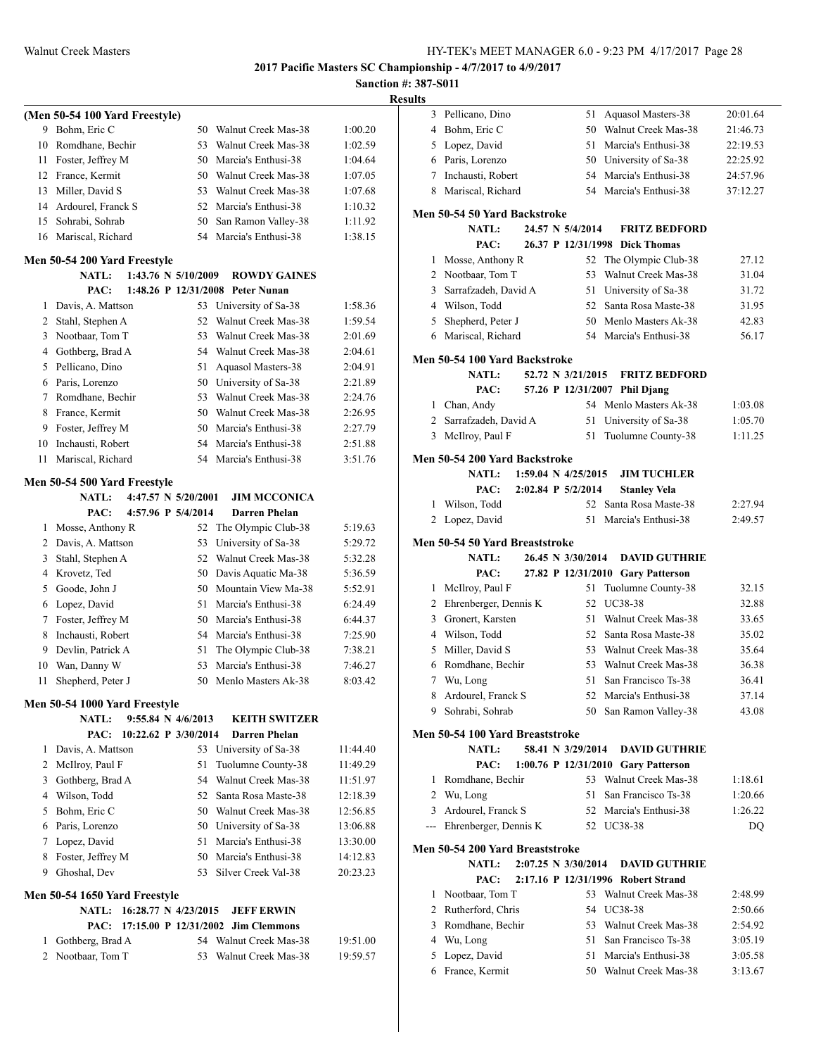**2017 Pacific Masters SC Championship - 4/7/2017 to 4/9/2017**

**Sanction #: 387-S011**

**Results**

### (Men 50-54 100 Yard Freestyle)

| | Name | Age | Team | Time |
|---|---|---|---|---|
| 9 | Bohm, Eric C | 50 | Walnut Creek Mas-38 | 1:00.20 |
| 10 | Romdhane, Bechir | 53 | Walnut Creek Mas-38 | 1:02.59 |
| 11 | Foster, Jeffrey M | 50 | Marcia's Enthusi-38 | 1:04.64 |
| 12 | France, Kermit | 50 | Walnut Creek Mas-38 | 1:07.05 |
| 13 | Miller, David S | 53 | Walnut Creek Mas-38 | 1:07.68 |
| 14 | Ardourel, Franck S | 52 | Marcia's Enthusi-38 | 1:10.32 |
| 15 | Sohrabi, Sohrab | 50 | San Ramon Valley-38 | 1:11.92 |
| 16 | Mariscal, Richard | 54 | Marcia's Enthusi-38 | 1:38.15 |

### Men 50-54 200 Yard Freestyle

NATL: 1:43.76 N 5/10/2009 ROWDY GAINES
PAC: 1:48.26 P 12/31/2008 Peter Nunan

| | Name | Age | Team | Time |
|---|---|---|---|---|
| 1 | Davis, A. Mattson | 53 | University of Sa-38 | 1:58.36 |
| 2 | Stahl, Stephen A | 52 | Walnut Creek Mas-38 | 1:59.54 |
| 3 | Nootbaar, Tom T | 53 | Walnut Creek Mas-38 | 2:01.69 |
| 4 | Gothberg, Brad A | 54 | Walnut Creek Mas-38 | 2:04.61 |
| 5 | Pellicano, Dino | 51 | Aquasol Masters-38 | 2:04.91 |
| 6 | Paris, Lorenzo | 50 | University of Sa-38 | 2:21.89 |
| 7 | Romdhane, Bechir | 53 | Walnut Creek Mas-38 | 2:24.76 |
| 8 | France, Kermit | 50 | Walnut Creek Mas-38 | 2:26.95 |
| 9 | Foster, Jeffrey M | 50 | Marcia's Enthusi-38 | 2:27.79 |
| 10 | Inchausti, Robert | 54 | Marcia's Enthusi-38 | 2:51.88 |
| 11 | Mariscal, Richard | 54 | Marcia's Enthusi-38 | 3:51.76 |

### Men 50-54 500 Yard Freestyle

NATL: 4:47.57 N 5/20/2001 JIM MCCONICA
PAC: 4:57.96 P 5/4/2014 Darren Phelan

| | Name | Age | Team | Time |
|---|---|---|---|---|
| 1 | Mosse, Anthony R | 52 | The Olympic Club-38 | 5:19.63 |
| 2 | Davis, A. Mattson | 53 | University of Sa-38 | 5:29.72 |
| 3 | Stahl, Stephen A | 52 | Walnut Creek Mas-38 | 5:32.28 |
| 4 | Krovetz, Ted | 50 | Davis Aquatic Ma-38 | 5:36.59 |
| 5 | Goode, John J | 50 | Mountain View Ma-38 | 5:52.91 |
| 6 | Lopez, David | 51 | Marcia's Enthusi-38 | 6:24.49 |
| 7 | Foster, Jeffrey M | 50 | Marcia's Enthusi-38 | 6:44.37 |
| 8 | Inchausti, Robert | 54 | Marcia's Enthusi-38 | 7:25.90 |
| 9 | Devlin, Patrick A | 51 | The Olympic Club-38 | 7:38.21 |
| 10 | Wan, Danny W | 53 | Marcia's Enthusi-38 | 7:46.27 |
| 11 | Shepherd, Peter J | 50 | Menlo Masters Ak-38 | 8:03.42 |

### Men 50-54 1000 Yard Freestyle

NATL: 9:55.84 N 4/6/2013 KEITH SWITZER
PAC: 10:22.62 P 3/30/2014 Darren Phelan

| | Name | Age | Team | Time |
|---|---|---|---|---|
| 1 | Davis, A. Mattson | 53 | University of Sa-38 | 11:44.40 |
| 2 | McIlroy, Paul F | 51 | Tuolumne County-38 | 11:49.29 |
| 3 | Gothberg, Brad A | 54 | Walnut Creek Mas-38 | 11:51.97 |
| 4 | Wilson, Todd | 52 | Santa Rosa Maste-38 | 12:18.39 |
| 5 | Bohm, Eric C | 50 | Walnut Creek Mas-38 | 12:56.85 |
| 6 | Paris, Lorenzo | 50 | University of Sa-38 | 13:06.88 |
| 7 | Lopez, David | 51 | Marcia's Enthusi-38 | 13:30.00 |
| 8 | Foster, Jeffrey M | 50 | Marcia's Enthusi-38 | 14:12.83 |
| 9 | Ghoshal, Dev | 53 | Silver Creek Val-38 | 20:23.23 |

### Men 50-54 1650 Yard Freestyle

NATL: 16:28.77 N 4/23/2015 JEFF ERWIN
PAC: 17:15.00 P 12/31/2002 Jim Clemmons

| | Name | Age | Team | Time |
|---|---|---|---|---|
| 1 | Gothberg, Brad A | 54 | Walnut Creek Mas-38 | 19:51.00 |
| 2 | Nootbaar, Tom T | 53 | Walnut Creek Mas-38 | 19:59.57 |
| 3 | Pellicano, Dino | 51 | Aquasol Masters-38 | 20:01.64 |
| 4 | Bohm, Eric C | 50 | Walnut Creek Mas-38 | 21:46.73 |
| 5 | Lopez, David | 51 | Marcia's Enthusi-38 | 22:19.53 |
| 6 | Paris, Lorenzo | 50 | University of Sa-38 | 22:25.92 |
| 7 | Inchausti, Robert | 54 | Marcia's Enthusi-38 | 24:57.96 |
| 8 | Mariscal, Richard | 54 | Marcia's Enthusi-38 | 37:12.27 |

### Men 50-54 50 Yard Backstroke

NATL: 24.57 N 5/4/2014 FRITZ BEDFORD
PAC: 26.37 P 12/31/1998 Dick Thomas

| | Name | Age | Team | Time |
|---|---|---|---|---|
| 1 | Mosse, Anthony R | 52 | The Olympic Club-38 | 27.12 |
| 2 | Nootbaar, Tom T | 53 | Walnut Creek Mas-38 | 31.04 |
| 3 | Sarrafzadeh, David A | 51 | University of Sa-38 | 31.72 |
| 4 | Wilson, Todd | 52 | Santa Rosa Maste-38 | 31.95 |
| 5 | Shepherd, Peter J | 50 | Menlo Masters Ak-38 | 42.83 |
| 6 | Mariscal, Richard | 54 | Marcia's Enthusi-38 | 56.17 |

### Men 50-54 100 Yard Backstroke

NATL: 52.72 N 3/21/2015 FRITZ BEDFORD
PAC: 57.26 P 12/31/2007 Phil Djang

| | Name | Age | Team | Time |
|---|---|---|---|---|
| 1 | Chan, Andy | 54 | Menlo Masters Ak-38 | 1:03.08 |
| 2 | Sarrafzadeh, David A | 51 | University of Sa-38 | 1:05.70 |
| 3 | McIlroy, Paul F | 51 | Tuolumne County-38 | 1:11.25 |

### Men 50-54 200 Yard Backstroke

NATL: 1:59.04 N 4/25/2015 JIM TUCHLER
PAC: 2:02.84 P 5/2/2014 Stanley Vela

| | Name | Age | Team | Time |
|---|---|---|---|---|
| 1 | Wilson, Todd | 52 | Santa Rosa Maste-38 | 2:27.94 |
| 2 | Lopez, David | 51 | Marcia's Enthusi-38 | 2:49.57 |

### Men 50-54 50 Yard Breaststroke

NATL: 26.45 N 3/30/2014 DAVID GUTHRIE
PAC: 27.82 P 12/31/2010 Gary Patterson

| | Name | Age | Team | Time |
|---|---|---|---|---|
| 1 | McIlroy, Paul F | 51 | Tuolumne County-38 | 32.15 |
| 2 | Ehrenberger, Dennis K | 52 | UC38-38 | 32.88 |
| 3 | Gronert, Karsten | 51 | Walnut Creek Mas-38 | 33.65 |
| 4 | Wilson, Todd | 52 | Santa Rosa Maste-38 | 35.02 |
| 5 | Miller, David S | 53 | Walnut Creek Mas-38 | 35.64 |
| 6 | Romdhane, Bechir | 53 | Walnut Creek Mas-38 | 36.38 |
| 7 | Wu, Long | 51 | San Francisco Ts-38 | 36.41 |
| 8 | Ardourel, Franck S | 52 | Marcia's Enthusi-38 | 37.14 |
| 9 | Sohrabi, Sohrab | 50 | San Ramon Valley-38 | 43.08 |

### Men 50-54 100 Yard Breaststroke

NATL: 58.41 N 3/29/2014 DAVID GUTHRIE
PAC: 1:00.76 P 12/31/2010 Gary Patterson

| | Name | Age | Team | Time |
|---|---|---|---|---|
| 1 | Romdhane, Bechir | 53 | Walnut Creek Mas-38 | 1:18.61 |
| 2 | Wu, Long | 51 | San Francisco Ts-38 | 1:20.66 |
| 3 | Ardourel, Franck S | 52 | Marcia's Enthusi-38 | 1:26.22 |
| --- | Ehrenberger, Dennis K | 52 | UC38-38 | DQ |

### Men 50-54 200 Yard Breaststroke

NATL: 2:07.25 N 3/30/2014 DAVID GUTHRIE
PAC: 2:17.16 P 12/31/1996 Robert Strand

| | Name | Age | Team | Time |
|---|---|---|---|---|
| 1 | Nootbaar, Tom T | 53 | Walnut Creek Mas-38 | 2:48.99 |
| 2 | Rutherford, Chris | 54 | UC38-38 | 2:50.66 |
| 3 | Romdhane, Bechir | 53 | Walnut Creek Mas-38 | 2:54.92 |
| 4 | Wu, Long | 51 | San Francisco Ts-38 | 3:05.19 |
| 5 | Lopez, David | 51 | Marcia's Enthusi-38 | 3:05.58 |
| 6 | France, Kermit | 50 | Walnut Creek Mas-38 | 3:13.67 |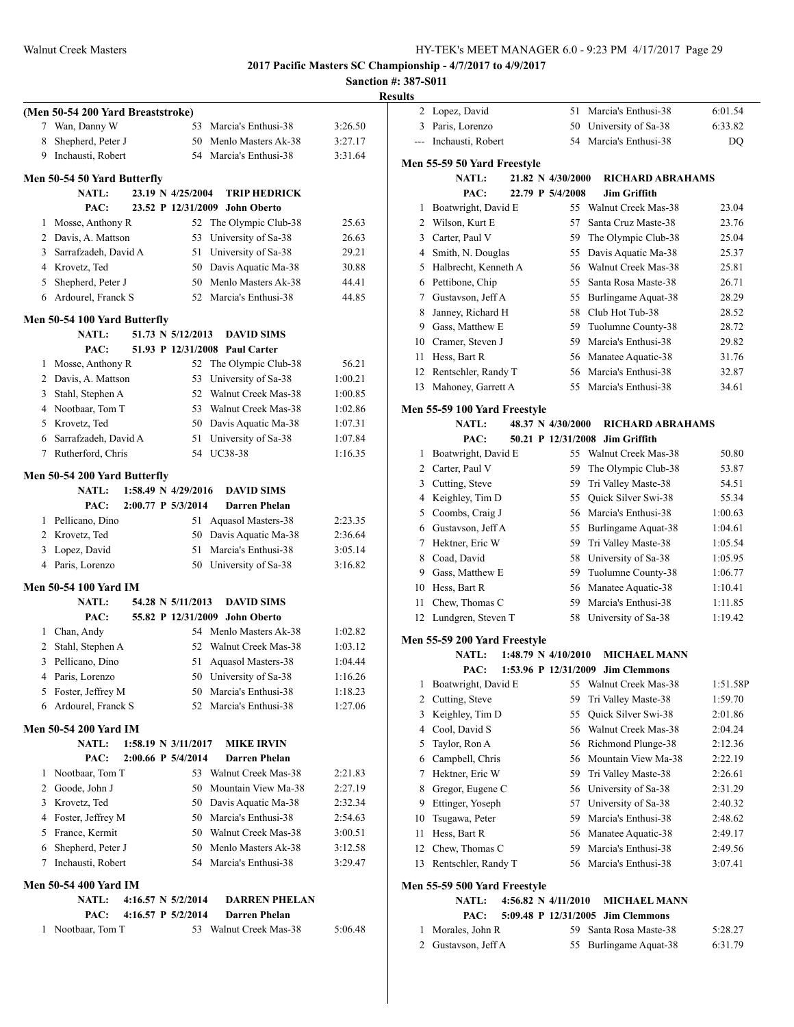# 2017 Pacific Masters SC Championship - 4/7/2017 to 4/9/2017

**Sanction #: 387-S011**

**Results**

### (Men 50-54 200 Yard Breaststroke)

| Place | Name | Age | Team | Time |
|---|---|---|---|---|
| 7 | Wan, Danny W | 53 | Marcia's Enthusi-38 | 3:26.50 |
| 8 | Shepherd, Peter J | 50 | Menlo Masters Ak-38 | 3:27.17 |
| 9 | Inchausti, Robert | 54 | Marcia's Enthusi-38 | 3:31.64 |

### Men 50-54 50 Yard Butterfly

NATL: 23.19 N 4/25/2004 TRIP HEDRICK
PAC: 23.52 P 12/31/2009 John Oberto

| Place | Name | Age | Team | Time |
|---|---|---|---|---|
| 1 | Mosse, Anthony R | 52 | The Olympic Club-38 | 25.63 |
| 2 | Davis, A. Mattson | 53 | University of Sa-38 | 26.63 |
| 3 | Sarrafzadeh, David A | 51 | University of Sa-38 | 29.21 |
| 4 | Krovetz, Ted | 50 | Davis Aquatic Ma-38 | 30.88 |
| 5 | Shepherd, Peter J | 50 | Menlo Masters Ak-38 | 44.41 |
| 6 | Ardourel, Franck S | 52 | Marcia's Enthusi-38 | 44.85 |

### Men 50-54 100 Yard Butterfly

NATL: 51.73 N 5/12/2013 DAVID SIMS
PAC: 51.93 P 12/31/2008 Paul Carter

| Place | Name | Age | Team | Time |
|---|---|---|---|---|
| 1 | Mosse, Anthony R | 52 | The Olympic Club-38 | 56.21 |
| 2 | Davis, A. Mattson | 53 | University of Sa-38 | 1:00.21 |
| 3 | Stahl, Stephen A | 52 | Walnut Creek Mas-38 | 1:00.85 |
| 4 | Nootbaar, Tom T | 53 | Walnut Creek Mas-38 | 1:02.86 |
| 5 | Krovetz, Ted | 50 | Davis Aquatic Ma-38 | 1:07.31 |
| 6 | Sarrafzadeh, David A | 51 | University of Sa-38 | 1:07.84 |
| 7 | Rutherford, Chris | 54 | UC38-38 | 1:16.35 |

### Men 50-54 200 Yard Butterfly

NATL: 1:58.49 N 4/29/2016 DAVID SIMS
PAC: 2:00.77 P 5/3/2014 Darren Phelan

| Place | Name | Age | Team | Time |
|---|---|---|---|---|
| 1 | Pellicano, Dino | 51 | Aquasol Masters-38 | 2:23.35 |
| 2 | Krovetz, Ted | 50 | Davis Aquatic Ma-38 | 2:36.64 |
| 3 | Lopez, David | 51 | Marcia's Enthusi-38 | 3:05.14 |
| 4 | Paris, Lorenzo | 50 | University of Sa-38 | 3:16.82 |

### Men 50-54 100 Yard IM

NATL: 54.28 N 5/11/2013 DAVID SIMS
PAC: 55.82 P 12/31/2009 John Oberto

| Place | Name | Age | Team | Time |
|---|---|---|---|---|
| 1 | Chan, Andy | 54 | Menlo Masters Ak-38 | 1:02.82 |
| 2 | Stahl, Stephen A | 52 | Walnut Creek Mas-38 | 1:03.12 |
| 3 | Pellicano, Dino | 51 | Aquasol Masters-38 | 1:04.44 |
| 4 | Paris, Lorenzo | 50 | University of Sa-38 | 1:16.26 |
| 5 | Foster, Jeffrey M | 50 | Marcia's Enthusi-38 | 1:18.23 |
| 6 | Ardourel, Franck S | 52 | Marcia's Enthusi-38 | 1:27.06 |

### Men 50-54 200 Yard IM

NATL: 1:58.19 N 3/11/2017 MIKE IRVIN
PAC: 2:00.66 P 5/4/2014 Darren Phelan

| Place | Name | Age | Team | Time |
|---|---|---|---|---|
| 1 | Nootbaar, Tom T | 53 | Walnut Creek Mas-38 | 2:21.83 |
| 2 | Goode, John J | 50 | Mountain View Ma-38 | 2:27.19 |
| 3 | Krovetz, Ted | 50 | Davis Aquatic Ma-38 | 2:32.34 |
| 4 | Foster, Jeffrey M | 50 | Marcia's Enthusi-38 | 2:54.63 |
| 5 | France, Kermit | 50 | Walnut Creek Mas-38 | 3:00.51 |
| 6 | Shepherd, Peter J | 50 | Menlo Masters Ak-38 | 3:12.58 |
| 7 | Inchausti, Robert | 54 | Marcia's Enthusi-38 | 3:29.47 |

### Men 50-54 400 Yard IM

NATL: 4:16.57 N 5/2/2014 DARREN PHELAN
PAC: 4:16.57 P 5/2/2014 Darren Phelan

| Place | Name | Age | Team | Time |
|---|---|---|---|---|
| 1 | Nootbaar, Tom T | 53 | Walnut Creek Mas-38 | 5:06.48 |
| 2 | Lopez, David | 51 | Marcia's Enthusi-38 | 6:01.54 |
| 3 | Paris, Lorenzo | 50 | University of Sa-38 | 6:33.82 |
| --- | Inchausti, Robert | 54 | Marcia's Enthusi-38 | DQ |

### Men 55-59 50 Yard Freestyle

NATL: 21.82 N 4/30/2000 RICHARD ABRAHAMS
PAC: 22.79 P 5/4/2008 Jim Griffith

| Place | Name | Age | Team | Time |
|---|---|---|---|---|
| 1 | Boatwright, David E | 55 | Walnut Creek Mas-38 | 23.04 |
| 2 | Wilson, Kurt E | 57 | Santa Cruz Maste-38 | 23.76 |
| 3 | Carter, Paul V | 59 | The Olympic Club-38 | 25.04 |
| 4 | Smith, N. Douglas | 55 | Davis Aquatic Ma-38 | 25.37 |
| 5 | Halbrecht, Kenneth A | 56 | Walnut Creek Mas-38 | 25.81 |
| 6 | Pettibone, Chip | 55 | Santa Rosa Maste-38 | 26.71 |
| 7 | Gustavson, Jeff A | 55 | Burlingame Aquat-38 | 28.29 |
| 8 | Janney, Richard H | 58 | Club Hot Tub-38 | 28.52 |
| 9 | Gass, Matthew E | 59 | Tuolumne County-38 | 28.72 |
| 10 | Cramer, Steven J | 59 | Marcia's Enthusi-38 | 29.82 |
| 11 | Hess, Bart R | 56 | Manatee Aquatic-38 | 31.76 |
| 12 | Rentschler, Randy T | 56 | Marcia's Enthusi-38 | 32.87 |
| 13 | Mahoney, Garrett A | 55 | Marcia's Enthusi-38 | 34.61 |

### Men 55-59 100 Yard Freestyle

NATL: 48.37 N 4/30/2000 RICHARD ABRAHAMS
PAC: 50.21 P 12/31/2008 Jim Griffith

| Place | Name | Age | Team | Time |
|---|---|---|---|---|
| 1 | Boatwright, David E | 55 | Walnut Creek Mas-38 | 50.80 |
| 2 | Carter, Paul V | 59 | The Olympic Club-38 | 53.87 |
| 3 | Cutting, Steve | 59 | Tri Valley Maste-38 | 54.51 |
| 4 | Keighley, Tim D | 55 | Quick Silver Swi-38 | 55.34 |
| 5 | Coombs, Craig J | 56 | Marcia's Enthusi-38 | 1:00.63 |
| 6 | Gustavson, Jeff A | 55 | Burlingame Aquat-38 | 1:04.61 |
| 7 | Hektner, Eric W | 59 | Tri Valley Maste-38 | 1:05.54 |
| 8 | Coad, David | 58 | University of Sa-38 | 1:05.95 |
| 9 | Gass, Matthew E | 59 | Tuolumne County-38 | 1:06.77 |
| 10 | Hess, Bart R | 56 | Manatee Aquatic-38 | 1:10.41 |
| 11 | Chew, Thomas C | 59 | Marcia's Enthusi-38 | 1:11.85 |
| 12 | Lundgren, Steven T | 58 | University of Sa-38 | 1:19.42 |

### Men 55-59 200 Yard Freestyle

NATL: 1:48.79 N 4/10/2010 MICHAEL MANN
PAC: 1:53.96 P 12/31/2009 Jim Clemmons

| Place | Name | Age | Team | Time |
|---|---|---|---|---|
| 1 | Boatwright, David E | 55 | Walnut Creek Mas-38 | 1:51.58P |
| 2 | Cutting, Steve | 59 | Tri Valley Maste-38 | 1:59.70 |
| 3 | Keighley, Tim D | 55 | Quick Silver Swi-38 | 2:01.86 |
| 4 | Cool, David S | 56 | Walnut Creek Mas-38 | 2:04.24 |
| 5 | Taylor, Ron A | 56 | Richmond Plunge-38 | 2:12.36 |
| 6 | Campbell, Chris | 56 | Mountain View Ma-38 | 2:22.19 |
| 7 | Hektner, Eric W | 59 | Tri Valley Maste-38 | 2:26.61 |
| 8 | Gregor, Eugene C | 56 | University of Sa-38 | 2:31.29 |
| 9 | Ettinger, Yoseph | 57 | University of Sa-38 | 2:40.32 |
| 10 | Tsugawa, Peter | 59 | Marcia's Enthusi-38 | 2:48.62 |
| 11 | Hess, Bart R | 56 | Manatee Aquatic-38 | 2:49.17 |
| 12 | Chew, Thomas C | 59 | Marcia's Enthusi-38 | 2:49.56 |
| 13 | Rentschler, Randy T | 56 | Marcia's Enthusi-38 | 3:07.41 |

### Men 55-59 500 Yard Freestyle

NATL: 4:56.82 N 4/11/2010 MICHAEL MANN
PAC: 5:09.48 P 12/31/2005 Jim Clemmons

| Place | Name | Age | Team | Time |
|---|---|---|---|---|
| 1 | Morales, John R | 59 | Santa Rosa Maste-38 | 5:28.27 |
| 2 | Gustavson, Jeff A | 55 | Burlingame Aquat-38 | 6:31.79 |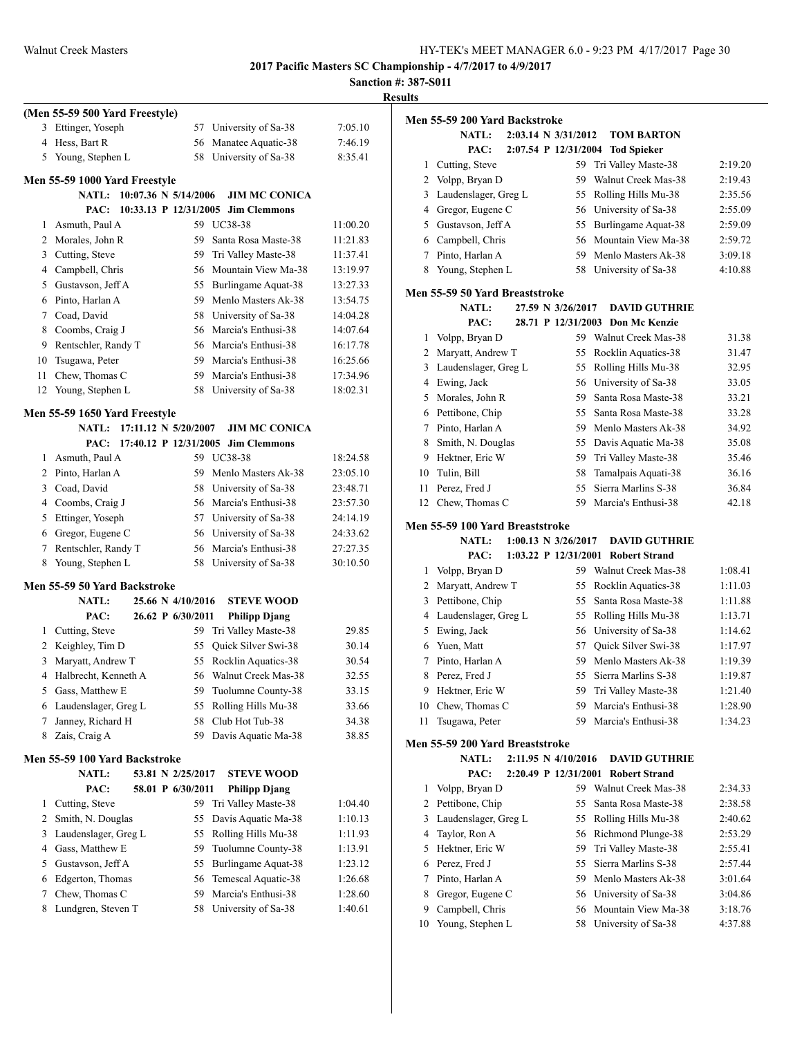**2017 Pacific Masters SC Championship - 4/7/2017 to 4/9/2017**

**Sanction #: 387-S011**

**Results**

### (Men 55-59 500 Yard Freestyle)

| Place | Name | Age | Team | Time |
|---|---|---|---|---|
| 3 | Ettinger, Yoseph | 57 | University of Sa-38 | 7:05.10 |
| 4 | Hess, Bart R | 56 | Manatee Aquatic-38 | 7:46.19 |
| 5 | Young, Stephen L | 58 | University of Sa-38 | 8:35.41 |

### Men 55-59 1000 Yard Freestyle

NATL: 10:07.36 N 5/14/2006 JIM MC CONICA
PAC: 10:33.13 P 12/31/2005 Jim Clemmons

| Place | Name | Age | Team | Time |
|---|---|---|---|---|
| 1 | Asmuth, Paul A | 59 | UC38-38 | 11:00.20 |
| 2 | Morales, John R | 59 | Santa Rosa Maste-38 | 11:21.83 |
| 3 | Cutting, Steve | 59 | Tri Valley Maste-38 | 11:37.41 |
| 4 | Campbell, Chris | 56 | Mountain View Ma-38 | 13:19.97 |
| 5 | Gustavson, Jeff A | 55 | Burlingame Aquat-38 | 13:27.33 |
| 6 | Pinto, Harlan A | 59 | Menlo Masters Ak-38 | 13:54.75 |
| 7 | Coad, David | 58 | University of Sa-38 | 14:04.28 |
| 8 | Coombs, Craig J | 56 | Marcia's Enthusi-38 | 14:07.64 |
| 9 | Rentschler, Randy T | 56 | Marcia's Enthusi-38 | 16:17.78 |
| 10 | Tsugawa, Peter | 59 | Marcia's Enthusi-38 | 16:25.66 |
| 11 | Chew, Thomas C | 59 | Marcia's Enthusi-38 | 17:34.96 |
| 12 | Young, Stephen L | 58 | University of Sa-38 | 18:02.31 |

### Men 55-59 1650 Yard Freestyle

NATL: 17:11.12 N 5/20/2007 JIM MC CONICA
PAC: 17:40.12 P 12/31/2005 Jim Clemmons

| Place | Name | Age | Team | Time |
|---|---|---|---|---|
| 1 | Asmuth, Paul A | 59 | UC38-38 | 18:24.58 |
| 2 | Pinto, Harlan A | 59 | Menlo Masters Ak-38 | 23:05.10 |
| 3 | Coad, David | 58 | University of Sa-38 | 23:48.71 |
| 4 | Coombs, Craig J | 56 | Marcia's Enthusi-38 | 23:57.30 |
| 5 | Ettinger, Yoseph | 57 | University of Sa-38 | 24:14.19 |
| 6 | Gregor, Eugene C | 56 | University of Sa-38 | 24:33.62 |
| 7 | Rentschler, Randy T | 56 | Marcia's Enthusi-38 | 27:27.35 |
| 8 | Young, Stephen L | 58 | University of Sa-38 | 30:10.50 |

### Men 55-59 50 Yard Backstroke

NATL: 25.66 N 4/10/2016 STEVE WOOD
PAC: 26.62 P 6/30/2011 Philipp Djang

| Place | Name | Age | Team | Time |
|---|---|---|---|---|
| 1 | Cutting, Steve | 59 | Tri Valley Maste-38 | 29.85 |
| 2 | Keighley, Tim D | 55 | Quick Silver Swi-38 | 30.14 |
| 3 | Maryatt, Andrew T | 55 | Rocklin Aquatics-38 | 30.54 |
| 4 | Halbrecht, Kenneth A | 56 | Walnut Creek Mas-38 | 32.55 |
| 5 | Gass, Matthew E | 59 | Tuolumne County-38 | 33.15 |
| 6 | Laudenslager, Greg L | 55 | Rolling Hills Mu-38 | 33.66 |
| 7 | Janney, Richard H | 58 | Club Hot Tub-38 | 34.38 |
| 8 | Zais, Craig A | 59 | Davis Aquatic Ma-38 | 38.85 |

### Men 55-59 100 Yard Backstroke

NATL: 53.81 N 2/25/2017 STEVE WOOD
PAC: 58.01 P 6/30/2011 Philipp Djang

| Place | Name | Age | Team | Time |
|---|---|---|---|---|
| 1 | Cutting, Steve | 59 | Tri Valley Maste-38 | 1:04.40 |
| 2 | Smith, N. Douglas | 55 | Davis Aquatic Ma-38 | 1:10.13 |
| 3 | Laudenslager, Greg L | 55 | Rolling Hills Mu-38 | 1:11.93 |
| 4 | Gass, Matthew E | 59 | Tuolumne County-38 | 1:13.91 |
| 5 | Gustavson, Jeff A | 55 | Burlingame Aquat-38 | 1:23.12 |
| 6 | Edgerton, Thomas | 56 | Temescal Aquatic-38 | 1:26.68 |
| 7 | Chew, Thomas C | 59 | Marcia's Enthusi-38 | 1:28.60 |
| 8 | Lundgren, Steven T | 58 | University of Sa-38 | 1:40.61 |

### Men 55-59 200 Yard Backstroke

NATL: 2:03.14 N 3/31/2012 TOM BARTON
PAC: 2:07.54 P 12/31/2004 Tod Spieker

| Place | Name | Age | Team | Time |
|---|---|---|---|---|
| 1 | Cutting, Steve | 59 | Tri Valley Maste-38 | 2:19.20 |
| 2 | Volpp, Bryan D | 59 | Walnut Creek Mas-38 | 2:19.43 |
| 3 | Laudenslager, Greg L | 55 | Rolling Hills Mu-38 | 2:35.56 |
| 4 | Gregor, Eugene C | 56 | University of Sa-38 | 2:55.09 |
| 5 | Gustavson, Jeff A | 55 | Burlingame Aquat-38 | 2:59.09 |
| 6 | Campbell, Chris | 56 | Mountain View Ma-38 | 2:59.72 |
| 7 | Pinto, Harlan A | 59 | Menlo Masters Ak-38 | 3:09.18 |
| 8 | Young, Stephen L | 58 | University of Sa-38 | 4:10.88 |

### Men 55-59 50 Yard Breaststroke

NATL: 27.59 N 3/26/2017 DAVID GUTHRIE
PAC: 28.71 P 12/31/2003 Don Mc Kenzie

| Place | Name | Age | Team | Time |
|---|---|---|---|---|
| 1 | Volpp, Bryan D | 59 | Walnut Creek Mas-38 | 31.38 |
| 2 | Maryatt, Andrew T | 55 | Rocklin Aquatics-38 | 31.47 |
| 3 | Laudenslager, Greg L | 55 | Rolling Hills Mu-38 | 32.95 |
| 4 | Ewing, Jack | 56 | University of Sa-38 | 33.05 |
| 5 | Morales, John R | 59 | Santa Rosa Maste-38 | 33.21 |
| 6 | Pettibone, Chip | 55 | Santa Rosa Maste-38 | 33.28 |
| 7 | Pinto, Harlan A | 59 | Menlo Masters Ak-38 | 34.92 |
| 8 | Smith, N. Douglas | 55 | Davis Aquatic Ma-38 | 35.08 |
| 9 | Hektner, Eric W | 59 | Tri Valley Maste-38 | 35.46 |
| 10 | Tulin, Bill | 58 | Tamalpais Aquati-38 | 36.16 |
| 11 | Perez, Fred J | 55 | Sierra Marlins S-38 | 36.84 |
| 12 | Chew, Thomas C | 59 | Marcia's Enthusi-38 | 42.18 |

### Men 55-59 100 Yard Breaststroke

NATL: 1:00.13 N 3/26/2017 DAVID GUTHRIE
PAC: 1:03.22 P 12/31/2001 Robert Strand

| Place | Name | Age | Team | Time |
|---|---|---|---|---|
| 1 | Volpp, Bryan D | 59 | Walnut Creek Mas-38 | 1:08.41 |
| 2 | Maryatt, Andrew T | 55 | Rocklin Aquatics-38 | 1:11.03 |
| 3 | Pettibone, Chip | 55 | Santa Rosa Maste-38 | 1:11.88 |
| 4 | Laudenslager, Greg L | 55 | Rolling Hills Mu-38 | 1:13.71 |
| 5 | Ewing, Jack | 56 | University of Sa-38 | 1:14.62 |
| 6 | Yuen, Matt | 57 | Quick Silver Swi-38 | 1:17.97 |
| 7 | Pinto, Harlan A | 59 | Menlo Masters Ak-38 | 1:19.39 |
| 8 | Perez, Fred J | 55 | Sierra Marlins S-38 | 1:19.87 |
| 9 | Hektner, Eric W | 59 | Tri Valley Maste-38 | 1:21.40 |
| 10 | Chew, Thomas C | 59 | Marcia's Enthusi-38 | 1:28.90 |
| 11 | Tsugawa, Peter | 59 | Marcia's Enthusi-38 | 1:34.23 |

### Men 55-59 200 Yard Breaststroke

NATL: 2:11.95 N 4/10/2016 DAVID GUTHRIE
PAC: 2:20.49 P 12/31/2001 Robert Strand

| Place | Name | Age | Team | Time |
|---|---|---|---|---|
| 1 | Volpp, Bryan D | 59 | Walnut Creek Mas-38 | 2:34.33 |
| 2 | Pettibone, Chip | 55 | Santa Rosa Maste-38 | 2:38.58 |
| 3 | Laudenslager, Greg L | 55 | Rolling Hills Mu-38 | 2:40.62 |
| 4 | Taylor, Ron A | 56 | Richmond Plunge-38 | 2:53.29 |
| 5 | Hektner, Eric W | 59 | Tri Valley Maste-38 | 2:55.41 |
| 6 | Perez, Fred J | 55 | Sierra Marlins S-38 | 2:57.44 |
| 7 | Pinto, Harlan A | 59 | Menlo Masters Ak-38 | 3:01.64 |
| 8 | Gregor, Eugene C | 56 | University of Sa-38 | 3:04.86 |
| 9 | Campbell, Chris | 56 | Mountain View Ma-38 | 3:18.76 |
| 10 | Young, Stephen L | 58 | University of Sa-38 | 4:37.88 |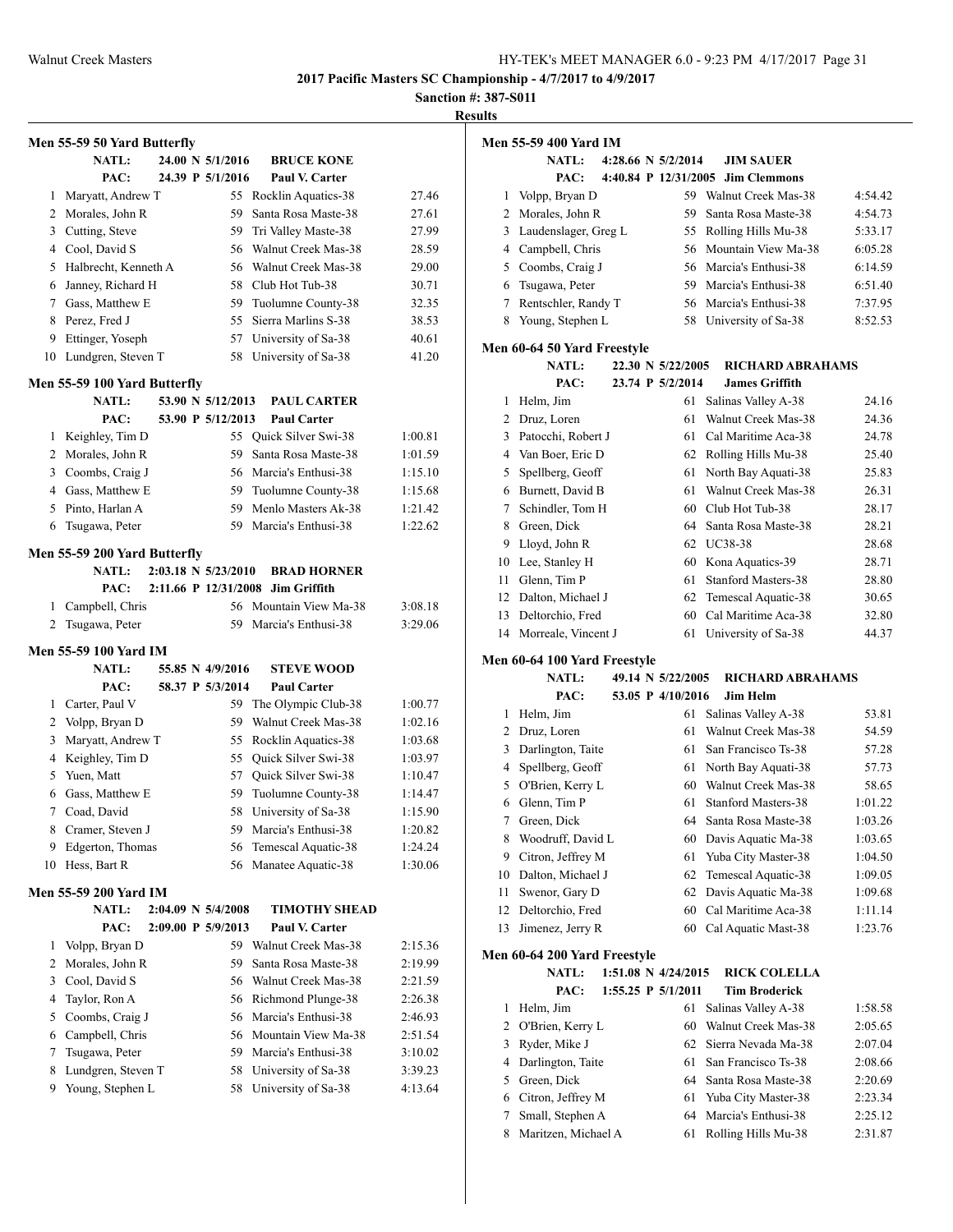**2017 Pacific Masters SC Championship - 4/7/2017 to 4/9/2017**

**Sanction #: 387-S011**

**Results**

### Men 55-59 50 Yard Butterfly

NATL: 24.00 N 5/1/2016 BRUCE KONE
PAC: 24.39 P 5/1/2016 Paul V. Carter

| | Name | Age | Team | Time |
|---|---|---|---|---|
| 1 | Maryatt, Andrew T | 55 | Rocklin Aquatics-38 | 27.46 |
| 2 | Morales, John R | 59 | Santa Rosa Maste-38 | 27.61 |
| 3 | Cutting, Steve | 59 | Tri Valley Maste-38 | 27.99 |
| 4 | Cool, David S | 56 | Walnut Creek Mas-38 | 28.59 |
| 5 | Halbrecht, Kenneth A | 56 | Walnut Creek Mas-38 | 29.00 |
| 6 | Janney, Richard H | 58 | Club Hot Tub-38 | 30.71 |
| 7 | Gass, Matthew E | 59 | Tuolumne County-38 | 32.35 |
| 8 | Perez, Fred J | 55 | Sierra Marlins S-38 | 38.53 |
| 9 | Ettinger, Yoseph | 57 | University of Sa-38 | 40.61 |
| 10 | Lundgren, Steven T | 58 | University of Sa-38 | 41.20 |

### Men 55-59 100 Yard Butterfly

NATL: 53.90 N 5/12/2013 PAUL CARTER
PAC: 53.90 P 5/12/2013 Paul Carter

| | Name | Age | Team | Time |
|---|---|---|---|---|
| 1 | Keighley, Tim D | 55 | Quick Silver Swi-38 | 1:00.81 |
| 2 | Morales, John R | 59 | Santa Rosa Maste-38 | 1:01.59 |
| 3 | Coombs, Craig J | 56 | Marcia's Enthusi-38 | 1:15.10 |
| 4 | Gass, Matthew E | 59 | Tuolumne County-38 | 1:15.68 |
| 5 | Pinto, Harlan A | 59 | Menlo Masters Ak-38 | 1:21.42 |
| 6 | Tsugawa, Peter | 59 | Marcia's Enthusi-38 | 1:22.62 |

### Men 55-59 200 Yard Butterfly

NATL: 2:03.18 N 5/23/2010 BRAD HORNER
PAC: 2:11.66 P 12/31/2008 Jim Griffith

| | Name | Age | Team | Time |
|---|---|---|---|---|
| 1 | Campbell, Chris | 56 | Mountain View Ma-38 | 3:08.18 |
| 2 | Tsugawa, Peter | 59 | Marcia's Enthusi-38 | 3:29.06 |

### Men 55-59 100 Yard IM

NATL: 55.85 N 4/9/2016 STEVE WOOD
PAC: 58.37 P 5/3/2014 Paul Carter

| | Name | Age | Team | Time |
|---|---|---|---|---|
| 1 | Carter, Paul V | 59 | The Olympic Club-38 | 1:00.77 |
| 2 | Volpp, Bryan D | 59 | Walnut Creek Mas-38 | 1:02.16 |
| 3 | Maryatt, Andrew T | 55 | Rocklin Aquatics-38 | 1:03.68 |
| 4 | Keighley, Tim D | 55 | Quick Silver Swi-38 | 1:03.97 |
| 5 | Yuen, Matt | 57 | Quick Silver Swi-38 | 1:10.47 |
| 6 | Gass, Matthew E | 59 | Tuolumne County-38 | 1:14.47 |
| 7 | Coad, David | 58 | University of Sa-38 | 1:15.90 |
| 8 | Cramer, Steven J | 59 | Marcia's Enthusi-38 | 1:20.82 |
| 9 | Edgerton, Thomas | 56 | Temescal Aquatic-38 | 1:24.24 |
| 10 | Hess, Bart R | 56 | Manatee Aquatic-38 | 1:30.06 |

### Men 55-59 200 Yard IM

NATL: 2:04.09 N 5/4/2008 TIMOTHY SHEAD
PAC: 2:09.00 P 5/9/2013 Paul V. Carter

| | Name | Age | Team | Time |
|---|---|---|---|---|
| 1 | Volpp, Bryan D | 59 | Walnut Creek Mas-38 | 2:15.36 |
| 2 | Morales, John R | 59 | Santa Rosa Maste-38 | 2:19.99 |
| 3 | Cool, David S | 56 | Walnut Creek Mas-38 | 2:21.59 |
| 4 | Taylor, Ron A | 56 | Richmond Plunge-38 | 2:26.38 |
| 5 | Coombs, Craig J | 56 | Marcia's Enthusi-38 | 2:46.93 |
| 6 | Campbell, Chris | 56 | Mountain View Ma-38 | 2:51.54 |
| 7 | Tsugawa, Peter | 59 | Marcia's Enthusi-38 | 3:10.02 |
| 8 | Lundgren, Steven T | 58 | University of Sa-38 | 3:39.23 |
| 9 | Young, Stephen L | 58 | University of Sa-38 | 4:13.64 |

### Men 55-59 400 Yard IM

NATL: 4:28.66 N 5/2/2014 JIM SAUER
PAC: 4:40.84 P 12/31/2005 Jim Clemmons

| | Name | Age | Team | Time |
|---|---|---|---|---|
| 1 | Volpp, Bryan D | 59 | Walnut Creek Mas-38 | 4:54.42 |
| 2 | Morales, John R | 59 | Santa Rosa Maste-38 | 4:54.73 |
| 3 | Laudenslager, Greg L | 55 | Rolling Hills Mu-38 | 5:33.17 |
| 4 | Campbell, Chris | 56 | Mountain View Ma-38 | 6:05.28 |
| 5 | Coombs, Craig J | 56 | Marcia's Enthusi-38 | 6:14.59 |
| 6 | Tsugawa, Peter | 59 | Marcia's Enthusi-38 | 6:51.40 |
| 7 | Rentschler, Randy T | 56 | Marcia's Enthusi-38 | 7:37.95 |
| 8 | Young, Stephen L | 58 | University of Sa-38 | 8:52.53 |

### Men 60-64 50 Yard Freestyle

NATL: 22.30 N 5/22/2005 RICHARD ABRAHAMS
PAC: 23.74 P 5/2/2014 James Griffith

| | Name | Age | Team | Time |
|---|---|---|---|---|
| 1 | Helm, Jim | 61 | Salinas Valley A-38 | 24.16 |
| 2 | Druz, Loren | 61 | Walnut Creek Mas-38 | 24.36 |
| 3 | Patocchi, Robert J | 61 | Cal Maritime Aca-38 | 24.78 |
| 4 | Van Boer, Eric D | 62 | Rolling Hills Mu-38 | 25.40 |
| 5 | Spellberg, Geoff | 61 | North Bay Aquati-38 | 25.83 |
| 6 | Burnett, David B | 61 | Walnut Creek Mas-38 | 26.31 |
| 7 | Schindler, Tom H | 60 | Club Hot Tub-38 | 28.17 |
| 8 | Green, Dick | 64 | Santa Rosa Maste-38 | 28.21 |
| 9 | Lloyd, John R | 62 | UC38-38 | 28.68 |
| 10 | Lee, Stanley H | 60 | Kona Aquatics-39 | 28.71 |
| 11 | Glenn, Tim P | 61 | Stanford Masters-38 | 28.80 |
| 12 | Dalton, Michael J | 62 | Temescal Aquatic-38 | 30.65 |
| 13 | Deltorchio, Fred | 60 | Cal Maritime Aca-38 | 32.80 |
| 14 | Morreale, Vincent J | 61 | University of Sa-38 | 44.37 |

### Men 60-64 100 Yard Freestyle

NATL: 49.14 N 5/22/2005 RICHARD ABRAHAMS
PAC: 53.05 P 4/10/2016 Jim Helm

| | Name | Age | Team | Time |
|---|---|---|---|---|
| 1 | Helm, Jim | 61 | Salinas Valley A-38 | 53.81 |
| 2 | Druz, Loren | 61 | Walnut Creek Mas-38 | 54.59 |
| 3 | Darlington, Taite | 61 | San Francisco Ts-38 | 57.28 |
| 4 | Spellberg, Geoff | 61 | North Bay Aquati-38 | 57.73 |
| 5 | O'Brien, Kerry L | 60 | Walnut Creek Mas-38 | 58.65 |
| 6 | Glenn, Tim P | 61 | Stanford Masters-38 | 1:01.22 |
| 7 | Green, Dick | 64 | Santa Rosa Maste-38 | 1:03.26 |
| 8 | Woodruff, David L | 60 | Davis Aquatic Ma-38 | 1:03.65 |
| 9 | Citron, Jeffrey M | 61 | Yuba City Master-38 | 1:04.50 |
| 10 | Dalton, Michael J | 62 | Temescal Aquatic-38 | 1:09.05 |
| 11 | Swenor, Gary D | 62 | Davis Aquatic Ma-38 | 1:09.68 |
| 12 | Deltorchio, Fred | 60 | Cal Maritime Aca-38 | 1:11.14 |
| 13 | Jimenez, Jerry R | 60 | Cal Aquatic Mast-38 | 1:23.76 |

### Men 60-64 200 Yard Freestyle

NATL: 1:51.08 N 4/24/2015 RICK COLELLA
PAC: 1:55.25 P 5/1/2011 Tim Broderick

| | Name | Age | Team | Time |
|---|---|---|---|---|
| 1 | Helm, Jim | 61 | Salinas Valley A-38 | 1:58.58 |
| 2 | O'Brien, Kerry L | 60 | Walnut Creek Mas-38 | 2:05.65 |
| 3 | Ryder, Mike J | 62 | Sierra Nevada Ma-38 | 2:07.04 |
| 4 | Darlington, Taite | 61 | San Francisco Ts-38 | 2:08.66 |
| 5 | Green, Dick | 64 | Santa Rosa Maste-38 | 2:20.69 |
| 6 | Citron, Jeffrey M | 61 | Yuba City Master-38 | 2:23.34 |
| 7 | Small, Stephen A | 64 | Marcia's Enthusi-38 | 2:25.12 |
| 8 | Maritzen, Michael A | 61 | Rolling Hills Mu-38 | 2:31.87 |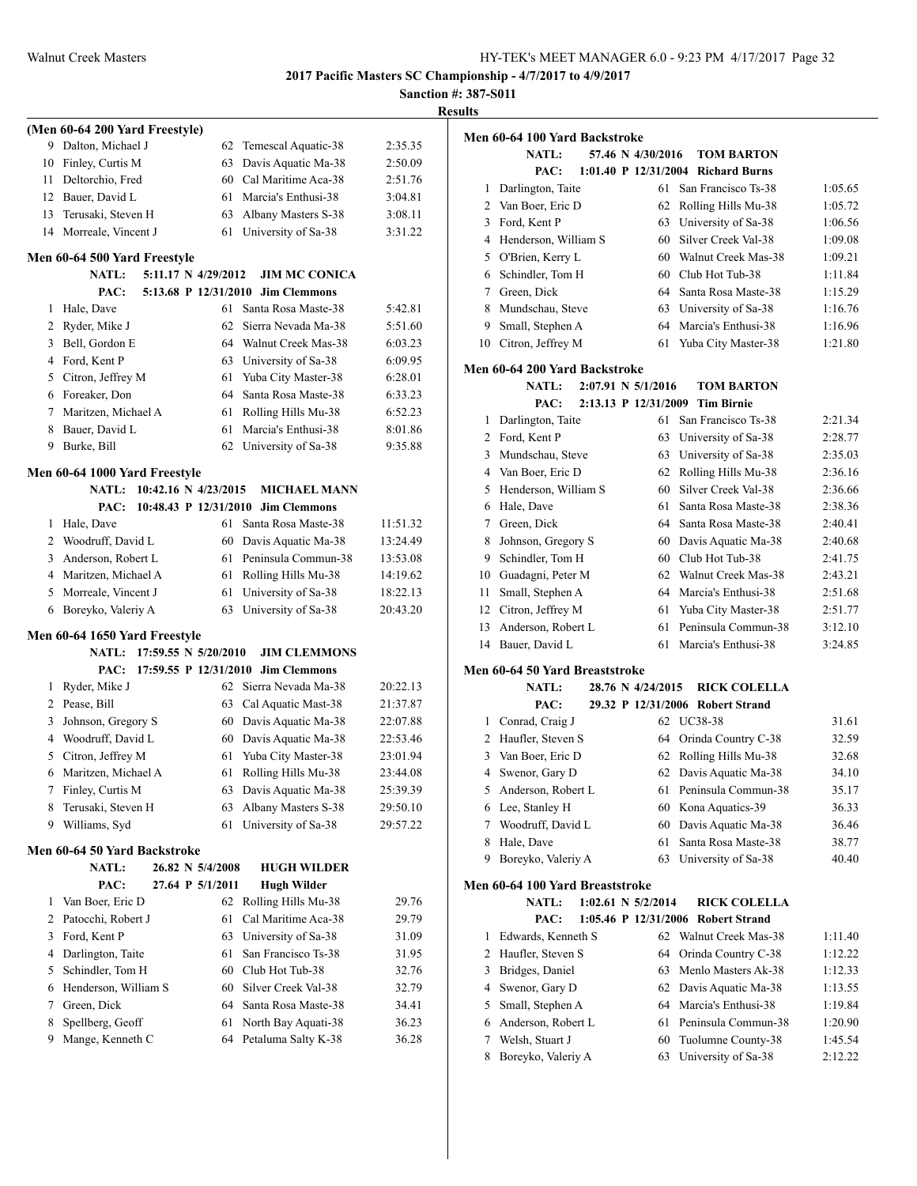**2017 Pacific Masters SC Championship - 4/7/2017 to 4/9/2017**

**Sanction #: 387-S011**

**Results**

### (Men 60-64 200 Yard Freestyle)

| | Name | Age | Team | Time |
|---|---|---|---|---|
| 9 | Dalton, Michael J | 62 | Temescal Aquatic-38 | 2:35.35 |
| 10 | Finley, Curtis M | 63 | Davis Aquatic Ma-38 | 2:50.09 |
| 11 | Deltorchio, Fred | 60 | Cal Maritime Aca-38 | 2:51.76 |
| 12 | Bauer, David L | 61 | Marcia's Enthusi-38 | 3:04.81 |
| 13 | Terusaki, Steven H | 63 | Albany Masters S-38 | 3:08.11 |
| 14 | Morreale, Vincent J | 61 | University of Sa-38 | 3:31.22 |

### Men 60-64 500 Yard Freestyle

**NATL:** 5:11.17 N 4/29/2012 **JIM MC CONICA**
**PAC:** 5:13.68 P 12/31/2010 **Jim Clemmons**

| | Name | Age | Team | Time |
|---|---|---|---|---|
| 1 | Hale, Dave | 61 | Santa Rosa Maste-38 | 5:42.81 |
| 2 | Ryder, Mike J | 62 | Sierra Nevada Ma-38 | 5:51.60 |
| 3 | Bell, Gordon E | 64 | Walnut Creek Mas-38 | 6:03.23 |
| 4 | Ford, Kent P | 63 | University of Sa-38 | 6:09.95 |
| 5 | Citron, Jeffrey M | 61 | Yuba City Master-38 | 6:28.01 |
| 6 | Foreaker, Don | 64 | Santa Rosa Maste-38 | 6:33.23 |
| 7 | Maritzen, Michael A | 61 | Rolling Hills Mu-38 | 6:52.23 |
| 8 | Bauer, David L | 61 | Marcia's Enthusi-38 | 8:01.86 |
| 9 | Burke, Bill | 62 | University of Sa-38 | 9:35.88 |

### Men 60-64 1000 Yard Freestyle

**NATL:** 10:42.16 N 4/23/2015 **MICHAEL MANN**
**PAC:** 10:48.43 P 12/31/2010 **Jim Clemmons**

| | Name | Age | Team | Time |
|---|---|---|---|---|
| 1 | Hale, Dave | 61 | Santa Rosa Maste-38 | 11:51.32 |
| 2 | Woodruff, David L | 60 | Davis Aquatic Ma-38 | 13:24.49 |
| 3 | Anderson, Robert L | 61 | Peninsula Commun-38 | 13:53.08 |
| 4 | Maritzen, Michael A | 61 | Rolling Hills Mu-38 | 14:19.62 |
| 5 | Morreale, Vincent J | 61 | University of Sa-38 | 18:22.13 |
| 6 | Boreyko, Valeriy A | 63 | University of Sa-38 | 20:43.20 |

### Men 60-64 1650 Yard Freestyle

**NATL:** 17:59.55 N 5/20/2010 **JIM CLEMMONS**
**PAC:** 17:59.55 P 12/31/2010 **Jim Clemmons**

| | Name | Age | Team | Time |
|---|---|---|---|---|
| 1 | Ryder, Mike J | 62 | Sierra Nevada Ma-38 | 20:22.13 |
| 2 | Pease, Bill | 63 | Cal Aquatic Mast-38 | 21:37.87 |
| 3 | Johnson, Gregory S | 60 | Davis Aquatic Ma-38 | 22:07.88 |
| 4 | Woodruff, David L | 60 | Davis Aquatic Ma-38 | 22:53.46 |
| 5 | Citron, Jeffrey M | 61 | Yuba City Master-38 | 23:01.94 |
| 6 | Maritzen, Michael A | 61 | Rolling Hills Mu-38 | 23:44.08 |
| 7 | Finley, Curtis M | 63 | Davis Aquatic Ma-38 | 25:39.39 |
| 8 | Terusaki, Steven H | 63 | Albany Masters S-38 | 29:50.10 |
| 9 | Williams, Syd | 61 | University of Sa-38 | 29:57.22 |

### Men 60-64 50 Yard Backstroke

**NATL:** 26.82 N 5/4/2008 **HUGH WILDER**
**PAC:** 27.64 P 5/1/2011 **Hugh Wilder**

| | Name | Age | Team | Time |
|---|---|---|---|---|
| 1 | Van Boer, Eric D | 62 | Rolling Hills Mu-38 | 29.76 |
| 2 | Patocchi, Robert J | 61 | Cal Maritime Aca-38 | 29.79 |
| 3 | Ford, Kent P | 63 | University of Sa-38 | 31.09 |
| 4 | Darlington, Taite | 61 | San Francisco Ts-38 | 31.95 |
| 5 | Schindler, Tom H | 60 | Club Hot Tub-38 | 32.76 |
| 6 | Henderson, William S | 60 | Silver Creek Val-38 | 32.79 |
| 7 | Green, Dick | 64 | Santa Rosa Maste-38 | 34.41 |
| 8 | Spellberg, Geoff | 61 | North Bay Aquati-38 | 36.23 |
| 9 | Mange, Kenneth C | 64 | Petaluma Salty K-38 | 36.28 |

### Men 60-64 100 Yard Backstroke

**NATL:** 57.46 N 4/30/2016 **TOM BARTON**
**PAC:** 1:01.40 P 12/31/2004 **Richard Burns**

| | Name | Age | Team | Time |
|---|---|---|---|---|
| 1 | Darlington, Taite | 61 | San Francisco Ts-38 | 1:05.65 |
| 2 | Van Boer, Eric D | 62 | Rolling Hills Mu-38 | 1:05.72 |
| 3 | Ford, Kent P | 63 | University of Sa-38 | 1:06.56 |
| 4 | Henderson, William S | 60 | Silver Creek Val-38 | 1:09.08 |
| 5 | O'Brien, Kerry L | 60 | Walnut Creek Mas-38 | 1:09.21 |
| 6 | Schindler, Tom H | 60 | Club Hot Tub-38 | 1:11.84 |
| 7 | Green, Dick | 64 | Santa Rosa Maste-38 | 1:15.29 |
| 8 | Mundschau, Steve | 63 | University of Sa-38 | 1:16.76 |
| 9 | Small, Stephen A | 64 | Marcia's Enthusi-38 | 1:16.96 |
| 10 | Citron, Jeffrey M | 61 | Yuba City Master-38 | 1:21.80 |

### Men 60-64 200 Yard Backstroke

**NATL:** 2:07.91 N 5/1/2016 **TOM BARTON**
**PAC:** 2:13.13 P 12/31/2009 **Tim Birnie**

| | Name | Age | Team | Time |
|---|---|---|---|---|
| 1 | Darlington, Taite | 61 | San Francisco Ts-38 | 2:21.34 |
| 2 | Ford, Kent P | 63 | University of Sa-38 | 2:28.77 |
| 3 | Mundschau, Steve | 63 | University of Sa-38 | 2:35.03 |
| 4 | Van Boer, Eric D | 62 | Rolling Hills Mu-38 | 2:36.16 |
| 5 | Henderson, William S | 60 | Silver Creek Val-38 | 2:36.66 |
| 6 | Hale, Dave | 61 | Santa Rosa Maste-38 | 2:38.36 |
| 7 | Green, Dick | 64 | Santa Rosa Maste-38 | 2:40.41 |
| 8 | Johnson, Gregory S | 60 | Davis Aquatic Ma-38 | 2:40.68 |
| 9 | Schindler, Tom H | 60 | Club Hot Tub-38 | 2:41.75 |
| 10 | Guadagni, Peter M | 62 | Walnut Creek Mas-38 | 2:43.21 |
| 11 | Small, Stephen A | 64 | Marcia's Enthusi-38 | 2:51.68 |
| 12 | Citron, Jeffrey M | 61 | Yuba City Master-38 | 2:51.77 |
| 13 | Anderson, Robert L | 61 | Peninsula Commun-38 | 3:12.10 |
| 14 | Bauer, David L | 61 | Marcia's Enthusi-38 | 3:24.85 |

### Men 60-64 50 Yard Breaststroke

**NATL:** 28.76 N 4/24/2015 **RICK COLELLA**
**PAC:** 29.32 P 12/31/2006 **Robert Strand**

| | Name | Age | Team | Time |
|---|---|---|---|---|
| 1 | Conrad, Craig J | 62 | UC38-38 | 31.61 |
| 2 | Haufler, Steven S | 64 | Orinda Country C-38 | 32.59 |
| 3 | Van Boer, Eric D | 62 | Rolling Hills Mu-38 | 32.68 |
| 4 | Swenor, Gary D | 62 | Davis Aquatic Ma-38 | 34.10 |
| 5 | Anderson, Robert L | 61 | Peninsula Commun-38 | 35.17 |
| 6 | Lee, Stanley H | 60 | Kona Aquatics-39 | 36.33 |
| 7 | Woodruff, David L | 60 | Davis Aquatic Ma-38 | 36.46 |
| 8 | Hale, Dave | 61 | Santa Rosa Maste-38 | 38.77 |
| 9 | Boreyko, Valeriy A | 63 | University of Sa-38 | 40.40 |

### Men 60-64 100 Yard Breaststroke

**NATL:** 1:02.61 N 5/2/2014 **RICK COLELLA**
**PAC:** 1:05.46 P 12/31/2006 **Robert Strand**

| | Name | Age | Team | Time |
|---|---|---|---|---|
| 1 | Edwards, Kenneth S | 62 | Walnut Creek Mas-38 | 1:11.40 |
| 2 | Haufler, Steven S | 64 | Orinda Country C-38 | 1:12.22 |
| 3 | Bridges, Daniel | 63 | Menlo Masters Ak-38 | 1:12.33 |
| 4 | Swenor, Gary D | 62 | Davis Aquatic Ma-38 | 1:13.55 |
| 5 | Small, Stephen A | 64 | Marcia's Enthusi-38 | 1:19.84 |
| 6 | Anderson, Robert L | 61 | Peninsula Commun-38 | 1:20.90 |
| 7 | Welsh, Stuart J | 60 | Tuolumne County-38 | 1:45.54 |
| 8 | Boreyko, Valeriy A | 63 | University of Sa-38 | 2:12.22 |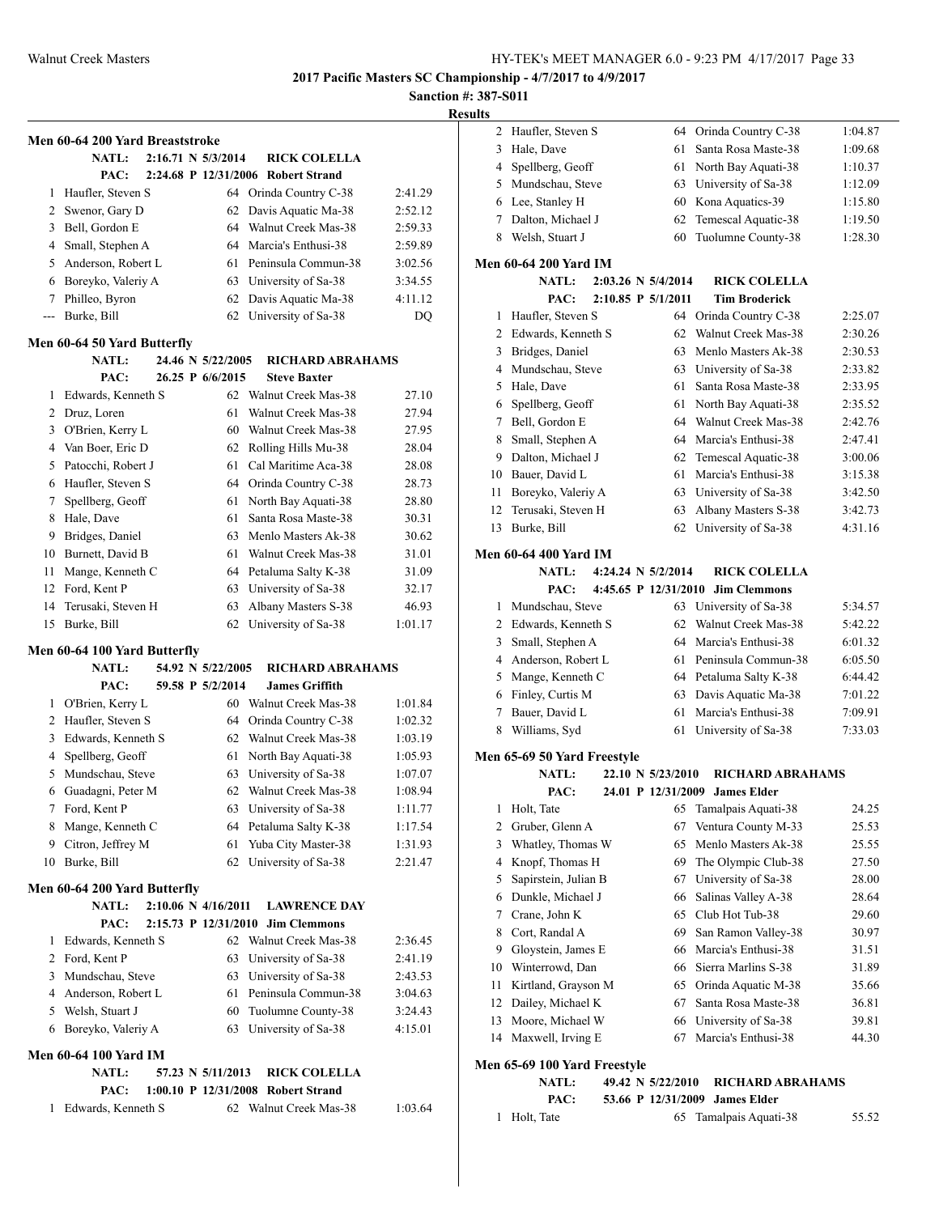**2017 Pacific Masters SC Championship - 4/7/2017 to 4/9/2017**

**Sanction #: 387-S011**

**Results**

### Men 60-64 200 Yard Breaststroke

NATL: 2:16.71 N 5/3/2014 RICK COLELLA
PAC: 2:24.68 P 12/31/2006 Robert Strand

| Place | Name | Age | Team | Time |
|---|---|---|---|---|
| 1 | Haufler, Steven S | 64 | Orinda Country C-38 | 2:41.29 |
| 2 | Swenor, Gary D | 62 | Davis Aquatic Ma-38 | 2:52.12 |
| 3 | Bell, Gordon E | 64 | Walnut Creek Mas-38 | 2:59.33 |
| 4 | Small, Stephen A | 64 | Marcia's Enthusi-38 | 2:59.89 |
| 5 | Anderson, Robert L | 61 | Peninsula Commun-38 | 3:02.56 |
| 6 | Boreyko, Valeriy A | 63 | University of Sa-38 | 3:34.55 |
| 7 | Philleo, Byron | 62 | Davis Aquatic Ma-38 | 4:11.12 |
| --- | Burke, Bill | 62 | University of Sa-38 | DQ |

### Men 60-64 50 Yard Butterfly

NATL: 24.46 N 5/22/2005 RICHARD ABRAHAMS
PAC: 26.25 P 6/6/2015 Steve Baxter

| Place | Name | Age | Team | Time |
|---|---|---|---|---|
| 1 | Edwards, Kenneth S | 62 | Walnut Creek Mas-38 | 27.10 |
| 2 | Druz, Loren | 61 | Walnut Creek Mas-38 | 27.94 |
| 3 | O'Brien, Kerry L | 60 | Walnut Creek Mas-38 | 27.95 |
| 4 | Van Boer, Eric D | 62 | Rolling Hills Mu-38 | 28.04 |
| 5 | Patocchi, Robert J | 61 | Cal Maritime Aca-38 | 28.08 |
| 6 | Haufler, Steven S | 64 | Orinda Country C-38 | 28.73 |
| 7 | Spellberg, Geoff | 61 | North Bay Aquati-38 | 28.80 |
| 8 | Hale, Dave | 61 | Santa Rosa Maste-38 | 30.31 |
| 9 | Bridges, Daniel | 63 | Menlo Masters Ak-38 | 30.62 |
| 10 | Burnett, David B | 61 | Walnut Creek Mas-38 | 31.01 |
| 11 | Mange, Kenneth C | 64 | Petaluma Salty K-38 | 31.09 |
| 12 | Ford, Kent P | 63 | University of Sa-38 | 32.17 |
| 14 | Terusaki, Steven H | 63 | Albany Masters S-38 | 46.93 |
| 15 | Burke, Bill | 62 | University of Sa-38 | 1:01.17 |

### Men 60-64 100 Yard Butterfly

NATL: 54.92 N 5/22/2005 RICHARD ABRAHAMS
PAC: 59.58 P 5/2/2014 James Griffith

| Place | Name | Age | Team | Time |
|---|---|---|---|---|
| 1 | O'Brien, Kerry L | 60 | Walnut Creek Mas-38 | 1:01.84 |
| 2 | Haufler, Steven S | 64 | Orinda Country C-38 | 1:02.32 |
| 3 | Edwards, Kenneth S | 62 | Walnut Creek Mas-38 | 1:03.19 |
| 4 | Spellberg, Geoff | 61 | North Bay Aquati-38 | 1:05.93 |
| 5 | Mundschau, Steve | 63 | University of Sa-38 | 1:07.07 |
| 6 | Guadagni, Peter M | 62 | Walnut Creek Mas-38 | 1:08.94 |
| 7 | Ford, Kent P | 63 | University of Sa-38 | 1:11.77 |
| 8 | Mange, Kenneth C | 64 | Petaluma Salty K-38 | 1:17.54 |
| 9 | Citron, Jeffrey M | 61 | Yuba City Master-38 | 1:31.93 |
| 10 | Burke, Bill | 62 | University of Sa-38 | 2:21.47 |

### Men 60-64 200 Yard Butterfly

NATL: 2:10.06 N 4/16/2011 LAWRENCE DAY
PAC: 2:15.73 P 12/31/2010 Jim Clemmons

| Place | Name | Age | Team | Time |
|---|---|---|---|---|
| 1 | Edwards, Kenneth S | 62 | Walnut Creek Mas-38 | 2:36.45 |
| 2 | Ford, Kent P | 63 | University of Sa-38 | 2:41.19 |
| 3 | Mundschau, Steve | 63 | University of Sa-38 | 2:43.53 |
| 4 | Anderson, Robert L | 61 | Peninsula Commun-38 | 3:04.63 |
| 5 | Welsh, Stuart J | 60 | Tuolumne County-38 | 3:24.43 |
| 6 | Boreyko, Valeriy A | 63 | University of Sa-38 | 4:15.01 |

### Men 60-64 100 Yard IM

NATL: 57.23 N 5/11/2013 RICK COLELLA
PAC: 1:00.10 P 12/31/2008 Robert Strand

| Place | Name | Age | Team | Time |
|---|---|---|---|---|
| 1 | Edwards, Kenneth S | 62 | Walnut Creek Mas-38 | 1:03.64 |
| 2 | Haufler, Steven S | 64 | Orinda Country C-38 | 1:04.87 |
| 3 | Hale, Dave | 61 | Santa Rosa Maste-38 | 1:09.68 |
| 4 | Spellberg, Geoff | 61 | North Bay Aquati-38 | 1:10.37 |
| 5 | Mundschau, Steve | 63 | University of Sa-38 | 1:12.09 |
| 6 | Lee, Stanley H | 60 | Kona Aquatics-39 | 1:15.80 |
| 7 | Dalton, Michael J | 62 | Temescal Aquatic-38 | 1:19.50 |
| 8 | Welsh, Stuart J | 60 | Tuolumne County-38 | 1:28.30 |

### Men 60-64 200 Yard IM

NATL: 2:03.26 N 5/4/2014 RICK COLELLA
PAC: 2:10.85 P 5/1/2011 Tim Broderick

| Place | Name | Age | Team | Time |
|---|---|---|---|---|
| 1 | Haufler, Steven S | 64 | Orinda Country C-38 | 2:25.07 |
| 2 | Edwards, Kenneth S | 62 | Walnut Creek Mas-38 | 2:30.26 |
| 3 | Bridges, Daniel | 63 | Menlo Masters Ak-38 | 2:30.53 |
| 4 | Mundschau, Steve | 63 | University of Sa-38 | 2:33.82 |
| 5 | Hale, Dave | 61 | Santa Rosa Maste-38 | 2:33.95 |
| 6 | Spellberg, Geoff | 61 | North Bay Aquati-38 | 2:35.52 |
| 7 | Bell, Gordon E | 64 | Walnut Creek Mas-38 | 2:42.76 |
| 8 | Small, Stephen A | 64 | Marcia's Enthusi-38 | 2:47.41 |
| 9 | Dalton, Michael J | 62 | Temescal Aquatic-38 | 3:00.06 |
| 10 | Bauer, David L | 61 | Marcia's Enthusi-38 | 3:15.38 |
| 11 | Boreyko, Valeriy A | 63 | University of Sa-38 | 3:42.50 |
| 12 | Terusaki, Steven H | 63 | Albany Masters S-38 | 3:42.73 |
| 13 | Burke, Bill | 62 | University of Sa-38 | 4:31.16 |

### Men 60-64 400 Yard IM

NATL: 4:24.24 N 5/2/2014 RICK COLELLA
PAC: 4:45.65 P 12/31/2010 Jim Clemmons

| Place | Name | Age | Team | Time |
|---|---|---|---|---|
| 1 | Mundschau, Steve | 63 | University of Sa-38 | 5:34.57 |
| 2 | Edwards, Kenneth S | 62 | Walnut Creek Mas-38 | 5:42.22 |
| 3 | Small, Stephen A | 64 | Marcia's Enthusi-38 | 6:01.32 |
| 4 | Anderson, Robert L | 61 | Peninsula Commun-38 | 6:05.50 |
| 5 | Mange, Kenneth C | 64 | Petaluma Salty K-38 | 6:44.42 |
| 6 | Finley, Curtis M | 63 | Davis Aquatic Ma-38 | 7:01.22 |
| 7 | Bauer, David L | 61 | Marcia's Enthusi-38 | 7:09.91 |
| 8 | Williams, Syd | 61 | University of Sa-38 | 7:33.03 |

### Men 65-69 50 Yard Freestyle

NATL: 22.10 N 5/23/2010 RICHARD ABRAHAMS
PAC: 24.01 P 12/31/2009 James Elder

| Place | Name | Age | Team | Time |
|---|---|---|---|---|
| 1 | Holt, Tate | 65 | Tamalpais Aquati-38 | 24.25 |
| 2 | Gruber, Glenn A | 67 | Ventura County M-33 | 25.53 |
| 3 | Whatley, Thomas W | 65 | Menlo Masters Ak-38 | 25.55 |
| 4 | Knopf, Thomas H | 69 | The Olympic Club-38 | 27.50 |
| 5 | Sapirstein, Julian B | 67 | University of Sa-38 | 28.00 |
| 6 | Dunkle, Michael J | 66 | Salinas Valley A-38 | 28.64 |
| 7 | Crane, John K | 65 | Club Hot Tub-38 | 29.60 |
| 8 | Cort, Randal A | 69 | San Ramon Valley-38 | 30.97 |
| 9 | Gloystein, James E | 66 | Marcia's Enthusi-38 | 31.51 |
| 10 | Winterrowd, Dan | 66 | Sierra Marlins S-38 | 31.89 |
| 11 | Kirtland, Grayson M | 65 | Orinda Aquatic M-38 | 35.66 |
| 12 | Dailey, Michael K | 67 | Santa Rosa Maste-38 | 36.81 |
| 13 | Moore, Michael W | 66 | University of Sa-38 | 39.81 |
| 14 | Maxwell, Irving E | 67 | Marcia's Enthusi-38 | 44.30 |

### Men 65-69 100 Yard Freestyle

NATL: 49.42 N 5/22/2010 RICHARD ABRAHAMS
PAC: 53.66 P 12/31/2009 James Elder

| Place | Name | Age | Team | Time |
|---|---|---|---|---|
| 1 | Holt, Tate | 65 | Tamalpais Aquati-38 | 55.52 |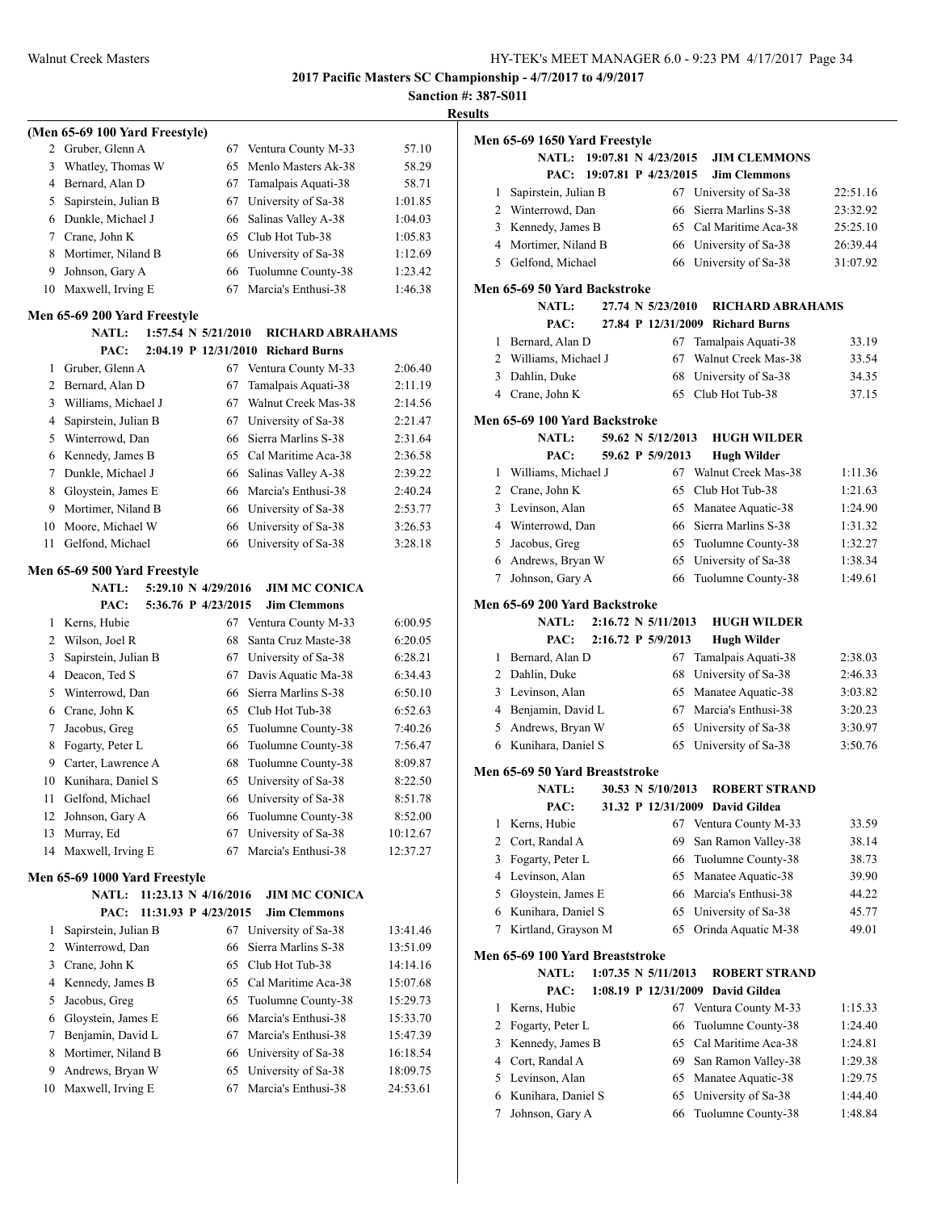**2017 Pacific Masters SC Championship - 4/7/2017 to 4/9/2017**

**Sanction #: 387-S011**

**Results**

### (Men 65-69 100 Yard Freestyle)

| Place | Name | Age | Team | Time |
|---|---|---|---|---|
| 2 | Gruber, Glenn A | 67 | Ventura County M-33 | 57.10 |
| 3 | Whatley, Thomas W | 65 | Menlo Masters Ak-38 | 58.29 |
| 4 | Bernard, Alan D | 67 | Tamalpais Aquati-38 | 58.71 |
| 5 | Sapirstein, Julian B | 67 | University of Sa-38 | 1:01.85 |
| 6 | Dunkle, Michael J | 66 | Salinas Valley A-38 | 1:04.03 |
| 7 | Crane, John K | 65 | Club Hot Tub-38 | 1:05.83 |
| 8 | Mortimer, Niland B | 66 | University of Sa-38 | 1:12.69 |
| 9 | Johnson, Gary A | 66 | Tuolumne County-38 | 1:23.42 |
| 10 | Maxwell, Irving E | 67 | Marcia's Enthusi-38 | 1:46.38 |

### Men 65-69 200 Yard Freestyle

NATL: 1:57.54 N 5/21/2010 RICHARD ABRAHAMS
PAC: 2:04.19 P 12/31/2010 Richard Burns

| Place | Name | Age | Team | Time |
|---|---|---|---|---|
| 1 | Gruber, Glenn A | 67 | Ventura County M-33 | 2:06.40 |
| 2 | Bernard, Alan D | 67 | Tamalpais Aquati-38 | 2:11.19 |
| 3 | Williams, Michael J | 67 | Walnut Creek Mas-38 | 2:14.56 |
| 4 | Sapirstein, Julian B | 67 | University of Sa-38 | 2:21.47 |
| 5 | Winterrowd, Dan | 66 | Sierra Marlins S-38 | 2:31.64 |
| 6 | Kennedy, James B | 65 | Cal Maritime Aca-38 | 2:36.58 |
| 7 | Dunkle, Michael J | 66 | Salinas Valley A-38 | 2:39.22 |
| 8 | Gloystein, James E | 66 | Marcia's Enthusi-38 | 2:40.24 |
| 9 | Mortimer, Niland B | 66 | University of Sa-38 | 2:53.77 |
| 10 | Moore, Michael W | 66 | University of Sa-38 | 3:26.53 |
| 11 | Gelfond, Michael | 66 | University of Sa-38 | 3:28.18 |

### Men 65-69 500 Yard Freestyle

NATL: 5:29.10 N 4/29/2016 JIM MC CONICA
PAC: 5:36.76 P 4/23/2015 Jim Clemmons

| Place | Name | Age | Team | Time |
|---|---|---|---|---|
| 1 | Kerns, Hubie | 67 | Ventura County M-33 | 6:00.95 |
| 2 | Wilson, Joel R | 68 | Santa Cruz Maste-38 | 6:20.05 |
| 3 | Sapirstein, Julian B | 67 | University of Sa-38 | 6:28.21 |
| 4 | Deacon, Ted S | 67 | Davis Aquatic Ma-38 | 6:34.43 |
| 5 | Winterrowd, Dan | 66 | Sierra Marlins S-38 | 6:50.10 |
| 6 | Crane, John K | 65 | Club Hot Tub-38 | 6:52.63 |
| 7 | Jacobus, Greg | 65 | Tuolumne County-38 | 7:40.26 |
| 8 | Fogarty, Peter L | 66 | Tuolumne County-38 | 7:56.47 |
| 9 | Carter, Lawrence A | 68 | Tuolumne County-38 | 8:09.87 |
| 10 | Kunihara, Daniel S | 65 | University of Sa-38 | 8:22.50 |
| 11 | Gelfond, Michael | 66 | University of Sa-38 | 8:51.78 |
| 12 | Johnson, Gary A | 66 | Tuolumne County-38 | 8:52.00 |
| 13 | Murray, Ed | 67 | University of Sa-38 | 10:12.67 |
| 14 | Maxwell, Irving E | 67 | Marcia's Enthusi-38 | 12:37.27 |

### Men 65-69 1000 Yard Freestyle

NATL: 11:23.13 N 4/16/2016 JIM MC CONICA
PAC: 11:31.93 P 4/23/2015 Jim Clemmons

| Place | Name | Age | Team | Time |
|---|---|---|---|---|
| 1 | Sapirstein, Julian B | 67 | University of Sa-38 | 13:41.46 |
| 2 | Winterrowd, Dan | 66 | Sierra Marlins S-38 | 13:51.09 |
| 3 | Crane, John K | 65 | Club Hot Tub-38 | 14:14.16 |
| 4 | Kennedy, James B | 65 | Cal Maritime Aca-38 | 15:07.68 |
| 5 | Jacobus, Greg | 65 | Tuolumne County-38 | 15:29.73 |
| 6 | Gloystein, James E | 66 | Marcia's Enthusi-38 | 15:33.70 |
| 7 | Benjamin, David L | 67 | Marcia's Enthusi-38 | 15:47.39 |
| 8 | Mortimer, Niland B | 66 | University of Sa-38 | 16:18.54 |
| 9 | Andrews, Bryan W | 65 | University of Sa-38 | 18:09.75 |
| 10 | Maxwell, Irving E | 67 | Marcia's Enthusi-38 | 24:53.61 |

### Men 65-69 1650 Yard Freestyle

NATL: 19:07.81 N 4/23/2015 JIM CLEMMONS
PAC: 19:07.81 P 4/23/2015 Jim Clemmons

| Place | Name | Age | Team | Time |
|---|---|---|---|---|
| 1 | Sapirstein, Julian B | 67 | University of Sa-38 | 22:51.16 |
| 2 | Winterrowd, Dan | 66 | Sierra Marlins S-38 | 23:32.92 |
| 3 | Kennedy, James B | 65 | Cal Maritime Aca-38 | 25:25.10 |
| 4 | Mortimer, Niland B | 66 | University of Sa-38 | 26:39.44 |
| 5 | Gelfond, Michael | 66 | University of Sa-38 | 31:07.92 |

### Men 65-69 50 Yard Backstroke

NATL: 27.74 N 5/23/2010 RICHARD ABRAHAMS
PAC: 27.84 P 12/31/2009 Richard Burns

| Place | Name | Age | Team | Time |
|---|---|---|---|---|
| 1 | Bernard, Alan D | 67 | Tamalpais Aquati-38 | 33.19 |
| 2 | Williams, Michael J | 67 | Walnut Creek Mas-38 | 33.54 |
| 3 | Dahlin, Duke | 68 | University of Sa-38 | 34.35 |
| 4 | Crane, John K | 65 | Club Hot Tub-38 | 37.15 |

### Men 65-69 100 Yard Backstroke

NATL: 59.62 N 5/12/2013 HUGH WILDER
PAC: 59.62 P 5/9/2013 Hugh Wilder

| Place | Name | Age | Team | Time |
|---|---|---|---|---|
| 1 | Williams, Michael J | 67 | Walnut Creek Mas-38 | 1:11.36 |
| 2 | Crane, John K | 65 | Club Hot Tub-38 | 1:21.63 |
| 3 | Levinson, Alan | 65 | Manatee Aquatic-38 | 1:24.90 |
| 4 | Winterrowd, Dan | 66 | Sierra Marlins S-38 | 1:31.32 |
| 5 | Jacobus, Greg | 65 | Tuolumne County-38 | 1:32.27 |
| 6 | Andrews, Bryan W | 65 | University of Sa-38 | 1:38.34 |
| 7 | Johnson, Gary A | 66 | Tuolumne County-38 | 1:49.61 |

### Men 65-69 200 Yard Backstroke

NATL: 2:16.72 N 5/11/2013 HUGH WILDER
PAC: 2:16.72 P 5/9/2013 Hugh Wilder

| Place | Name | Age | Team | Time |
|---|---|---|---|---|
| 1 | Bernard, Alan D | 67 | Tamalpais Aquati-38 | 2:38.03 |
| 2 | Dahlin, Duke | 68 | University of Sa-38 | 2:46.33 |
| 3 | Levinson, Alan | 65 | Manatee Aquatic-38 | 3:03.82 |
| 4 | Benjamin, David L | 67 | Marcia's Enthusi-38 | 3:20.23 |
| 5 | Andrews, Bryan W | 65 | University of Sa-38 | 3:30.97 |
| 6 | Kunihara, Daniel S | 65 | University of Sa-38 | 3:50.76 |

### Men 65-69 50 Yard Breaststroke

NATL: 30.53 N 5/10/2013 ROBERT STRAND
PAC: 31.32 P 12/31/2009 David Gildea

| Place | Name | Age | Team | Time |
|---|---|---|---|---|
| 1 | Kerns, Hubie | 67 | Ventura County M-33 | 33.59 |
| 2 | Cort, Randal A | 69 | San Ramon Valley-38 | 38.14 |
| 3 | Fogarty, Peter L | 66 | Tuolumne County-38 | 38.73 |
| 4 | Levinson, Alan | 65 | Manatee Aquatic-38 | 39.90 |
| 5 | Gloystein, James E | 66 | Marcia's Enthusi-38 | 44.22 |
| 6 | Kunihara, Daniel S | 65 | University of Sa-38 | 45.77 |
| 7 | Kirtland, Grayson M | 65 | Orinda Aquatic M-38 | 49.01 |

### Men 65-69 100 Yard Breaststroke

NATL: 1:07.35 N 5/11/2013 ROBERT STRAND
PAC: 1:08.19 P 12/31/2009 David Gildea

| Place | Name | Age | Team | Time |
|---|---|---|---|---|
| 1 | Kerns, Hubie | 67 | Ventura County M-33 | 1:15.33 |
| 2 | Fogarty, Peter L | 66 | Tuolumne County-38 | 1:24.40 |
| 3 | Kennedy, James B | 65 | Cal Maritime Aca-38 | 1:24.81 |
| 4 | Cort, Randal A | 69 | San Ramon Valley-38 | 1:29.38 |
| 5 | Levinson, Alan | 65 | Manatee Aquatic-38 | 1:29.75 |
| 6 | Kunihara, Daniel S | 65 | University of Sa-38 | 1:44.40 |
| 7 | Johnson, Gary A | 66 | Tuolumne County-38 | 1:48.84 |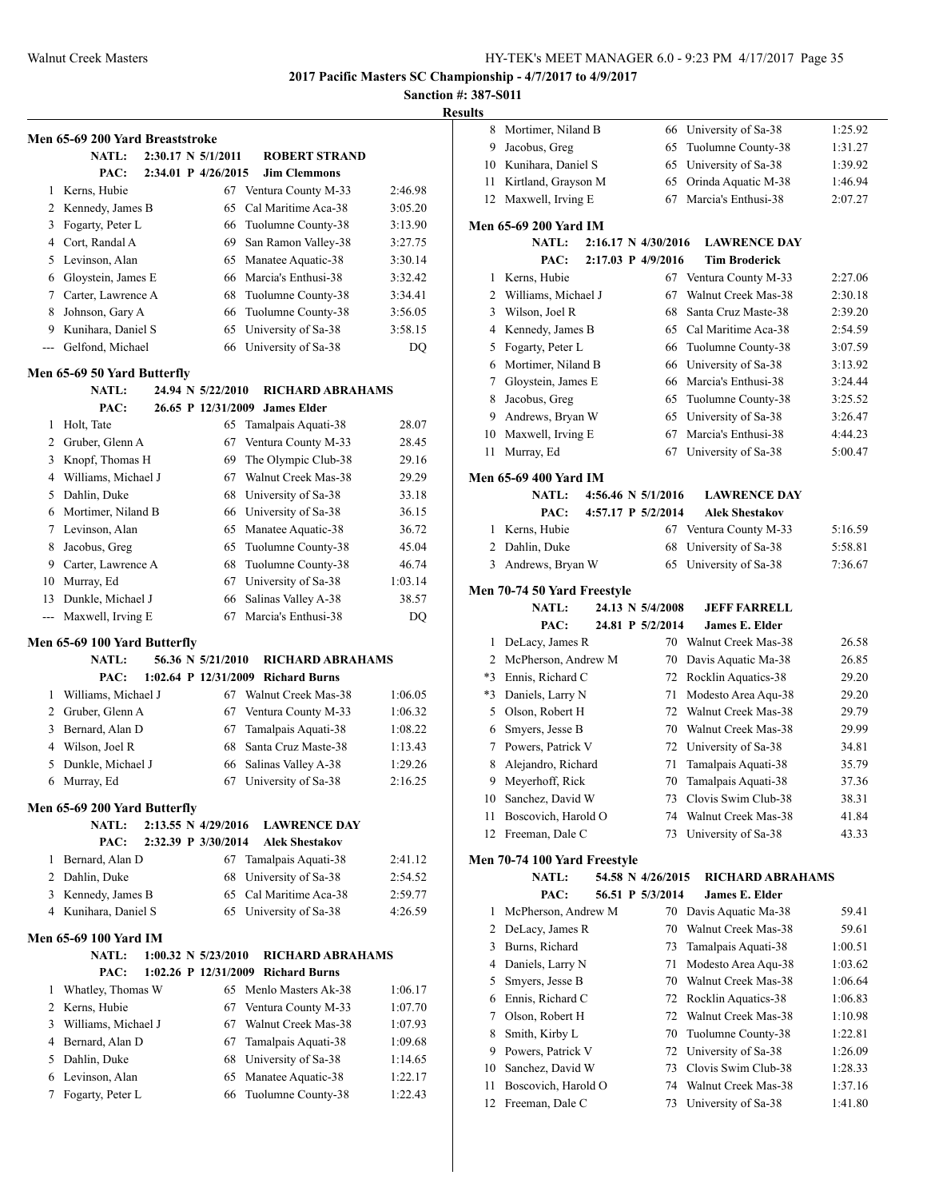**2017 Pacific Masters SC Championship - 4/7/2017 to 4/9/2017**

**Sanction #: 387-S011**

**Results**

### Men 65-69 200 Yard Breaststroke

NATL: 2:30.17 N 5/1/2011 ROBERT STRAND
PAC: 2:34.01 P 4/26/2015 Jim Clemmons

| Place | Name | Age | Team | Time |
|---|---|---|---|---|
| 1 | Kerns, Hubie | 67 | Ventura County M-33 | 2:46.98 |
| 2 | Kennedy, James B | 65 | Cal Maritime Aca-38 | 3:05.20 |
| 3 | Fogarty, Peter L | 66 | Tuolumne County-38 | 3:13.90 |
| 4 | Cort, Randal A | 69 | San Ramon Valley-38 | 3:27.75 |
| 5 | Levinson, Alan | 65 | Manatee Aquatic-38 | 3:30.14 |
| 6 | Gloystein, James E | 66 | Marcia's Enthusi-38 | 3:32.42 |
| 7 | Carter, Lawrence A | 68 | Tuolumne County-38 | 3:34.41 |
| 8 | Johnson, Gary A | 66 | Tuolumne County-38 | 3:56.05 |
| 9 | Kunihara, Daniel S | 65 | University of Sa-38 | 3:58.15 |
| --- | Gelfond, Michael | 66 | University of Sa-38 | DQ |

### Men 65-69 50 Yard Butterfly

NATL: 24.94 N 5/22/2010 RICHARD ABRAHAMS
PAC: 26.65 P 12/31/2009 James Elder

| Place | Name | Age | Team | Time |
|---|---|---|---|---|
| 1 | Holt, Tate | 65 | Tamalpais Aquati-38 | 28.07 |
| 2 | Gruber, Glenn A | 67 | Ventura County M-33 | 28.45 |
| 3 | Knopf, Thomas H | 69 | The Olympic Club-38 | 29.16 |
| 4 | Williams, Michael J | 67 | Walnut Creek Mas-38 | 29.29 |
| 5 | Dahlin, Duke | 68 | University of Sa-38 | 33.18 |
| 6 | Mortimer, Niland B | 66 | University of Sa-38 | 36.15 |
| 7 | Levinson, Alan | 65 | Manatee Aquatic-38 | 36.72 |
| 8 | Jacobus, Greg | 65 | Tuolumne County-38 | 45.04 |
| 9 | Carter, Lawrence A | 68 | Tuolumne County-38 | 46.74 |
| 10 | Murray, Ed | 67 | University of Sa-38 | 1:03.14 |
| 13 | Dunkle, Michael J | 66 | Salinas Valley A-38 | 38.57 |
| --- | Maxwell, Irving E | 67 | Marcia's Enthusi-38 | DQ |

### Men 65-69 100 Yard Butterfly

NATL: 56.36 N 5/21/2010 RICHARD ABRAHAMS
PAC: 1:02.64 P 12/31/2009 Richard Burns

| Place | Name | Age | Team | Time |
|---|---|---|---|---|
| 1 | Williams, Michael J | 67 | Walnut Creek Mas-38 | 1:06.05 |
| 2 | Gruber, Glenn A | 67 | Ventura County M-33 | 1:06.32 |
| 3 | Bernard, Alan D | 67 | Tamalpais Aquati-38 | 1:08.22 |
| 4 | Wilson, Joel R | 68 | Santa Cruz Maste-38 | 1:13.43 |
| 5 | Dunkle, Michael J | 66 | Salinas Valley A-38 | 1:29.26 |
| 6 | Murray, Ed | 67 | University of Sa-38 | 2:16.25 |

### Men 65-69 200 Yard Butterfly

NATL: 2:13.55 N 4/29/2016 LAWRENCE DAY
PAC: 2:32.39 P 3/30/2014 Alek Shestakov

| Place | Name | Age | Team | Time |
|---|---|---|---|---|
| 1 | Bernard, Alan D | 67 | Tamalpais Aquati-38 | 2:41.12 |
| 2 | Dahlin, Duke | 68 | University of Sa-38 | 2:54.52 |
| 3 | Kennedy, James B | 65 | Cal Maritime Aca-38 | 2:59.77 |
| 4 | Kunihara, Daniel S | 65 | University of Sa-38 | 4:26.59 |

### Men 65-69 100 Yard IM

NATL: 1:00.32 N 5/23/2010 RICHARD ABRAHAMS
PAC: 1:02.26 P 12/31/2009 Richard Burns

| Place | Name | Age | Team | Time |
|---|---|---|---|---|
| 1 | Whatley, Thomas W | 65 | Menlo Masters Ak-38 | 1:06.17 |
| 2 | Kerns, Hubie | 67 | Ventura County M-33 | 1:07.70 |
| 3 | Williams, Michael J | 67 | Walnut Creek Mas-38 | 1:07.93 |
| 4 | Bernard, Alan D | 67 | Tamalpais Aquati-38 | 1:09.68 |
| 5 | Dahlin, Duke | 68 | University of Sa-38 | 1:14.65 |
| 6 | Levinson, Alan | 65 | Manatee Aquatic-38 | 1:22.17 |
| 7 | Fogarty, Peter L | 66 | Tuolumne County-38 | 1:22.43 |
| 8 | Mortimer, Niland B | 66 | University of Sa-38 | 1:25.92 |
| 9 | Jacobus, Greg | 65 | Tuolumne County-38 | 1:31.27 |
| 10 | Kunihara, Daniel S | 65 | University of Sa-38 | 1:39.92 |
| 11 | Kirtland, Grayson M | 65 | Orinda Aquatic M-38 | 1:46.94 |
| 12 | Maxwell, Irving E | 67 | Marcia's Enthusi-38 | 2:07.27 |

### Men 65-69 200 Yard IM

NATL: 2:16.17 N 4/30/2016 LAWRENCE DAY
PAC: 2:17.03 P 4/9/2016 Tim Broderick

| Place | Name | Age | Team | Time |
|---|---|---|---|---|
| 1 | Kerns, Hubie | 67 | Ventura County M-33 | 2:27.06 |
| 2 | Williams, Michael J | 67 | Walnut Creek Mas-38 | 2:30.18 |
| 3 | Wilson, Joel R | 68 | Santa Cruz Maste-38 | 2:39.20 |
| 4 | Kennedy, James B | 65 | Cal Maritime Aca-38 | 2:54.59 |
| 5 | Fogarty, Peter L | 66 | Tuolumne County-38 | 3:07.59 |
| 6 | Mortimer, Niland B | 66 | University of Sa-38 | 3:13.92 |
| 7 | Gloystein, James E | 66 | Marcia's Enthusi-38 | 3:24.44 |
| 8 | Jacobus, Greg | 65 | Tuolumne County-38 | 3:25.52 |
| 9 | Andrews, Bryan W | 65 | University of Sa-38 | 3:26.47 |
| 10 | Maxwell, Irving E | 67 | Marcia's Enthusi-38 | 4:44.23 |
| 11 | Murray, Ed | 67 | University of Sa-38 | 5:00.47 |

### Men 65-69 400 Yard IM

NATL: 4:56.46 N 5/1/2016 LAWRENCE DAY
PAC: 4:57.17 P 5/2/2014 Alek Shestakov

| Place | Name | Age | Team | Time |
|---|---|---|---|---|
| 1 | Kerns, Hubie | 67 | Ventura County M-33 | 5:16.59 |
| 2 | Dahlin, Duke | 68 | University of Sa-38 | 5:58.81 |
| 3 | Andrews, Bryan W | 65 | University of Sa-38 | 7:36.67 |

### Men 70-74 50 Yard Freestyle

NATL: 24.13 N 5/4/2008 JEFF FARRELL
PAC: 24.81 P 5/2/2014 James E. Elder

| Place | Name | Age | Team | Time |
|---|---|---|---|---|
| 1 | DeLacy, James R | 70 | Walnut Creek Mas-38 | 26.58 |
| 2 | McPherson, Andrew M | 70 | Davis Aquatic Ma-38 | 26.85 |
| *3 | Ennis, Richard C | 72 | Rocklin Aquatics-38 | 29.20 |
| *3 | Daniels, Larry N | 71 | Modesto Area Aqu-38 | 29.20 |
| 5 | Olson, Robert H | 72 | Walnut Creek Mas-38 | 29.79 |
| 6 | Smyers, Jesse B | 70 | Walnut Creek Mas-38 | 29.99 |
| 7 | Powers, Patrick V | 72 | University of Sa-38 | 34.81 |
| 8 | Alejandro, Richard | 71 | Tamalpais Aquati-38 | 35.79 |
| 9 | Meyerhoff, Rick | 70 | Tamalpais Aquati-38 | 37.36 |
| 10 | Sanchez, David W | 73 | Clovis Swim Club-38 | 38.31 |
| 11 | Boscovich, Harold O | 74 | Walnut Creek Mas-38 | 41.84 |
| 12 | Freeman, Dale C | 73 | University of Sa-38 | 43.33 |

### Men 70-74 100 Yard Freestyle

NATL: 54.58 N 4/26/2015 RICHARD ABRAHAMS
PAC: 56.51 P 5/3/2014 James E. Elder

| Place | Name | Age | Team | Time |
|---|---|---|---|---|
| 1 | McPherson, Andrew M | 70 | Davis Aquatic Ma-38 | 59.41 |
| 2 | DeLacy, James R | 70 | Walnut Creek Mas-38 | 59.61 |
| 3 | Burns, Richard | 73 | Tamalpais Aquati-38 | 1:00.51 |
| 4 | Daniels, Larry N | 71 | Modesto Area Aqu-38 | 1:03.62 |
| 5 | Smyers, Jesse B | 70 | Walnut Creek Mas-38 | 1:06.64 |
| 6 | Ennis, Richard C | 72 | Rocklin Aquatics-38 | 1:06.83 |
| 7 | Olson, Robert H | 72 | Walnut Creek Mas-38 | 1:10.98 |
| 8 | Smith, Kirby L | 70 | Tuolumne County-38 | 1:22.81 |
| 9 | Powers, Patrick V | 72 | University of Sa-38 | 1:26.09 |
| 10 | Sanchez, David W | 73 | Clovis Swim Club-38 | 1:28.33 |
| 11 | Boscovich, Harold O | 74 | Walnut Creek Mas-38 | 1:37.16 |
| 12 | Freeman, Dale C | 73 | University of Sa-38 | 1:41.80 |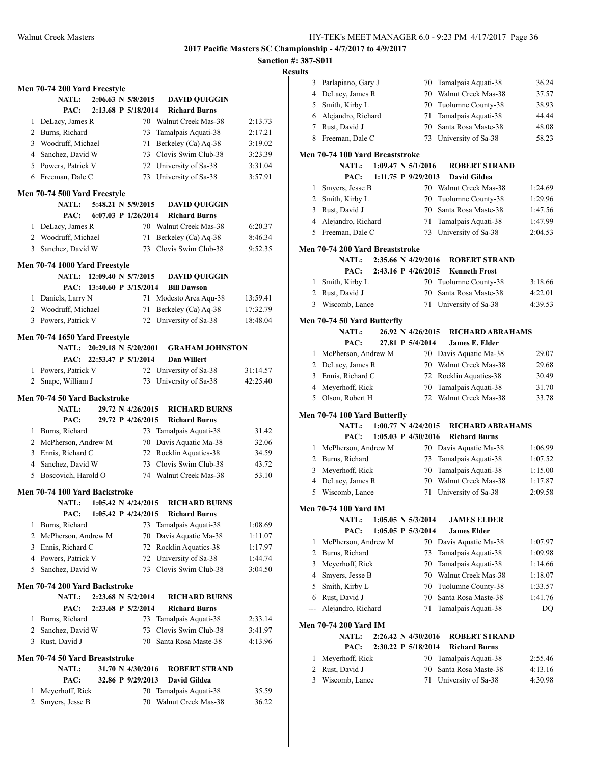**2017 Pacific Masters SC Championship - 4/7/2017 to 4/9/2017**

**Sanction #: 387-S011**

**Results**

### Men 70-74 200 Yard Freestyle

NATL: 2:06.63 N 5/8/2015 DAVID QUIGGIN
PAC: 2:13.68 P 5/18/2014 Richard Burns

| Place | Name | Age | Team | Time |
|---|---|---|---|---|
| 1 | DeLacy, James R | 70 | Walnut Creek Mas-38 | 2:13.73 |
| 2 | Burns, Richard | 73 | Tamalpais Aquati-38 | 2:17.21 |
| 3 | Woodruff, Michael | 71 | Berkeley (Ca) Aq-38 | 3:19.02 |
| 4 | Sanchez, David W | 73 | Clovis Swim Club-38 | 3:23.39 |
| 5 | Powers, Patrick V | 72 | University of Sa-38 | 3:31.04 |
| 6 | Freeman, Dale C | 73 | University of Sa-38 | 3:57.91 |

### Men 70-74 500 Yard Freestyle

NATL: 5:48.21 N 5/9/2015 DAVID QUIGGIN
PAC: 6:07.03 P 1/26/2014 Richard Burns

| Place | Name | Age | Team | Time |
|---|---|---|---|---|
| 1 | DeLacy, James R | 70 | Walnut Creek Mas-38 | 6:20.37 |
| 2 | Woodruff, Michael | 71 | Berkeley (Ca) Aq-38 | 8:46.34 |
| 3 | Sanchez, David W | 73 | Clovis Swim Club-38 | 9:52.35 |

### Men 70-74 1000 Yard Freestyle

NATL: 12:09.40 N 5/7/2015 DAVID QUIGGIN
PAC: 13:40.60 P 3/15/2014 Bill Dawson

| Place | Name | Age | Team | Time |
|---|---|---|---|---|
| 1 | Daniels, Larry N | 71 | Modesto Area Aqu-38 | 13:59.41 |
| 2 | Woodruff, Michael | 71 | Berkeley (Ca) Aq-38 | 17:32.79 |
| 3 | Powers, Patrick V | 72 | University of Sa-38 | 18:48.04 |

### Men 70-74 1650 Yard Freestyle

NATL: 20:29.18 N 5/20/2001 GRAHAM JOHNSTON
PAC: 22:53.47 P 5/1/2014 Dan Willert

| Place | Name | Age | Team | Time |
|---|---|---|---|---|
| 1 | Powers, Patrick V | 72 | University of Sa-38 | 31:14.57 |
| 2 | Snape, William J | 73 | University of Sa-38 | 42:25.40 |

### Men 70-74 50 Yard Backstroke

NATL: 29.72 N 4/26/2015 RICHARD BURNS
PAC: 29.72 P 4/26/2015 Richard Burns

| Place | Name | Age | Team | Time |
|---|---|---|---|---|
| 1 | Burns, Richard | 73 | Tamalpais Aquati-38 | 31.42 |
| 2 | McPherson, Andrew M | 70 | Davis Aquatic Ma-38 | 32.06 |
| 3 | Ennis, Richard C | 72 | Rocklin Aquatics-38 | 34.59 |
| 4 | Sanchez, David W | 73 | Clovis Swim Club-38 | 43.72 |
| 5 | Boscovich, Harold O | 74 | Walnut Creek Mas-38 | 53.10 |

### Men 70-74 100 Yard Backstroke

NATL: 1:05.42 N 4/24/2015 RICHARD BURNS
PAC: 1:05.42 P 4/24/2015 Richard Burns

| Place | Name | Age | Team | Time |
|---|---|---|---|---|
| 1 | Burns, Richard | 73 | Tamalpais Aquati-38 | 1:08.69 |
| 2 | McPherson, Andrew M | 70 | Davis Aquatic Ma-38 | 1:11.07 |
| 3 | Ennis, Richard C | 72 | Rocklin Aquatics-38 | 1:17.97 |
| 4 | Powers, Patrick V | 72 | University of Sa-38 | 1:44.74 |
| 5 | Sanchez, David W | 73 | Clovis Swim Club-38 | 3:04.50 |

### Men 70-74 200 Yard Backstroke

NATL: 2:23.68 N 5/2/2014 RICHARD BURNS
PAC: 2:23.68 P 5/2/2014 Richard Burns

| Place | Name | Age | Team | Time |
|---|---|---|---|---|
| 1 | Burns, Richard | 73 | Tamalpais Aquati-38 | 2:33.14 |
| 2 | Sanchez, David W | 73 | Clovis Swim Club-38 | 3:41.97 |
| 3 | Rust, David J | 70 | Santa Rosa Maste-38 | 4:13.96 |

### Men 70-74 50 Yard Breaststroke

NATL: 31.70 N 4/30/2016 ROBERT STRAND
PAC: 32.86 P 9/29/2013 David Gildea

| Place | Name | Age | Team | Time |
|---|---|---|---|---|
| 1 | Meyerhoff, Rick | 70 | Tamalpais Aquati-38 | 35.59 |
| 2 | Smyers, Jesse B | 70 | Walnut Creek Mas-38 | 36.22 |
| 3 | Parlapiano, Gary J | 70 | Tamalpais Aquati-38 | 36.24 |
| 4 | DeLacy, James R | 70 | Walnut Creek Mas-38 | 37.57 |
| 5 | Smith, Kirby L | 70 | Tuolumne County-38 | 38.93 |
| 6 | Alejandro, Richard | 71 | Tamalpais Aquati-38 | 44.44 |
| 7 | Rust, David J | 70 | Santa Rosa Maste-38 | 48.08 |
| 8 | Freeman, Dale C | 73 | University of Sa-38 | 58.23 |

### Men 70-74 100 Yard Breaststroke

NATL: 1:09.47 N 5/1/2016 ROBERT STRAND
PAC: 1:11.75 P 9/29/2013 David Gildea

| Place | Name | Age | Team | Time |
|---|---|---|---|---|
| 1 | Smyers, Jesse B | 70 | Walnut Creek Mas-38 | 1:24.69 |
| 2 | Smith, Kirby L | 70 | Tuolumne County-38 | 1:29.96 |
| 3 | Rust, David J | 70 | Santa Rosa Maste-38 | 1:47.56 |
| 4 | Alejandro, Richard | 71 | Tamalpais Aquati-38 | 1:47.99 |
| 5 | Freeman, Dale C | 73 | University of Sa-38 | 2:04.53 |

### Men 70-74 200 Yard Breaststroke

NATL: 2:35.66 N 4/29/2016 ROBERT STRAND
PAC: 2:43.16 P 4/26/2015 Kenneth Frost

| Place | Name | Age | Team | Time |
|---|---|---|---|---|
| 1 | Smith, Kirby L | 70 | Tuolumne County-38 | 3:18.66 |
| 2 | Rust, David J | 70 | Santa Rosa Maste-38 | 4:22.01 |
| 3 | Wiscomb, Lance | 71 | University of Sa-38 | 4:39.53 |

### Men 70-74 50 Yard Butterfly

NATL: 26.92 N 4/26/2015 RICHARD ABRAHAMS
PAC: 27.81 P 5/4/2014 James E. Elder

| Place | Name | Age | Team | Time |
|---|---|---|---|---|
| 1 | McPherson, Andrew M | 70 | Davis Aquatic Ma-38 | 29.07 |
| 2 | DeLacy, James R | 70 | Walnut Creek Mas-38 | 29.68 |
| 3 | Ennis, Richard C | 72 | Rocklin Aquatics-38 | 30.49 |
| 4 | Meyerhoff, Rick | 70 | Tamalpais Aquati-38 | 31.70 |
| 5 | Olson, Robert H | 72 | Walnut Creek Mas-38 | 33.78 |

### Men 70-74 100 Yard Butterfly

NATL: 1:00.77 N 4/24/2015 RICHARD ABRAHAMS
PAC: 1:05.03 P 4/30/2016 Richard Burns

| Place | Name | Age | Team | Time |
|---|---|---|---|---|
| 1 | McPherson, Andrew M | 70 | Davis Aquatic Ma-38 | 1:06.99 |
| 2 | Burns, Richard | 73 | Tamalpais Aquati-38 | 1:07.52 |
| 3 | Meyerhoff, Rick | 70 | Tamalpais Aquati-38 | 1:15.00 |
| 4 | DeLacy, James R | 70 | Walnut Creek Mas-38 | 1:17.87 |
| 5 | Wiscomb, Lance | 71 | University of Sa-38 | 2:09.58 |

### Men 70-74 100 Yard IM

NATL: 1:05.05 N 5/3/2014 JAMES ELDER
PAC: 1:05.05 P 5/3/2014 James Elder

| Place | Name | Age | Team | Time |
|---|---|---|---|---|
| 1 | McPherson, Andrew M | 70 | Davis Aquatic Ma-38 | 1:07.97 |
| 2 | Burns, Richard | 73 | Tamalpais Aquati-38 | 1:09.98 |
| 3 | Meyerhoff, Rick | 70 | Tamalpais Aquati-38 | 1:14.66 |
| 4 | Smyers, Jesse B | 70 | Walnut Creek Mas-38 | 1:18.07 |
| 5 | Smith, Kirby L | 70 | Tuolumne County-38 | 1:33.57 |
| 6 | Rust, David J | 70 | Santa Rosa Maste-38 | 1:41.76 |
| --- | Alejandro, Richard | 71 | Tamalpais Aquati-38 | DQ |

### Men 70-74 200 Yard IM

NATL: 2:26.42 N 4/30/2016 ROBERT STRAND
PAC: 2:30.22 P 5/18/2014 Richard Burns

| Place | Name | Age | Team | Time |
|---|---|---|---|---|
| 1 | Meyerhoff, Rick | 70 | Tamalpais Aquati-38 | 2:55.46 |
| 2 | Rust, David J | 70 | Santa Rosa Maste-38 | 4:13.16 |
| 3 | Wiscomb, Lance | 71 | University of Sa-38 | 4:30.98 |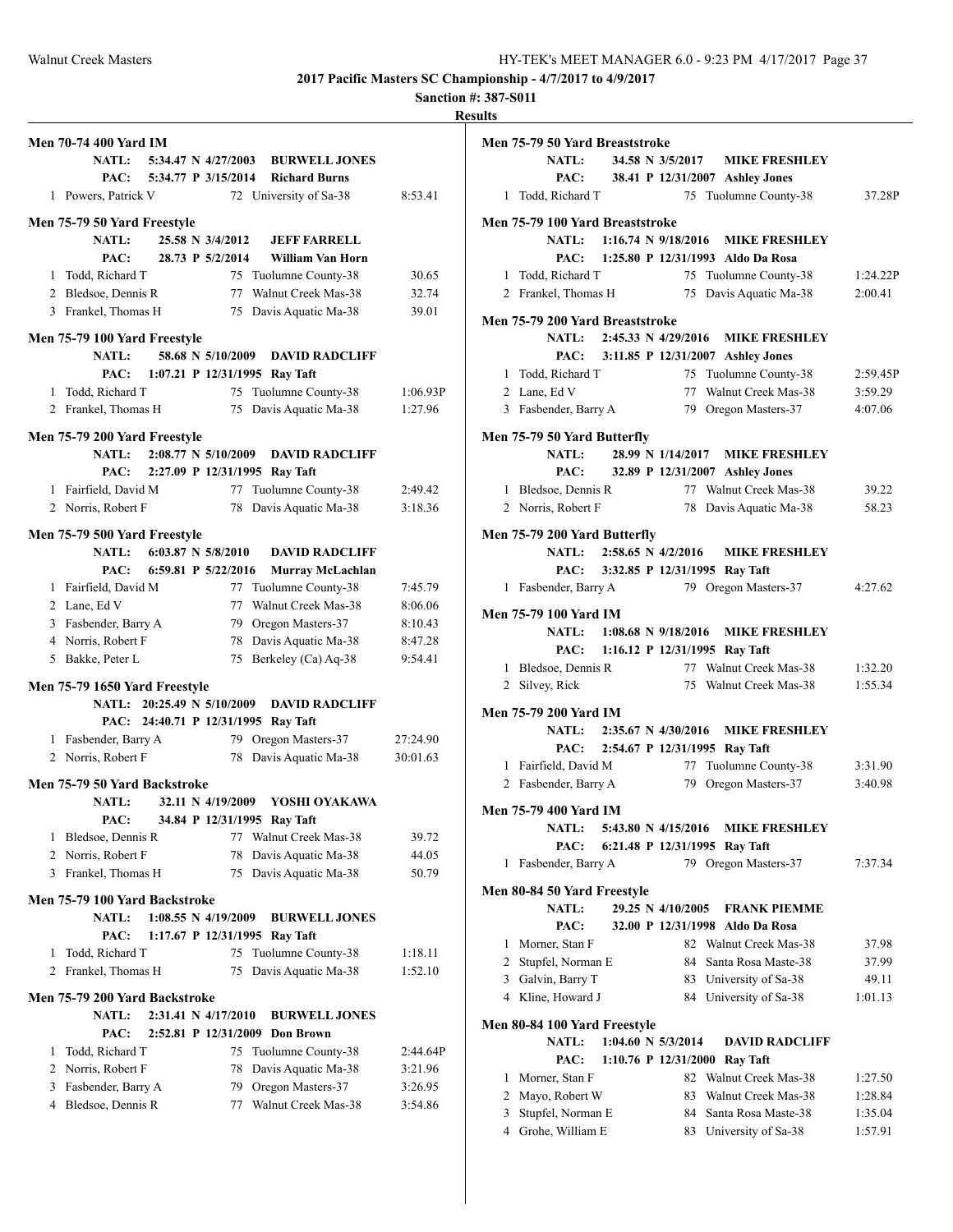**2017 Pacific Masters SC Championship - 4/7/2017 to 4/9/2017**

**Sanction #: 387-S011**

**Results**

### Men 70-74 400 Yard IM

NATL: 5:34.47 N 4/27/2003 BURWELL JONES
PAC: 5:34.77 P 3/15/2014 Richard Burns

| | Name | Age | Team | Time |
|---|---|---|---|---|
| 1 | Powers, Patrick V | 72 | University of Sa-38 | 8:53.41 |

### Men 75-79 50 Yard Freestyle

NATL: 25.58 N 3/4/2012 JEFF FARRELL
PAC: 28.73 P 5/2/2014 William Van Horn

| | Name | Age | Team | Time |
|---|---|---|---|---|
| 1 | Todd, Richard T | 75 | Tuolumne County-38 | 30.65 |
| 2 | Bledsoe, Dennis R | 77 | Walnut Creek Mas-38 | 32.74 |
| 3 | Frankel, Thomas H | 75 | Davis Aquatic Ma-38 | 39.01 |

### Men 75-79 100 Yard Freestyle

NATL: 58.68 N 5/10/2009 DAVID RADCLIFF
PAC: 1:07.21 P 12/31/1995 Ray Taft

| | Name | Age | Team | Time |
|---|---|---|---|---|
| 1 | Todd, Richard T | 75 | Tuolumne County-38 | 1:06.93P |
| 2 | Frankel, Thomas H | 75 | Davis Aquatic Ma-38 | 1:27.96 |

### Men 75-79 200 Yard Freestyle

NATL: 2:08.77 N 5/10/2009 DAVID RADCLIFF
PAC: 2:27.09 P 12/31/1995 Ray Taft

| | Name | Age | Team | Time |
|---|---|---|---|---|
| 1 | Fairfield, David M | 77 | Tuolumne County-38 | 2:49.42 |
| 2 | Norris, Robert F | 78 | Davis Aquatic Ma-38 | 3:18.36 |

### Men 75-79 500 Yard Freestyle

NATL: 6:03.87 N 5/8/2010 DAVID RADCLIFF
PAC: 6:59.81 P 5/22/2016 Murray McLachlan

| | Name | Age | Team | Time |
|---|---|---|---|---|
| 1 | Fairfield, David M | 77 | Tuolumne County-38 | 7:45.79 |
| 2 | Lane, Ed V | 77 | Walnut Creek Mas-38 | 8:06.06 |
| 3 | Fasbender, Barry A | 79 | Oregon Masters-37 | 8:10.43 |
| 4 | Norris, Robert F | 78 | Davis Aquatic Ma-38 | 8:47.28 |
| 5 | Bakke, Peter L | 75 | Berkeley (Ca) Aq-38 | 9:54.41 |

### Men 75-79 1650 Yard Freestyle

NATL: 20:25.49 N 5/10/2009 DAVID RADCLIFF
PAC: 24:40.71 P 12/31/1995 Ray Taft

| | Name | Age | Team | Time |
|---|---|---|---|---|
| 1 | Fasbender, Barry A | 79 | Oregon Masters-37 | 27:24.90 |
| 2 | Norris, Robert F | 78 | Davis Aquatic Ma-38 | 30:01.63 |

### Men 75-79 50 Yard Backstroke

NATL: 32.11 N 4/19/2009 YOSHI OYAKAWA
PAC: 34.84 P 12/31/1995 Ray Taft

| | Name | Age | Team | Time |
|---|---|---|---|---|
| 1 | Bledsoe, Dennis R | 77 | Walnut Creek Mas-38 | 39.72 |
| 2 | Norris, Robert F | 78 | Davis Aquatic Ma-38 | 44.05 |
| 3 | Frankel, Thomas H | 75 | Davis Aquatic Ma-38 | 50.79 |

### Men 75-79 100 Yard Backstroke

NATL: 1:08.55 N 4/19/2009 BURWELL JONES
PAC: 1:17.67 P 12/31/1995 Ray Taft

| | Name | Age | Team | Time |
|---|---|---|---|---|
| 1 | Todd, Richard T | 75 | Tuolumne County-38 | 1:18.11 |
| 2 | Frankel, Thomas H | 75 | Davis Aquatic Ma-38 | 1:52.10 |

### Men 75-79 200 Yard Backstroke

NATL: 2:31.41 N 4/17/2010 BURWELL JONES
PAC: 2:52.81 P 12/31/2009 Don Brown

| | Name | Age | Team | Time |
|---|---|---|---|---|
| 1 | Todd, Richard T | 75 | Tuolumne County-38 | 2:44.64P |
| 2 | Norris, Robert F | 78 | Davis Aquatic Ma-38 | 3:21.96 |
| 3 | Fasbender, Barry A | 79 | Oregon Masters-37 | 3:26.95 |
| 4 | Bledsoe, Dennis R | 77 | Walnut Creek Mas-38 | 3:54.86 |

### Men 75-79 50 Yard Breaststroke

NATL: 34.58 N 3/5/2017 MIKE FRESHLEY
PAC: 38.41 P 12/31/2007 Ashley Jones

| | Name | Age | Team | Time |
|---|---|---|---|---|
| 1 | Todd, Richard T | 75 | Tuolumne County-38 | 37.28P |

### Men 75-79 100 Yard Breaststroke

NATL: 1:16.74 N 9/18/2016 MIKE FRESHLEY
PAC: 1:25.80 P 12/31/1993 Aldo Da Rosa

| | Name | Age | Team | Time |
|---|---|---|---|---|
| 1 | Todd, Richard T | 75 | Tuolumne County-38 | 1:24.22P |
| 2 | Frankel, Thomas H | 75 | Davis Aquatic Ma-38 | 2:00.41 |

### Men 75-79 200 Yard Breaststroke

NATL: 2:45.33 N 4/29/2016 MIKE FRESHLEY
PAC: 3:11.85 P 12/31/2007 Ashley Jones

| | Name | Age | Team | Time |
|---|---|---|---|---|
| 1 | Todd, Richard T | 75 | Tuolumne County-38 | 2:59.45P |
| 2 | Lane, Ed V | 77 | Walnut Creek Mas-38 | 3:59.29 |
| 3 | Fasbender, Barry A | 79 | Oregon Masters-37 | 4:07.06 |

### Men 75-79 50 Yard Butterfly

NATL: 28.99 N 1/14/2017 MIKE FRESHLEY
PAC: 32.89 P 12/31/2007 Ashley Jones

| | Name | Age | Team | Time |
|---|---|---|---|---|
| 1 | Bledsoe, Dennis R | 77 | Walnut Creek Mas-38 | 39.22 |
| 2 | Norris, Robert F | 78 | Davis Aquatic Ma-38 | 58.23 |

### Men 75-79 200 Yard Butterfly

NATL: 2:58.65 N 4/2/2016 MIKE FRESHLEY
PAC: 3:32.85 P 12/31/1995 Ray Taft

| | Name | Age | Team | Time |
|---|---|---|---|---|
| 1 | Fasbender, Barry A | 79 | Oregon Masters-37 | 4:27.62 |

### Men 75-79 100 Yard IM

NATL: 1:08.68 N 9/18/2016 MIKE FRESHLEY
PAC: 1:16.12 P 12/31/1995 Ray Taft

| | Name | Age | Team | Time |
|---|---|---|---|---|
| 1 | Bledsoe, Dennis R | 77 | Walnut Creek Mas-38 | 1:32.20 |
| 2 | Silvey, Rick | 75 | Walnut Creek Mas-38 | 1:55.34 |

### Men 75-79 200 Yard IM

NATL: 2:35.67 N 4/30/2016 MIKE FRESHLEY
PAC: 2:54.67 P 12/31/1995 Ray Taft

| | Name | Age | Team | Time |
|---|---|---|---|---|
| 1 | Fairfield, David M | 77 | Tuolumne County-38 | 3:31.90 |
| 2 | Fasbender, Barry A | 79 | Oregon Masters-37 | 3:40.98 |

### Men 75-79 400 Yard IM

NATL: 5:43.80 N 4/15/2016 MIKE FRESHLEY
PAC: 6:21.48 P 12/31/1995 Ray Taft

| | Name | Age | Team | Time |
|---|---|---|---|---|
| 1 | Fasbender, Barry A | 79 | Oregon Masters-37 | 7:37.34 |

### Men 80-84 50 Yard Freestyle

NATL: 29.25 N 4/10/2005 FRANK PIEMME
PAC: 32.00 P 12/31/1998 Aldo Da Rosa

| | Name | Age | Team | Time |
|---|---|---|---|---|
| 1 | Morner, Stan F | 82 | Walnut Creek Mas-38 | 37.98 |
| 2 | Stupfel, Norman E | 84 | Santa Rosa Maste-38 | 37.99 |
| 3 | Galvin, Barry T | 83 | University of Sa-38 | 49.11 |
| 4 | Kline, Howard J | 84 | University of Sa-38 | 1:01.13 |

### Men 80-84 100 Yard Freestyle

NATL: 1:04.60 N 5/3/2014 DAVID RADCLIFF
PAC: 1:10.76 P 12/31/2000 Ray Taft

| | Name | Age | Team | Time |
|---|---|---|---|---|
| 1 | Morner, Stan F | 82 | Walnut Creek Mas-38 | 1:27.50 |
| 2 | Mayo, Robert W | 83 | Walnut Creek Mas-38 | 1:28.84 |
| 3 | Stupfel, Norman E | 84 | Santa Rosa Maste-38 | 1:35.04 |
| 4 | Grohe, William E | 83 | University of Sa-38 | 1:57.91 |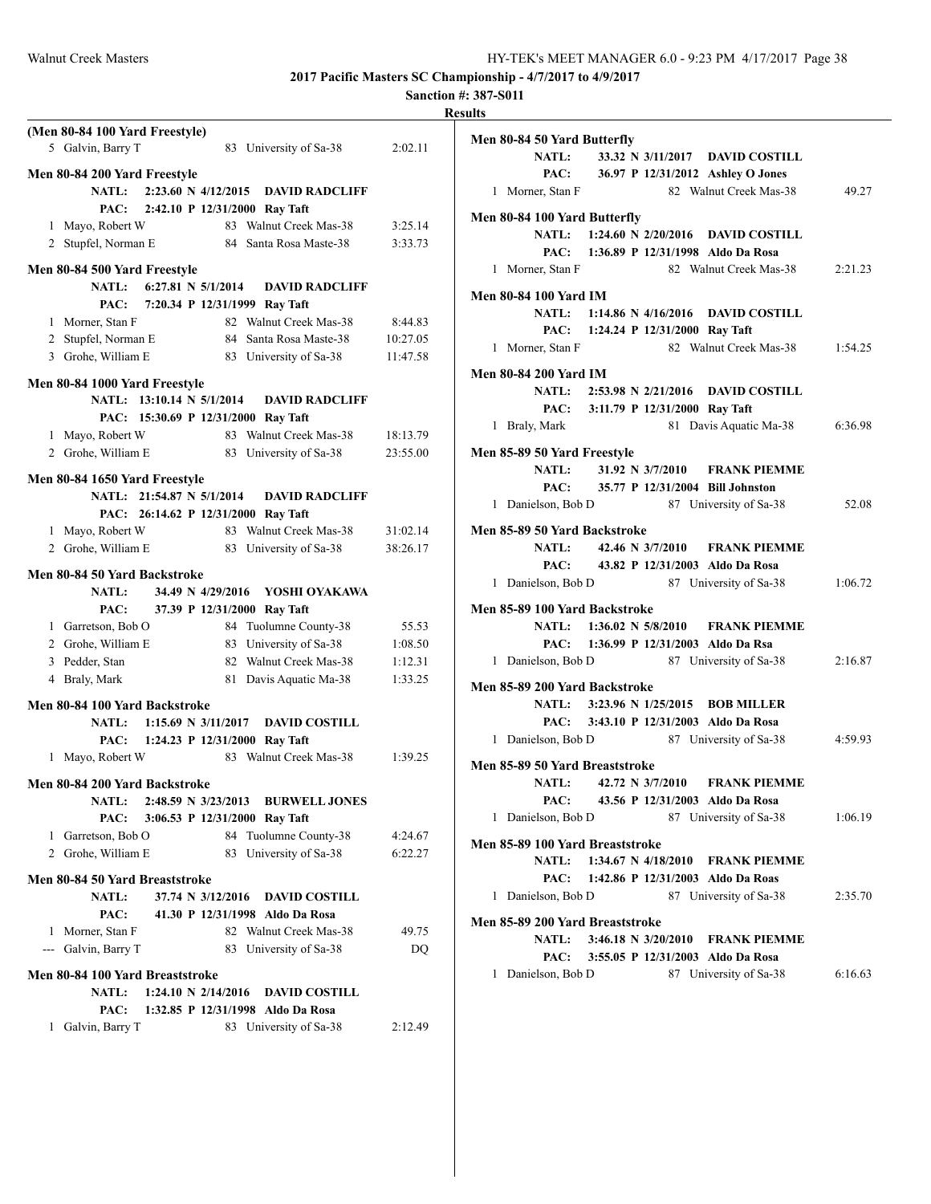## 2017 Pacific Masters SC Championship - 4/7/2017 to 4/9/2017

**Sanction #: 387-S011**

**Results**

**(Men 80-84 100 Yard Freestyle)**

| | Name | Age | Team | Time |
|---|---|---|---|---|
| 5 | Galvin, Barry T | 83 | University of Sa-38 | 2:02.11 |

**Men 80-84 200 Yard Freestyle**

NATL: 2:23.60 N 4/12/2015 DAVID RADCLIFF
PAC: 2:42.10 P 12/31/2000 Ray Taft

| | Name | Age | Team | Time |
|---|---|---|---|---|
| 1 | Mayo, Robert W | 83 | Walnut Creek Mas-38 | 3:25.14 |
| 2 | Stupfel, Norman E | 84 | Santa Rosa Maste-38 | 3:33.73 |

**Men 80-84 500 Yard Freestyle**

NATL: 6:27.81 N 5/1/2014 DAVID RADCLIFF
PAC: 7:20.34 P 12/31/1999 Ray Taft

| | Name | Age | Team | Time |
|---|---|---|---|---|
| 1 | Morner, Stan F | 82 | Walnut Creek Mas-38 | 8:44.83 |
| 2 | Stupfel, Norman E | 84 | Santa Rosa Maste-38 | 10:27.05 |
| 3 | Grohe, William E | 83 | University of Sa-38 | 11:47.58 |

**Men 80-84 1000 Yard Freestyle**

NATL: 13:10.14 N 5/1/2014 DAVID RADCLIFF
PAC: 15:30.69 P 12/31/2000 Ray Taft

| | Name | Age | Team | Time |
|---|---|---|---|---|
| 1 | Mayo, Robert W | 83 | Walnut Creek Mas-38 | 18:13.79 |
| 2 | Grohe, William E | 83 | University of Sa-38 | 23:55.00 |

**Men 80-84 1650 Yard Freestyle**

NATL: 21:54.87 N 5/1/2014 DAVID RADCLIFF
PAC: 26:14.62 P 12/31/2000 Ray Taft

| | Name | Age | Team | Time |
|---|---|---|---|---|
| 1 | Mayo, Robert W | 83 | Walnut Creek Mas-38 | 31:02.14 |
| 2 | Grohe, William E | 83 | University of Sa-38 | 38:26.17 |

**Men 80-84 50 Yard Backstroke**

NATL: 34.49 N 4/29/2016 YOSHI OYAKAWA
PAC: 37.39 P 12/31/2000 Ray Taft

| | Name | Age | Team | Time |
|---|---|---|---|---|
| 1 | Garretson, Bob O | 84 | Tuolumne County-38 | 55.53 |
| 2 | Grohe, William E | 83 | University of Sa-38 | 1:08.50 |
| 3 | Pedder, Stan | 82 | Walnut Creek Mas-38 | 1:12.31 |
| 4 | Braly, Mark | 81 | Davis Aquatic Ma-38 | 1:33.25 |

**Men 80-84 100 Yard Backstroke**

NATL: 1:15.69 N 3/11/2017 DAVID COSTILL
PAC: 1:24.23 P 12/31/2000 Ray Taft

| | Name | Age | Team | Time |
|---|---|---|---|---|
| 1 | Mayo, Robert W | 83 | Walnut Creek Mas-38 | 1:39.25 |

**Men 80-84 200 Yard Backstroke**

NATL: 2:48.59 N 3/23/2013 BURWELL JONES
PAC: 3:06.53 P 12/31/2000 Ray Taft

| | Name | Age | Team | Time |
|---|---|---|---|---|
| 1 | Garretson, Bob O | 84 | Tuolumne County-38 | 4:24.67 |
| 2 | Grohe, William E | 83 | University of Sa-38 | 6:22.27 |

**Men 80-84 50 Yard Breaststroke**

NATL: 37.74 N 3/12/2016 DAVID COSTILL
PAC: 41.30 P 12/31/1998 Aldo Da Rosa

| | Name | Age | Team | Time |
|---|---|---|---|---|
| 1 | Morner, Stan F | 82 | Walnut Creek Mas-38 | 49.75 |
| --- | Galvin, Barry T | 83 | University of Sa-38 | DQ |

**Men 80-84 100 Yard Breaststroke**

NATL: 1:24.10 N 2/14/2016 DAVID COSTILL
PAC: 1:32.85 P 12/31/1998 Aldo Da Rosa

| | Name | Age | Team | Time |
|---|---|---|---|---|
| 1 | Galvin, Barry T | 83 | University of Sa-38 | 2:12.49 |

**Men 80-84 50 Yard Butterfly**

NATL: 33.32 N 3/11/2017 DAVID COSTILL
PAC: 36.97 P 12/31/2012 Ashley O Jones

| | Name | Age | Team | Time |
|---|---|---|---|---|
| 1 | Morner, Stan F | 82 | Walnut Creek Mas-38 | 49.27 |

**Men 80-84 100 Yard Butterfly**

NATL: 1:24.60 N 2/20/2016 DAVID COSTILL
PAC: 1:36.89 P 12/31/1998 Aldo Da Rosa

| | Name | Age | Team | Time |
|---|---|---|---|---|
| 1 | Morner, Stan F | 82 | Walnut Creek Mas-38 | 2:21.23 |

**Men 80-84 100 Yard IM**

NATL: 1:14.86 N 4/16/2016 DAVID COSTILL
PAC: 1:24.24 P 12/31/2000 Ray Taft

| | Name | Age | Team | Time |
|---|---|---|---|---|
| 1 | Morner, Stan F | 82 | Walnut Creek Mas-38 | 1:54.25 |

**Men 80-84 200 Yard IM**

NATL: 2:53.98 N 2/21/2016 DAVID COSTILL
PAC: 3:11.79 P 12/31/2000 Ray Taft

| | Name | Age | Team | Time |
|---|---|---|---|---|
| 1 | Braly, Mark | 81 | Davis Aquatic Ma-38 | 6:36.98 |

**Men 85-89 50 Yard Freestyle**

NATL: 31.92 N 3/7/2010 FRANK PIEMME
PAC: 35.77 P 12/31/2004 Bill Johnston

| | Name | Age | Team | Time |
|---|---|---|---|---|
| 1 | Danielson, Bob D | 87 | University of Sa-38 | 52.08 |

**Men 85-89 50 Yard Backstroke**

NATL: 42.46 N 3/7/2010 FRANK PIEMME
PAC: 43.82 P 12/31/2003 Aldo Da Rosa

| | Name | Age | Team | Time |
|---|---|---|---|---|
| 1 | Danielson, Bob D | 87 | University of Sa-38 | 1:06.72 |

**Men 85-89 100 Yard Backstroke**

NATL: 1:36.02 N 5/8/2010 FRANK PIEMME
PAC: 1:36.99 P 12/31/2003 Aldo Da Rsa

| | Name | Age | Team | Time |
|---|---|---|---|---|
| 1 | Danielson, Bob D | 87 | University of Sa-38 | 2:16.87 |

**Men 85-89 200 Yard Backstroke**

NATL: 3:23.96 N 1/25/2015 BOB MILLER
PAC: 3:43.10 P 12/31/2003 Aldo Da Rosa

| | Name | Age | Team | Time |
|---|---|---|---|---|
| 1 | Danielson, Bob D | 87 | University of Sa-38 | 4:59.93 |

**Men 85-89 50 Yard Breaststroke**

NATL: 42.72 N 3/7/2010 FRANK PIEMME
PAC: 43.56 P 12/31/2003 Aldo Da Rosa

| | Name | Age | Team | Time |
|---|---|---|---|---|
| 1 | Danielson, Bob D | 87 | University of Sa-38 | 1:06.19 |

**Men 85-89 100 Yard Breaststroke**

NATL: 1:34.67 N 4/18/2010 FRANK PIEMME
PAC: 1:42.86 P 12/31/2003 Aldo Da Roas

| | Name | Age | Team | Time |
|---|---|---|---|---|
| 1 | Danielson, Bob D | 87 | University of Sa-38 | 2:35.70 |

**Men 85-89 200 Yard Breaststroke**

NATL: 3:46.18 N 3/20/2010 FRANK PIEMME
PAC: 3:55.05 P 12/31/2003 Aldo Da Rosa

| | Name | Age | Team | Time |
|---|---|---|---|---|
| 1 | Danielson, Bob D | 87 | University of Sa-38 | 6:16.63 |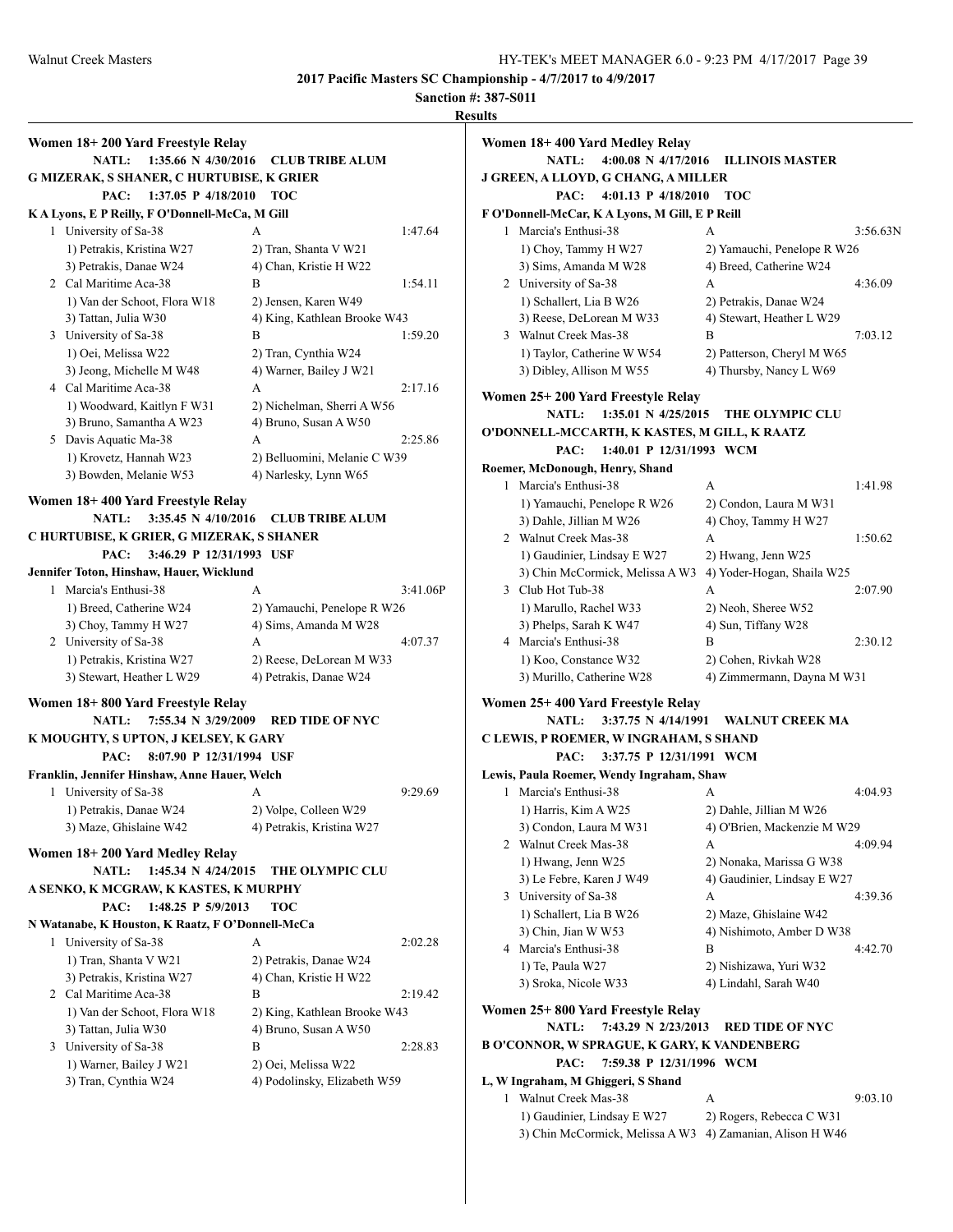# 2017 Pacific Masters SC Championship - 4/7/2017 to 4/9/2017

**Sanction #: 387-S011**

**Results**

## Women 18+ 200 Yard Freestyle Relay

**NATL: 1:35.66 N 4/30/2016 CLUB TRIBE ALUM**
**G MIZERAK, S SHANER, C HURTUBISE, K GRIER**
**PAC: 1:37.05 P 4/18/2010 TOC**
**K A Lyons, E P Reilly, F O'Donnell-McCa, M Gill**

1. University of Sa-38 — A — 1:47.64
   1) Petrakis, Kristina W27; 2) Tran, Shanta V W21; 3) Petrakis, Danae W24; 4) Chan, Kristie H W22
2. Cal Maritime Aca-38 — B — 1:54.11
   1) Van der Schoot, Flora W18; 2) Jensen, Karen W49; 3) Tattan, Julia W30; 4) King, Kathlean Brooke W43
3. University of Sa-38 — B — 1:59.20
   1) Oei, Melissa W22; 2) Tran, Cynthia W24; 3) Jeong, Michelle M W48; 4) Warner, Bailey J W21
4. Cal Maritime Aca-38 — A — 2:17.16
   1) Woodward, Kaitlyn F W31; 2) Nichelman, Sherri A W56; 3) Bruno, Samantha A W23; 4) Bruno, Susan A W50
5. Davis Aquatic Ma-38 — A — 2:25.86
   1) Krovetz, Hannah W23; 2) Belluomini, Melanie C W39; 3) Bowden, Melanie W53; 4) Narlesky, Lynn W65

## Women 18+ 400 Yard Freestyle Relay

**NATL: 3:35.45 N 4/10/2016 CLUB TRIBE ALUM**
**C HURTUBISE, K GRIER, G MIZERAK, S SHANER**
**PAC: 3:46.29 P 12/31/1993 USF**
**Jennifer Toton, Hinshaw, Hauer, Wicklund**

1. Marcia's Enthusi-38 — A — 3:41.06P
   1) Breed, Catherine W24; 2) Yamauchi, Penelope R W26; 3) Choy, Tammy H W27; 4) Sims, Amanda M W28
2. University of Sa-38 — A — 4:07.37
   1) Petrakis, Kristina W27; 2) Reese, DeLorean M W33; 3) Stewart, Heather L W29; 4) Petrakis, Danae W24

## Women 18+ 800 Yard Freestyle Relay

**NATL: 7:55.34 N 3/29/2009 RED TIDE OF NYC**
**K MOUGHTY, S UPTON, J KELSEY, K GARY**
**PAC: 8:07.90 P 12/31/1994 USF**
**Franklin, Jennifer Hinshaw, Anne Hauer, Welch**

1. University of Sa-38 — A — 9:29.69
   1) Petrakis, Danae W24; 2) Volpe, Colleen W29; 3) Maze, Ghislaine W42; 4) Petrakis, Kristina W27

## Women 18+ 200 Yard Medley Relay

**NATL: 1:45.34 N 4/24/2015 THE OLYMPIC CLU**
**A SENKO, K MCGRAW, K KASTES, K MURPHY**
**PAC: 1:48.25 P 5/9/2013 TOC**
**N Watanabe, K Houston, K Raatz, F O'Donnell-McCa**

1. University of Sa-38 — A — 2:02.28
   1) Tran, Shanta V W21; 2) Petrakis, Danae W24; 3) Petrakis, Kristina W27; 4) Chan, Kristie H W22
2. Cal Maritime Aca-38 — B — 2:19.42
   1) Van der Schoot, Flora W18; 2) King, Kathlean Brooke W43; 3) Tattan, Julia W30; 4) Bruno, Susan A W50
3. University of Sa-38 — B — 2:28.83
   1) Warner, Bailey J W21; 2) Oei, Melissa W22; 3) Tran, Cynthia W24; 4) Podolinsky, Elizabeth W59

## Women 18+ 400 Yard Medley Relay

**NATL: 4:00.08 N 4/17/2016 ILLINOIS MASTER**
**J GREEN, A LLOYD, G CHANG, A MILLER**
**PAC: 4:01.13 P 4/18/2010 TOC**
**F O'Donnell-McCar, K A Lyons, M Gill, E P Reill**

1. Marcia's Enthusi-38 — A — 3:56.63N
   1) Choy, Tammy H W27; 2) Yamauchi, Penelope R W26; 3) Sims, Amanda M W28; 4) Breed, Catherine W24
2. University of Sa-38 — A — 4:36.09
   1) Schallert, Lia B W26; 2) Petrakis, Danae W24; 3) Reese, DeLorean M W33; 4) Stewart, Heather L W29
3. Walnut Creek Mas-38 — B — 7:03.12
   1) Taylor, Catherine W W54; 2) Patterson, Cheryl M W65; 3) Dibley, Allison M W55; 4) Thursby, Nancy L W69

## Women 25+ 200 Yard Freestyle Relay

**NATL: 1:35.01 N 4/25/2015 THE OLYMPIC CLU**
**O'DONNELL-MCCARTH, K KASTES, M GILL, K RAATZ**
**PAC: 1:40.01 P 12/31/1993 WCM**
**Roemer, McDonough, Henry, Shand**

1. Marcia's Enthusi-38 — A — 1:41.98
   1) Yamauchi, Penelope R W26; 2) Condon, Laura M W31; 3) Dahle, Jillian M W26; 4) Choy, Tammy H W27
2. Walnut Creek Mas-38 — A — 1:50.62
   1) Gaudinier, Lindsay E W27; 2) Hwang, Jenn W25; 3) Chin McCormick, Melissa A W3; 4) Yoder-Hogan, Shaila W25
3. Club Hot Tub-38 — A — 2:07.90
   1) Marullo, Rachel W33; 2) Neoh, Sheree W52; 3) Phelps, Sarah K W47; 4) Sun, Tiffany W28
4. Marcia's Enthusi-38 — B — 2:30.12
   1) Koo, Constance W32; 2) Cohen, Rivkah W28; 3) Murillo, Catherine W28; 4) Zimmermann, Dayna M W31

## Women 25+ 400 Yard Freestyle Relay

**NATL: 3:37.75 N 4/14/1991 WALNUT CREEK MA**
**C LEWIS, P ROEMER, W INGRAHAM, S SHAND**
**PAC: 3:37.75 P 12/31/1991 WCM**
**Lewis, Paula Roemer, Wendy Ingraham, Shaw**

1. Marcia's Enthusi-38 — A — 4:04.93
   1) Harris, Kim A W25; 2) Dahle, Jillian M W26; 3) Condon, Laura M W31; 4) O'Brien, Mackenzie M W29
2. Walnut Creek Mas-38 — A — 4:09.94
   1) Hwang, Jenn W25; 2) Nonaka, Marissa G W38; 3) Le Febre, Karen J W49; 4) Gaudinier, Lindsay E W27
3. University of Sa-38 — A — 4:39.36
   1) Schallert, Lia B W26; 2) Maze, Ghislaine W42; 3) Chin, Jian W W53; 4) Nishimoto, Amber D W38
4. Marcia's Enthusi-38 — B — 4:42.70
   1) Te, Paula W27; 2) Nishizawa, Yuri W32; 3) Sroka, Nicole W33; 4) Lindahl, Sarah W40

## Women 25+ 800 Yard Freestyle Relay

**NATL: 7:43.29 N 2/23/2013 RED TIDE OF NYC**
**B O'CONNOR, W SPRAGUE, K GARY, K VANDENBERG**
**PAC: 7:59.38 P 12/31/1996 WCM**
**L, W Ingraham, M Ghiggeri, S Shand**

1. Walnut Creek Mas-38 — A — 9:03.10
   1) Gaudinier, Lindsay E W27; 2) Rogers, Rebecca C W31; 3) Chin McCormick, Melissa A W3; 4) Zamanian, Alison H W46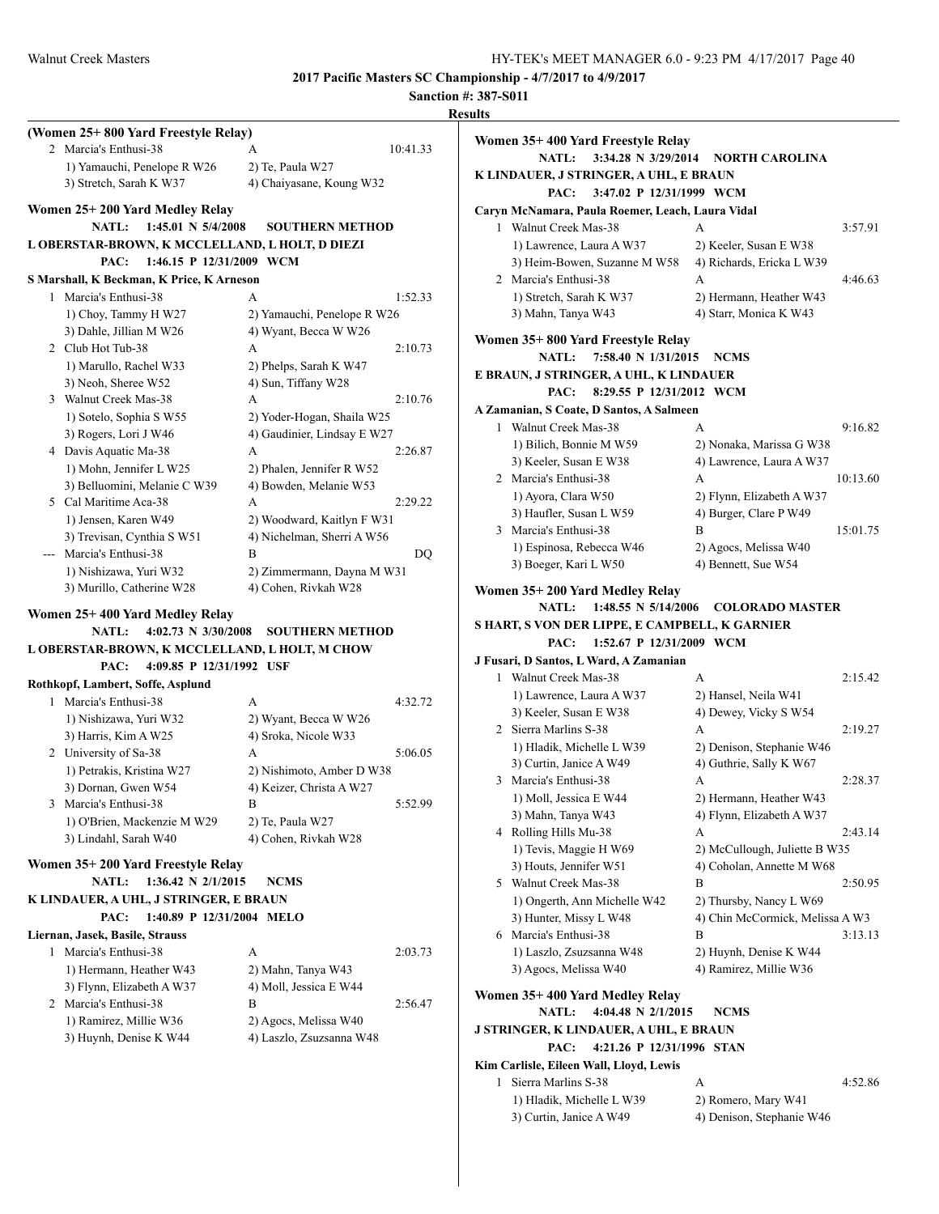**2017 Pacific Masters SC Championship - 4/7/2017 to 4/9/2017**

**Sanction #: 387-S011**

**Results**

### (Women 25+ 800 Yard Freestyle Relay)

2 Marcia's Enthusi-38 — A — 10:41.33
1) Yamauchi, Penelope R W26 2) Te, Paula W27
3) Stretch, Sarah K W37 4) Chaiyasane, Koung W32

### Women 25+ 200 Yard Medley Relay

**NATL: 1:45.01 N 5/4/2008 SOUTHERN METHOD**
**L OBERSTAR-BROWN, K MCCLELLAND, L HOLT, D DIEZI**
**PAC: 1:46.15 P 12/31/2009 WCM**
**S Marshall, K Beckman, K Price, K Arneson**

1 Marcia's Enthusi-38 — A — 1:52.33
1) Choy, Tammy H W27 2) Yamauchi, Penelope R W26
3) Dahle, Jillian M W26 4) Wyant, Becca W W26

2 Club Hot Tub-38 — A — 2:10.73
1) Marullo, Rachel W33 2) Phelps, Sarah K W47
3) Neoh, Sheree W52 4) Sun, Tiffany W28

3 Walnut Creek Mas-38 — A — 2:10.76
1) Sotelo, Sophia S W55 2) Yoder-Hogan, Shaila W25
3) Rogers, Lori J W46 4) Gaudinier, Lindsay E W27

4 Davis Aquatic Ma-38 — A — 2:26.87
1) Mohn, Jennifer L W25 2) Phalen, Jennifer R W52
3) Belluomini, Melanie C W39 4) Bowden, Melanie W53

5 Cal Maritime Aca-38 — A — 2:29.22
1) Jensen, Karen W49 2) Woodward, Kaitlyn F W31
3) Trevisan, Cynthia S W51 4) Nichelman, Sherri A W56

--- Marcia's Enthusi-38 — B — DQ
1) Nishizawa, Yuri W32 2) Zimmermann, Dayna M W31
3) Murillo, Catherine W28 4) Cohen, Rivkah W28

### Women 25+ 400 Yard Medley Relay

**NATL: 4:02.73 N 3/30/2008 SOUTHERN METHOD**
**L OBERSTAR-BROWN, K MCCLELLAND, L HOLT, M CHOW**
**PAC: 4:09.85 P 12/31/1992 USF**
**Rothkopf, Lambert, Soffe, Asplund**

1 Marcia's Enthusi-38 — A — 4:32.72
1) Nishizawa, Yuri W32 2) Wyant, Becca W W26
3) Harris, Kim A W25 4) Sroka, Nicole W33

2 University of Sa-38 — A — 5:06.05
1) Petrakis, Kristina W27 2) Nishimoto, Amber D W38
3) Dornan, Gwen W54 4) Keizer, Christa A W27

3 Marcia's Enthusi-38 — B — 5:52.99
1) O'Brien, Mackenzie M W29 2) Te, Paula W27
3) Lindahl, Sarah W40 4) Cohen, Rivkah W28

### Women 35+ 200 Yard Freestyle Relay

**NATL: 1:36.42 N 2/1/2015 NCMS**
**K LINDAUER, A UHL, J STRINGER, E BRAUN**
**PAC: 1:40.89 P 12/31/2004 MELO**
**Liernan, Jasek, Basile, Strauss**

1 Marcia's Enthusi-38 — A — 2:03.73
1) Hermann, Heather W43 2) Mahn, Tanya W43
3) Flynn, Elizabeth A W37 4) Moll, Jessica E W44

2 Marcia's Enthusi-38 — B — 2:56.47
1) Ramirez, Millie W36 2) Agocs, Melissa W40
3) Huynh, Denise K W44 4) Laszlo, Zsuzsanna W48

### Women 35+ 400 Yard Freestyle Relay

**NATL: 3:34.28 N 3/29/2014 NORTH CAROLINA**
**K LINDAUER, J STRINGER, A UHL, E BRAUN**
**PAC: 3:47.02 P 12/31/1999 WCM**
**Caryn McNamara, Paula Roemer, Leach, Laura Vidal**

1 Walnut Creek Mas-38 — A — 3:57.91
1) Lawrence, Laura A W37 2) Keeler, Susan E W38
3) Heim-Bowen, Suzanne M W58 4) Richards, Ericka L W39

2 Marcia's Enthusi-38 — A — 4:46.63
1) Stretch, Sarah K W37 2) Hermann, Heather W43
3) Mahn, Tanya W43 4) Starr, Monica K W43

### Women 35+ 800 Yard Freestyle Relay

**NATL: 7:58.40 N 1/31/2015 NCMS**
**E BRAUN, J STRINGER, A UHL, K LINDAUER**
**PAC: 8:29.55 P 12/31/2012 WCM**
**A Zamanian, S Coate, D Santos, A Salmeen**

1 Walnut Creek Mas-38 — A — 9:16.82
1) Bilich, Bonnie M W59 2) Nonaka, Marissa G W38
3) Keeler, Susan E W38 4) Lawrence, Laura A W37

2 Marcia's Enthusi-38 — A — 10:13.60
1) Ayora, Clara W50 2) Flynn, Elizabeth A W37
3) Haufler, Susan L W59 4) Burger, Clare P W49

3 Marcia's Enthusi-38 — B — 15:01.75
1) Espinosa, Rebecca W46 2) Agocs, Melissa W40
3) Boeger, Kari L W50 4) Bennett, Sue W54

### Women 35+ 200 Yard Medley Relay

**NATL: 1:48.55 N 5/14/2006 COLORADO MASTER**
**S HART, S VON DER LIPPE, E CAMPBELL, K GARNIER**
**PAC: 1:52.67 P 12/31/2009 WCM**
**J Fusari, D Santos, L Ward, A Zamanian**

1 Walnut Creek Mas-38 — A — 2:15.42
1) Lawrence, Laura A W37 2) Hansel, Neila W41
3) Keeler, Susan E W38 4) Dewey, Vicky S W54

2 Sierra Marlins S-38 — A — 2:19.27
1) Hladik, Michelle L W39 2) Denison, Stephanie W46
3) Curtin, Janice A W49 4) Guthrie, Sally K W67

3 Marcia's Enthusi-38 — A — 2:28.37
1) Moll, Jessica E W44 2) Hermann, Heather W43
3) Mahn, Tanya W43 4) Flynn, Elizabeth A W37

4 Rolling Hills Mu-38 — A — 2:43.14
1) Tevis, Maggie H W69 2) McCullough, Juliette B W35
3) Houts, Jennifer W51 4) Coholan, Annette M W68

5 Walnut Creek Mas-38 — B — 2:50.95
1) Ongerth, Ann Michelle W42 2) Thursby, Nancy L W69
3) Hunter, Missy L W48 4) Chin McCormick, Melissa A W3

6 Marcia's Enthusi-38 — B — 3:13.13
1) Laszlo, Zsuzsanna W48 2) Huynh, Denise K W44
3) Agocs, Melissa W40 4) Ramirez, Millie W36

### Women 35+ 400 Yard Medley Relay

**NATL: 4:04.48 N 2/1/2015 NCMS**
**J STRINGER, K LINDAUER, A UHL, E BRAUN**
**PAC: 4:21.26 P 12/31/1996 STAN**
**Kim Carlisle, Eileen Wall, Lloyd, Lewis**

1 Sierra Marlins S-38 — A — 4:52.86
1) Hladik, Michelle L W39 2) Romero, Mary W41
3) Curtin, Janice A W49 4) Denison, Stephanie W46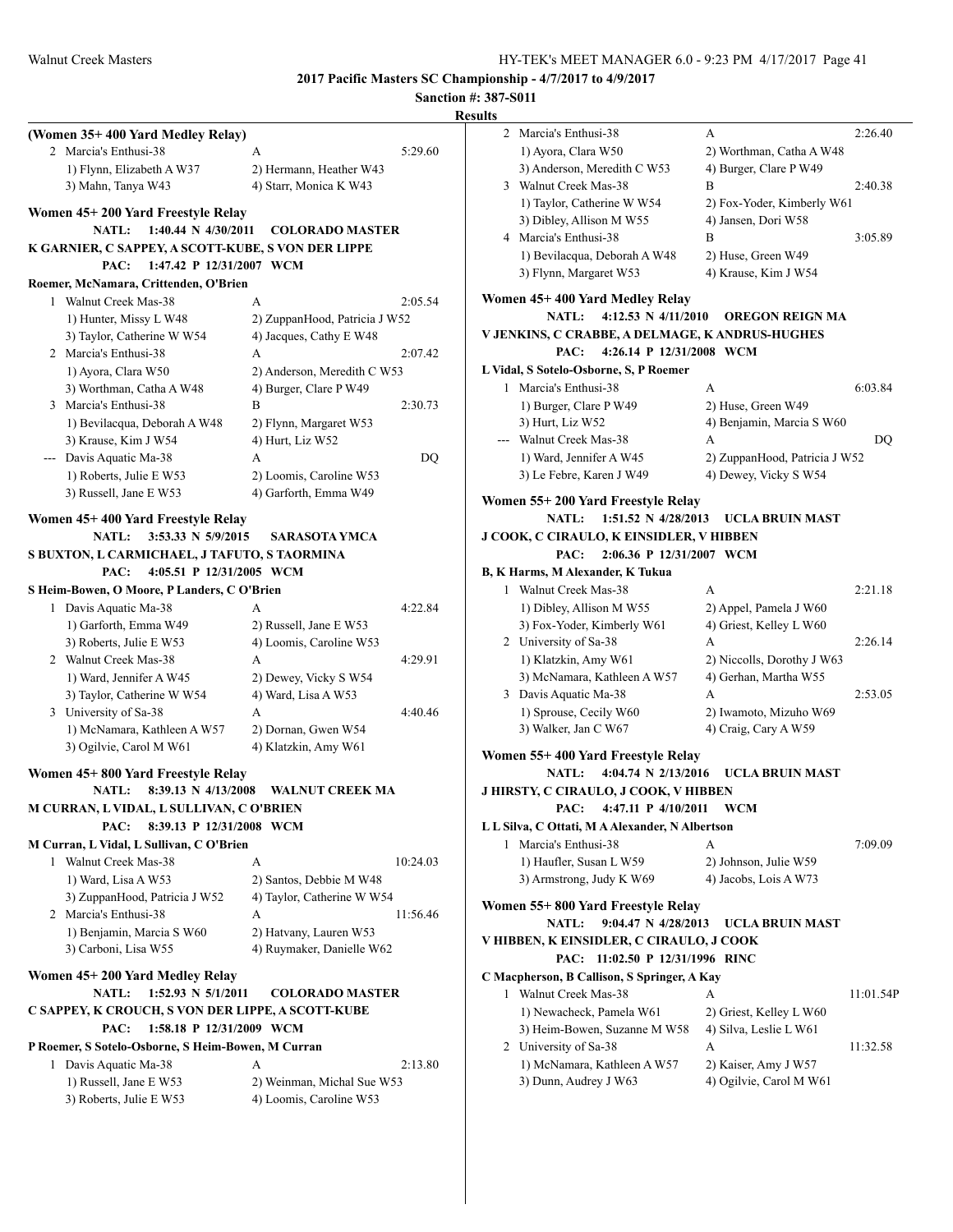**2017 Pacific Masters SC Championship - 4/7/2017 to 4/9/2017**

**Sanction #: 387-S011**

**Results**

### (Women 35+ 400 Yard Medley Relay)

2 Marcia's Enthusi-38 — A — 5:29.60
1) Flynn, Elizabeth A W37 2) Hermann, Heather W43
3) Mahn, Tanya W43 4) Starr, Monica K W43

### Women 45+ 200 Yard Freestyle Relay

**NATL: 1:40.44 N 4/30/2011 COLORADO MASTER**
**K GARNIER, C SAPPEY, A SCOTT-KUBE, S VON DER LIPPE**
**PAC: 1:47.42 P 12/31/2007 WCM**
**Roemer, McNamara, Crittenden, O'Brien**

1 Walnut Creek Mas-38 — A — 2:05.54
1) Hunter, Missy L W48 2) ZuppanHood, Patricia J W52
3) Taylor, Catherine W W54 4) Jacques, Cathy E W48

2 Marcia's Enthusi-38 — A — 2:07.42
1) Ayora, Clara W50 2) Anderson, Meredith C W53
3) Worthman, Catha A W48 4) Burger, Clare P W49

3 Marcia's Enthusi-38 — B — 2:30.73
1) Bevilacqua, Deborah A W48 2) Flynn, Margaret W53
3) Krause, Kim J W54 4) Hurt, Liz W52

--- Davis Aquatic Ma-38 — A — DQ
1) Roberts, Julie E W53 2) Loomis, Caroline W53
3) Russell, Jane E W53 4) Garforth, Emma W49

### Women 45+ 400 Yard Freestyle Relay

**NATL: 3:53.33 N 5/9/2015 SARASOTA YMCA**
**S BUXTON, L CARMICHAEL, J TAFUTO, S TAORMINA**
**PAC: 4:05.51 P 12/31/2005 WCM**
**S Heim-Bowen, O Moore, P Landers, C O'Brien**

1 Davis Aquatic Ma-38 — A — 4:22.84
1) Garforth, Emma W49 2) Russell, Jane E W53
3) Roberts, Julie E W53 4) Loomis, Caroline W53

2 Walnut Creek Mas-38 — A — 4:29.91
1) Ward, Jennifer A W45 2) Dewey, Vicky S W54
3) Taylor, Catherine W W54 4) Ward, Lisa A W53

3 University of Sa-38 — A — 4:40.46
1) McNamara, Kathleen A W57 2) Dornan, Gwen W54
3) Ogilvie, Carol M W61 4) Klatzkin, Amy W61

### Women 45+ 800 Yard Freestyle Relay

**NATL: 8:39.13 N 4/13/2008 WALNUT CREEK MA**
**M CURRAN, L VIDAL, L SULLIVAN, C O'BRIEN**
**PAC: 8:39.13 P 12/31/2008 WCM**
**M Curran, L Vidal, L Sullivan, C O'Brien**

1 Walnut Creek Mas-38 — A — 10:24.03
1) Ward, Lisa A W53 2) Santos, Debbie M W48
3) ZuppanHood, Patricia J W52 4) Taylor, Catherine W W54

2 Marcia's Enthusi-38 — A — 11:56.46
1) Benjamin, Marcia S W60 2) Hatvany, Lauren W53
3) Carboni, Lisa W55 4) Ruymaker, Danielle W62

### Women 45+ 200 Yard Medley Relay

**NATL: 1:52.93 N 5/1/2011 COLORADO MASTER**
**C SAPPEY, K CROUCH, S VON DER LIPPE, A SCOTT-KUBE**
**PAC: 1:58.18 P 12/31/2009 WCM**
**P Roemer, S Sotelo-Osborne, S Heim-Bowen, M Curran**

1 Davis Aquatic Ma-38 — A — 2:13.80
1) Russell, Jane E W53 2) Weinman, Michal Sue W53
3) Roberts, Julie E W53 4) Loomis, Caroline W53

2 Marcia's Enthusi-38 — A — 2:26.40
1) Ayora, Clara W50 2) Worthman, Catha A W48
3) Anderson, Meredith C W53 4) Burger, Clare P W49

3 Walnut Creek Mas-38 — B — 2:40.38
1) Taylor, Catherine W W54 2) Fox-Yoder, Kimberly W61
3) Dibley, Allison M W55 4) Jansen, Dori W58

4 Marcia's Enthusi-38 — B — 3:05.89
1) Bevilacqua, Deborah A W48 2) Huse, Green W49
3) Flynn, Margaret W53 4) Krause, Kim J W54

### Women 45+ 400 Yard Medley Relay

**NATL: 4:12.53 N 4/11/2010 OREGON REIGN MA**
**V JENKINS, C CRABBE, A DELMAGE, K ANDRUS-HUGHES**
**PAC: 4:26.14 P 12/31/2008 WCM**
**L Vidal, S Sotelo-Osborne, S, P Roemer**

1 Marcia's Enthusi-38 — A — 6:03.84
1) Burger, Clare P W49 2) Huse, Green W49
3) Hurt, Liz W52 4) Benjamin, Marcia S W60

--- Walnut Creek Mas-38 — A — DQ
1) Ward, Jennifer A W45 2) ZuppanHood, Patricia J W52
3) Le Febre, Karen J W49 4) Dewey, Vicky S W54

### Women 55+ 200 Yard Freestyle Relay

**NATL: 1:51.52 N 4/28/2013 UCLA BRUIN MAST**
**J COOK, C CIRAULO, K EINSIDLER, V HIBBEN**
**PAC: 2:06.36 P 12/31/2007 WCM**
**B, K Harms, M Alexander, K Tukua**

1 Walnut Creek Mas-38 — A — 2:21.18
1) Dibley, Allison M W55 2) Appel, Pamela J W60
3) Fox-Yoder, Kimberly W61 4) Griest, Kelley L W60

2 University of Sa-38 — A — 2:26.14
1) Klatzkin, Amy W61 2) Niccolls, Dorothy J W63
3) McNamara, Kathleen A W57 4) Gerhan, Martha W55

3 Davis Aquatic Ma-38 — A — 2:53.05
1) Sprouse, Cecily W60 2) Iwamoto, Mizuho W69
3) Walker, Jan C W67 4) Craig, Cary A W59

### Women 55+ 400 Yard Freestyle Relay

**NATL: 4:04.74 N 2/13/2016 UCLA BRUIN MAST**
**J HIRSTY, C CIRAULO, J COOK, V HIBBEN**
**PAC: 4:47.11 P 4/10/2011 WCM**
**L L Silva, C Ottati, M A Alexander, N Albertson**

1 Marcia's Enthusi-38 — A — 7:09.09
1) Haufler, Susan L W59 2) Johnson, Julie W59
3) Armstrong, Judy K W69 4) Jacobs, Lois A W73

### Women 55+ 800 Yard Freestyle Relay

**NATL: 9:04.47 N 4/28/2013 UCLA BRUIN MAST**
**V HIBBEN, K EINSIDLER, C CIRAULO, J COOK**
**PAC: 11:02.50 P 12/31/1996 RINC**
**C Macpherson, B Callison, S Springer, A Kay**

1 Walnut Creek Mas-38 — A — 11:01.54P
1) Newacheck, Pamela W61 2) Griest, Kelley L W60
3) Heim-Bowen, Suzanne M W58 4) Silva, Leslie L W61

2 University of Sa-38 — A — 11:32.58
1) McNamara, Kathleen A W57 2) Kaiser, Amy J W57
3) Dunn, Audrey J W63 4) Ogilvie, Carol M W61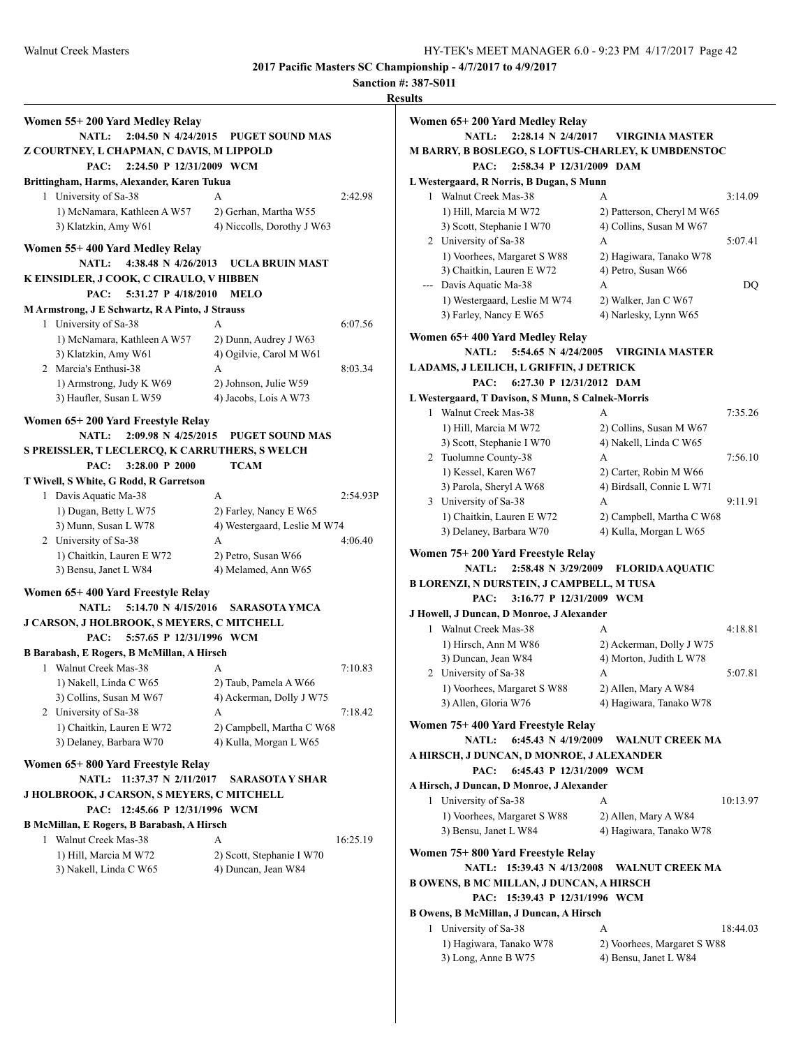**2017 Pacific Masters SC Championship - 4/7/2017 to 4/9/2017**

**Sanction #: 387-S011**

**Results**

### Women 55+ 200 Yard Medley Relay

**NATL: 2:04.50 N 4/24/2015 PUGET SOUND MAS**
**Z COURTNEY, L CHAPMAN, C DAVIS, M LIPPOLD**
**PAC: 2:24.50 P 12/31/2009 WCM**
**Brittingham, Harms, Alexander, Karen Tukua**

| | Team | Relay | Finals Time |
|---|---|---|---|
| 1 | University of Sa-38 | A | 2:42.98 |
| | 1) McNamara, Kathleen A W57 | 2) Gerhan, Martha W55 | |
| | 3) Klatzkin, Amy W61 | 4) Niccolls, Dorothy J W63 | |

### Women 55+ 400 Yard Medley Relay

**NATL: 4:38.48 N 4/26/2013 UCLA BRUIN MAST**
**K EINSIDLER, J COOK, C CIRAULO, V HIBBEN**
**PAC: 5:31.27 P 4/18/2010 MELO**
**M Armstrong, J E Schwartz, R A Pinto, J Strauss**

| | Team | Relay | Finals Time |
|---|---|---|---|
| 1 | University of Sa-38 | A | 6:07.56 |
| | 1) McNamara, Kathleen A W57 | 2) Dunn, Audrey J W63 | |
| | 3) Klatzkin, Amy W61 | 4) Ogilvie, Carol M W61 | |
| 2 | Marcia's Enthusi-38 | A | 8:03.34 |
| | 1) Armstrong, Judy K W69 | 2) Johnson, Julie W59 | |
| | 3) Haufler, Susan L W59 | 4) Jacobs, Lois A W73 | |

### Women 65+ 200 Yard Freestyle Relay

**NATL: 2:09.98 N 4/25/2015 PUGET SOUND MAS**
**S PREISSLER, T LECLERCQ, K CARRUTHERS, S WELCH**
**PAC: 3:28.00 P 2000 TCAM**
**T Wivell, S White, G Rodd, R Garretson**

| | Team | Relay | Finals Time |
|---|---|---|---|
| 1 | Davis Aquatic Ma-38 | A | 2:54.93P |
| | 1) Dugan, Betty L W75 | 2) Farley, Nancy E W65 | |
| | 3) Munn, Susan L W78 | 4) Westergaard, Leslie M W74 | |
| 2 | University of Sa-38 | A | 4:06.40 |
| | 1) Chaitkin, Lauren E W72 | 2) Petro, Susan W66 | |
| | 3) Bensu, Janet L W84 | 4) Melamed, Ann W65 | |

### Women 65+ 400 Yard Freestyle Relay

**NATL: 5:14.70 N 4/15/2016 SARASOTA YMCA**
**J CARSON, J HOLBROOK, S MEYERS, C MITCHELL**
**PAC: 5:57.65 P 12/31/1996 WCM**
**B Barabash, E Rogers, B McMillan, A Hirsch**

| | Team | Relay | Finals Time |
|---|---|---|---|
| 1 | Walnut Creek Mas-38 | A | 7:10.83 |
| | 1) Nakell, Linda C W65 | 2) Taub, Pamela A W66 | |
| | 3) Collins, Susan M W67 | 4) Ackerman, Dolly J W75 | |
| 2 | University of Sa-38 | A | 7:18.42 |
| | 1) Chaitkin, Lauren E W72 | 2) Campbell, Martha C W68 | |
| | 3) Delaney, Barbara W70 | 4) Kulla, Morgan L W65 | |

### Women 65+ 800 Yard Freestyle Relay

**NATL: 11:37.37 N 2/11/2017 SARASOTA Y SHAR**
**J HOLBROOK, J CARSON, S MEYERS, C MITCHELL**
**PAC: 12:45.66 P 12/31/1996 WCM**
**B McMillan, E Rogers, B Barabash, A Hirsch**

| | Team | Relay | Finals Time |
|---|---|---|---|
| 1 | Walnut Creek Mas-38 | A | 16:25.19 |
| | 1) Hill, Marcia M W72 | 2) Scott, Stephanie I W70 | |
| | 3) Nakell, Linda C W65 | 4) Duncan, Jean W84 | |

### Women 65+ 200 Yard Medley Relay

**NATL: 2:28.14 N 2/4/2017 VIRGINIA MASTER**
**M BARRY, B BOSLEGO, S LOFTUS-CHARLEY, K UMBDENSTOC**
**PAC: 2:58.34 P 12/31/2009 DAM**
**L Westergaard, R Norris, B Dugan, S Munn**

| | Team | Relay | Finals Time |
|---|---|---|---|
| 1 | Walnut Creek Mas-38 | A | 3:14.09 |
| | 1) Hill, Marcia M W72 | 2) Patterson, Cheryl M W65 | |
| | 3) Scott, Stephanie I W70 | 4) Collins, Susan M W67 | |
| 2 | University of Sa-38 | A | 5:07.41 |
| | 1) Voorhees, Margaret S W88 | 2) Hagiwara, Tanako W78 | |
| | 3) Chaitkin, Lauren E W72 | 4) Petro, Susan W66 | |
| --- | Davis Aquatic Ma-38 | A | DQ |
| | 1) Westergaard, Leslie M W74 | 2) Walker, Jan C W67 | |
| | 3) Farley, Nancy E W65 | 4) Narlesky, Lynn W65 | |

### Women 65+ 400 Yard Medley Relay

**NATL: 5:54.65 N 4/24/2005 VIRGINIA MASTER**
**L ADAMS, J LEILICH, L GRIFFIN, J DETRICK**
**PAC: 6:27.30 P 12/31/2012 DAM**
**L Westergaard, T Davison, S Munn, S Calnek-Morris**

| | Team | Relay | Finals Time |
|---|---|---|---|
| 1 | Walnut Creek Mas-38 | A | 7:35.26 |
| | 1) Hill, Marcia M W72 | 2) Collins, Susan M W67 | |
| | 3) Scott, Stephanie I W70 | 4) Nakell, Linda C W65 | |
| 2 | Tuolumne County-38 | A | 7:56.10 |
| | 1) Kessel, Karen W67 | 2) Carter, Robin M W66 | |
| | 3) Parola, Sheryl A W68 | 4) Birdsall, Connie L W71 | |
| 3 | University of Sa-38 | A | 9:11.91 |
| | 1) Chaitkin, Lauren E W72 | 2) Campbell, Martha C W68 | |
| | 3) Delaney, Barbara W70 | 4) Kulla, Morgan L W65 | |

### Women 75+ 200 Yard Freestyle Relay

**NATL: 2:58.48 N 3/29/2009 FLORIDA AQUATIC**
**B LORENZI, N DURSTEIN, J CAMPBELL, M TUSA**
**PAC: 3:16.77 P 12/31/2009 WCM**
**J Howell, J Duncan, D Monroe, J Alexander**

| | Team | Relay | Finals Time |
|---|---|---|---|
| 1 | Walnut Creek Mas-38 | A | 4:18.81 |
| | 1) Hirsch, Ann M W86 | 2) Ackerman, Dolly J W75 | |
| | 3) Duncan, Jean W84 | 4) Morton, Judith L W78 | |
| 2 | University of Sa-38 | A | 5:07.81 |
| | 1) Voorhees, Margaret S W88 | 2) Allen, Mary A W84 | |
| | 3) Allen, Gloria W76 | 4) Hagiwara, Tanako W78 | |

### Women 75+ 400 Yard Freestyle Relay

**NATL: 6:45.43 N 4/19/2009 WALNUT CREEK MA**
**A HIRSCH, J DUNCAN, D MONROE, J ALEXANDER**
**PAC: 6:45.43 P 12/31/2009 WCM**
**A Hirsch, J Duncan, D Monroe, J Alexander**

| | Team | Relay | Finals Time |
|---|---|---|---|
| 1 | University of Sa-38 | A | 10:13.97 |
| | 1) Voorhees, Margaret S W88 | 2) Allen, Mary A W84 | |
| | 3) Bensu, Janet L W84 | 4) Hagiwara, Tanako W78 | |

### Women 75+ 800 Yard Freestyle Relay

**NATL: 15:39.43 N 4/13/2008 WALNUT CREEK MA**
**B OWENS, B MC MILLAN, J DUNCAN, A HIRSCH**
**PAC: 15:39.43 P 12/31/1996 WCM**
**B Owens, B McMillan, J Duncan, A Hirsch**

| | Team | Relay | Finals Time |
|---|---|---|---|
| 1 | University of Sa-38 | A | 18:44.03 |
| | 1) Hagiwara, Tanako W78 | 2) Voorhees, Margaret S W88 | |
| | 3) Long, Anne B W75 | 4) Bensu, Janet L W84 | |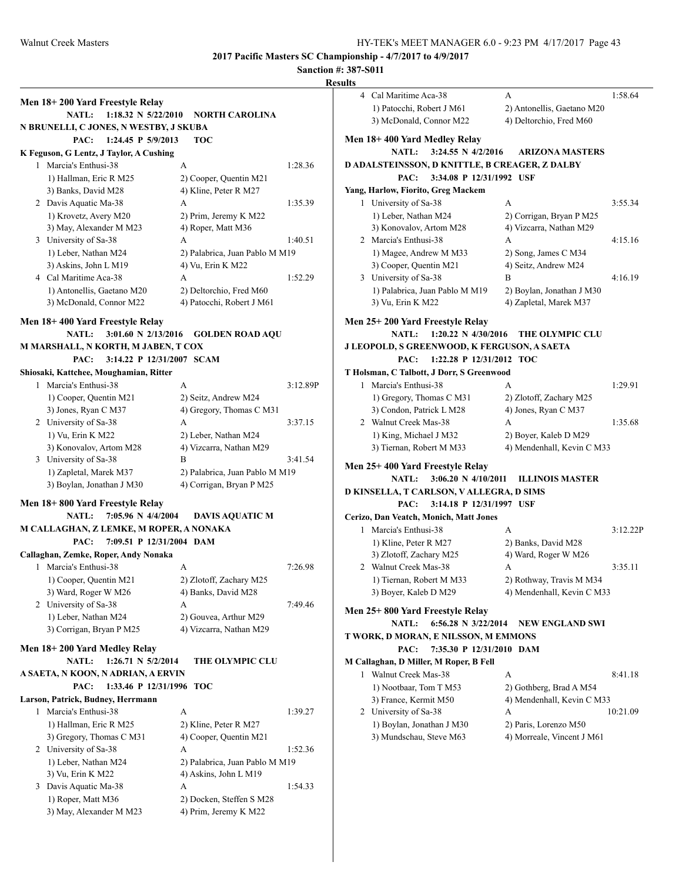**2017 Pacific Masters SC Championship - 4/7/2017 to 4/9/2017**

**Sanction #: 387-S011**

**Results**

### Men 18+ 200 Yard Freestyle Relay

NATL: 1:18.32 N 5/22/2010 NORTH CAROLINA
N BRUNELLI, C JONES, N WESTBY, J SKUBA

PAC: 1:24.45 P 5/9/2013 TOC
K Feguson, G Lentz, J Taylor, A Cushing

1 Marcia's Enthusi-38 A 1:28.36
1) Hallman, Eric R M25 2) Cooper, Quentin M21
3) Banks, David M28 4) Kline, Peter R M27

2 Davis Aquatic Ma-38 A 1:35.39
1) Krovetz, Avery M20 2) Prim, Jeremy K M22
3) May, Alexander M M23 4) Roper, Matt M36

3 University of Sa-38 A 1:40.51
1) Leber, Nathan M24 2) Palabrica, Juan Pablo M M19
3) Askins, John L M19 4) Vu, Erin K M22

4 Cal Maritime Aca-38 A 1:52.29
1) Antonellis, Gaetano M20 2) Deltorchio, Fred M60
3) McDonald, Connor M22 4) Patocchi, Robert J M61

### Men 18+ 400 Yard Freestyle Relay

NATL: 3:01.60 N 2/13/2016 GOLDEN ROAD AQU
M MARSHALL, N KORTH, M JABEN, T COX

PAC: 3:14.22 P 12/31/2007 SCAM
Shiosaki, Kattchee, Moughamian, Ritter

1 Marcia's Enthusi-38 A 3:12.89P
1) Cooper, Quentin M21 2) Seitz, Andrew M24
3) Jones, Ryan C M37 4) Gregory, Thomas C M31

2 University of Sa-38 A 3:37.15
1) Vu, Erin K M22 2) Leber, Nathan M24
3) Konovalov, Artom M28 4) Vizcarra, Nathan M29

3 University of Sa-38 B 3:41.54
1) Zapletal, Marek M37 2) Palabrica, Juan Pablo M M19
3) Boylan, Jonathan J M30 4) Corrigan, Bryan P M25

### Men 18+ 800 Yard Freestyle Relay

NATL: 7:05.96 N 4/4/2004 DAVIS AQUATIC M
M CALLAGHAN, Z LEMKE, M ROPER, A NONAKA

PAC: 7:09.51 P 12/31/2004 DAM
Callaghan, Zemke, Roper, Andy Nonaka

1 Marcia's Enthusi-38 A 7:26.98
1) Cooper, Quentin M21 2) Zlotoff, Zachary M25
3) Ward, Roger W M26 4) Banks, David M28

2 University of Sa-38 A 7:49.46
1) Leber, Nathan M24 2) Gouvea, Arthur M29
3) Corrigan, Bryan P M25 4) Vizcarra, Nathan M29

### Men 18+ 200 Yard Medley Relay

NATL: 1:26.71 N 5/2/2014 THE OLYMPIC CLU
A SAETA, N KOON, N ADRIAN, A ERVIN

PAC: 1:33.46 P 12/31/1996 TOC
Larson, Patrick, Budney, Herrmann

1 Marcia's Enthusi-38 A 1:39.27
1) Hallman, Eric R M25 2) Kline, Peter R M27
3) Gregory, Thomas C M31 4) Cooper, Quentin M21

2 University of Sa-38 A 1:52.36
1) Leber, Nathan M24 2) Palabrica, Juan Pablo M M19
3) Vu, Erin K M22 4) Askins, John L M19

3 Davis Aquatic Ma-38 A 1:54.33
1) Roper, Matt M36 2) Docken, Steffen S M28
3) May, Alexander M M23 4) Prim, Jeremy K M22

4 Cal Maritime Aca-38 A 1:58.64
1) Patocchi, Robert J M61 2) Antonellis, Gaetano M20
3) McDonald, Connor M22 4) Deltorchio, Fred M60

### Men 18+ 400 Yard Medley Relay

NATL: 3:24.55 N 4/2/2016 ARIZONA MASTERS
D ADALSTEINSSON, D KNITTLE, B CREAGER, Z DALBY

PAC: 3:34.08 P 12/31/1992 USF
Yang, Harlow, Fiorito, Greg Mackem

1 University of Sa-38 A 3:55.34
1) Leber, Nathan M24 2) Corrigan, Bryan P M25
3) Konovalov, Artom M28 4) Vizcarra, Nathan M29

2 Marcia's Enthusi-38 A 4:15.16
1) Magee, Andrew M M33 2) Song, James C M34
3) Cooper, Quentin M21 4) Seitz, Andrew M24

3 University of Sa-38 B 4:16.19
1) Palabrica, Juan Pablo M M19 2) Boylan, Jonathan J M30
3) Vu, Erin K M22 4) Zapletal, Marek M37

### Men 25+ 200 Yard Freestyle Relay

NATL: 1:20.22 N 4/30/2016 THE OLYMPIC CLU
J LEOPOLD, S GREENWOOD, K FERGUSON, A SAETA

PAC: 1:22.28 P 12/31/2012 TOC
T Holsman, C Talbott, J Dorr, S Greenwood

1 Marcia's Enthusi-38 A 1:29.91
1) Gregory, Thomas C M31 2) Zlotoff, Zachary M25
3) Condon, Patrick L M28 4) Jones, Ryan C M37

2 Walnut Creek Mas-38 A 1:35.68
1) King, Michael J M32 2) Boyer, Kaleb D M29
3) Tiernan, Robert M M33 4) Mendenhall, Kevin C M33

### Men 25+ 400 Yard Freestyle Relay

NATL: 3:06.20 N 4/10/2011 ILLINOIS MASTER
D KINSELLA, T CARLSON, V ALLEGRA, D SIMS

PAC: 3:14.18 P 12/31/1997 USF
Cerizo, Dan Veatch, Monich, Matt Jones

1 Marcia's Enthusi-38 A 3:12.22P
1) Kline, Peter R M27 2) Banks, David M28
3) Zlotoff, Zachary M25 4) Ward, Roger W M26

2 Walnut Creek Mas-38 A 3:35.11
1) Tiernan, Robert M M33 2) Rothway, Travis M M34
3) Boyer, Kaleb D M29 4) Mendenhall, Kevin C M33

### Men 25+ 800 Yard Freestyle Relay

NATL: 6:56.28 N 3/22/2014 NEW ENGLAND SWI
T WORK, D MORAN, E NILSSON, M EMMONS

PAC: 7:35.30 P 12/31/2010 DAM
M Callaghan, D Miller, M Roper, B Fell

1 Walnut Creek Mas-38 A 8:41.18
1) Nootbaar, Tom T M53 2) Gothberg, Brad A M54
3) France, Kermit M50 4) Mendenhall, Kevin C M33

2 University of Sa-38 A 10:21.09
1) Boylan, Jonathan J M30 2) Paris, Lorenzo M50
3) Mundschau, Steve M63 4) Morreale, Vincent J M61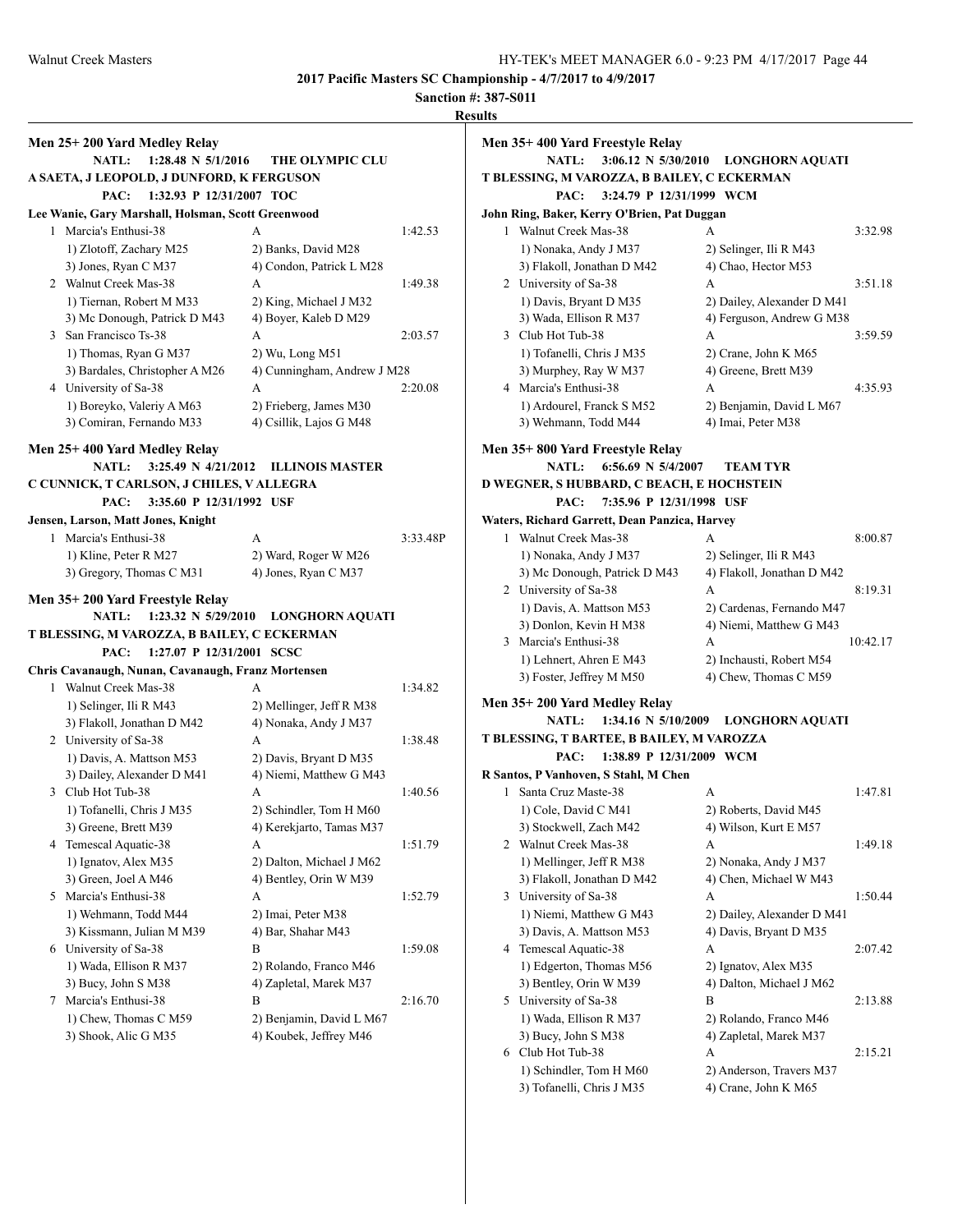**2017 Pacific Masters SC Championship - 4/7/2017 to 4/9/2017**

**Sanction #: 387-S011**

**Results**

### Men 25+ 200 Yard Medley Relay

**NATL: 1:28.48 N 5/1/2016 THE OLYMPIC CLU**
**A SAETA, J LEOPOLD, J DUNFORD, K FERGUSON**
**PAC: 1:32.93 P 12/31/2007 TOC**
**Lee Wanie, Gary Marshall, Holsman, Scott Greenwood**

1 Marcia's Enthusi-38 A 1:42.53
1) Zlotoff, Zachary M25 2) Banks, David M28
3) Jones, Ryan C M37 4) Condon, Patrick L M28

2 Walnut Creek Mas-38 A 1:49.38
1) Tiernan, Robert M M33 2) King, Michael J M32
3) Mc Donough, Patrick D M43 4) Boyer, Kaleb D M29

3 San Francisco Ts-38 A 2:03.57
1) Thomas, Ryan G M37 2) Wu, Long M51
3) Bardales, Christopher A M26 4) Cunningham, Andrew J M28

4 University of Sa-38 A 2:20.08
1) Boreyko, Valeriy A M63 2) Frieberg, James M30
3) Comiran, Fernando M33 4) Csillik, Lajos G M48

### Men 25+ 400 Yard Medley Relay

**NATL: 3:25.49 N 4/21/2012 ILLINOIS MASTER**
**C CUNNICK, T CARLSON, J CHILES, V ALLEGRA**
**PAC: 3:35.60 P 12/31/1992 USF**
**Jensen, Larson, Matt Jones, Knight**

1 Marcia's Enthusi-38 A 3:33.48P
1) Kline, Peter R M27 2) Ward, Roger W M26
3) Gregory, Thomas C M31 4) Jones, Ryan C M37

### Men 35+ 200 Yard Freestyle Relay

**NATL: 1:23.32 N 5/29/2010 LONGHORN AQUATI**
**T BLESSING, M VAROZZA, B BAILEY, C ECKERMAN**
**PAC: 1:27.07 P 12/31/2001 SCSC**
**Chris Cavanaugh, Nunan, Cavanaugh, Franz Mortensen**

1 Walnut Creek Mas-38 A 1:34.82
1) Selinger, Ili R M43 2) Mellinger, Jeff R M38
3) Flakoll, Jonathan D M42 4) Nonaka, Andy J M37

2 University of Sa-38 A 1:38.48
1) Davis, A. Mattson M53 2) Davis, Bryant D M35
3) Dailey, Alexander D M41 4) Niemi, Matthew G M43

3 Club Hot Tub-38 A 1:40.56
1) Tofanelli, Chris J M35 2) Schindler, Tom H M60
3) Greene, Brett M39 4) Kerekjarto, Tamas M37

4 Temescal Aquatic-38 A 1:51.79
1) Ignatov, Alex M35 2) Dalton, Michael J M62
3) Green, Joel A M46 4) Bentley, Orin W M39

5 Marcia's Enthusi-38 A 1:52.79
1) Wehmann, Todd M44 2) Imai, Peter M38
3) Kissmann, Julian M M39 4) Bar, Shahar M43

6 University of Sa-38 B 1:59.08
1) Wada, Ellison R M37 2) Rolando, Franco M46
3) Bucy, John S M38 4) Zapletal, Marek M37

7 Marcia's Enthusi-38 B 2:16.70
1) Chew, Thomas C M59 2) Benjamin, David L M67
3) Shook, Alic G M35 4) Koubek, Jeffrey M46

### Men 35+ 400 Yard Freestyle Relay

**NATL: 3:06.12 N 5/30/2010 LONGHORN AQUATI**
**T BLESSING, M VAROZZA, B BAILEY, C ECKERMAN**
**PAC: 3:24.79 P 12/31/1999 WCM**
**John Ring, Baker, Kerry O'Brien, Pat Duggan**

1 Walnut Creek Mas-38 A 3:32.98
1) Nonaka, Andy J M37 2) Selinger, Ili R M43
3) Flakoll, Jonathan D M42 4) Chao, Hector M53

2 University of Sa-38 A 3:51.18
1) Davis, Bryant D M35 2) Dailey, Alexander D M41
3) Wada, Ellison R M37 4) Ferguson, Andrew G M38

3 Club Hot Tub-38 A 3:59.59
1) Tofanelli, Chris J M35 2) Crane, John K M65
3) Murphey, Ray W M37 4) Greene, Brett M39

4 Marcia's Enthusi-38 A 4:35.93
1) Ardourel, Franck S M52 2) Benjamin, David L M67
3) Wehmann, Todd M44 4) Imai, Peter M38

### Men 35+ 800 Yard Freestyle Relay

**NATL: 6:56.69 N 5/4/2007 TEAM TYR**
**D WEGNER, S HUBBARD, C BEACH, E HOCHSTEIN**
**PAC: 7:35.96 P 12/31/1998 USF**
**Waters, Richard Garrett, Dean Panzica, Harvey**

1 Walnut Creek Mas-38 A 8:00.87
1) Nonaka, Andy J M37 2) Selinger, Ili R M43
3) Mc Donough, Patrick D M43 4) Flakoll, Jonathan D M42

2 University of Sa-38 A 8:19.31
1) Davis, A. Mattson M53 2) Cardenas, Fernando M47
3) Donlon, Kevin H M38 4) Niemi, Matthew G M43

3 Marcia's Enthusi-38 A 10:42.17
1) Lehnert, Ahren E M43 2) Inchausti, Robert M54
3) Foster, Jeffrey M M50 4) Chew, Thomas C M59

### Men 35+ 200 Yard Medley Relay

**NATL: 1:34.16 N 5/10/2009 LONGHORN AQUATI**
**T BLESSING, T BARTEE, B BAILEY, M VAROZZA**
**PAC: 1:38.89 P 12/31/2009 WCM**
**R Santos, P Vanhoven, S Stahl, M Chen**

1 Santa Cruz Maste-38 A 1:47.81
1) Cole, David C M41 2) Roberts, David M45
3) Stockwell, Zach M42 4) Wilson, Kurt E M57

2 Walnut Creek Mas-38 A 1:49.18
1) Mellinger, Jeff R M38 2) Nonaka, Andy J M37
3) Flakoll, Jonathan D M42 4) Chen, Michael W M43

3 University of Sa-38 A 1:50.44
1) Niemi, Matthew G M43 2) Dailey, Alexander D M41
3) Davis, A. Mattson M53 4) Davis, Bryant D M35

4 Temescal Aquatic-38 A 2:07.42
1) Edgerton, Thomas M56 2) Ignatov, Alex M35
3) Bentley, Orin W M39 4) Dalton, Michael J M62

5 University of Sa-38 B 2:13.88
1) Wada, Ellison R M37 2) Rolando, Franco M46
3) Bucy, John S M38 4) Zapletal, Marek M37

6 Club Hot Tub-38 A 2:15.21
1) Schindler, Tom H M60 2) Anderson, Travers M37
3) Tofanelli, Chris J M35 4) Crane, John K M65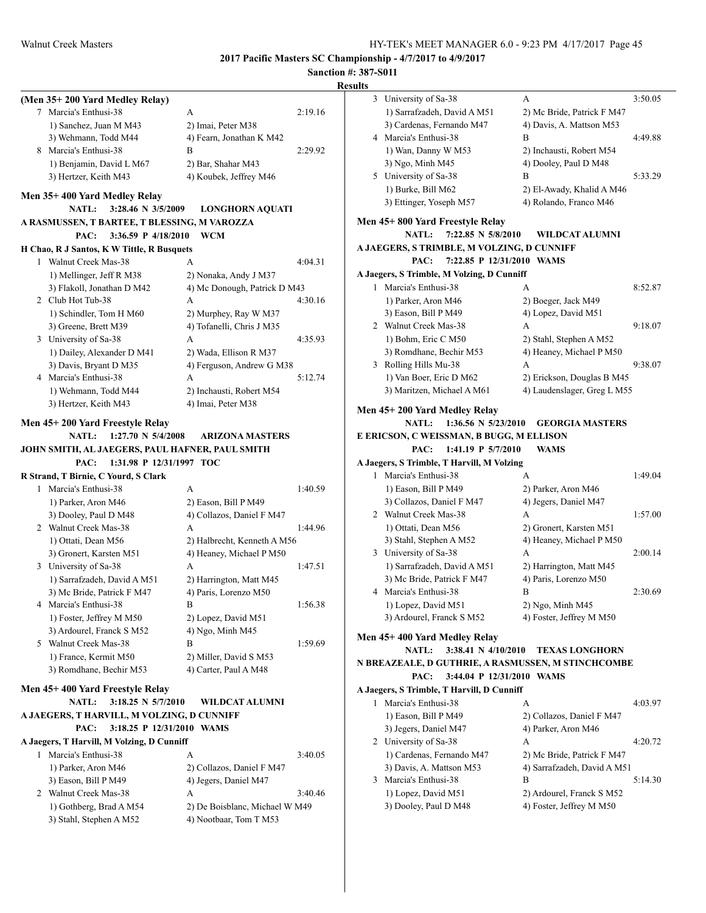**2017 Pacific Masters SC Championship - 4/7/2017 to 4/9/2017**

**Sanction #: 387-S011**

**Results**

### (Men 35+ 200 Yard Medley Relay)

| | Team | Relay | Time |
|---|---|---|---|
| 7 | Marcia's Enthusi-38 | A | 2:19.16 |
| | 1) Sanchez, Juan M M43 | 2) Imai, Peter M38 | |
| | 3) Wehmann, Todd M44 | 4) Fearn, Jonathan K M42 | |
| 8 | Marcia's Enthusi-38 | B | 2:29.92 |
| | 1) Benjamin, David L M67 | 2) Bar, Shahar M43 | |
| | 3) Hertzer, Keith M43 | 4) Koubek, Jeffrey M46 | |

### Men 35+ 400 Yard Medley Relay

NATL: 3:28.46 N 3/5/2009 LONGHORN AQUATI
A RASMUSSEN, T BARTEE, T BLESSING, M VAROZZA
PAC: 3:36.59 P 4/18/2010 WCM
H Chao, R J Santos, K W Tittle, R Busquets

| | Team | Relay | Time |
|---|---|---|---|
| 1 | Walnut Creek Mas-38 | A | 4:04.31 |
| | 1) Mellinger, Jeff R M38 | 2) Nonaka, Andy J M37 | |
| | 3) Flakoll, Jonathan D M42 | 4) Mc Donough, Patrick D M43 | |
| 2 | Club Hot Tub-38 | A | 4:30.16 |
| | 1) Schindler, Tom H M60 | 2) Murphey, Ray W M37 | |
| | 3) Greene, Brett M39 | 4) Tofanelli, Chris J M35 | |
| 3 | University of Sa-38 | A | 4:35.93 |
| | 1) Dailey, Alexander D M41 | 2) Wada, Ellison R M37 | |
| | 3) Davis, Bryant D M35 | 4) Ferguson, Andrew G M38 | |
| 4 | Marcia's Enthusi-38 | A | 5:12.74 |
| | 1) Wehmann, Todd M44 | 2) Inchausti, Robert M54 | |
| | 3) Hertzer, Keith M43 | 4) Imai, Peter M38 | |

### Men 45+ 200 Yard Freestyle Relay

NATL: 1:27.70 N 5/4/2008 ARIZONA MASTERS
JOHN SMITH, AL JAEGERS, PAUL HAFNER, PAUL SMITH
PAC: 1:31.98 P 12/31/1997 TOC
R Strand, T Birnie, C Yourd, S Clark

| | Team | Relay | Time |
|---|---|---|---|
| 1 | Marcia's Enthusi-38 | A | 1:40.59 |
| | 1) Parker, Aron M46 | 2) Eason, Bill P M49 | |
| | 3) Dooley, Paul D M48 | 4) Collazos, Daniel F M47 | |
| 2 | Walnut Creek Mas-38 | A | 1:44.96 |
| | 1) Ottati, Dean M56 | 2) Halbrecht, Kenneth A M56 | |
| | 3) Gronert, Karsten M51 | 4) Heaney, Michael P M50 | |
| 3 | University of Sa-38 | A | 1:47.51 |
| | 1) Sarrafzadeh, David A M51 | 2) Harrington, Matt M45 | |
| | 3) Mc Bride, Patrick F M47 | 4) Paris, Lorenzo M50 | |
| 4 | Marcia's Enthusi-38 | B | 1:56.38 |
| | 1) Foster, Jeffrey M M50 | 2) Lopez, David M51 | |
| | 3) Ardourel, Franck S M52 | 4) Ngo, Minh M45 | |
| 5 | Walnut Creek Mas-38 | B | 1:59.69 |
| | 1) France, Kermit M50 | 2) Miller, David S M53 | |
| | 3) Romdhane, Bechir M53 | 4) Carter, Paul A M48 | |

### Men 45+ 400 Yard Freestyle Relay

NATL: 3:18.25 N 5/7/2010 WILDCAT ALUMNI
A JAEGERS, T HARVILL, M VOLZING, D CUNNIFF
PAC: 3:18.25 P 12/31/2010 WAMS
A Jaegers, T Harvill, M Volzing, D Cunniff

| | Team | Relay | Time |
|---|---|---|---|
| 1 | Marcia's Enthusi-38 | A | 3:40.05 |
| | 1) Parker, Aron M46 | 2) Collazos, Daniel F M47 | |
| | 3) Eason, Bill P M49 | 4) Jegers, Daniel M47 | |
| 2 | Walnut Creek Mas-38 | A | 3:40.46 |
| | 1) Gothberg, Brad A M54 | 2) De Boisblanc, Michael W M49 | |
| | 3) Stahl, Stephen A M52 | 4) Nootbaar, Tom T M53 | |
| 3 | University of Sa-38 | A | 3:50.05 |
| | 1) Sarrafzadeh, David A M51 | 2) Mc Bride, Patrick F M47 | |
| | 3) Cardenas, Fernando M47 | 4) Davis, A. Mattson M53 | |
| 4 | Marcia's Enthusi-38 | B | 4:49.88 |
| | 1) Wan, Danny W M53 | 2) Inchausti, Robert M54 | |
| | 3) Ngo, Minh M45 | 4) Dooley, Paul D M48 | |
| 5 | University of Sa-38 | B | 5:33.29 |
| | 1) Burke, Bill M62 | 2) El-Awady, Khalid A M46 | |
| | 3) Ettinger, Yoseph M57 | 4) Rolando, Franco M46 | |

### Men 45+ 800 Yard Freestyle Relay

NATL: 7:22.85 N 5/8/2010 WILDCAT ALUMNI
A JAEGERS, S TRIMBLE, M VOLZING, D CUNNIFF
PAC: 7:22.85 P 12/31/2010 WAMS
A Jaegers, S Trimble, M Volzing, D Cunniff

| | Team | Relay | Time |
|---|---|---|---|
| 1 | Marcia's Enthusi-38 | A | 8:52.87 |
| | 1) Parker, Aron M46 | 2) Boeger, Jack M49 | |
| | 3) Eason, Bill P M49 | 4) Lopez, David M51 | |
| 2 | Walnut Creek Mas-38 | A | 9:18.07 |
| | 1) Bohm, Eric C M50 | 2) Stahl, Stephen A M52 | |
| | 3) Romdhane, Bechir M53 | 4) Heaney, Michael P M50 | |
| 3 | Rolling Hills Mu-38 | A | 9:38.07 |
| | 1) Van Boer, Eric D M62 | 2) Erickson, Douglas B M45 | |
| | 3) Maritzen, Michael A M61 | 4) Laudenslager, Greg L M55 | |

### Men 45+ 200 Yard Medley Relay

NATL: 1:36.56 N 5/23/2010 GEORGIA MASTERS
E ERICSON, C WEISSMAN, B BUGG, M ELLISON
PAC: 1:41.19 P 5/7/2010 WAMS
A Jaegers, S Trimble, T Harvill, M Volzing

| | Team | Relay | Time |
|---|---|---|---|
| 1 | Marcia's Enthusi-38 | A | 1:49.04 |
| | 1) Eason, Bill P M49 | 2) Parker, Aron M46 | |
| | 3) Collazos, Daniel F M47 | 4) Jegers, Daniel M47 | |
| 2 | Walnut Creek Mas-38 | A | 1:57.00 |
| | 1) Ottati, Dean M56 | 2) Gronert, Karsten M51 | |
| | 3) Stahl, Stephen A M52 | 4) Heaney, Michael P M50 | |
| 3 | University of Sa-38 | A | 2:00.14 |
| | 1) Sarrafzadeh, David A M51 | 2) Harrington, Matt M45 | |
| | 3) Mc Bride, Patrick F M47 | 4) Paris, Lorenzo M50 | |
| 4 | Marcia's Enthusi-38 | B | 2:30.69 |
| | 1) Lopez, David M51 | 2) Ngo, Minh M45 | |
| | 3) Ardourel, Franck S M52 | 4) Foster, Jeffrey M M50 | |

### Men 45+ 400 Yard Medley Relay

NATL: 3:38.41 N 4/10/2010 TEXAS LONGHORN
N BREAZEALE, D GUTHRIE, A RASMUSSEN, M STINCHCOMBE
PAC: 3:44.04 P 12/31/2010 WAMS
A Jaegers, S Trimble, T Harvill, D Cunniff

| | Team | Relay | Time |
|---|---|---|---|
| 1 | Marcia's Enthusi-38 | A | 4:03.97 |
| | 1) Eason, Bill P M49 | 2) Collazos, Daniel F M47 | |
| | 3) Jegers, Daniel M47 | 4) Parker, Aron M46 | |
| 2 | University of Sa-38 | A | 4:20.72 |
| | 1) Cardenas, Fernando M47 | 2) Mc Bride, Patrick F M47 | |
| | 3) Davis, A. Mattson M53 | 4) Sarrafzadeh, David A M51 | |
| 3 | Marcia's Enthusi-38 | B | 5:14.30 |
| | 1) Lopez, David M51 | 2) Ardourel, Franck S M52 | |
| | 3) Dooley, Paul D M48 | 4) Foster, Jeffrey M M50 | |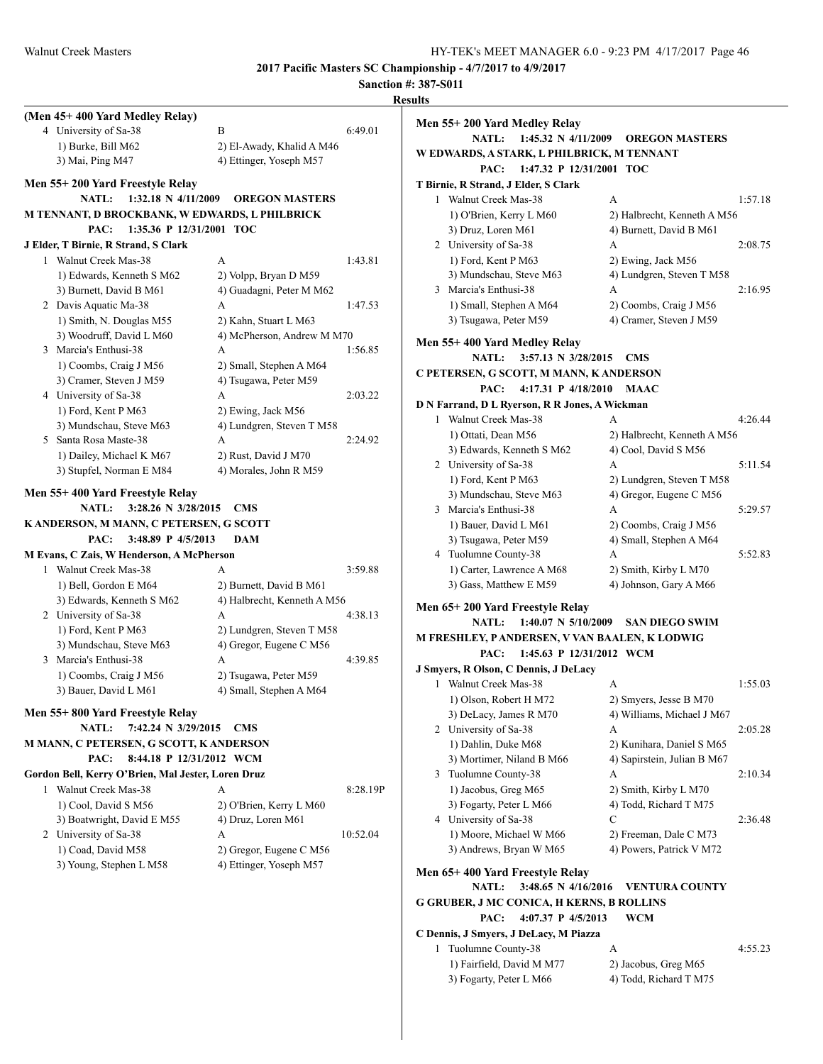2017 Pacific Masters SC Championship - 4/7/2017 to 4/9/2017

Sanction #: 387-S011

Results

**(Men 45+ 400 Yard Medley Relay)**

| | Team | Relay | Finals Time |
|---|---|---|---|
| 4 | University of Sa-38 | B | 6:49.01 |

1) Burke, Bill M62 | 2) El-Awady, Khalid A M46 | 3) Mai, Ping M47 | 4) Ettinger, Yoseph M57

### Men 55+ 200 Yard Freestyle Relay

NATL: 1:32.18 N 4/11/2009 OREGON MASTERS
M TENNANT, D BROCKBANK, W EDWARDS, L PHILBRICK

PAC: 1:35.36 P 12/31/2001 TOC
J Elder, T Birnie, R Strand, S Clark

| | Team | Relay | Finals Time |
|---|---|---|---|
| 1 | Walnut Creek Mas-38 | A | 1:43.81 |
| | 1) Edwards, Kenneth S M62 | 2) Volpp, Bryan D M59 | |
| | 3) Burnett, David B M61 | 4) Guadagni, Peter M M62 | |
| 2 | Davis Aquatic Ma-38 | A | 1:47.53 |
| | 1) Smith, N. Douglas M55 | 2) Kahn, Stuart L M63 | |
| | 3) Woodruff, David L M60 | 4) McPherson, Andrew M M70 | |
| 3 | Marcia's Enthusi-38 | A | 1:56.85 |
| | 1) Coombs, Craig J M56 | 2) Small, Stephen A M64 | |
| | 3) Cramer, Steven J M59 | 4) Tsugawa, Peter M59 | |
| 4 | University of Sa-38 | A | 2:03.22 |
| | 1) Ford, Kent P M63 | 2) Ewing, Jack M56 | |
| | 3) Mundschau, Steve M63 | 4) Lundgren, Steven T M58 | |
| 5 | Santa Rosa Maste-38 | A | 2:24.92 |
| | 1) Dailey, Michael K M67 | 2) Rust, David J M70 | |
| | 3) Stupfel, Norman E M84 | 4) Morales, John R M59 | |

### Men 55+ 400 Yard Freestyle Relay

NATL: 3:28.26 N 3/28/2015 CMS
K ANDERSON, M MANN, C PETERSEN, G SCOTT

PAC: 3:48.89 P 4/5/2013 DAM
M Evans, C Zais, W Henderson, A McPherson

| | Team | Relay | Finals Time |
|---|---|---|---|
| 1 | Walnut Creek Mas-38 | A | 3:59.88 |
| | 1) Bell, Gordon E M64 | 2) Burnett, David B M61 | |
| | 3) Edwards, Kenneth S M62 | 4) Halbrecht, Kenneth A M56 | |
| 2 | University of Sa-38 | A | 4:38.13 |
| | 1) Ford, Kent P M63 | 2) Lundgren, Steven T M58 | |
| | 3) Mundschau, Steve M63 | 4) Gregor, Eugene C M56 | |
| 3 | Marcia's Enthusi-38 | A | 4:39.85 |
| | 1) Coombs, Craig J M56 | 2) Tsugawa, Peter M59 | |
| | 3) Bauer, David L M61 | 4) Small, Stephen A M64 | |

### Men 55+ 800 Yard Freestyle Relay

NATL: 7:42.24 N 3/29/2015 CMS
M MANN, C PETERSEN, G SCOTT, K ANDERSON

PAC: 8:44.18 P 12/31/2012 WCM
Gordon Bell, Kerry O'Brien, Mal Jester, Loren Druz

| | Team | Relay | Finals Time |
|---|---|---|---|
| 1 | Walnut Creek Mas-38 | A | 8:28.19P |
| | 1) Cool, David S M56 | 2) O'Brien, Kerry L M60 | |
| | 3) Boatwright, David E M55 | 4) Druz, Loren M61 | |
| 2 | University of Sa-38 | A | 10:52.04 |
| | 1) Coad, David M58 | 2) Gregor, Eugene C M56 | |
| | 3) Young, Stephen L M58 | 4) Ettinger, Yoseph M57 | |

### Men 55+ 200 Yard Medley Relay

NATL: 1:45.32 N 4/11/2009 OREGON MASTERS
W EDWARDS, A STARK, L PHILBRICK, M TENNANT

PAC: 1:47.32 P 12/31/2001 TOC
T Birnie, R Strand, J Elder, S Clark

| | Team | Relay | Finals Time |
|---|---|---|---|
| 1 | Walnut Creek Mas-38 | A | 1:57.18 |
| | 1) O'Brien, Kerry L M60 | 2) Halbrecht, Kenneth A M56 | |
| | 3) Druz, Loren M61 | 4) Burnett, David B M61 | |
| 2 | University of Sa-38 | A | 2:08.75 |
| | 1) Ford, Kent P M63 | 2) Ewing, Jack M56 | |
| | 3) Mundschau, Steve M63 | 4) Lundgren, Steven T M58 | |
| 3 | Marcia's Enthusi-38 | A | 2:16.95 |
| | 1) Small, Stephen A M64 | 2) Coombs, Craig J M56 | |
| | 3) Tsugawa, Peter M59 | 4) Cramer, Steven J M59 | |

### Men 55+ 400 Yard Medley Relay

NATL: 3:57.13 N 3/28/2015 CMS
C PETERSEN, G SCOTT, M MANN, K ANDERSON

PAC: 4:17.31 P 4/18/2010 MAAC
D N Farrand, D L Ryerson, R R Jones, A Wickman

| | Team | Relay | Finals Time |
|---|---|---|---|
| 1 | Walnut Creek Mas-38 | A | 4:26.44 |
| | 1) Ottati, Dean M56 | 2) Halbrecht, Kenneth A M56 | |
| | 3) Edwards, Kenneth S M62 | 4) Cool, David S M56 | |
| 2 | University of Sa-38 | A | 5:11.54 |
| | 1) Ford, Kent P M63 | 2) Lundgren, Steven T M58 | |
| | 3) Mundschau, Steve M63 | 4) Gregor, Eugene C M56 | |
| 3 | Marcia's Enthusi-38 | A | 5:29.57 |
| | 1) Bauer, David L M61 | 2) Coombs, Craig J M56 | |
| | 3) Tsugawa, Peter M59 | 4) Small, Stephen A M64 | |
| 4 | Tuolumne County-38 | A | 5:52.83 |
| | 1) Carter, Lawrence A M68 | 2) Smith, Kirby L M70 | |
| | 3) Gass, Matthew E M59 | 4) Johnson, Gary A M66 | |

### Men 65+ 200 Yard Freestyle Relay

NATL: 1:40.07 N 5/10/2009 SAN DIEGO SWIM
M FRESHLEY, P ANDERSEN, V VAN BAALEN, K LODWIG

PAC: 1:45.63 P 12/31/2012 WCM
J Smyers, R Olson, C Dennis, J DeLacy

| | Team | Relay | Finals Time |
|---|---|---|---|
| 1 | Walnut Creek Mas-38 | A | 1:55.03 |
| | 1) Olson, Robert H M72 | 2) Smyers, Jesse B M70 | |
| | 3) DeLacy, James R M70 | 4) Williams, Michael J M67 | |
| 2 | University of Sa-38 | A | 2:05.28 |
| | 1) Dahlin, Duke M68 | 2) Kunihara, Daniel S M65 | |
| | 3) Mortimer, Niland B M66 | 4) Sapirstein, Julian B M67 | |
| 3 | Tuolumne County-38 | A | 2:10.34 |
| | 1) Jacobus, Greg M65 | 2) Smith, Kirby L M70 | |
| | 3) Fogarty, Peter L M66 | 4) Todd, Richard T M75 | |
| 4 | University of Sa-38 | C | 2:36.48 |
| | 1) Moore, Michael W M66 | 2) Freeman, Dale C M73 | |
| | 3) Andrews, Bryan W M65 | 4) Powers, Patrick V M72 | |

### Men 65+ 400 Yard Freestyle Relay

NATL: 3:48.65 N 4/16/2016 VENTURA COUNTY
G GRUBER, J MC CONICA, H KERNS, B ROLLINS

PAC: 4:07.37 P 4/5/2013 WCM
C Dennis, J Smyers, J DeLacy, M Piazza

| | Team | Relay | Finals Time |
|---|---|---|---|
| 1 | Tuolumne County-38 | A | 4:55.23 |
| | 1) Fairfield, David M M77 | 2) Jacobus, Greg M65 | |
| | 3) Fogarty, Peter L M66 | 4) Todd, Richard T M75 | |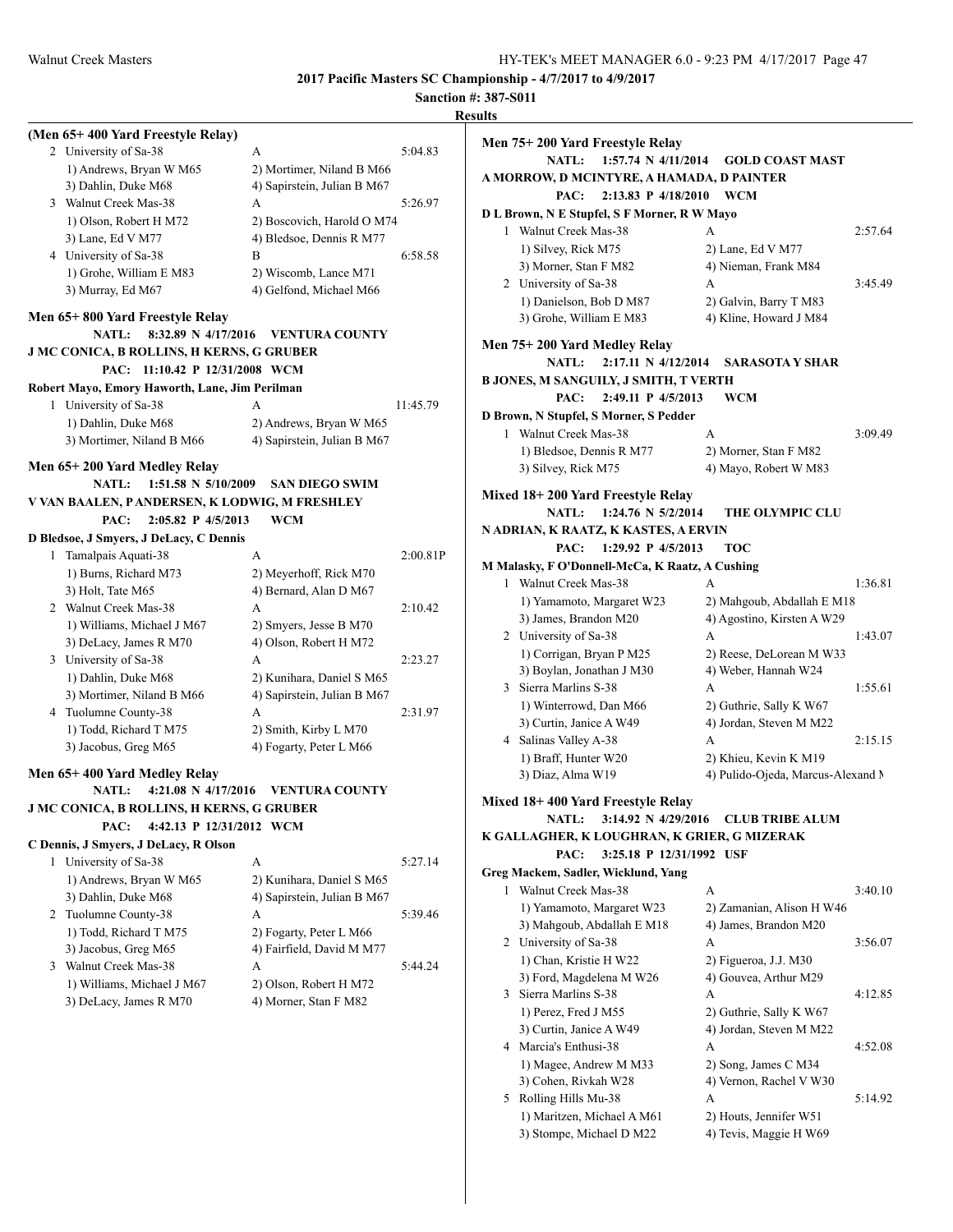**2017 Pacific Masters SC Championship - 4/7/2017 to 4/9/2017**

**Sanction #: 387-S011**

**Results**

**(Men 65+ 400 Yard Freestyle Relay)**

| | Team | Relay | Time |
|---|---|---|---|
| 2 | University of Sa-38 | A | 5:04.83 |
| | 1) Andrews, Bryan W M65 | 2) Mortimer, Niland B M66 | |
| | 3) Dahlin, Duke M68 | 4) Sapirstein, Julian B M67 | |
| 3 | Walnut Creek Mas-38 | A | 5:26.97 |
| | 1) Olson, Robert H M72 | 2) Boscovich, Harold O M74 | |
| | 3) Lane, Ed V M77 | 4) Bledsoe, Dennis R M77 | |
| 4 | University of Sa-38 | B | 6:58.58 |
| | 1) Grohe, William E M83 | 2) Wiscomb, Lance M71 | |
| | 3) Murray, Ed M67 | 4) Gelfond, Michael M66 | |

**Men 65+ 800 Yard Freestyle Relay**

NATL: 8:32.89 N 4/17/2016 VENTURA COUNTY
J MC CONICA, B ROLLINS, H KERNS, G GRUBER
PAC: 11:10.42 P 12/31/2008 WCM
Robert Mayo, Emory Haworth, Lane, Jim Perilman

| | Team | Relay | Time |
|---|---|---|---|
| 1 | University of Sa-38 | A | 11:45.79 |
| | 1) Dahlin, Duke M68 | 2) Andrews, Bryan W M65 | |
| | 3) Mortimer, Niland B M66 | 4) Sapirstein, Julian B M67 | |

**Men 65+ 200 Yard Medley Relay**

NATL: 1:51.58 N 5/10/2009 SAN DIEGO SWIM
V VAN BAALEN, P ANDERSEN, K LODWIG, M FRESHLEY
PAC: 2:05.82 P 4/5/2013 WCM
D Bledsoe, J Smyers, J DeLacy, C Dennis

| | Team | Relay | Time |
|---|---|---|---|
| 1 | Tamalpais Aquati-38 | A | 2:00.81P |
| | 1) Burns, Richard M73 | 2) Meyerhoff, Rick M70 | |
| | 3) Holt, Tate M65 | 4) Bernard, Alan D M67 | |
| 2 | Walnut Creek Mas-38 | A | 2:10.42 |
| | 1) Williams, Michael J M67 | 2) Smyers, Jesse B M70 | |
| | 3) DeLacy, James R M70 | 4) Olson, Robert H M72 | |
| 3 | University of Sa-38 | A | 2:23.27 |
| | 1) Dahlin, Duke M68 | 2) Kunihara, Daniel S M65 | |
| | 3) Mortimer, Niland B M66 | 4) Sapirstein, Julian B M67 | |
| 4 | Tuolumne County-38 | A | 2:31.97 |
| | 1) Todd, Richard T M75 | 2) Smith, Kirby L M70 | |
| | 3) Jacobus, Greg M65 | 4) Fogarty, Peter L M66 | |

**Men 65+ 400 Yard Medley Relay**

NATL: 4:21.08 N 4/17/2016 VENTURA COUNTY
J MC CONICA, B ROLLINS, H KERNS, G GRUBER
PAC: 4:42.13 P 12/31/2012 WCM
C Dennis, J Smyers, J DeLacy, R Olson

| | Team | Relay | Time |
|---|---|---|---|
| 1 | University of Sa-38 | A | 5:27.14 |
| | 1) Andrews, Bryan W M65 | 2) Kunihara, Daniel S M65 | |
| | 3) Dahlin, Duke M68 | 4) Sapirstein, Julian B M67 | |
| 2 | Tuolumne County-38 | A | 5:39.46 |
| | 1) Todd, Richard T M75 | 2) Fogarty, Peter L M66 | |
| | 3) Jacobus, Greg M65 | 4) Fairfield, David M M77 | |
| 3 | Walnut Creek Mas-38 | A | 5:44.24 |
| | 1) Williams, Michael J M67 | 2) Olson, Robert H M72 | |
| | 3) DeLacy, James R M70 | 4) Morner, Stan F M82 | |

**Men 75+ 200 Yard Freestyle Relay**

NATL: 1:57.74 N 4/11/2014 GOLD COAST MAST
A MORROW, D MCINTYRE, A HAMADA, D PAINTER
PAC: 2:13.83 P 4/18/2010 WCM
D L Brown, N E Stupfel, S F Morner, R W Mayo

| | Team | Relay | Time |
|---|---|---|---|
| 1 | Walnut Creek Mas-38 | A | 2:57.64 |
| | 1) Silvey, Rick M75 | 2) Lane, Ed V M77 | |
| | 3) Morner, Stan F M82 | 4) Nieman, Frank M84 | |
| 2 | University of Sa-38 | A | 3:45.49 |
| | 1) Danielson, Bob D M87 | 2) Galvin, Barry T M83 | |
| | 3) Grohe, William E M83 | 4) Kline, Howard J M84 | |

**Men 75+ 200 Yard Medley Relay**

NATL: 2:17.11 N 4/12/2014 SARASOTA Y SHAR
B JONES, M SANGUILY, J SMITH, T VERTH
PAC: 2:49.11 P 4/5/2013 WCM
D Brown, N Stupfel, S Morner, S Pedder

| | Team | Relay | Time |
|---|---|---|---|
| 1 | Walnut Creek Mas-38 | A | 3:09.49 |
| | 1) Bledsoe, Dennis R M77 | 2) Morner, Stan F M82 | |
| | 3) Silvey, Rick M75 | 4) Mayo, Robert W M83 | |

**Mixed 18+ 200 Yard Freestyle Relay**

NATL: 1:24.76 N 5/2/2014 THE OLYMPIC CLU
N ADRIAN, K RAATZ, K KASTES, A ERVIN
PAC: 1:29.92 P 4/5/2013 TOC
M Malasky, F O'Donnell-McCa, K Raatz, A Cushing

| | Team | Relay | Time |
|---|---|---|---|
| 1 | Walnut Creek Mas-38 | A | 1:36.81 |
| | 1) Yamamoto, Margaret W23 | 2) Mahgoub, Abdallah E M18 | |
| | 3) James, Brandon M20 | 4) Agostino, Kirsten A W29 | |
| 2 | University of Sa-38 | A | 1:43.07 |
| | 1) Corrigan, Bryan P M25 | 2) Reese, DeLorean M W33 | |
| | 3) Boylan, Jonathan J M30 | 4) Weber, Hannah W24 | |
| 3 | Sierra Marlins S-38 | A | 1:55.61 |
| | 1) Winterrowd, Dan M66 | 2) Guthrie, Sally K W67 | |
| | 3) Curtin, Janice A W49 | 4) Jordan, Steven M M22 | |
| 4 | Salinas Valley A-38 | A | 2:15.15 |
| | 1) Braff, Hunter W20 | 2) Khieu, Kevin K M19 | |
| | 3) Diaz, Alma W19 | 4) Pulido-Ojeda, Marcus-Alexand M | |

**Mixed 18+ 400 Yard Freestyle Relay**

NATL: 3:14.92 N 4/29/2016 CLUB TRIBE ALUM
K GALLAGHER, K LOUGHRAN, K GRIER, G MIZERAK
PAC: 3:25.18 P 12/31/1992 USF
Greg Mackem, Sadler, Wicklund, Yang

| | Team | Relay | Time |
|---|---|---|---|
| 1 | Walnut Creek Mas-38 | A | 3:40.10 |
| | 1) Yamamoto, Margaret W23 | 2) Zamanian, Alison H W46 | |
| | 3) Mahgoub, Abdallah E M18 | 4) James, Brandon M20 | |
| 2 | University of Sa-38 | A | 3:56.07 |
| | 1) Chan, Kristie H W22 | 2) Figueroa, J.J. M30 | |
| | 3) Ford, Magdelena M W26 | 4) Gouvea, Arthur M29 | |
| 3 | Sierra Marlins S-38 | A | 4:12.85 |
| | 1) Perez, Fred J M55 | 2) Guthrie, Sally K W67 | |
| | 3) Curtin, Janice A W49 | 4) Jordan, Steven M M22 | |
| 4 | Marcia's Enthusi-38 | A | 4:52.08 |
| | 1) Magee, Andrew M M33 | 2) Song, James C M34 | |
| | 3) Cohen, Rivkah W28 | 4) Vernon, Rachel V W30 | |
| 5 | Rolling Hills Mu-38 | A | 5:14.92 |
| | 1) Maritzen, Michael A M61 | 2) Houts, Jennifer W51 | |
| | 3) Stompe, Michael D M22 | 4) Tevis, Maggie H W69 | |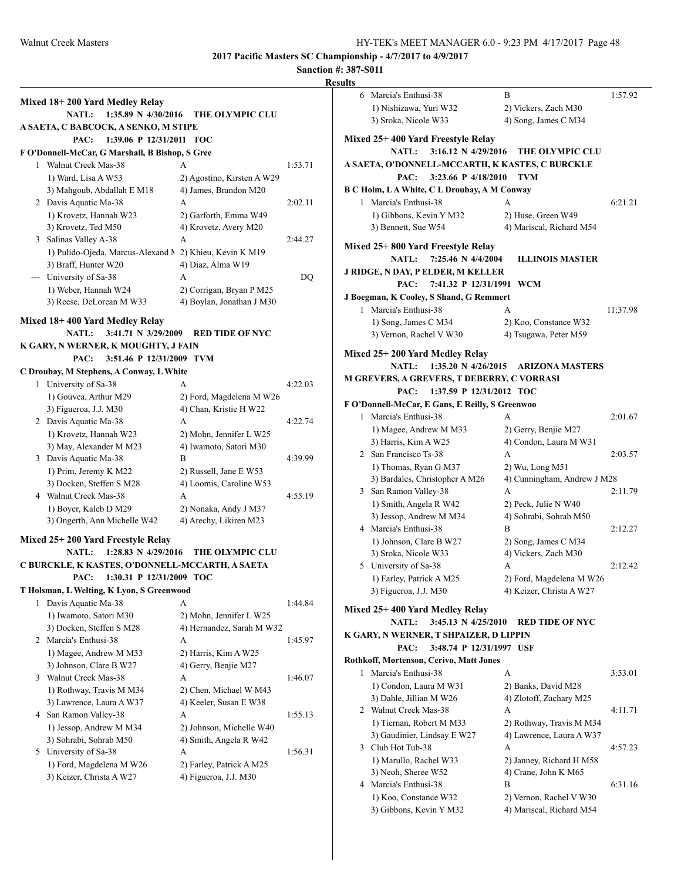**2017 Pacific Masters SC Championship - 4/7/2017 to 4/9/2017**

**Sanction #: 387-S011**

**Results**

### Mixed 18+ 200 Yard Medley Relay

**NATL:** 1:35.89 N 4/30/2016 THE OLYMPIC CLU
A SAETA, C BABCOCK, A SENKO, M STIPE
**PAC:** 1:39.06 P 12/31/2011 TOC
F O'Donnell-McCar, G Marshall, B Bishop, S Gree

1. Walnut Creek Mas-38 — A — 1:53.71
   1) Ward, Lisa A W53 2) Agostino, Kirsten A W29 3) Mahgoub, Abdallah E M18 4) James, Brandon M20
2. Davis Aquatic Ma-38 — A — 2:02.11
   1) Krovetz, Hannah W23 2) Garforth, Emma W49 3) Krovetz, Ted M50 4) Krovetz, Avery M20
3. Salinas Valley A-38 — A — 2:44.27
   1) Pulido-Ojeda, Marcus-Alexand M 2) Khieu, Kevin K M19 3) Braff, Hunter W20 4) Diaz, Alma W19

--- University of Sa-38 — A — DQ
   1) Weber, Hannah W24 2) Corrigan, Bryan P M25 3) Reese, DeLorean M W33 4) Boylan, Jonathan J M30

### Mixed 18+ 400 Yard Medley Relay

**NATL:** 3:41.71 N 3/29/2009 RED TIDE OF NYC
K GARY, N WERNER, K MOUGHTY, J FAIN
**PAC:** 3:51.46 P 12/31/2009 TVM
C Droubay, M Stephens, A Conway, L White

1. University of Sa-38 — A — 4:22.03
   1) Gouvea, Arthur M29 2) Ford, Magdelena M W26 3) Figueroa, J.J. M30 4) Chan, Kristie H W22
2. Davis Aquatic Ma-38 — A — 4:22.74
   1) Krovetz, Hannah W23 2) Mohn, Jennifer L W25 3) May, Alexander M M23 4) Iwamoto, Satori M30
3. Davis Aquatic Ma-38 — B — 4:39.99
   1) Prim, Jeremy K M22 2) Russell, Jane E W53 3) Docken, Steffen S M28 4) Loomis, Caroline W53
4. Walnut Creek Mas-38 — A — 4:55.19
   1) Boyer, Kaleb D M29 2) Nonaka, Andy J M37 3) Ongerth, Ann Michelle W42 4) Arechy, Likiren M23

### Mixed 25+ 200 Yard Freestyle Relay

**NATL:** 1:28.83 N 4/29/2016 THE OLYMPIC CLU
C BURCKLE, K KASTES, O'DONNELL-MCCARTH, A SAETA
**PAC:** 1:30.31 P 12/31/2009 TOC
T Holsman, L Welting, K Lyon, S Greenwood

1. Davis Aquatic Ma-38 — A — 1:44.84
   1) Iwamoto, Satori M30 2) Mohn, Jennifer L W25 3) Docken, Steffen S M28 4) Hernandez, Sarah M W32
2. Marcia's Enthusi-38 — A — 1:45.97
   1) Magee, Andrew M M33 2) Harris, Kim A W25 3) Johnson, Clare B W27 4) Gerry, Benjie M27
3. Walnut Creek Mas-38 — A — 1:46.07
   1) Rothway, Travis M M34 2) Chen, Michael W M43 3) Lawrence, Laura A W37 4) Keeler, Susan E W38
4. San Ramon Valley-38 — A — 1:55.13
   1) Jessop, Andrew M M34 2) Johnson, Michelle W40 3) Sohrabi, Sohrab M50 4) Smith, Angela R W42
5. University of Sa-38 — A — 1:56.31
   1) Ford, Magdelena M W26 2) Farley, Patrick A M25 3) Keizer, Christa A W27 4) Figueroa, J.J. M30
6. Marcia's Enthusi-38 — B — 1:57.92
   1) Nishizawa, Yuri W32 2) Vickers, Zach M30 3) Sroka, Nicole W33 4) Song, James C M34

### Mixed 25+ 400 Yard Freestyle Relay

**NATL:** 3:16.12 N 4/29/2016 THE OLYMPIC CLU
A SAETA, O'DONNELL-MCCARTH, K KASTES, C BURCKLE
**PAC:** 3:23.66 P 4/18/2010 TVM
B C Holm, L A White, C L Droubay, A M Conway

1. Marcia's Enthusi-38 — A — 6:21.21
   1) Gibbons, Kevin Y M32 2) Huse, Green W49 3) Bennett, Sue W54 4) Mariscal, Richard M54

### Mixed 25+ 800 Yard Freestyle Relay

**NATL:** 7:25.46 N 4/4/2004 ILLINOIS MASTER
J RIDGE, N DAY, P ELDER, M KELLER
**PAC:** 7:41.32 P 12/31/1991 WCM
J Boegman, K Cooley, S Shand, G Remmert

1. Marcia's Enthusi-38 — A — 11:37.98
   1) Song, James C M34 2) Koo, Constance W32 3) Vernon, Rachel V W30 4) Tsugawa, Peter M59

### Mixed 25+ 200 Yard Medley Relay

**NATL:** 1:35.20 N 4/26/2015 ARIZONA MASTERS
M GREVERS, A GREVERS, T DEBERRY, C VORRASI
**PAC:** 1:37.59 P 12/31/2012 TOC
F O'Donnell-McCar, E Gans, E Reilly, S Greenwoo

1. Marcia's Enthusi-38 — A — 2:01.67
   1) Magee, Andrew M M33 2) Gerry, Benjie M27 3) Harris, Kim A W25 4) Condon, Laura M W31
2. San Francisco Ts-38 — A — 2:03.57
   1) Thomas, Ryan G M37 2) Wu, Long M51 3) Bardales, Christopher A M26 4) Cunningham, Andrew J M28
3. San Ramon Valley-38 — A — 2:11.79
   1) Smith, Angela R W42 2) Peck, Julie N W40 3) Jessop, Andrew M M34 4) Sohrabi, Sohrab M50
4. Marcia's Enthusi-38 — B — 2:12.27
   1) Johnson, Clare B W27 2) Song, James C M34 3) Sroka, Nicole W33 4) Vickers, Zach M30
5. University of Sa-38 — A — 2:12.42
   1) Farley, Patrick A M25 2) Ford, Magdelena M W26 3) Figueroa, J.J. M30 4) Keizer, Christa A W27

### Mixed 25+ 400 Yard Medley Relay

**NATL:** 3:45.13 N 4/25/2010 RED TIDE OF NYC
K GARY, N WERNER, T SHPAIZER, D LIPPIN
**PAC:** 3:48.74 P 12/31/1997 USF
Rothkoff, Mortenson, Cerivo, Matt Jones

1. Marcia's Enthusi-38 — A — 3:53.01
   1) Condon, Laura M W31 2) Banks, David M28 3) Dahle, Jillian M W26 4) Zlotoff, Zachary M25
2. Walnut Creek Mas-38 — A — 4:11.71
   1) Tiernan, Robert M M33 2) Rothway, Travis M M34 3) Gaudinier, Lindsay E W27 4) Lawrence, Laura A W37
3. Club Hot Tub-38 — A — 4:57.23
   1) Marullo, Rachel W33 2) Janney, Richard H M58 3) Neoh, Sheree W52 4) Crane, John K M65
4. Marcia's Enthusi-38 — B — 6:31.16
   1) Koo, Constance W32 2) Vernon, Rachel V W30 3) Gibbons, Kevin Y M32 4) Mariscal, Richard M54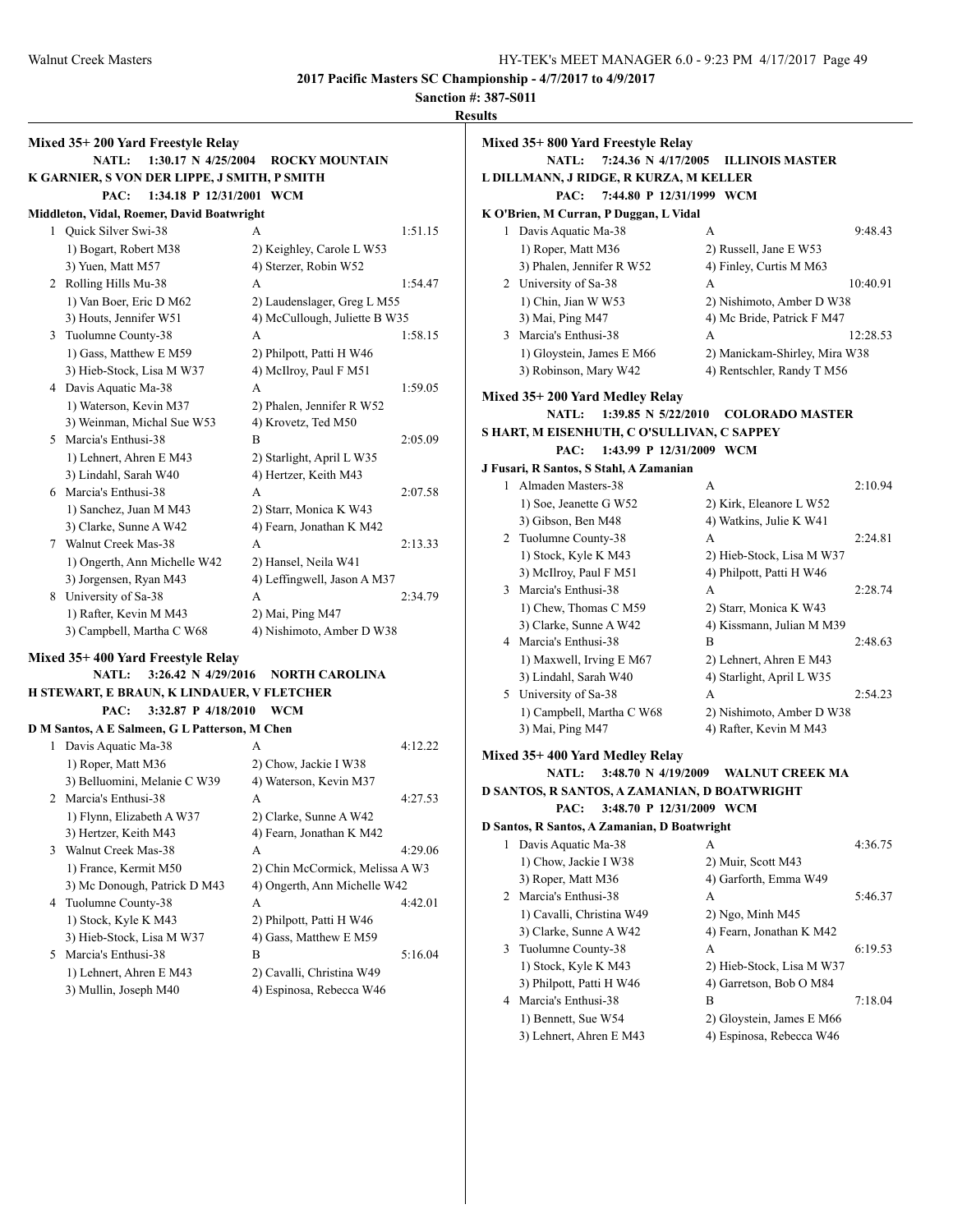**2017 Pacific Masters SC Championship - 4/7/2017 to 4/9/2017**

**Sanction #: 387-S011**

**Results**

### Mixed 35+ 200 Yard Freestyle Relay

**NATL: 1:30.17 N 4/25/2004 ROCKY MOUNTAIN**
**K GARNIER, S VON DER LIPPE, J SMITH, P SMITH**
**PAC: 1:34.18 P 12/31/2001 WCM**
**Middleton, Vidal, Roemer, David Boatwright**

| | Team | Relay | Time |
|---|---|---|---|
| 1 | Quick Silver Swi-38 | A | 1:51.15 |
| | 1) Bogart, Robert M38 | 2) Keighley, Carole L W53 | |
| | 3) Yuen, Matt M57 | 4) Sterzer, Robin W52 | |
| 2 | Rolling Hills Mu-38 | A | 1:54.47 |
| | 1) Van Boer, Eric D M62 | 2) Laudenslager, Greg L M55 | |
| | 3) Houts, Jennifer W51 | 4) McCullough, Juliette B W35 | |
| 3 | Tuolumne County-38 | A | 1:58.15 |
| | 1) Gass, Matthew E M59 | 2) Philpott, Patti H W46 | |
| | 3) Hieb-Stock, Lisa M W37 | 4) McIlroy, Paul F M51 | |
| 4 | Davis Aquatic Ma-38 | A | 1:59.05 |
| | 1) Waterson, Kevin M37 | 2) Phalen, Jennifer R W52 | |
| | 3) Weinman, Michal Sue W53 | 4) Krovetz, Ted M50 | |
| 5 | Marcia's Enthusi-38 | B | 2:05.09 |
| | 1) Lehnert, Ahren E M43 | 2) Starlight, April L W35 | |
| | 3) Lindahl, Sarah W40 | 4) Hertzer, Keith M43 | |
| 6 | Marcia's Enthusi-38 | A | 2:07.58 |
| | 1) Sanchez, Juan M M43 | 2) Starr, Monica K W43 | |
| | 3) Clarke, Sunne A W42 | 4) Fearn, Jonathan K M42 | |
| 7 | Walnut Creek Mas-38 | A | 2:13.33 |
| | 1) Ongerth, Ann Michelle W42 | 2) Hansel, Neila W41 | |
| | 3) Jorgensen, Ryan M43 | 4) Leffingwell, Jason A M37 | |
| 8 | University of Sa-38 | A | 2:34.79 |
| | 1) Rafter, Kevin M M43 | 2) Mai, Ping M47 | |
| | 3) Campbell, Martha C W68 | 4) Nishimoto, Amber D W38 | |

### Mixed 35+ 400 Yard Freestyle Relay

**NATL: 3:26.42 N 4/29/2016 NORTH CAROLINA**
**H STEWART, E BRAUN, K LINDAUER, V FLETCHER**
**PAC: 3:32.87 P 4/18/2010 WCM**
**D M Santos, A E Salmeen, G L Patterson, M Chen**

| | Team | Relay | Time |
|---|---|---|---|
| 1 | Davis Aquatic Ma-38 | A | 4:12.22 |
| | 1) Roper, Matt M36 | 2) Chow, Jackie I W38 | |
| | 3) Belluomini, Melanie C W39 | 4) Waterson, Kevin M37 | |
| 2 | Marcia's Enthusi-38 | A | 4:27.53 |
| | 1) Flynn, Elizabeth A W37 | 2) Clarke, Sunne A W42 | |
| | 3) Hertzer, Keith M43 | 4) Fearn, Jonathan K M42 | |
| 3 | Walnut Creek Mas-38 | A | 4:29.06 |
| | 1) France, Kermit M50 | 2) Chin McCormick, Melissa A W3 | |
| | 3) Mc Donough, Patrick D M43 | 4) Ongerth, Ann Michelle W42 | |
| 4 | Tuolumne County-38 | A | 4:42.01 |
| | 1) Stock, Kyle K M43 | 2) Philpott, Patti H W46 | |
| | 3) Hieb-Stock, Lisa M W37 | 4) Gass, Matthew E M59 | |
| 5 | Marcia's Enthusi-38 | B | 5:16.04 |
| | 1) Lehnert, Ahren E M43 | 2) Cavalli, Christina W49 | |
| | 3) Mullin, Joseph M40 | 4) Espinosa, Rebecca W46 | |

### Mixed 35+ 800 Yard Freestyle Relay

**NATL: 7:24.36 N 4/17/2005 ILLINOIS MASTER**
**L DILLMANN, J RIDGE, R KURZA, M KELLER**
**PAC: 7:44.80 P 12/31/1999 WCM**
**K O'Brien, M Curran, P Duggan, L Vidal**

| | Team | Relay | Time |
|---|---|---|---|
| 1 | Davis Aquatic Ma-38 | A | 9:48.43 |
| | 1) Roper, Matt M36 | 2) Russell, Jane E W53 | |
| | 3) Phalen, Jennifer R W52 | 4) Finley, Curtis M M63 | |
| 2 | University of Sa-38 | A | 10:40.91 |
| | 1) Chin, Jian W W53 | 2) Nishimoto, Amber D W38 | |
| | 3) Mai, Ping M47 | 4) Mc Bride, Patrick F M47 | |
| 3 | Marcia's Enthusi-38 | A | 12:28.53 |
| | 1) Gloystein, James E M66 | 2) Manickam-Shirley, Mira W38 | |
| | 3) Robinson, Mary W42 | 4) Rentschler, Randy T M56 | |

### Mixed 35+ 200 Yard Medley Relay

**NATL: 1:39.85 N 5/22/2010 COLORADO MASTER**
**S HART, M EISENHUTH, C O'SULLIVAN, C SAPPEY**
**PAC: 1:43.99 P 12/31/2009 WCM**
**J Fusari, R Santos, S Stahl, A Zamanian**

| | Team | Relay | Time |
|---|---|---|---|
| 1 | Almaden Masters-38 | A | 2:10.94 |
| | 1) Soe, Jeanette G W52 | 2) Kirk, Eleanore L W52 | |
| | 3) Gibson, Ben M48 | 4) Watkins, Julie K W41 | |
| 2 | Tuolumne County-38 | A | 2:24.81 |
| | 1) Stock, Kyle K M43 | 2) Hieb-Stock, Lisa M W37 | |
| | 3) McIlroy, Paul F M51 | 4) Philpott, Patti H W46 | |
| 3 | Marcia's Enthusi-38 | A | 2:28.74 |
| | 1) Chew, Thomas C M59 | 2) Starr, Monica K W43 | |
| | 3) Clarke, Sunne A W42 | 4) Kissmann, Julian M M39 | |
| 4 | Marcia's Enthusi-38 | B | 2:48.63 |
| | 1) Maxwell, Irving E M67 | 2) Lehnert, Ahren E M43 | |
| | 3) Lindahl, Sarah W40 | 4) Starlight, April L W35 | |
| 5 | University of Sa-38 | A | 2:54.23 |
| | 1) Campbell, Martha C W68 | 2) Nishimoto, Amber D W38 | |
| | 3) Mai, Ping M47 | 4) Rafter, Kevin M M43 | |

### Mixed 35+ 400 Yard Medley Relay

**NATL: 3:48.70 N 4/19/2009 WALNUT CREEK MA**
**D SANTOS, R SANTOS, A ZAMANIAN, D BOATWRIGHT**
**PAC: 3:48.70 P 12/31/2009 WCM**
**D Santos, R Santos, A Zamanian, D Boatwright**

| | Team | Relay | Time |
|---|---|---|---|
| 1 | Davis Aquatic Ma-38 | A | 4:36.75 |
| | 1) Chow, Jackie I W38 | 2) Muir, Scott M43 | |
| | 3) Roper, Matt M36 | 4) Garforth, Emma W49 | |
| 2 | Marcia's Enthusi-38 | A | 5:46.37 |
| | 1) Cavalli, Christina W49 | 2) Ngo, Minh M45 | |
| | 3) Clarke, Sunne A W42 | 4) Fearn, Jonathan K M42 | |
| 3 | Tuolumne County-38 | A | 6:19.53 |
| | 1) Stock, Kyle K M43 | 2) Hieb-Stock, Lisa M W37 | |
| | 3) Philpott, Patti H W46 | 4) Garretson, Bob O M84 | |
| 4 | Marcia's Enthusi-38 | B | 7:18.04 |
| | 1) Bennett, Sue W54 | 2) Gloystein, James E M66 | |
| | 3) Lehnert, Ahren E M43 | 4) Espinosa, Rebecca W46 | |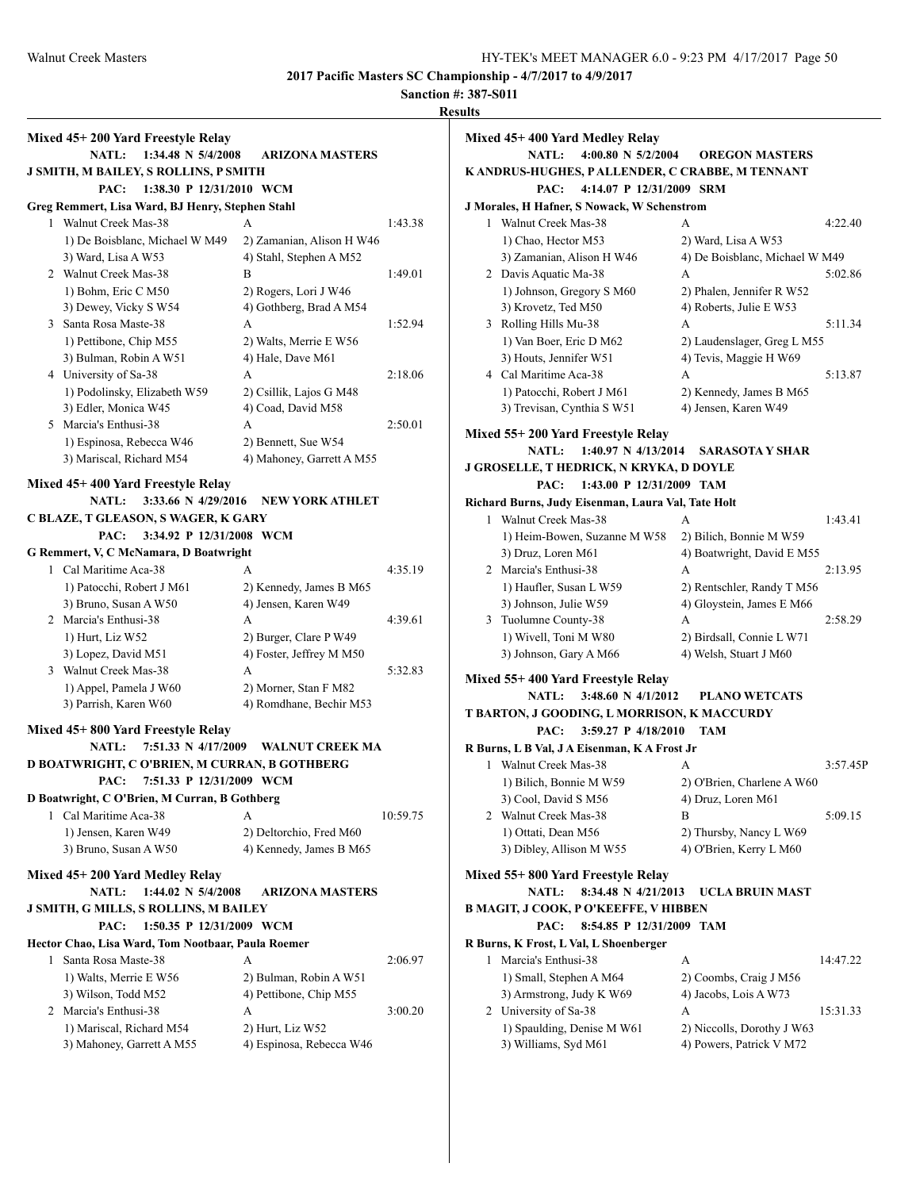**2017 Pacific Masters SC Championship - 4/7/2017 to 4/9/2017**

**Sanction #: 387-S011**

**Results**

### Mixed 45+ 200 Yard Freestyle Relay

**NATL: 1:34.48 N 5/4/2008 ARIZONA MASTERS**
**J SMITH, M BAILEY, S ROLLINS, P SMITH**
**PAC: 1:38.30 P 12/31/2010 WCM**
**Greg Remmert, Lisa Ward, BJ Henry, Stephen Stahl**

| Place | Team | Relay | Time |
|---|---|---|---|
| 1 | Walnut Creek Mas-38 | A | 1:43.38 |
| | 1) De Boisblanc, Michael W M49 | 2) Zamanian, Alison H W46 | |
| | 3) Ward, Lisa A W53 | 4) Stahl, Stephen A M52 | |
| 2 | Walnut Creek Mas-38 | B | 1:49.01 |
| | 1) Bohm, Eric C M50 | 2) Rogers, Lori J W46 | |
| | 3) Dewey, Vicky S W54 | 4) Gothberg, Brad A M54 | |
| 3 | Santa Rosa Maste-38 | A | 1:52.94 |
| | 1) Pettibone, Chip M55 | 2) Walts, Merrie E W56 | |
| | 3) Bulman, Robin A W51 | 4) Hale, Dave M61 | |
| 4 | University of Sa-38 | A | 2:18.06 |
| | 1) Podolinsky, Elizabeth W59 | 2) Csillik, Lajos G M48 | |
| | 3) Edler, Monica W45 | 4) Coad, David M58 | |
| 5 | Marcia's Enthusi-38 | A | 2:50.01 |
| | 1) Espinosa, Rebecca W46 | 2) Bennett, Sue W54 | |
| | 3) Mariscal, Richard M54 | 4) Mahoney, Garrett A M55 | |

### Mixed 45+ 400 Yard Freestyle Relay

**NATL: 3:33.66 N 4/29/2016 NEW YORK ATHLET**
**C BLAZE, T GLEASON, S WAGER, K GARY**
**PAC: 3:34.92 P 12/31/2008 WCM**
**G Remmert, V, C McNamara, D Boatwright**

| Place | Team | Relay | Time |
|---|---|---|---|
| 1 | Cal Maritime Aca-38 | A | 4:35.19 |
| | 1) Patocchi, Robert J M61 | 2) Kennedy, James B M65 | |
| | 3) Bruno, Susan A W50 | 4) Jensen, Karen W49 | |
| 2 | Marcia's Enthusi-38 | A | 4:39.61 |
| | 1) Hurt, Liz W52 | 2) Burger, Clare P W49 | |
| | 3) Lopez, David M51 | 4) Foster, Jeffrey M M50 | |
| 3 | Walnut Creek Mas-38 | A | 5:32.83 |
| | 1) Appel, Pamela J W60 | 2) Morner, Stan F M82 | |
| | 3) Parrish, Karen W60 | 4) Romdhane, Bechir M53 | |

### Mixed 45+ 800 Yard Freestyle Relay

**NATL: 7:51.33 N 4/17/2009 WALNUT CREEK MA**
**D BOATWRIGHT, C O'BRIEN, M CURRAN, B GOTHBERG**
**PAC: 7:51.33 P 12/31/2009 WCM**
**D Boatwright, C O'Brien, M Curran, B Gothberg**

| Place | Team | Relay | Time |
|---|---|---|---|
| 1 | Cal Maritime Aca-38 | A | 10:59.75 |
| | 1) Jensen, Karen W49 | 2) Deltorchio, Fred M60 | |
| | 3) Bruno, Susan A W50 | 4) Kennedy, James B M65 | |

### Mixed 45+ 200 Yard Medley Relay

**NATL: 1:44.02 N 5/4/2008 ARIZONA MASTERS**
**J SMITH, G MILLS, S ROLLINS, M BAILEY**
**PAC: 1:50.35 P 12/31/2009 WCM**
**Hector Chao, Lisa Ward, Tom Nootbaar, Paula Roemer**

| Place | Team | Relay | Time |
|---|---|---|---|
| 1 | Santa Rosa Maste-38 | A | 2:06.97 |
| | 1) Walts, Merrie E W56 | 2) Bulman, Robin A W51 | |
| | 3) Wilson, Todd M52 | 4) Pettibone, Chip M55 | |
| 2 | Marcia's Enthusi-38 | A | 3:00.20 |
| | 1) Mariscal, Richard M54 | 2) Hurt, Liz W52 | |
| | 3) Mahoney, Garrett A M55 | 4) Espinosa, Rebecca W46 | |

### Mixed 45+ 400 Yard Medley Relay

**NATL: 4:00.80 N 5/2/2004 OREGON MASTERS**
**K ANDRUS-HUGHES, P ALLENDER, C CRABBE, M TENNANT**
**PAC: 4:14.07 P 12/31/2009 SRM**
**J Morales, H Hafner, S Nowack, W Schenstrom**

| Place | Team | Relay | Time |
|---|---|---|---|
| 1 | Walnut Creek Mas-38 | A | 4:22.40 |
| | 1) Chao, Hector M53 | 2) Ward, Lisa A W53 | |
| | 3) Zamanian, Alison H W46 | 4) De Boisblanc, Michael W M49 | |
| 2 | Davis Aquatic Ma-38 | A | 5:02.86 |
| | 1) Johnson, Gregory S M60 | 2) Phalen, Jennifer R W52 | |
| | 3) Krovetz, Ted M50 | 4) Roberts, Julie E W53 | |
| 3 | Rolling Hills Mu-38 | A | 5:11.34 |
| | 1) Van Boer, Eric D M62 | 2) Laudenslager, Greg L M55 | |
| | 3) Houts, Jennifer W51 | 4) Tevis, Maggie H W69 | |
| 4 | Cal Maritime Aca-38 | A | 5:13.87 |
| | 1) Patocchi, Robert J M61 | 2) Kennedy, James B M65 | |
| | 3) Trevisan, Cynthia S W51 | 4) Jensen, Karen W49 | |

### Mixed 55+ 200 Yard Freestyle Relay

**NATL: 1:40.97 N 4/13/2014 SARASOTA Y SHAR**
**J GROSELLE, T HEDRICK, N KRYKA, D DOYLE**
**PAC: 1:43.00 P 12/31/2009 TAM**
**Richard Burns, Judy Eisenman, Laura Val, Tate Holt**

| Place | Team | Relay | Time |
|---|---|---|---|
| 1 | Walnut Creek Mas-38 | A | 1:43.41 |
| | 1) Heim-Bowen, Suzanne M W58 | 2) Bilich, Bonnie M W59 | |
| | 3) Druz, Loren M61 | 4) Boatwright, David E M55 | |
| 2 | Marcia's Enthusi-38 | A | 2:13.95 |
| | 1) Haufler, Susan L W59 | 2) Rentschler, Randy T M56 | |
| | 3) Johnson, Julie W59 | 4) Gloystein, James E M66 | |
| 3 | Tuolumne County-38 | A | 2:58.29 |
| | 1) Wivell, Toni M W80 | 2) Birdsall, Connie L W71 | |
| | 3) Johnson, Gary A M66 | 4) Welsh, Stuart J M60 | |

### Mixed 55+ 400 Yard Freestyle Relay

**NATL: 3:48.60 N 4/1/2012 PLANO WETCATS**
**T BARTON, J GOODING, L MORRISON, K MACCURDY**
**PAC: 3:59.27 P 4/18/2010 TAM**
**R Burns, L B Val, J A Eisenman, K A Frost Jr**

| Place | Team | Relay | Time |
|---|---|---|---|
| 1 | Walnut Creek Mas-38 | A | 3:57.45P |
| | 1) Bilich, Bonnie M W59 | 2) O'Brien, Charlene A W60 | |
| | 3) Cool, David S M56 | 4) Druz, Loren M61 | |
| 2 | Walnut Creek Mas-38 | B | 5:09.15 |
| | 1) Ottati, Dean M56 | 2) Thursby, Nancy L W69 | |
| | 3) Dibley, Allison M W55 | 4) O'Brien, Kerry L M60 | |

### Mixed 55+ 800 Yard Freestyle Relay

**NATL: 8:34.48 N 4/21/2013 UCLA BRUIN MAST**
**B MAGIT, J COOK, P O'KEEFFE, V HIBBEN**
**PAC: 8:54.85 P 12/31/2009 TAM**
**R Burns, K Frost, L Val, L Shoenberger**

| Place | Team | Relay | Time |
|---|---|---|---|
| 1 | Marcia's Enthusi-38 | A | 14:47.22 |
| | 1) Small, Stephen A M64 | 2) Coombs, Craig J M56 | |
| | 3) Armstrong, Judy K W69 | 4) Jacobs, Lois A W73 | |
| 2 | University of Sa-38 | A | 15:31.33 |
| | 1) Spaulding, Denise M W61 | 2) Niccolls, Dorothy J W63 | |
| | 3) Williams, Syd M61 | 4) Powers, Patrick V M72 | |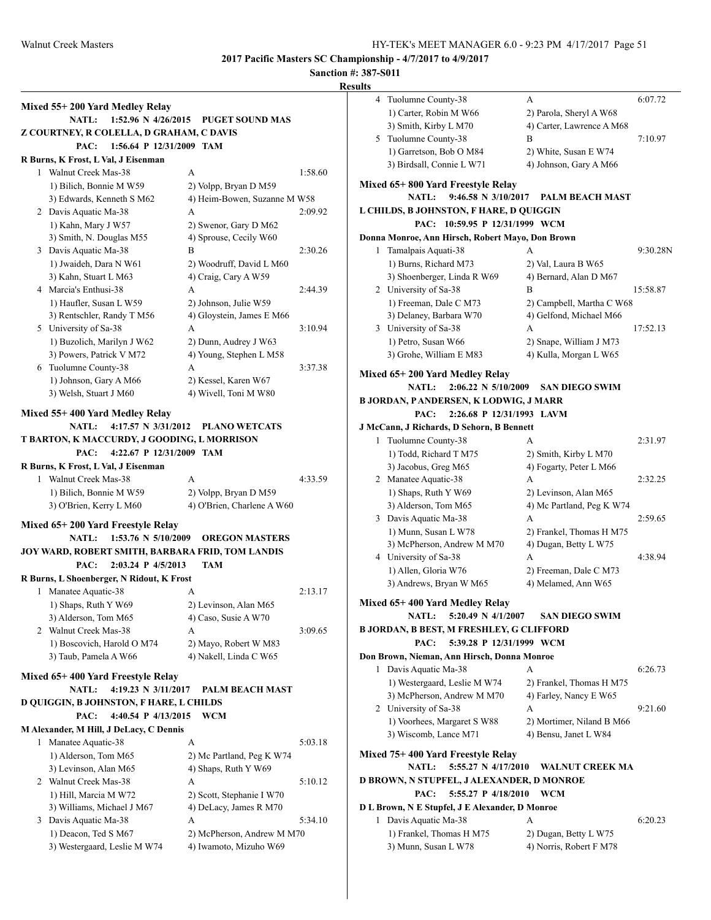**2017 Pacific Masters SC Championship - 4/7/2017 to 4/9/2017**

**Sanction #: 387-S011**

**Results**

### Mixed 55+ 200 Yard Medley Relay

**NATL: 1:52.96 N 4/26/2015 PUGET SOUND MAS**
**Z COURTNEY, R COLELLA, D GRAHAM, C DAVIS**
**PAC: 1:56.64 P 12/31/2009 TAM**
**R Burns, K Frost, L Val, J Eisenman**

1. Walnut Creek Mas-38 A 1:58.60
   1) Bilich, Bonnie M W59 2) Volpp, Bryan D M59
   3) Edwards, Kenneth S M62 4) Heim-Bowen, Suzanne M W58
2. Davis Aquatic Ma-38 A 2:09.92
   1) Kahn, Mary J W57 2) Swenor, Gary D M62
   3) Smith, N. Douglas M55 4) Sprouse, Cecily W60
3. Davis Aquatic Ma-38 B 2:30.26
   1) Jwaideh, Dara N W61 2) Woodruff, David L M60
   3) Kahn, Stuart L M63 4) Craig, Cary A W59
4. Marcia's Enthusi-38 A 2:44.39
   1) Haufler, Susan L W59 2) Johnson, Julie W59
   3) Rentschler, Randy T M56 4) Gloystein, James E M66
5. University of Sa-38 A 3:10.94
   1) Buzolich, Marilyn J W62 2) Dunn, Audrey J W63
   3) Powers, Patrick V M72 4) Young, Stephen L M58
6. Tuolumne County-38 A 3:37.38
   1) Johnson, Gary A M66 2) Kessel, Karen W67
   3) Welsh, Stuart J M60 4) Wivell, Toni M W80

### Mixed 55+ 400 Yard Medley Relay

**NATL: 4:17.57 N 3/31/2012 PLANO WETCATS**
**T BARTON, K MACCURDY, J GOODING, L MORRISON**
**PAC: 4:22.67 P 12/31/2009 TAM**
**R Burns, K Frost, L Val, J Eisenman**

1. Walnut Creek Mas-38 A 4:33.59
   1) Bilich, Bonnie M W59 2) Volpp, Bryan D M59
   3) O'Brien, Kerry L M60 4) O'Brien, Charlene A W60

### Mixed 65+ 200 Yard Freestyle Relay

**NATL: 1:53.76 N 5/10/2009 OREGON MASTERS**
**JOY WARD, ROBERT SMITH, BARBARA FRID, TOM LANDIS**
**PAC: 2:03.24 P 4/5/2013 TAM**
**R Burns, L Shoenberger, N Ridout, K Frost**

1. Manatee Aquatic-38 A 2:13.17
   1) Shaps, Ruth Y W69 2) Levinson, Alan M65
   3) Alderson, Tom M65 4) Caso, Susie A W70
2. Walnut Creek Mas-38 A 3:09.65
   1) Boscovich, Harold O M74 2) Mayo, Robert W M83
   3) Taub, Pamela A W66 4) Nakell, Linda C W65

### Mixed 65+ 400 Yard Freestyle Relay

**NATL: 4:19.23 N 3/11/2017 PALM BEACH MAST**
**D QUIGGIN, B JOHNSTON, F HARE, L CHILDS**
**PAC: 4:40.54 P 4/13/2015 WCM**
**M Alexander, M Hill, J DeLacy, C Dennis**

1. Manatee Aquatic-38 A 5:03.18
   1) Alderson, Tom M65 2) Mc Partland, Peg K W74
   3) Levinson, Alan M65 4) Shaps, Ruth Y W69
2. Walnut Creek Mas-38 A 5:10.12
   1) Hill, Marcia M W72 2) Scott, Stephanie I W70
   3) Williams, Michael J M67 4) DeLacy, James R M70
3. Davis Aquatic Ma-38 A 5:34.10
   1) Deacon, Ted S M67 2) McPherson, Andrew M M70
   3) Westergaard, Leslie M W74 4) Iwamoto, Mizuho W69
4. Tuolumne County-38 A 6:07.72
   1) Carter, Robin M W66 2) Parola, Sheryl A W68
   3) Smith, Kirby L M70 4) Carter, Lawrence A M68
5. Tuolumne County-38 B 7:10.97
   1) Garretson, Bob O M84 2) White, Susan E W74
   3) Birdsall, Connie L W71 4) Johnson, Gary A M66

### Mixed 65+ 800 Yard Freestyle Relay

**NATL: 9:46.58 N 3/10/2017 PALM BEACH MAST**
**L CHILDS, B JOHNSTON, F HARE, D QUIGGIN**
**PAC: 10:59.95 P 12/31/1999 WCM**
**Donna Monroe, Ann Hirsch, Robert Mayo, Don Brown**

1. Tamalpais Aquati-38 A 9:30.28N
   1) Burns, Richard M73 2) Val, Laura B W65
   3) Shoenberger, Linda R W69 4) Bernard, Alan D M67
2. University of Sa-38 B 15:58.87
   1) Freeman, Dale C M73 2) Campbell, Martha C W68
   3) Delaney, Barbara W70 4) Gelfond, Michael M66
3. University of Sa-38 A 17:52.13
   1) Petro, Susan W66 2) Snape, William J M73
   3) Grohe, William E M83 4) Kulla, Morgan L W65

### Mixed 65+ 200 Yard Medley Relay

**NATL: 2:06.22 N 5/10/2009 SAN DIEGO SWIM**
**B JORDAN, P ANDERSEN, K LODWIG, J MARR**
**PAC: 2:26.68 P 12/31/1993 LAVM**
**J McCann, J Richards, D Sehorn, B Bennett**

1. Tuolumne County-38 A 2:31.97
   1) Todd, Richard T M75 2) Smith, Kirby L M70
   3) Jacobus, Greg M65 4) Fogarty, Peter L M66
2. Manatee Aquatic-38 A 2:32.25
   1) Shaps, Ruth Y W69 2) Levinson, Alan M65
   3) Alderson, Tom M65 4) Mc Partland, Peg K W74
3. Davis Aquatic Ma-38 A 2:59.65
   1) Munn, Susan L W78 2) Frankel, Thomas H M75
   3) McPherson, Andrew M M70 4) Dugan, Betty L W75
4. University of Sa-38 A 4:38.94
   1) Allen, Gloria W76 2) Freeman, Dale C M73
   3) Andrews, Bryan W M65 4) Melamed, Ann W65

### Mixed 65+ 400 Yard Medley Relay

**NATL: 5:20.49 N 4/1/2007 SAN DIEGO SWIM**
**B JORDAN, B BEST, M FRESHLEY, G CLIFFORD**
**PAC: 5:39.28 P 12/31/1999 WCM**
**Don Brown, Nieman, Ann Hirsch, Donna Monroe**

1. Davis Aquatic Ma-38 A 6:26.73
   1) Westergaard, Leslie M W74 2) Frankel, Thomas H M75
   3) McPherson, Andrew M M70 4) Farley, Nancy E W65
2. University of Sa-38 A 9:21.60
   1) Voorhees, Margaret S W88 2) Mortimer, Niland B M66
   3) Wiscomb, Lance M71 4) Bensu, Janet L W84

### Mixed 75+ 400 Yard Freestyle Relay

**NATL: 5:55.27 N 4/17/2010 WALNUT CREEK MA**
**D BROWN, N STUPFEL, J ALEXANDER, D MONROE**
**PAC: 5:55.27 P 4/18/2010 WCM**
**D L Brown, N E Stupfel, J E Alexander, D Monroe**

1. Davis Aquatic Ma-38 A 6:20.23
   1) Frankel, Thomas H M75 2) Dugan, Betty L W75
   3) Munn, Susan L W78 4) Norris, Robert F M78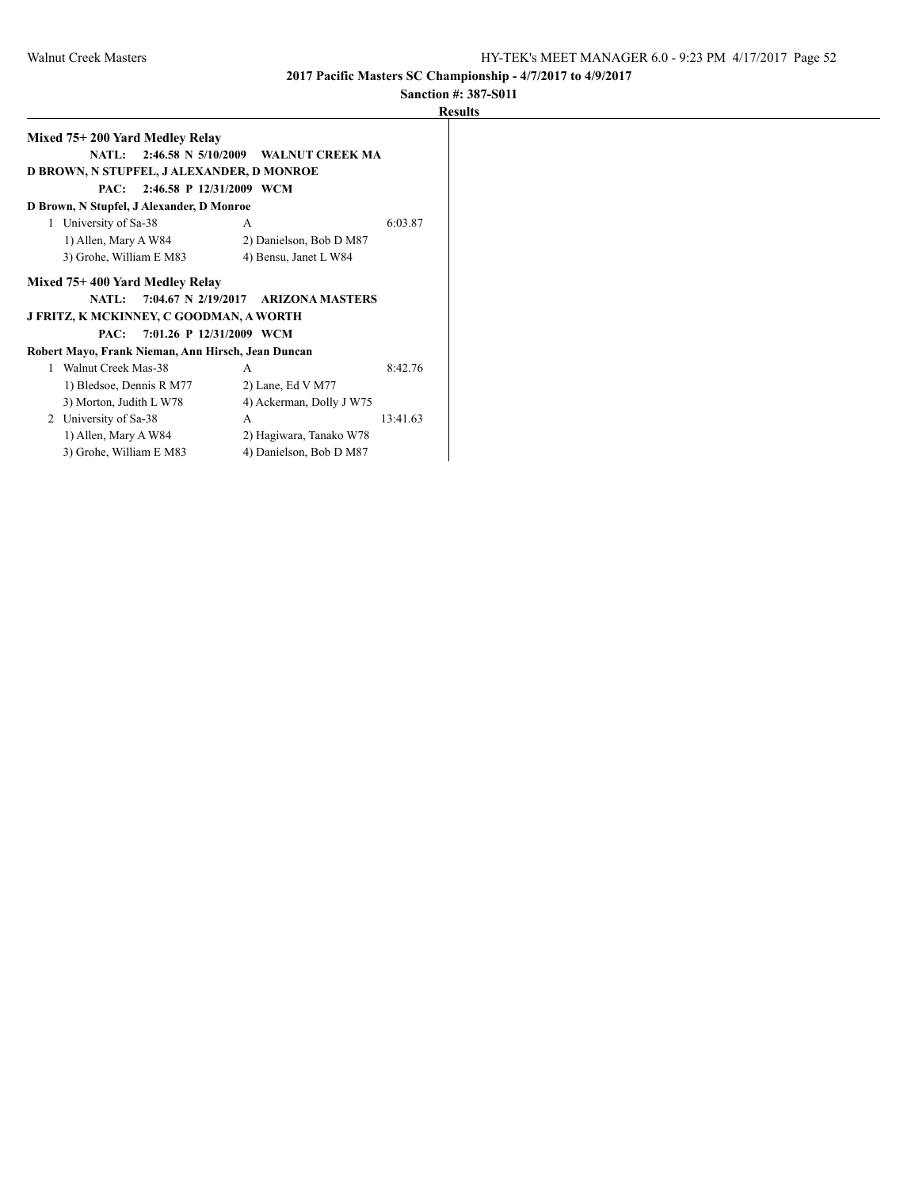## Results

### Mixed 75+ 200 Yard Medley Relay

**NATL: 2:46.58 N 5/10/2009 WALNUT CREEK MA**
**D BROWN, N STUPFEL, J ALEXANDER, D MONROE**
**PAC: 2:46.58 P 12/31/2009 WCM**
**D Brown, N Stupfel, J Alexander, D Monroe**

| | | | |
|---|---|---|---|
| 1 | University of Sa-38 | A | 6:03.87 |
| | 1) Allen, Mary A W84 | 2) Danielson, Bob D M87 | |
| | 3) Grohe, William E M83 | 4) Bensu, Janet L W84 | |

### Mixed 75+ 400 Yard Medley Relay

**NATL: 7:04.67 N 2/19/2017 ARIZONA MASTERS**
**J FRITZ, K MCKINNEY, C GOODMAN, A WORTH**
**PAC: 7:01.26 P 12/31/2009 WCM**
**Robert Mayo, Frank Nieman, Ann Hirsch, Jean Duncan**

| | | | |
|---|---|---|---|
| 1 | Walnut Creek Mas-38 | A | 8:42.76 |
| | 1) Bledsoe, Dennis R M77 | 2) Lane, Ed V M77 | |
| | 3) Morton, Judith L W78 | 4) Ackerman, Dolly J W75 | |
| 2 | University of Sa-38 | A | 13:41.63 |
| | 1) Allen, Mary A W84 | 2) Hagiwara, Tanako W78 | |
| | 3) Grohe, William E M83 | 4) Danielson, Bob D M87 | |